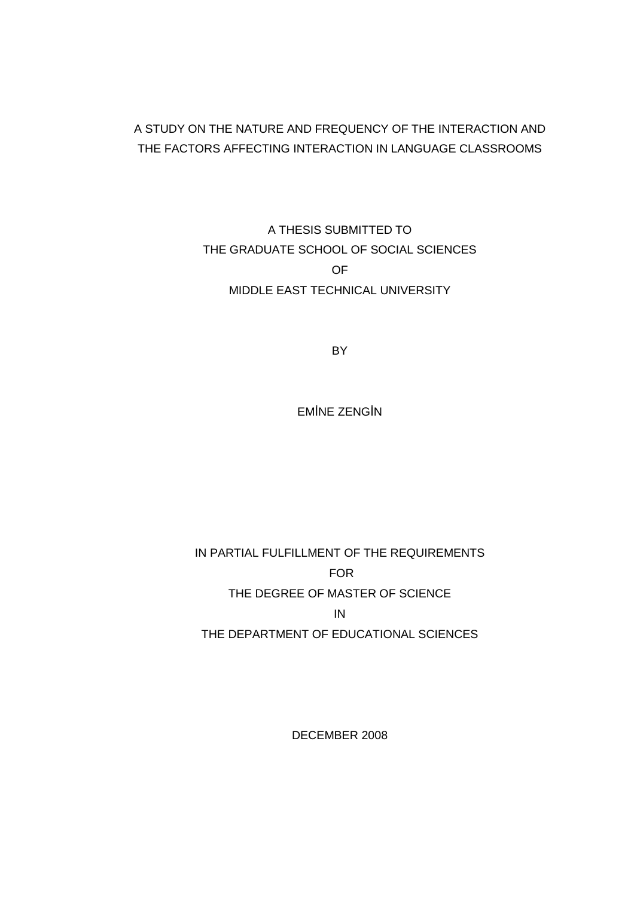# A STUDY ON THE NATURE AND FREQUENCY OF THE INTERACTION AND THE FACTORS AFFECTING INTERACTION IN LANGUAGE CLASSROOMS

A THESIS SUBMITTED TO
THE GRADUATE SCHOOL OF SOCIAL SCIENCES
OF
MIDDLE EAST TECHNICAL UNIVERSITY

BY

EMİNE ZENGİN

IN PARTIAL FULFILLMENT OF THE REQUIREMENTS
FOR
THE DEGREE OF MASTER OF SCIENCE
IN
THE DEPARTMENT OF EDUCATIONAL SCIENCES

DECEMBER 2008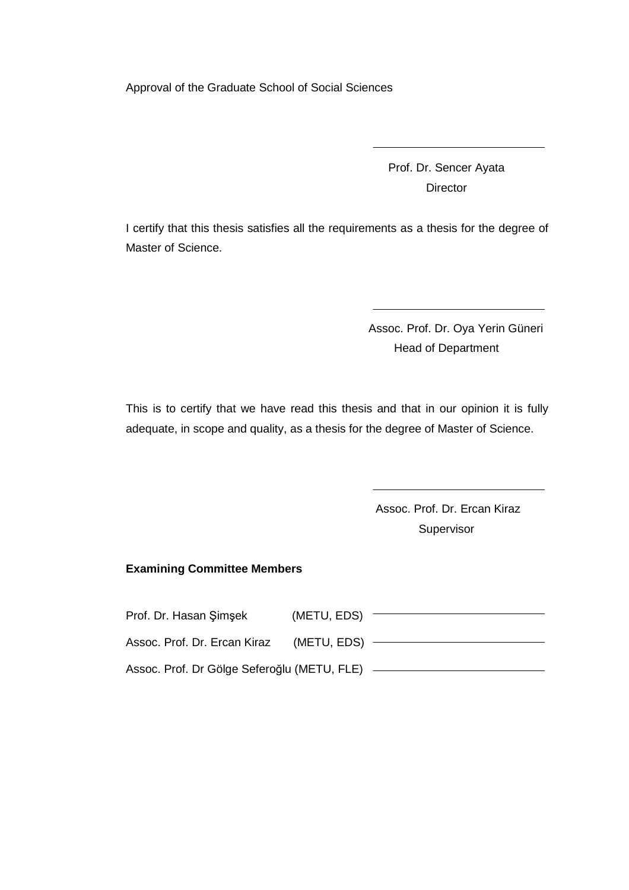Approval of the Graduate School of Social Sciences

Prof. Dr. Sencer Ayata
Director

I certify that this thesis satisfies all the requirements as a thesis for the degree of Master of Science.

Assoc. Prof. Dr. Oya Yerin Güneri
Head of Department

This is to certify that we have read this thesis and that in our opinion it is fully adequate, in scope and quality, as a thesis for the degree of Master of Science.

Assoc. Prof. Dr. Ercan Kiraz
Supervisor

**Examining Committee Members**

Prof. Dr. Hasan Şimşek (METU, EDS)

Assoc. Prof. Dr. Ercan Kiraz (METU, EDS)

Assoc. Prof. Dr Gölge Seferoğlu (METU, FLE)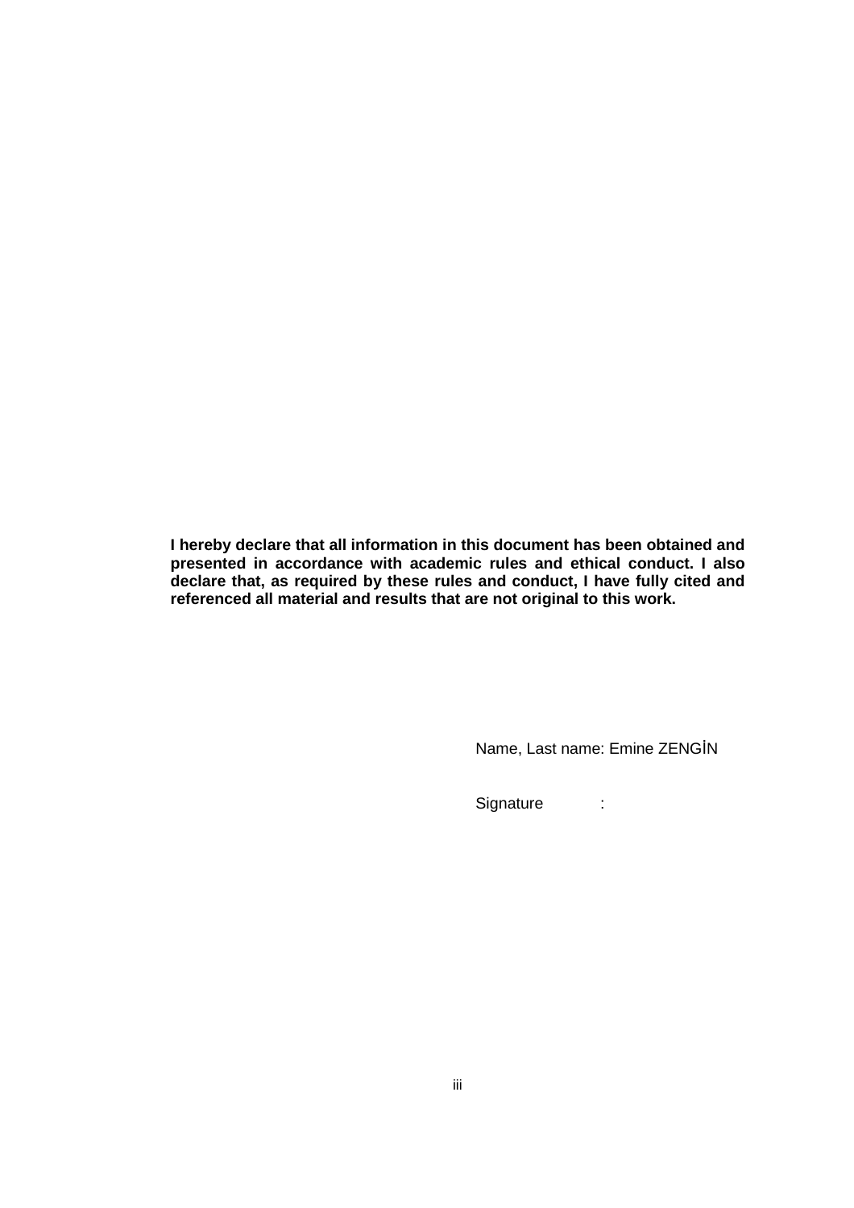**I hereby declare that all information in this document has been obtained and presented in accordance with academic rules and ethical conduct. I also declare that, as required by these rules and conduct, I have fully cited and referenced all material and results that are not original to this work.**

Name, Last name: Emine ZENGİN

Signature :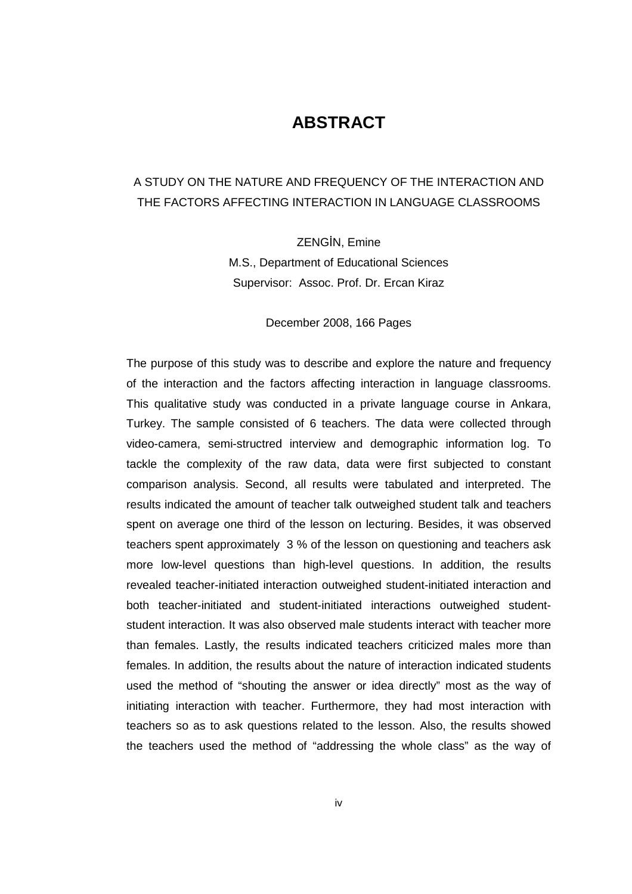# ABSTRACT

A STUDY ON THE NATURE AND FREQUENCY OF THE INTERACTION AND THE FACTORS AFFECTING INTERACTION IN LANGUAGE CLASSROOMS

ZENGİN, Emine

M.S., Department of Educational Sciences

Supervisor: Assoc. Prof. Dr. Ercan Kiraz

December 2008, 166 Pages

The purpose of this study was to describe and explore the nature and frequency of the interaction and the factors affecting interaction in language classrooms. This qualitative study was conducted in a private language course in Ankara, Turkey. The sample consisted of 6 teachers. The data were collected through video-camera, semi-structred interview and demographic information log. To tackle the complexity of the raw data, data were first subjected to constant comparison analysis. Second, all results were tabulated and interpreted. The results indicated the amount of teacher talk outweighed student talk and teachers spent on average one third of the lesson on lecturing. Besides, it was observed teachers spent approximately 3 % of the lesson on questioning and teachers ask more low-level questions than high-level questions. In addition, the results revealed teacher-initiated interaction outweighed student-initiated interaction and both teacher-initiated and student-initiated interactions outweighed student-student interaction. It was also observed male students interact with teacher more than females. Lastly, the results indicated teachers criticized males more than females. In addition, the results about the nature of interaction indicated students used the method of "shouting the answer or idea directly" most as the way of initiating interaction with teacher. Furthermore, they had most interaction with teachers so as to ask questions related to the lesson. Also, the results showed the teachers used the method of "addressing the whole class" as the way of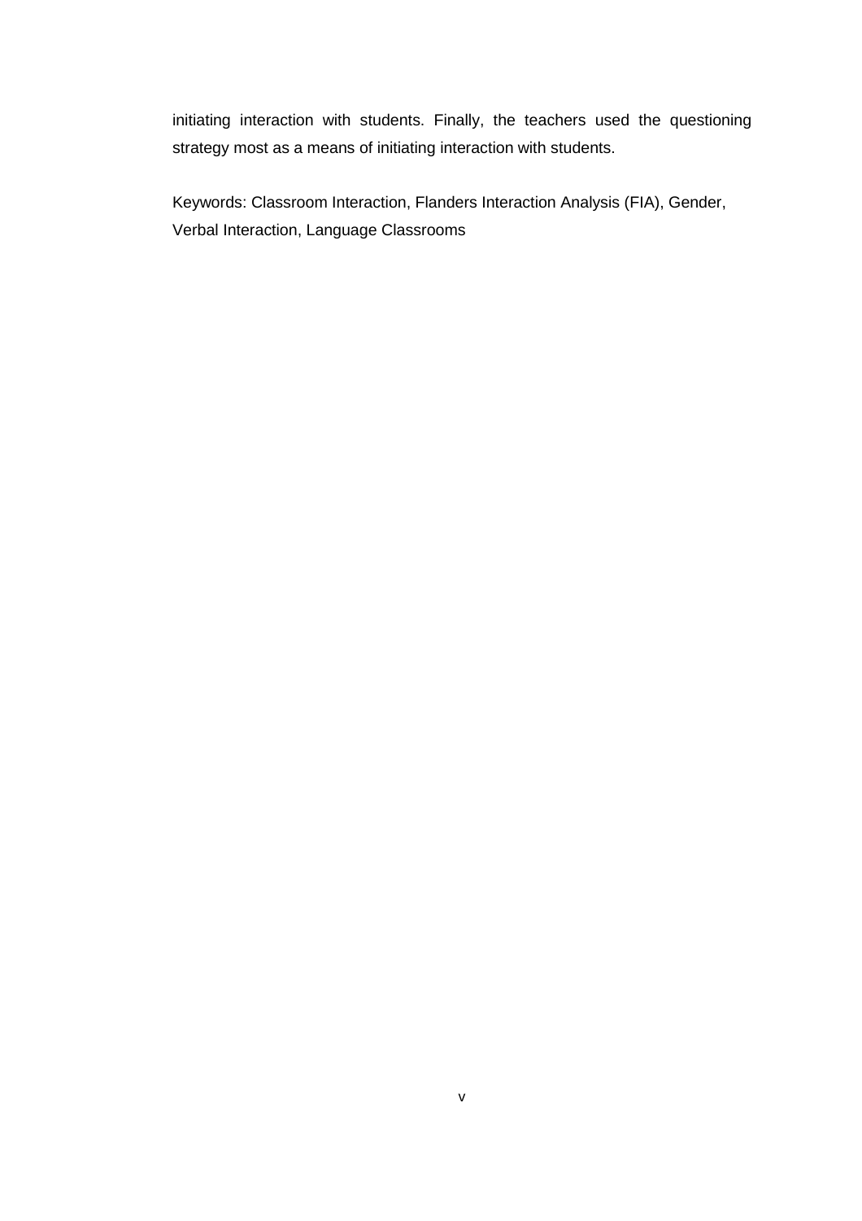initiating interaction with students. Finally, the teachers used the questioning strategy most as a means of initiating interaction with students.

Keywords: Classroom Interaction, Flanders Interaction Analysis (FIA), Gender, Verbal Interaction, Language Classrooms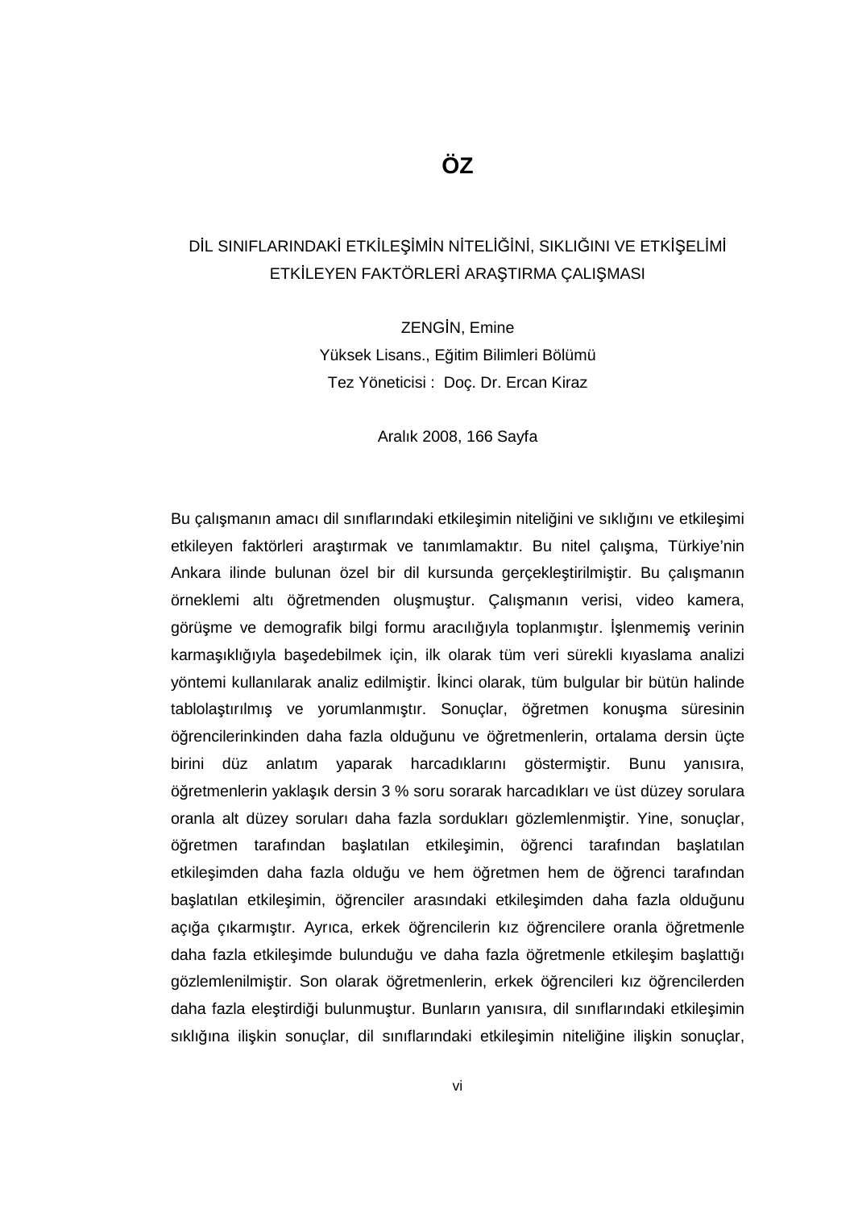# ÖZ

DİL SINIFLARINDAKİ ETKİLEŞİMİN NİTELİĞİNİ, SIKLIĞINI VE ETKİŞELİMİ ETKİLEYEN FAKTÖRLERİ ARAŞTIRMA ÇALIŞMASI

ZENGİN, Emine
Yüksek Lisans., Eğitim Bilimleri Bölümü
Tez Yöneticisi : Doç. Dr. Ercan Kiraz

Aralık 2008, 166 Sayfa

Bu çalışmanın amacı dil sınıflarındaki etkileşimin niteliğini ve sıklığını ve etkileşimi etkileyen faktörleri araştırmak ve tanımlamaktır. Bu nitel çalışma, Türkiye'nin Ankara ilinde bulunan özel bir dil kursunda gerçekleştirilmiştir. Bu çalışmanın örneklemi altı öğretmenden oluşmuştur. Çalışmanın verisi, video kamera, görüşme ve demografik bilgi formu aracılığıyla toplanmıştır. İşlenmemiş verinin karmaşıklığıyla başedebilmek için, ilk olarak tüm veri sürekli kıyaslama analizi yöntemi kullanılarak analiz edilmiştir. İkinci olarak, tüm bulgular bir bütün halinde tablolaştırılmış ve yorumlanmıştır. Sonuçlar, öğretmen konuşma süresinin öğrencilerinkinden daha fazla olduğunu ve öğretmenlerin, ortalama dersin üçte birini düz anlatım yaparak harcadıklarını göstermiştir. Bunu yanısıra, öğretmenlerin yaklaşık dersin 3 % soru sorarak harcadıkları ve üst düzey sorulara oranla alt düzey soruları daha fazla sordukları gözlemlenmiştir. Yine, sonuçlar, öğretmen tarafından başlatılan etkileşimin, öğrenci tarafından başlatılan etkileşimden daha fazla olduğu ve hem öğretmen hem de öğrenci tarafından başlatılan etkileşimin, öğrenciler arasındaki etkileşimden daha fazla olduğunu açığa çıkarmıştır. Ayrıca, erkek öğrencilerin kız öğrencilere oranla öğretmenle daha fazla etkileşimde bulunduğu ve daha fazla öğretmenle etkileşim başlattığı gözlemlenilmiştir. Son olarak öğretmenlerin, erkek öğrencileri kız öğrencilerden daha fazla eleştirdiği bulunmuştur. Bunların yanısıra, dil sınıflarındaki etkileşimin sıklığına ilişkin sonuçlar, dil sınıflarındaki etkileşimin niteliğine ilişkin sonuçlar,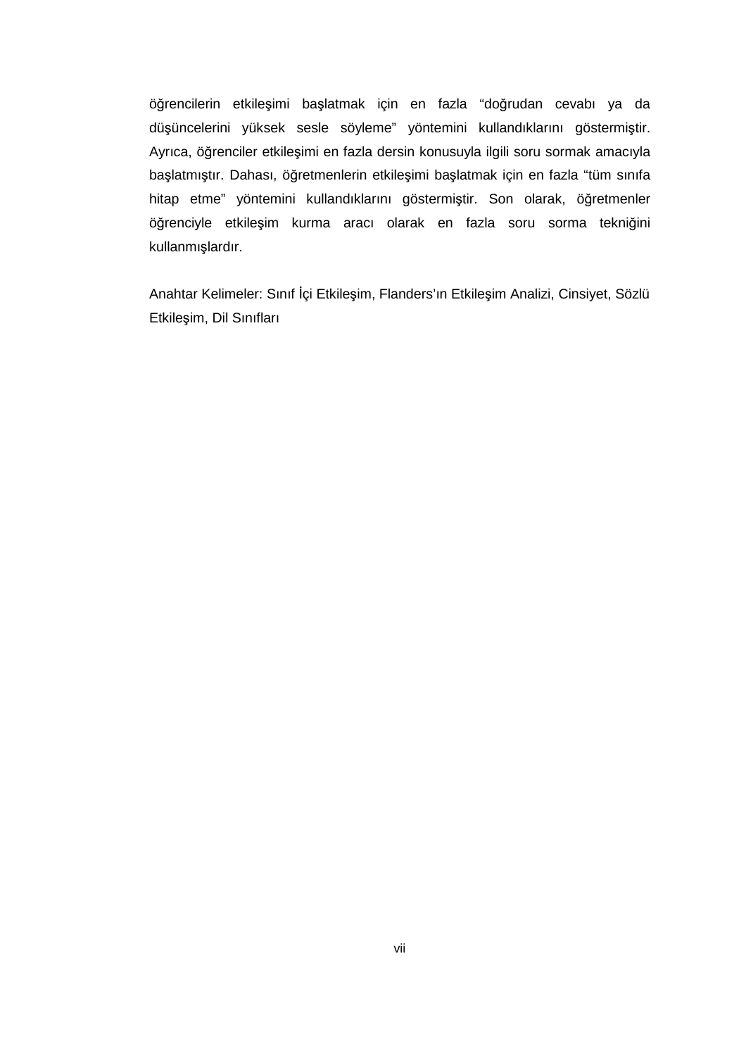öğrencilerin etkileşimi başlatmak için en fazla "doğrudan cevabı ya da düşüncelerini yüksek sesle söyleme" yöntemini kullandıklarını göstermiştir. Ayrıca, öğrenciler etkileşimi en fazla dersin konusuyla ilgili soru sormak amacıyla başlatmıştır. Dahası, öğretmenlerin etkileşimi başlatmak için en fazla "tüm sınıfa hitap etme" yöntemini kullandıklarını göstermiştir. Son olarak, öğretmenler öğrenciyle etkileşim kurma aracı olarak en fazla soru sorma tekniğini kullanmışlardır.

Anahtar Kelimeler: Sınıf İçi Etkileşim, Flanders'ın Etkileşim Analizi, Cinsiyet, Sözlü Etkileşim, Dil Sınıfları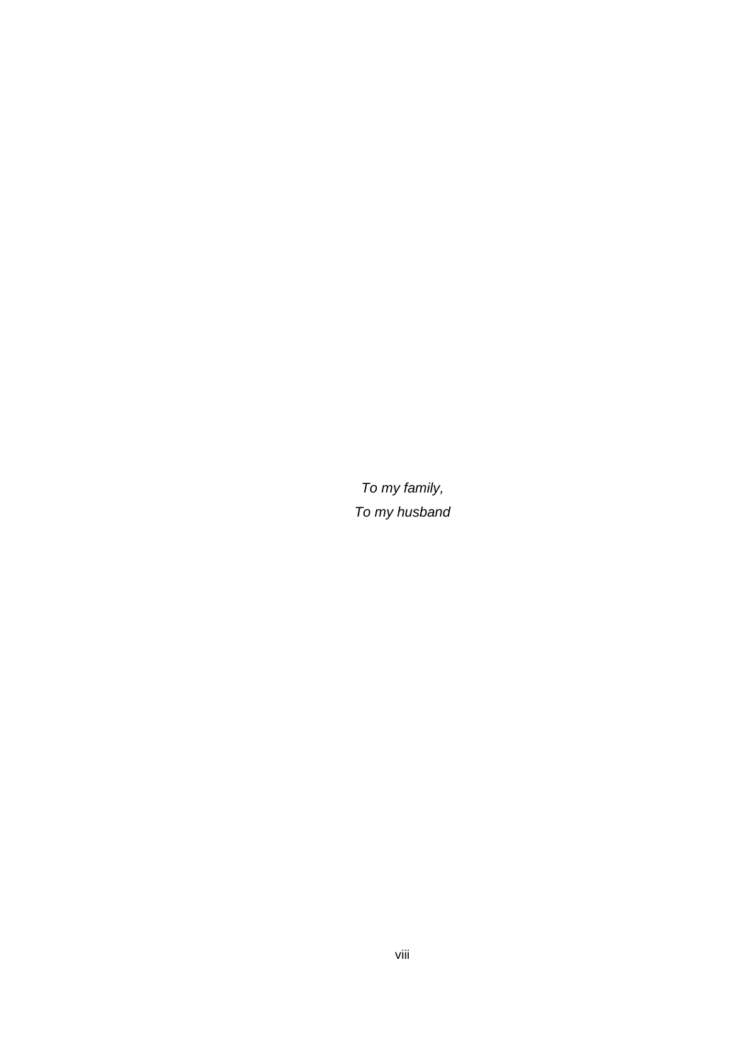*To my family,*

*To my husband*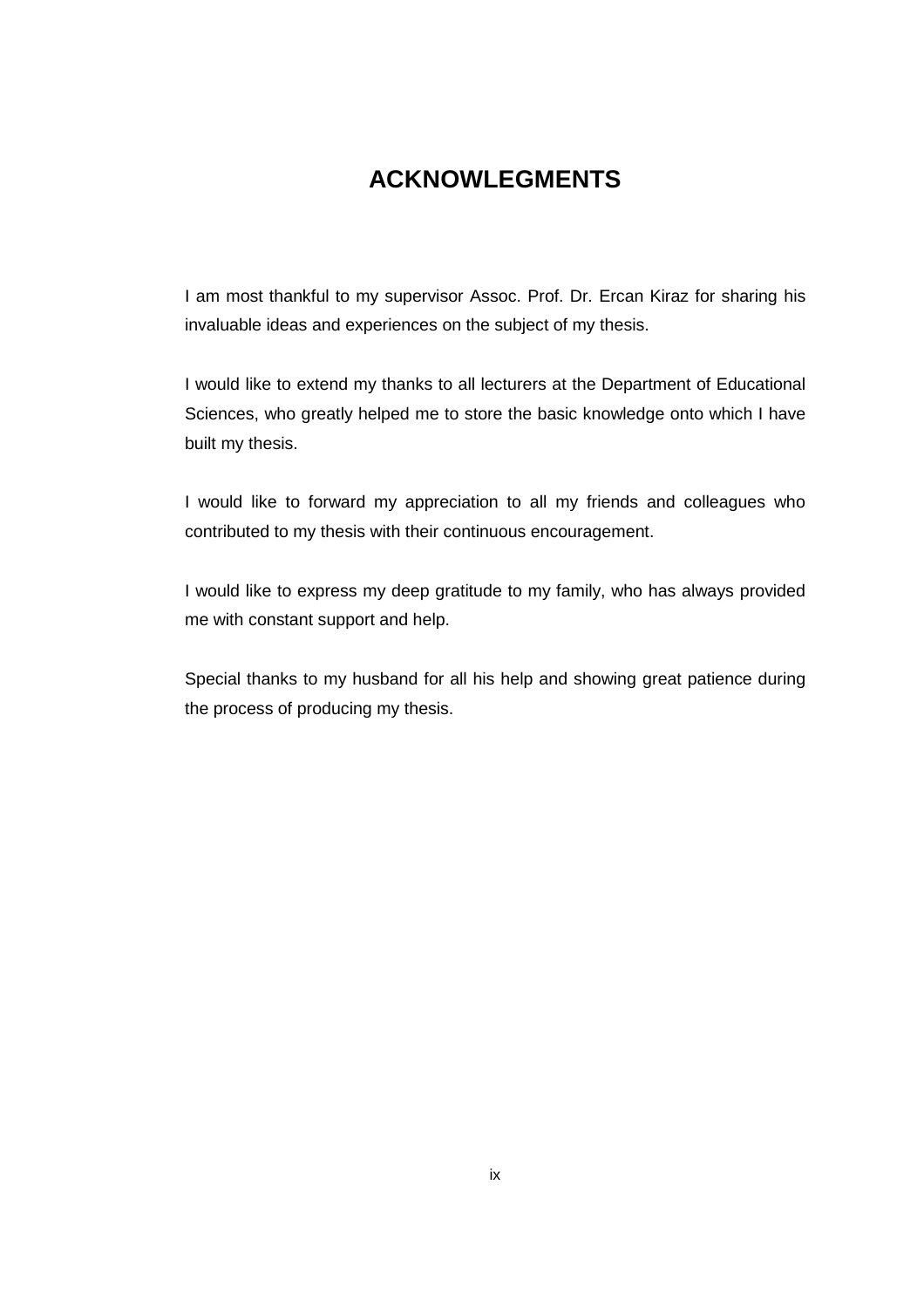# ACKNOWLEGMENTS

I am most thankful to my supervisor Assoc. Prof. Dr. Ercan Kiraz for sharing his invaluable ideas and experiences on the subject of my thesis.

I would like to extend my thanks to all lecturers at the Department of Educational Sciences, who greatly helped me to store the basic knowledge onto which I have built my thesis.

I would like to forward my appreciation to all my friends and colleagues who contributed to my thesis with their continuous encouragement.

I would like to express my deep gratitude to my family, who has always provided me with constant support and help.

Special thanks to my husband for all his help and showing great patience during the process of producing my thesis.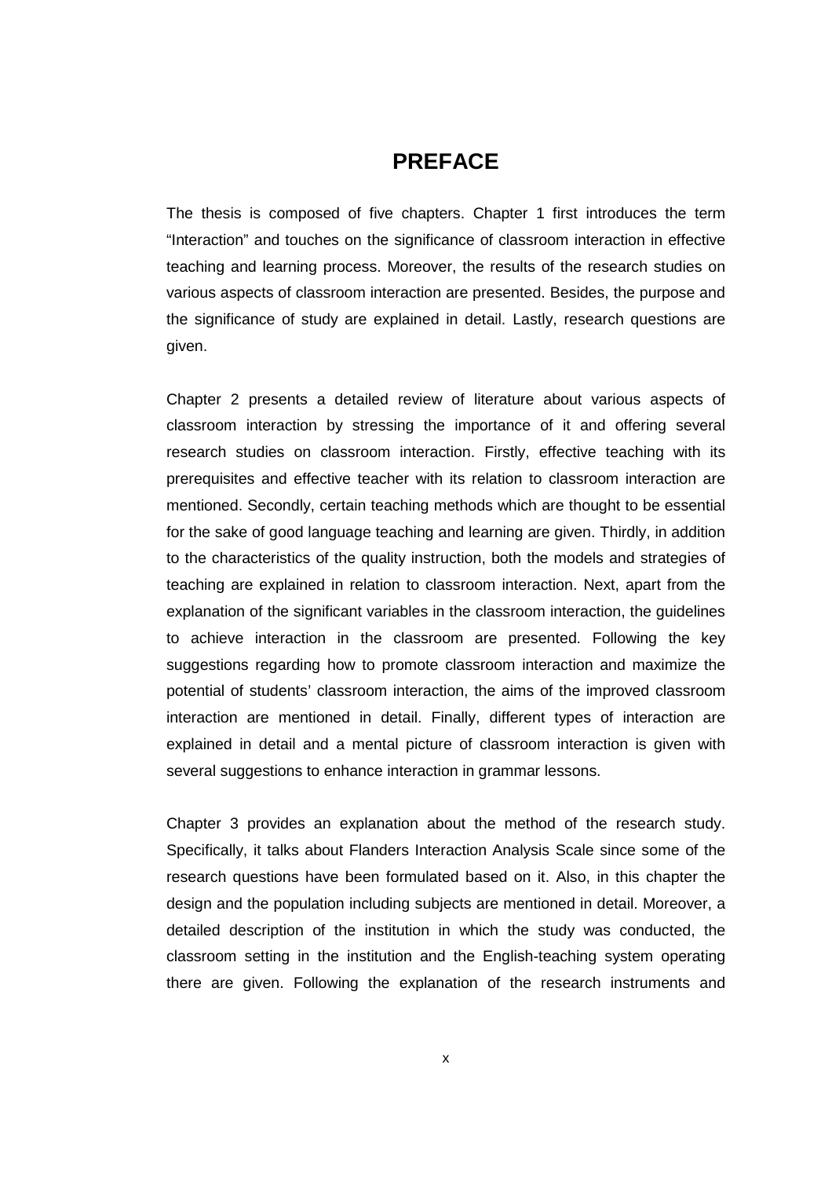# PREFACE

The thesis is composed of five chapters. Chapter 1 first introduces the term “Interaction” and touches on the significance of classroom interaction in effective teaching and learning process. Moreover, the results of the research studies on various aspects of classroom interaction are presented. Besides, the purpose and the significance of study are explained in detail. Lastly, research questions are given.

Chapter 2 presents a detailed review of literature about various aspects of classroom interaction by stressing the importance of it and offering several research studies on classroom interaction. Firstly, effective teaching with its prerequisites and effective teacher with its relation to classroom interaction are mentioned. Secondly, certain teaching methods which are thought to be essential for the sake of good language teaching and learning are given. Thirdly, in addition to the characteristics of the quality instruction, both the models and strategies of teaching are explained in relation to classroom interaction. Next, apart from the explanation of the significant variables in the classroom interaction, the guidelines to achieve interaction in the classroom are presented. Following the key suggestions regarding how to promote classroom interaction and maximize the potential of students’ classroom interaction, the aims of the improved classroom interaction are mentioned in detail. Finally, different types of interaction are explained in detail and a mental picture of classroom interaction is given with several suggestions to enhance interaction in grammar lessons.

Chapter 3 provides an explanation about the method of the research study. Specifically, it talks about Flanders Interaction Analysis Scale since some of the research questions have been formulated based on it. Also, in this chapter the design and the population including subjects are mentioned in detail. Moreover, a detailed description of the institution in which the study was conducted, the classroom setting in the institution and the English-teaching system operating there are given. Following the explanation of the research instruments and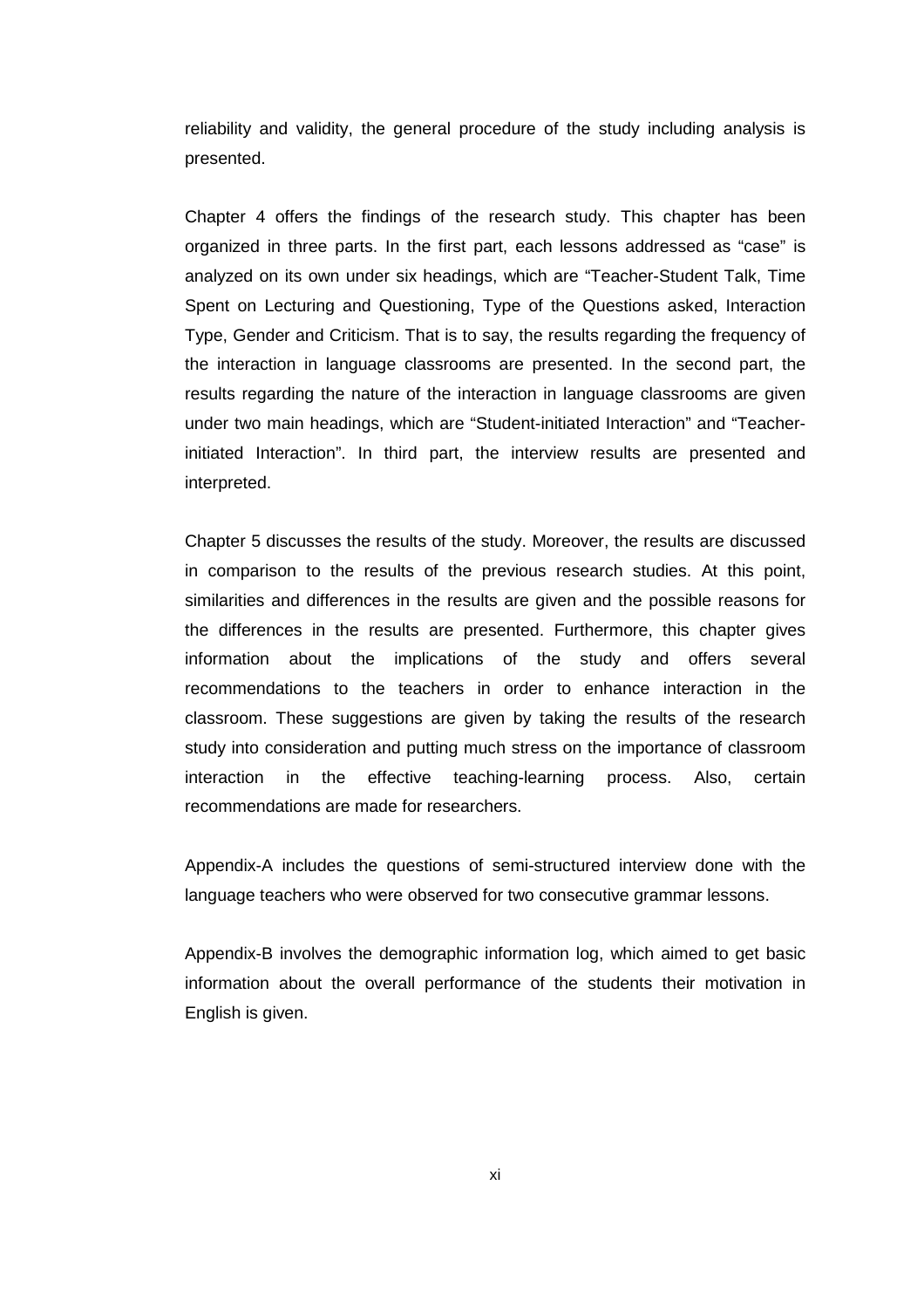reliability and validity, the general procedure of the study including analysis is presented.

Chapter 4 offers the findings of the research study. This chapter has been organized in three parts. In the first part, each lessons addressed as "case" is analyzed on its own under six headings, which are "Teacher-Student Talk, Time Spent on Lecturing and Questioning, Type of the Questions asked, Interaction Type, Gender and Criticism. That is to say, the results regarding the frequency of the interaction in language classrooms are presented. In the second part, the results regarding the nature of the interaction in language classrooms are given under two main headings, which are "Student-initiated Interaction" and "Teacher-initiated Interaction". In third part, the interview results are presented and interpreted.

Chapter 5 discusses the results of the study. Moreover, the results are discussed in comparison to the results of the previous research studies. At this point, similarities and differences in the results are given and the possible reasons for the differences in the results are presented. Furthermore, this chapter gives information about the implications of the study and offers several recommendations to the teachers in order to enhance interaction in the classroom. These suggestions are given by taking the results of the research study into consideration and putting much stress on the importance of classroom interaction in the effective teaching-learning process. Also, certain recommendations are made for researchers.

Appendix-A includes the questions of semi-structured interview done with the language teachers who were observed for two consecutive grammar lessons.

Appendix-B involves the demographic information log, which aimed to get basic information about the overall performance of the students their motivation in English is given.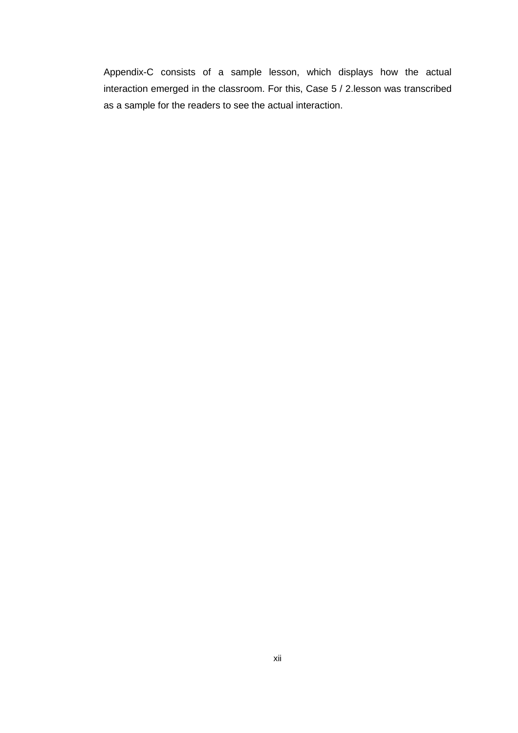Appendix-C consists of a sample lesson, which displays how the actual interaction emerged in the classroom. For this, Case 5 / 2.lesson was transcribed as a sample for the readers to see the actual interaction.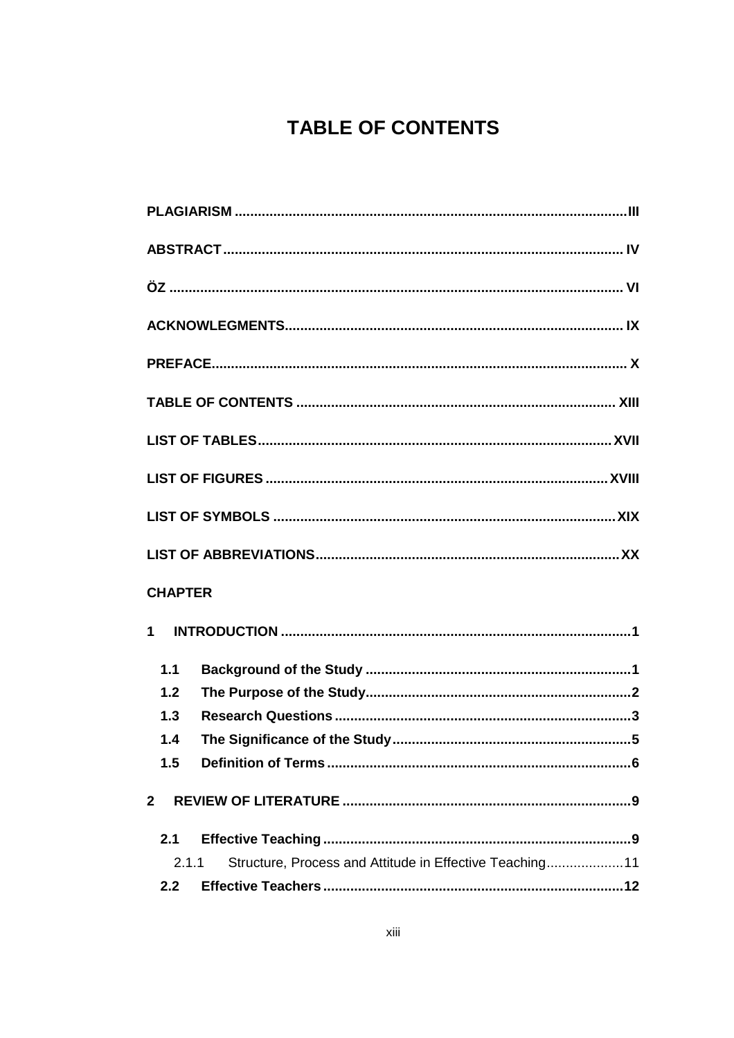# TABLE OF CONTENTS

**PLAGIARISM** ...................................................................................................... **III**

**ABSTRACT** ....................................................................................................... **IV**

**ÖZ** ..................................................................................................................... **VI**

**ACKNOWLEGMENTS** ....................................................................................... **IX**

**PREFACE** ........................................................................................................... **X**

**TABLE OF CONTENTS** .................................................................................. **XIII**

**LIST OF TABLES** ........................................................................................... **XVII**

**LIST OF FIGURES** ........................................................................................ **XVIII**

**LIST OF SYMBOLS** ......................................................................................... **XIX**

**LIST OF ABBREVIATIONS** ............................................................................... **XX**

**CHAPTER**

**1 INTRODUCTION** .............................................................................................. **1**

- **1.1 Background of the Study** ............................................................................ **1**
- **1.2 The Purpose of the Study** ............................................................................ **2**
- **1.3 Research Questions** .................................................................................... **3**
- **1.4 The Significance of the Study** ..................................................................... **5**
- **1.5 Definition of Terms** ..................................................................................... **6**

**2 REVIEW OF LITERATURE** ............................................................................... **9**

- **2.1 Effective Teaching** ....................................................................................... **9**
  - 2.1.1 Structure, Process and Attitude in Effective Teaching .................... 11
- **2.2 Effective Teachers** ..................................................................................... **12**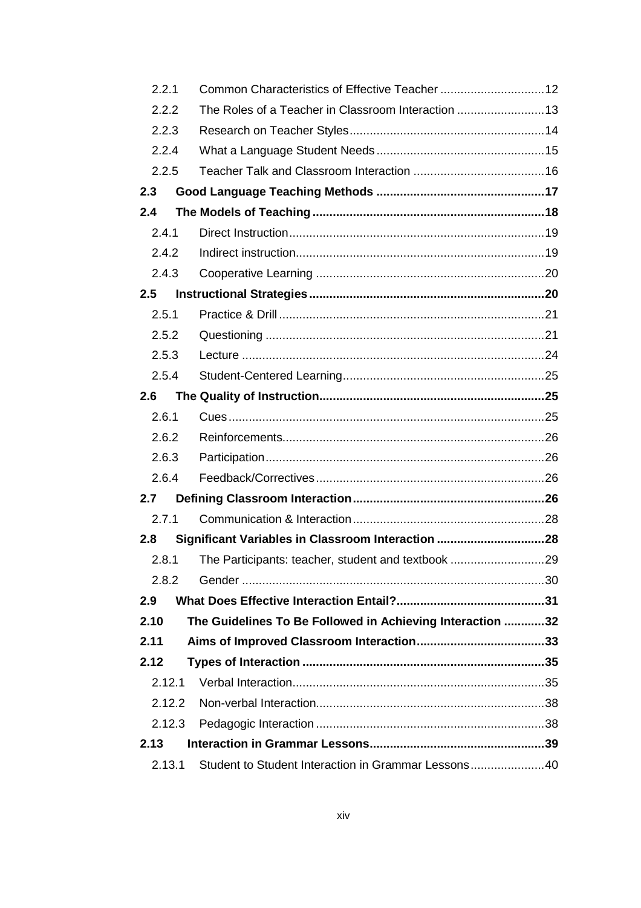2.2.1 Common Characteristics of Effective Teacher ............................... 12
2.2.2 The Roles of a Teacher in Classroom Interaction .......................... 13
2.2.3 Research on Teacher Styles .......................................................... 14
2.2.4 What a Language Student Needs .................................................. 15
2.2.5 Teacher Talk and Classroom Interaction ....................................... 16

**2.3 Good Language Teaching Methods .................................................. 17**

**2.4 The Models of Teaching ..................................................................... 18**

2.4.1 Direct Instruction ............................................................................ 19
2.4.2 Indirect instruction .......................................................................... 19
2.4.3 Cooperative Learning .................................................................... 20

**2.5 Instructional Strategies ...................................................................... 20**

2.5.1 Practice & Drill ............................................................................... 21
2.5.2 Questioning ................................................................................... 21
2.5.3 Lecture .......................................................................................... 24
2.5.4 Student-Centered Learning ............................................................ 25

**2.6 The Quality of Instruction ................................................................... 25**

2.6.1 Cues .............................................................................................. 25
2.6.2 Reinforcements .............................................................................. 26
2.6.3 Participation ................................................................................... 26
2.6.4 Feedback/Correctives .................................................................... 26

**2.7 Defining Classroom Interaction ......................................................... 26**

2.7.1 Communication & Interaction ......................................................... 28

**2.8 Significant Variables in Classroom Interaction ................................ 28**

2.8.1 The Participants: teacher, student and textbook ............................ 29
2.8.2 Gender .......................................................................................... 30

**2.9 What Does Effective Interaction Entail? ............................................ 31**

**2.10 The Guidelines To Be Followed in Achieving Interaction ............ 32**

**2.11 Aims of Improved Classroom Interaction ...................................... 33**

**2.12 Types of Interaction ........................................................................ 35**

2.12.1 Verbal Interaction ........................................................................... 35
2.12.2 Non-verbal Interaction .................................................................... 38
2.12.3 Pedagogic Interaction .................................................................... 38

**2.13 Interaction in Grammar Lessons .................................................... 39**

2.13.1 Student to Student Interaction in Grammar Lessons ...................... 40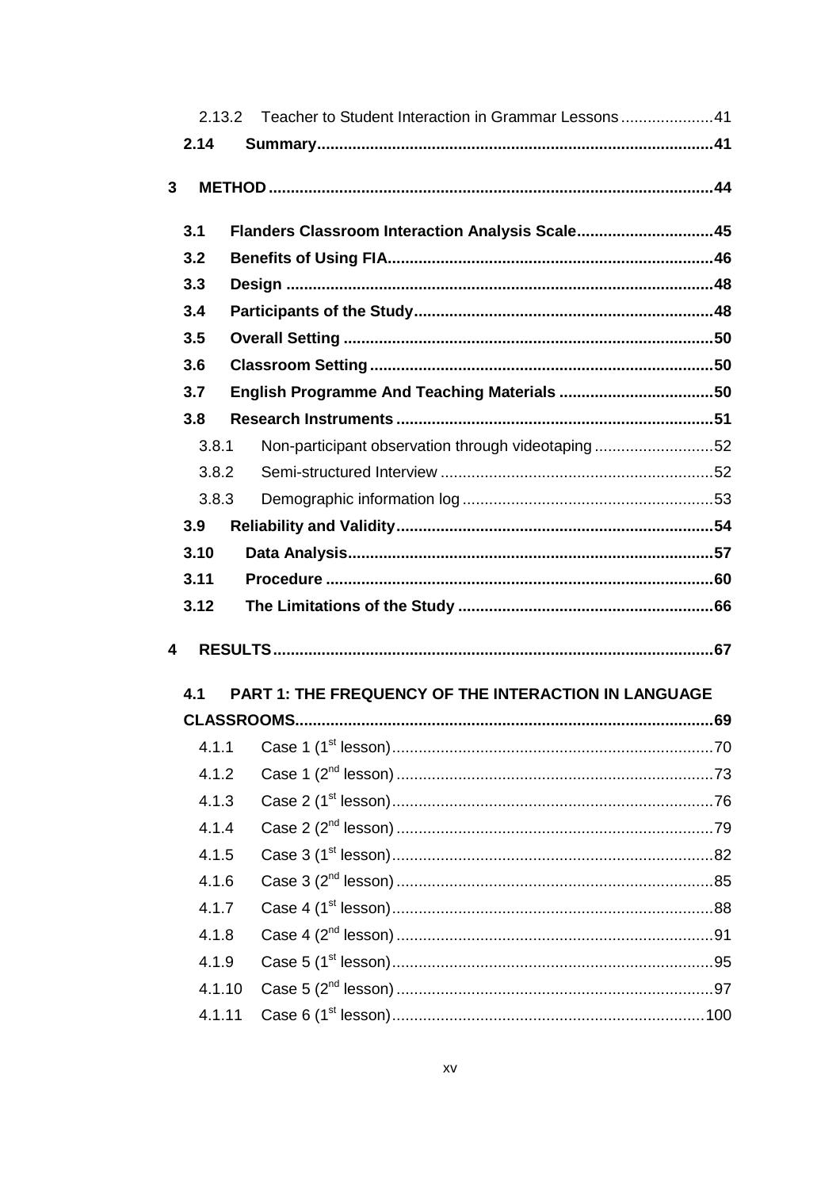2.13.2 Teacher to Student Interaction in Grammar Lessons ..................... 41

**2.14 Summary......................................................................................... 41**

**3 METHOD .................................................................................................. 44**

**3.1 Flanders Classroom Interaction Analysis Scale.............................. 45**

**3.2 Benefits of Using FIA......................................................................... 46**

**3.3 Design ................................................................................................ 48**

**3.4 Participants of the Study................................................................... 48**

**3.5 Overall Setting ................................................................................... 50**

**3.6 Classroom Setting ............................................................................. 50**

**3.7 English Programme And Teaching Materials ................................... 50**

**3.8 Research Instruments ....................................................................... 51**

3.8.1 Non-participant observation through videotaping ........................... 52

3.8.2 Semi-structured Interview .............................................................. 52

3.8.3 Demographic information log ......................................................... 53

**3.9 Reliability and Validity........................................................................ 54**

**3.10 Data Analysis.................................................................................. 57**

**3.11 Procedure ....................................................................................... 60**

**3.12 The Limitations of the Study .......................................................... 66**

**4 RESULTS.................................................................................................. 67**

**4.1 PART 1: THE FREQUENCY OF THE INTERACTION IN LANGUAGE CLASSROOMS.............................................................................................. 69**

4.1.1 Case 1 (1st lesson) ......................................................................... 70

4.1.2 Case 1 (2nd lesson) ........................................................................ 73

4.1.3 Case 2 (1st lesson) ......................................................................... 76

4.1.4 Case 2 (2nd lesson) ........................................................................ 79

4.1.5 Case 3 (1st lesson) ......................................................................... 82

4.1.6 Case 3 (2nd lesson) ........................................................................ 85

4.1.7 Case 4 (1st lesson) ......................................................................... 88

4.1.8 Case 4 (2nd lesson) ........................................................................ 91

4.1.9 Case 5 (1st lesson) ......................................................................... 95

4.1.10 Case 5 (2nd lesson) ........................................................................ 97

4.1.11 Case 6 (1st lesson) ....................................................................... 100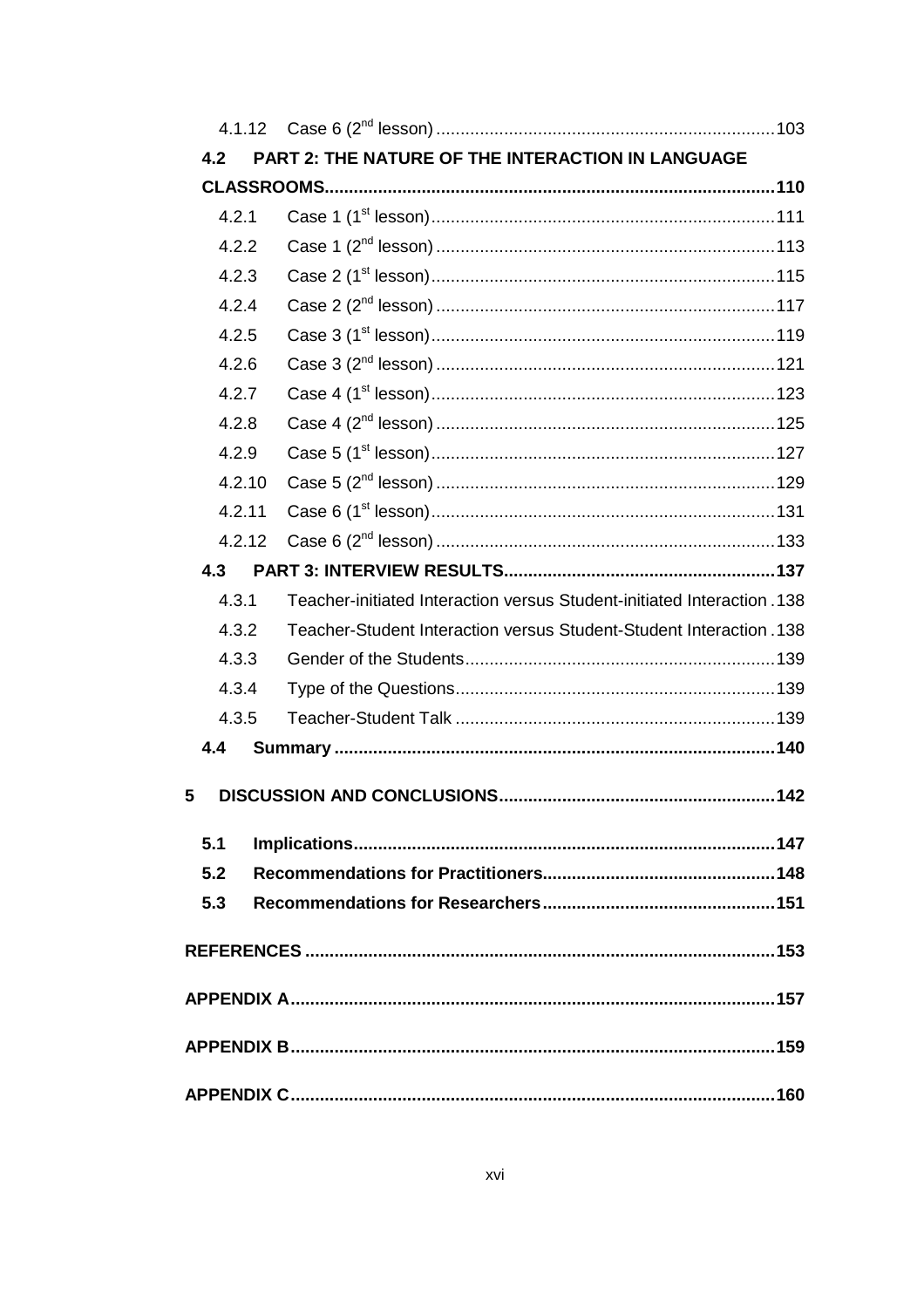- 4.1.12 Case 6 (2nd lesson) ... 103
- 4.2 PART 2: THE NATURE OF THE INTERACTION IN LANGUAGE CLASSROOMS ... 110
  - 4.2.1 Case 1 (1st lesson) ... 111
  - 4.2.2 Case 1 (2nd lesson) ... 113
  - 4.2.3 Case 2 (1st lesson) ... 115
  - 4.2.4 Case 2 (2nd lesson) ... 117
  - 4.2.5 Case 3 (1st lesson) ... 119
  - 4.2.6 Case 3 (2nd lesson) ... 121
  - 4.2.7 Case 4 (1st lesson) ... 123
  - 4.2.8 Case 4 (2nd lesson) ... 125
  - 4.2.9 Case 5 (1st lesson) ... 127
  - 4.2.10 Case 5 (2nd lesson) ... 129
  - 4.2.11 Case 6 (1st lesson) ... 131
  - 4.2.12 Case 6 (2nd lesson) ... 133
- 4.3 PART 3: INTERVIEW RESULTS ... 137
  - 4.3.1 Teacher-initiated Interaction versus Student-initiated Interaction ... 138
  - 4.3.2 Teacher-Student Interaction versus Student-Student Interaction ... 138
  - 4.3.3 Gender of the Students ... 139
  - 4.3.4 Type of the Questions ... 139
  - 4.3.5 Teacher-Student Talk ... 139
- 4.4 Summary ... 140

**5 DISCUSSION AND CONCLUSIONS ... 142**

- 5.1 Implications ... 147
- 5.2 Recommendations for Practitioners ... 148
- 5.3 Recommendations for Researchers ... 151

**REFERENCES ... 153**

**APPENDIX A ... 157**

**APPENDIX B ... 159**

**APPENDIX C ... 160**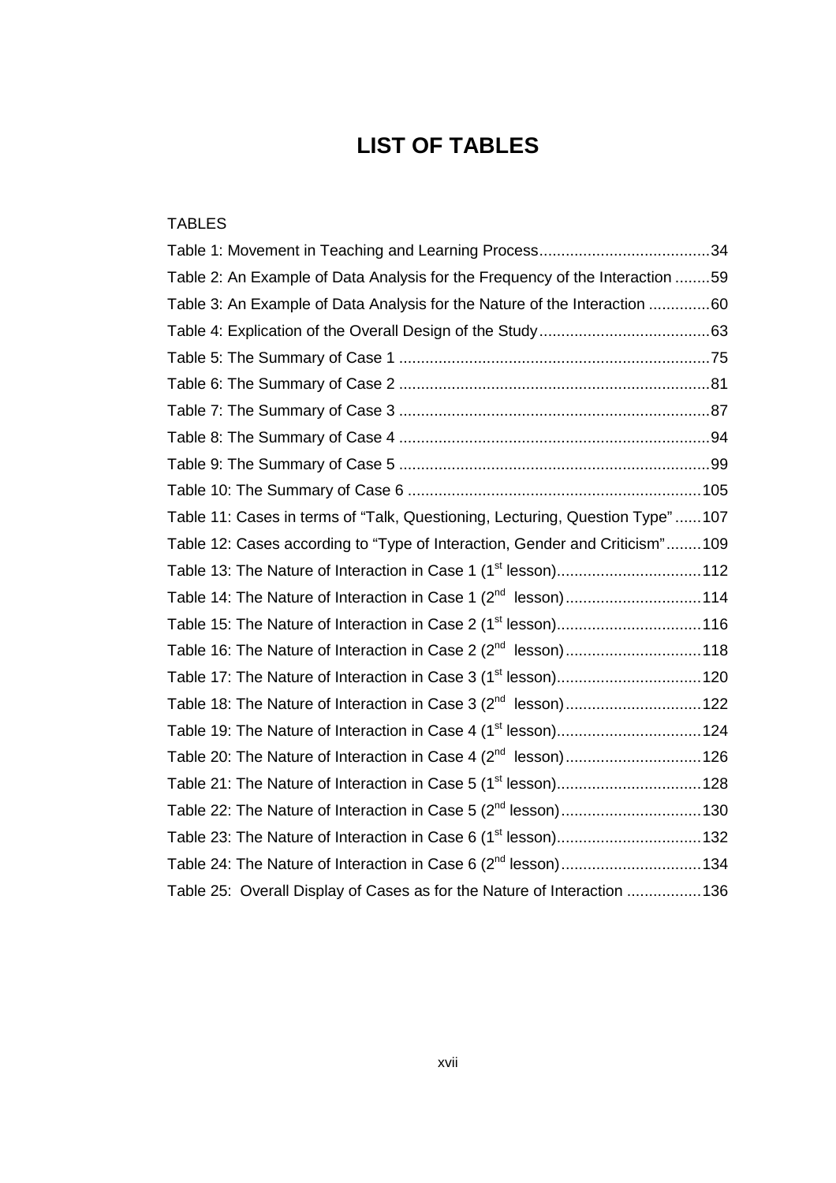# LIST OF TABLES

TABLES

Table 1: Movement in Teaching and Learning Process.......................................34
Table 2: An Example of Data Analysis for the Frequency of the Interaction ........59
Table 3: An Example of Data Analysis for the Nature of the Interaction ..............60
Table 4: Explication of the Overall Design of the Study.......................................63
Table 5: The Summary of Case 1 .......................................................................75
Table 6: The Summary of Case 2 .......................................................................81
Table 7: The Summary of Case 3 .......................................................................87
Table 8: The Summary of Case 4 .......................................................................94
Table 9: The Summary of Case 5 .......................................................................99
Table 10: The Summary of Case 6 ...................................................................105
Table 11: Cases in terms of “Talk, Questioning, Lecturing, Question Type” ......107
Table 12: Cases according to “Type of Interaction, Gender and Criticism”........109
Table 13: The Nature of Interaction in Case 1 (1st lesson).................................112
Table 14: The Nature of Interaction in Case 1 (2nd lesson)...............................114
Table 15: The Nature of Interaction in Case 2 (1st lesson).................................116
Table 16: The Nature of Interaction in Case 2 (2nd lesson)...............................118
Table 17: The Nature of Interaction in Case 3 (1st lesson).................................120
Table 18: The Nature of Interaction in Case 3 (2nd lesson)...............................122
Table 19: The Nature of Interaction in Case 4 (1st lesson).................................124
Table 20: The Nature of Interaction in Case 4 (2nd lesson)...............................126
Table 21: The Nature of Interaction in Case 5 (1st lesson).................................128
Table 22: The Nature of Interaction in Case 5 (2nd lesson)................................130
Table 23: The Nature of Interaction in Case 6 (1st lesson).................................132
Table 24: The Nature of Interaction in Case 6 (2nd lesson)................................134
Table 25: Overall Display of Cases as for the Nature of Interaction .................136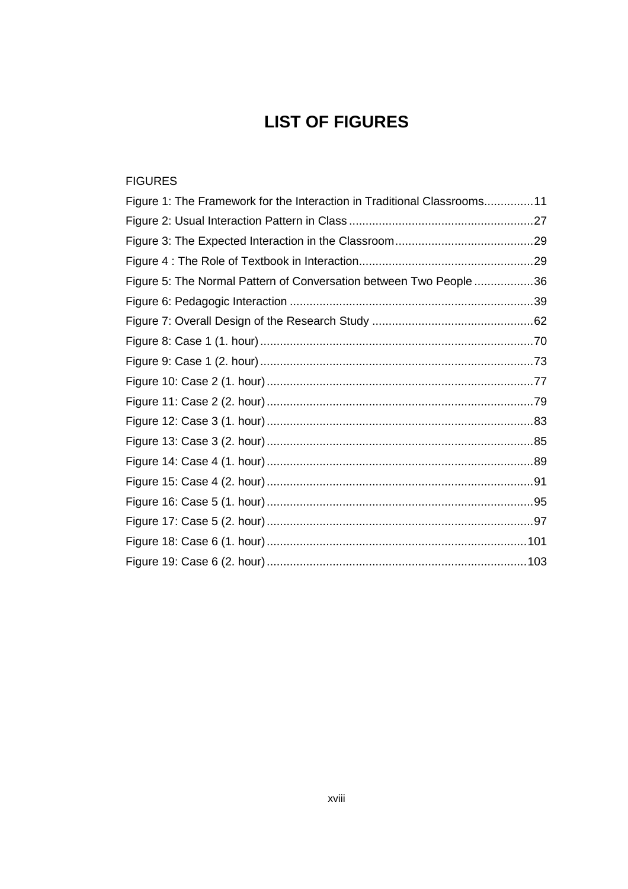# LIST OF FIGURES

FIGURES

Figure 1: The Framework for the Interaction in Traditional Classrooms...............11
Figure 2: Usual Interaction Pattern in Class........................................................27
Figure 3: The Expected Interaction in the Classroom..........................................29
Figure 4 : The Role of Textbook in Interaction.....................................................29
Figure 5: The Normal Pattern of Conversation between Two People..................36
Figure 6: Pedagogic Interaction ..........................................................................39
Figure 7: Overall Design of the Research Study .................................................62
Figure 8: Case 1 (1. hour)...................................................................................70
Figure 9: Case 1 (2. hour)...................................................................................73
Figure 10: Case 2 (1. hour).................................................................................77
Figure 11: Case 2 (2. hour).................................................................................79
Figure 12: Case 3 (1. hour).................................................................................83
Figure 13: Case 3 (2. hour).................................................................................85
Figure 14: Case 4 (1. hour).................................................................................89
Figure 15: Case 4 (2. hour).................................................................................91
Figure 16: Case 5 (1. hour).................................................................................95
Figure 17: Case 5 (2. hour).................................................................................97
Figure 18: Case 6 (1. hour)...............................................................................101
Figure 19: Case 6 (2. hour)...............................................................................103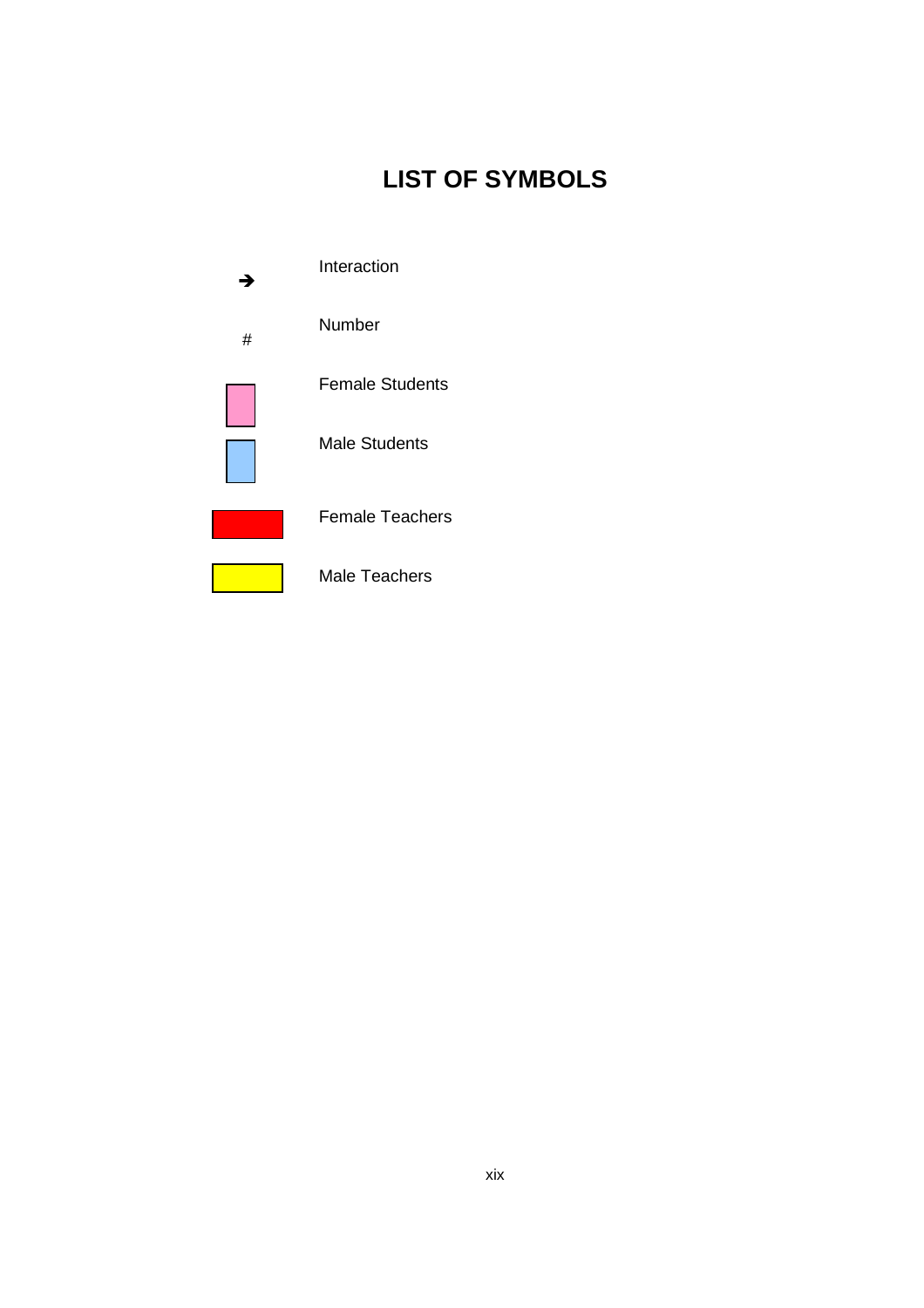# LIST OF SYMBOLS

| Symbol | Meaning |
| --- | --- |
| ➔ | Interaction |
| # | Number |
| (pink box) | Female Students |
| (light blue box) | Male Students |
| (red box) | Female Teachers |
| (yellow box) | Male Teachers |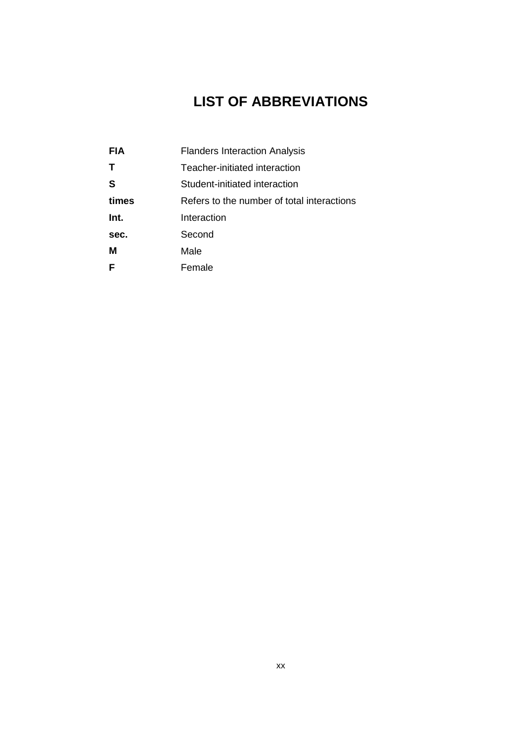# LIST OF ABBREVIATIONS

| | |
|---|---|
| **FIA** | Flanders Interaction Analysis |
| **T** | Teacher-initiated interaction |
| **S** | Student-initiated interaction |
| **times** | Refers to the number of total interactions |
| **Int.** | Interaction |
| **sec.** | Second |
| **M** | Male |
| **F** | Female |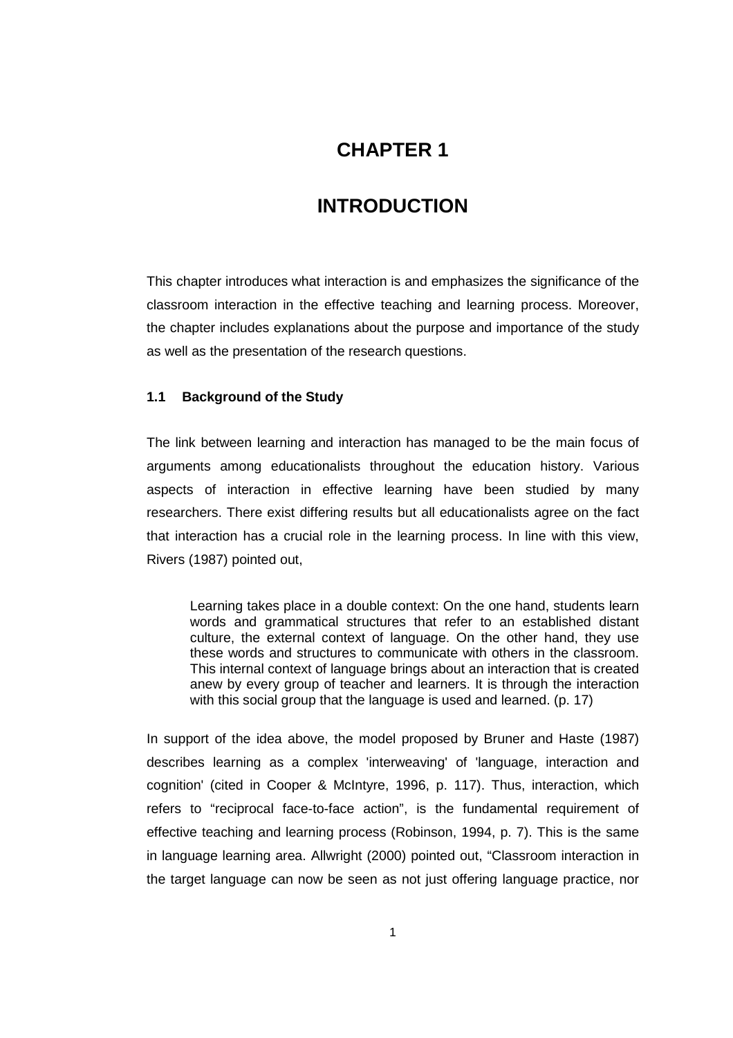# CHAPTER 1

# INTRODUCTION

This chapter introduces what interaction is and emphasizes the significance of the classroom interaction in the effective teaching and learning process. Moreover, the chapter includes explanations about the purpose and importance of the study as well as the presentation of the research questions.

### 1.1 Background of the Study

The link between learning and interaction has managed to be the main focus of arguments among educationalists throughout the education history. Various aspects of interaction in effective learning have been studied by many researchers. There exist differing results but all educationalists agree on the fact that interaction has a crucial role in the learning process. In line with this view, Rivers (1987) pointed out,

> Learning takes place in a double context: On the one hand, students learn words and grammatical structures that refer to an established distant culture, the external context of language. On the other hand, they use these words and structures to communicate with others in the classroom. This internal context of language brings about an interaction that is created anew by every group of teacher and learners. It is through the interaction with this social group that the language is used and learned. (p. 17)

In support of the idea above, the model proposed by Bruner and Haste (1987) describes learning as a complex 'interweaving' of 'language, interaction and cognition' (cited in Cooper & McIntyre, 1996, p. 117). Thus, interaction, which refers to "reciprocal face-to-face action", is the fundamental requirement of effective teaching and learning process (Robinson, 1994, p. 7). This is the same in language learning area. Allwright (2000) pointed out, "Classroom interaction in the target language can now be seen as not just offering language practice, nor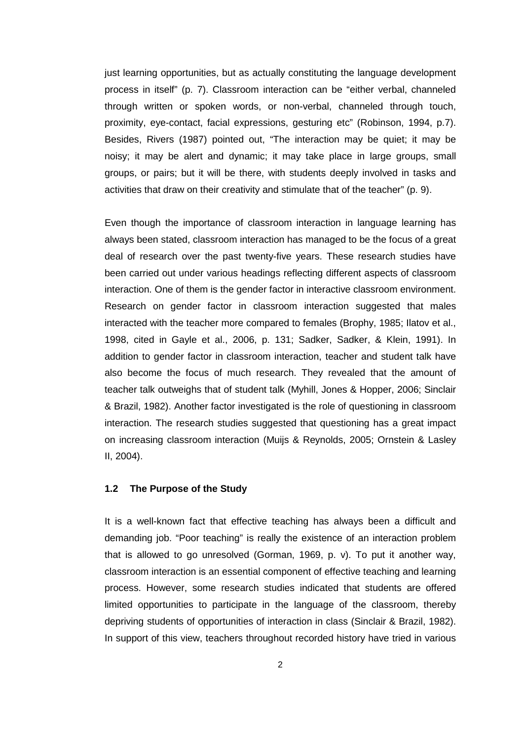just learning opportunities, but as actually constituting the language development process in itself" (p. 7). Classroom interaction can be "either verbal, channeled through written or spoken words, or non-verbal, channeled through touch, proximity, eye-contact, facial expressions, gesturing etc" (Robinson, 1994, p.7). Besides, Rivers (1987) pointed out, "The interaction may be quiet; it may be noisy; it may be alert and dynamic; it may take place in large groups, small groups, or pairs; but it will be there, with students deeply involved in tasks and activities that draw on their creativity and stimulate that of the teacher" (p. 9).

Even though the importance of classroom interaction in language learning has always been stated, classroom interaction has managed to be the focus of a great deal of research over the past twenty-five years. These research studies have been carried out under various headings reflecting different aspects of classroom interaction. One of them is the gender factor in interactive classroom environment. Research on gender factor in classroom interaction suggested that males interacted with the teacher more compared to females (Brophy, 1985; Ilatov et al., 1998, cited in Gayle et al., 2006, p. 131; Sadker, Sadker, & Klein, 1991). In addition to gender factor in classroom interaction, teacher and student talk have also become the focus of much research. They revealed that the amount of teacher talk outweighs that of student talk (Myhill, Jones & Hopper, 2006; Sinclair & Brazil, 1982). Another factor investigated is the role of questioning in classroom interaction. The research studies suggested that questioning has a great impact on increasing classroom interaction (Muijs & Reynolds, 2005; Ornstein & Lasley II, 2004).

## 1.2 The Purpose of the Study

It is a well-known fact that effective teaching has always been a difficult and demanding job. "Poor teaching" is really the existence of an interaction problem that is allowed to go unresolved (Gorman, 1969, p. v). To put it another way, classroom interaction is an essential component of effective teaching and learning process. However, some research studies indicated that students are offered limited opportunities to participate in the language of the classroom, thereby depriving students of opportunities of interaction in class (Sinclair & Brazil, 1982). In support of this view, teachers throughout recorded history have tried in various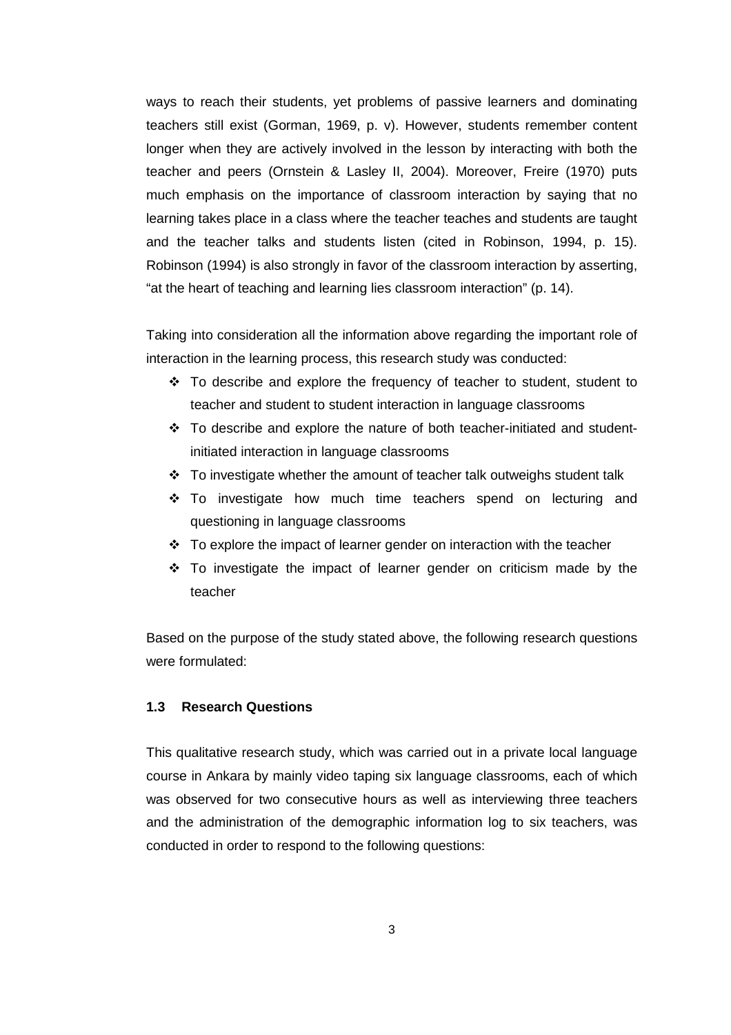ways to reach their students, yet problems of passive learners and dominating teachers still exist (Gorman, 1969, p. v). However, students remember content longer when they are actively involved in the lesson by interacting with both the teacher and peers (Ornstein & Lasley II, 2004). Moreover, Freire (1970) puts much emphasis on the importance of classroom interaction by saying that no learning takes place in a class where the teacher teaches and students are taught and the teacher talks and students listen (cited in Robinson, 1994, p. 15). Robinson (1994) is also strongly in favor of the classroom interaction by asserting, "at the heart of teaching and learning lies classroom interaction" (p. 14).

Taking into consideration all the information above regarding the important role of interaction in the learning process, this research study was conducted:

- To describe and explore the frequency of teacher to student, student to teacher and student to student interaction in language classrooms
- To describe and explore the nature of both teacher-initiated and student-initiated interaction in language classrooms
- To investigate whether the amount of teacher talk outweighs student talk
- To investigate how much time teachers spend on lecturing and questioning in language classrooms
- To explore the impact of learner gender on interaction with the teacher
- To investigate the impact of learner gender on criticism made by the teacher

Based on the purpose of the study stated above, the following research questions were formulated:

### 1.3 Research Questions

This qualitative research study, which was carried out in a private local language course in Ankara by mainly video taping six language classrooms, each of which was observed for two consecutive hours as well as interviewing three teachers and the administration of the demographic information log to six teachers, was conducted in order to respond to the following questions: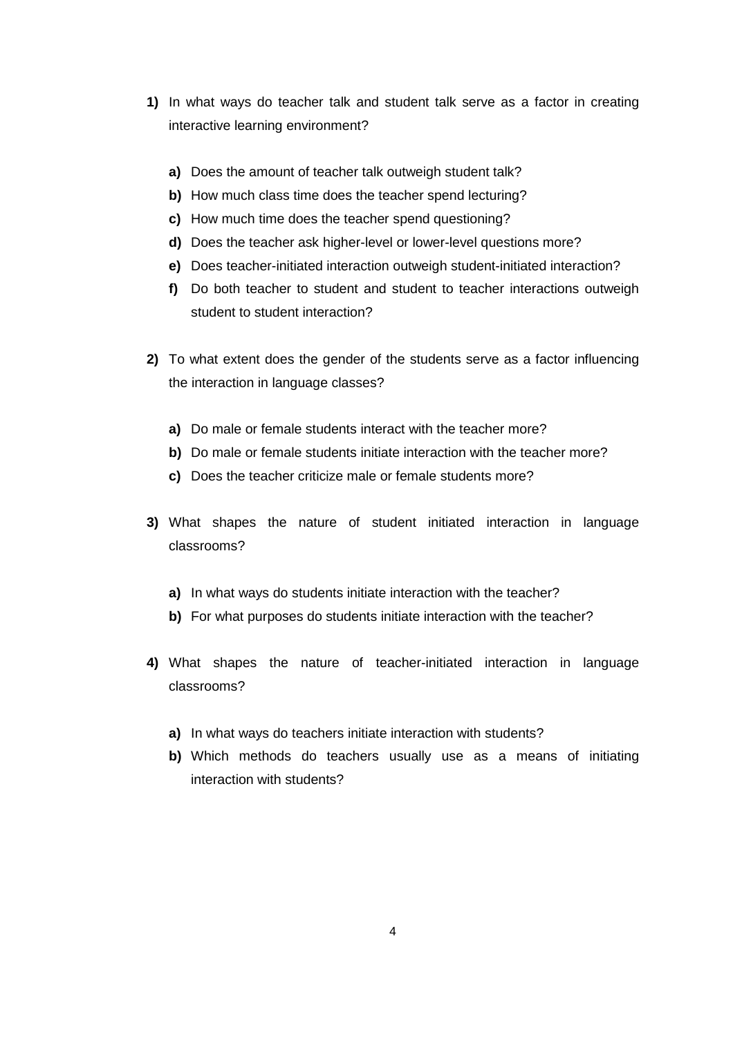**1)** In what ways do teacher talk and student talk serve as a factor in creating interactive learning environment?

   **a)** Does the amount of teacher talk outweigh student talk?
   **b)** How much class time does the teacher spend lecturing?
   **c)** How much time does the teacher spend questioning?
   **d)** Does the teacher ask higher-level or lower-level questions more?
   **e)** Does teacher-initiated interaction outweigh student-initiated interaction?
   **f)** Do both teacher to student and student to teacher interactions outweigh student to student interaction?

**2)** To what extent does the gender of the students serve as a factor influencing the interaction in language classes?

   **a)** Do male or female students interact with the teacher more?
   **b)** Do male or female students initiate interaction with the teacher more?
   **c)** Does the teacher criticize male or female students more?

**3)** What shapes the nature of student initiated interaction in language classrooms?

   **a)** In what ways do students initiate interaction with the teacher?
   **b)** For what purposes do students initiate interaction with the teacher?

**4)** What shapes the nature of teacher-initiated interaction in language classrooms?

   **a)** In what ways do teachers initiate interaction with students?
   **b)** Which methods do teachers usually use as a means of initiating interaction with students?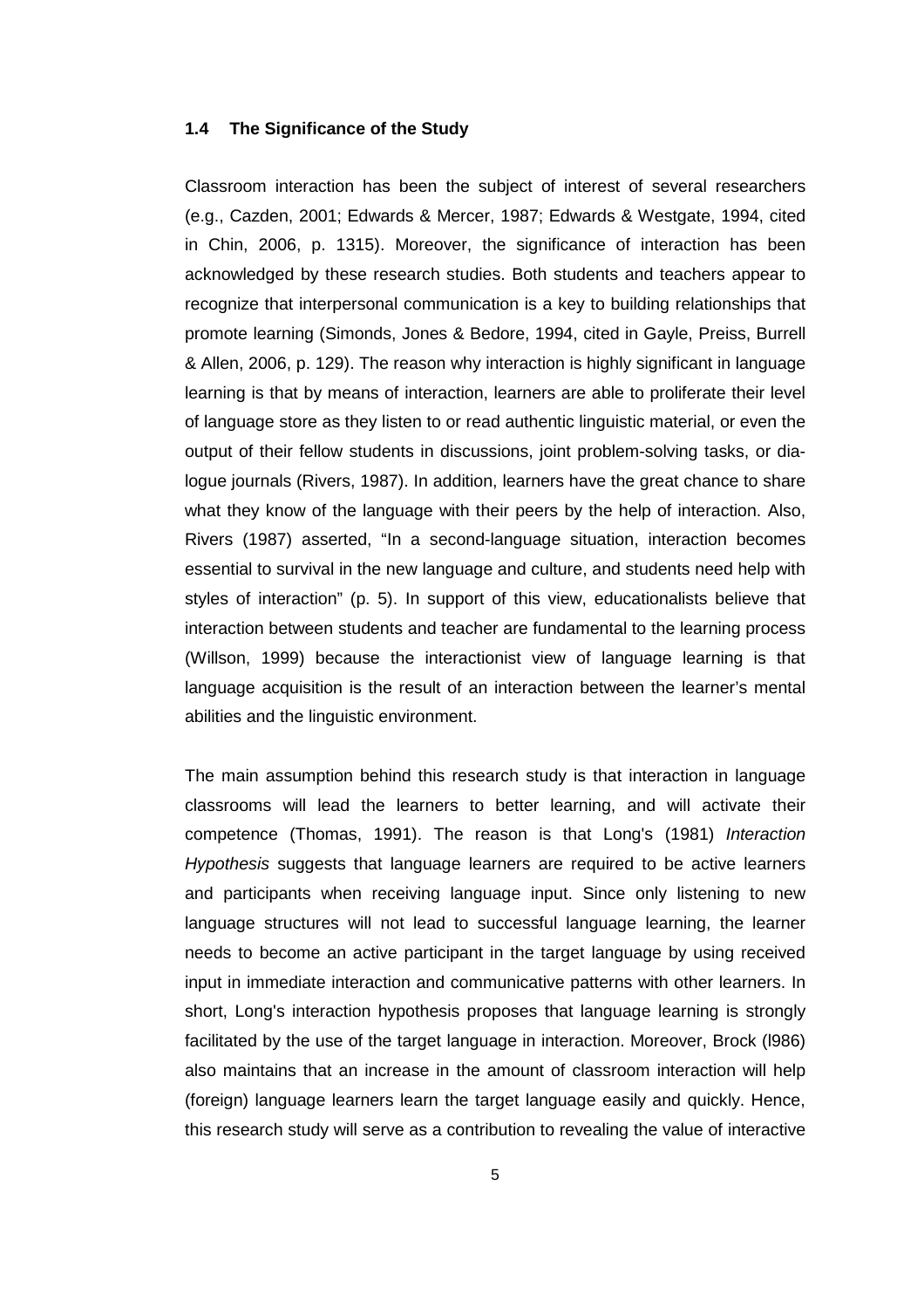### 1.4 The Significance of the Study

Classroom interaction has been the subject of interest of several researchers (e.g., Cazden, 2001; Edwards & Mercer, 1987; Edwards & Westgate, 1994, cited in Chin, 2006, p. 1315). Moreover, the significance of interaction has been acknowledged by these research studies. Both students and teachers appear to recognize that interpersonal communication is a key to building relationships that promote learning (Simonds, Jones & Bedore, 1994, cited in Gayle, Preiss, Burrell & Allen, 2006, p. 129). The reason why interaction is highly significant in language learning is that by means of interaction, learners are able to proliferate their level of language store as they listen to or read authentic linguistic material, or even the output of their fellow students in discussions, joint problem-solving tasks, or dia-logue journals (Rivers, 1987). In addition, learners have the great chance to share what they know of the language with their peers by the help of interaction. Also, Rivers (1987) asserted, "In a second-language situation, interaction becomes essential to survival in the new language and culture, and students need help with styles of interaction" (p. 5). In support of this view, educationalists believe that interaction between students and teacher are fundamental to the learning process (Willson, 1999) because the interactionist view of language learning is that language acquisition is the result of an interaction between the learner's mental abilities and the linguistic environment.

The main assumption behind this research study is that interaction in language classrooms will lead the learners to better learning, and will activate their competence (Thomas, 1991). The reason is that Long's (1981) *Interaction Hypothesis* suggests that language learners are required to be active learners and participants when receiving language input. Since only listening to new language structures will not lead to successful language learning, the learner needs to become an active participant in the target language by using received input in immediate interaction and communicative patterns with other learners. In short, Long's interaction hypothesis proposes that language learning is strongly facilitated by the use of the target language in interaction. Moreover, Brock (l986) also maintains that an increase in the amount of classroom interaction will help (foreign) language learners learn the target language easily and quickly. Hence, this research study will serve as a contribution to revealing the value of interactive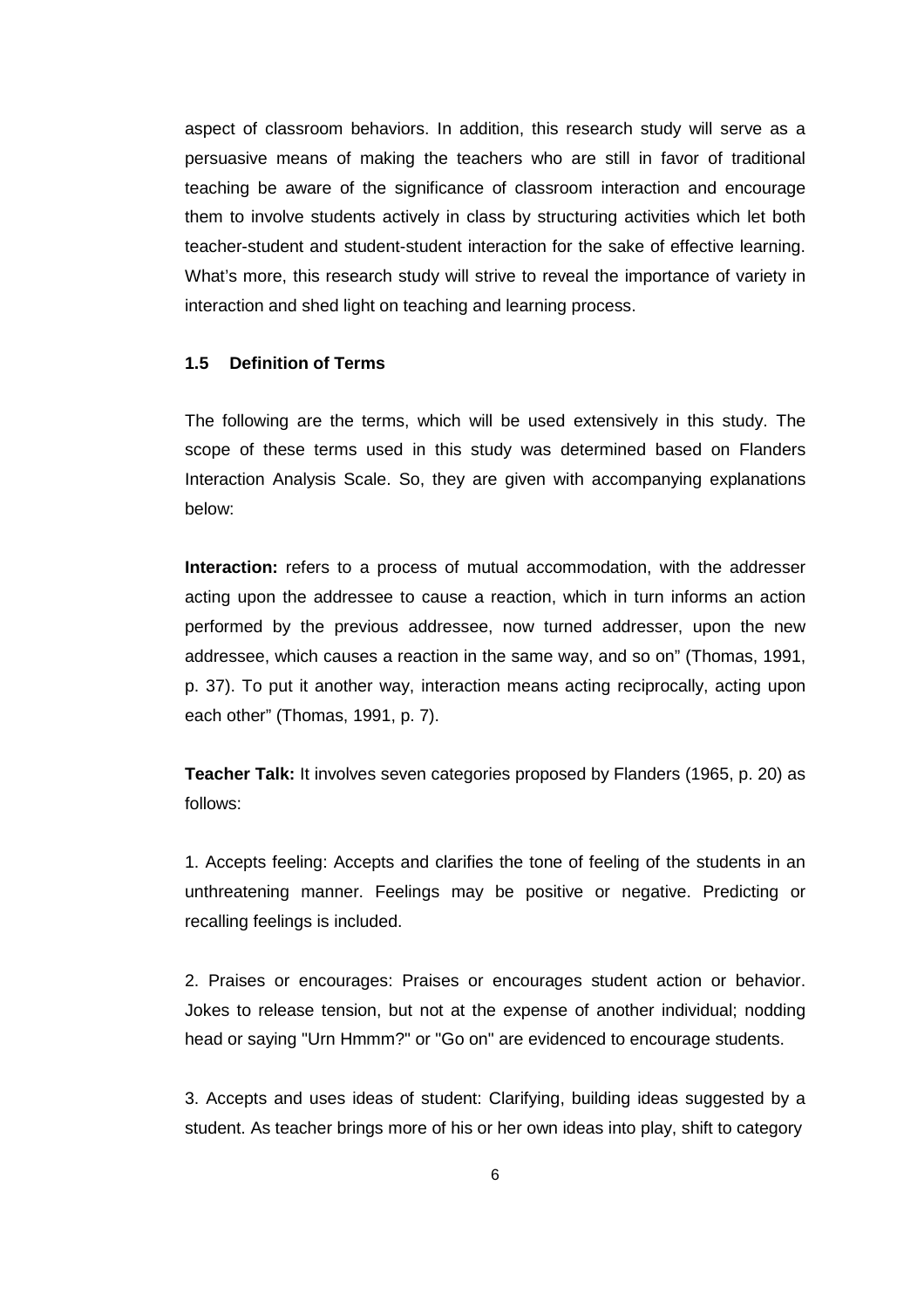aspect of classroom behaviors. In addition, this research study will serve as a persuasive means of making the teachers who are still in favor of traditional teaching be aware of the significance of classroom interaction and encourage them to involve students actively in class by structuring activities which let both teacher-student and student-student interaction for the sake of effective learning. What's more, this research study will strive to reveal the importance of variety in interaction and shed light on teaching and learning process.

### 1.5 Definition of Terms

The following are the terms, which will be used extensively in this study. The scope of these terms used in this study was determined based on Flanders Interaction Analysis Scale. So, they are given with accompanying explanations below:

**Interaction:** refers to a process of mutual accommodation, with the addresser acting upon the addressee to cause a reaction, which in turn informs an action performed by the previous addressee, now turned addresser, upon the new addressee, which causes a reaction in the same way, and so on" (Thomas, 1991, p. 37). To put it another way, interaction means acting reciprocally, acting upon each other" (Thomas, 1991, p. 7).

**Teacher Talk:** It involves seven categories proposed by Flanders (1965, p. 20) as follows:

1. Accepts feeling: Accepts and clarifies the tone of feeling of the students in an unthreatening manner. Feelings may be positive or negative. Predicting or recalling feelings is included.

2. Praises or encourages: Praises or encourages student action or behavior. Jokes to release tension, but not at the expense of another individual; nodding head or saying "Urn Hmmm?" or "Go on" are evidenced to encourage students.

3. Accepts and uses ideas of student: Clarifying, building ideas suggested by a student. As teacher brings more of his or her own ideas into play, shift to category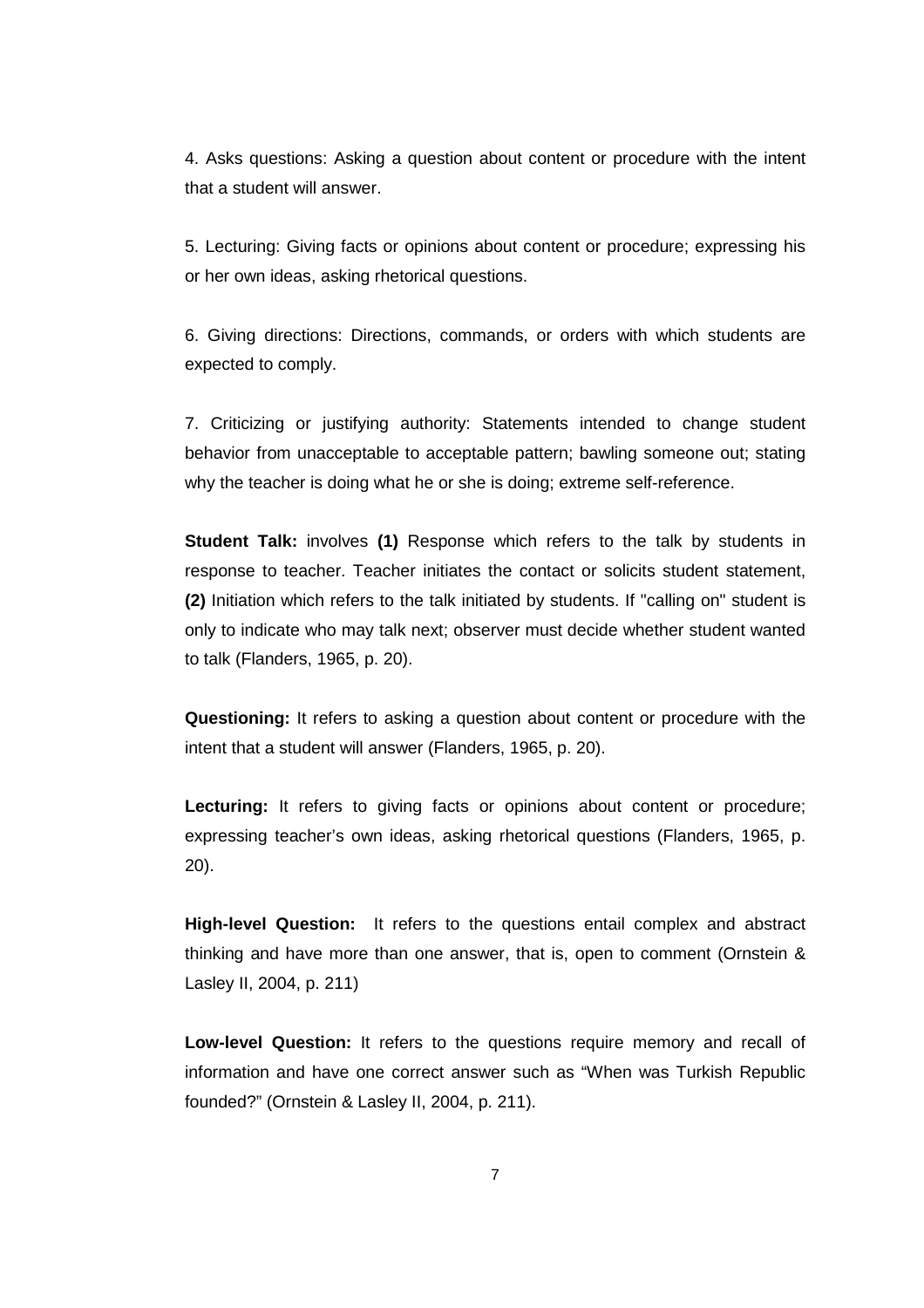4. Asks questions: Asking a question about content or procedure with the intent that a student will answer.

5. Lecturing: Giving facts or opinions about content or procedure; expressing his or her own ideas, asking rhetorical questions.

6. Giving directions: Directions, commands, or orders with which students are expected to comply.

7. Criticizing or justifying authority: Statements intended to change student behavior from unacceptable to acceptable pattern; bawling someone out; stating why the teacher is doing what he or she is doing; extreme self-reference.

**Student Talk:** involves **(1)** Response which refers to the talk by students in response to teacher. Teacher initiates the contact or solicits student statement, **(2)** Initiation which refers to the talk initiated by students. If "calling on" student is only to indicate who may talk next; observer must decide whether student wanted to talk (Flanders, 1965, p. 20).

**Questioning:** It refers to asking a question about content or procedure with the intent that a student will answer (Flanders, 1965, p. 20).

**Lecturing:** It refers to giving facts or opinions about content or procedure; expressing teacher's own ideas, asking rhetorical questions (Flanders, 1965, p. 20).

**High-level Question:** It refers to the questions entail complex and abstract thinking and have more than one answer, that is, open to comment (Ornstein & Lasley II, 2004, p. 211)

**Low-level Question:** It refers to the questions require memory and recall of information and have one correct answer such as "When was Turkish Republic founded?" (Ornstein & Lasley II, 2004, p. 211).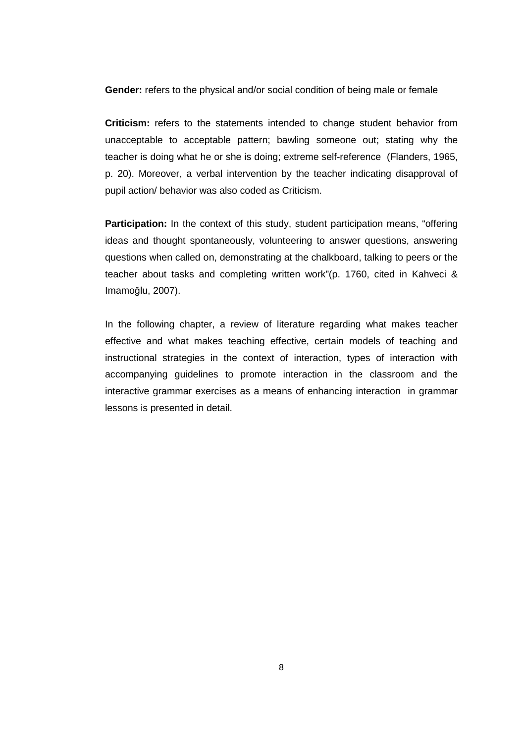**Gender:** refers to the physical and/or social condition of being male or female

**Criticism:** refers to the statements intended to change student behavior from unacceptable to acceptable pattern; bawling someone out; stating why the teacher is doing what he or she is doing; extreme self-reference (Flanders, 1965, p. 20). Moreover, a verbal intervention by the teacher indicating disapproval of pupil action/ behavior was also coded as Criticism.

**Participation:** In the context of this study, student participation means, "offering ideas and thought spontaneously, volunteering to answer questions, answering questions when called on, demonstrating at the chalkboard, talking to peers or the teacher about tasks and completing written work"(p. 1760, cited in Kahveci & Imamoğlu, 2007).

In the following chapter, a review of literature regarding what makes teacher effective and what makes teaching effective, certain models of teaching and instructional strategies in the context of interaction, types of interaction with accompanying guidelines to promote interaction in the classroom and the interactive grammar exercises as a means of enhancing interaction in grammar lessons is presented in detail.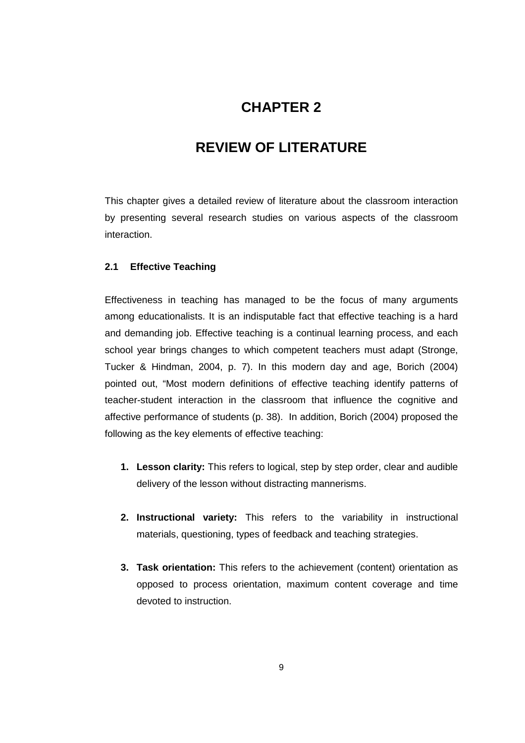# CHAPTER 2

# REVIEW OF LITERATURE

This chapter gives a detailed review of literature about the classroom interaction by presenting several research studies on various aspects of the classroom interaction.

## 2.1 Effective Teaching

Effectiveness in teaching has managed to be the focus of many arguments among educationalists. It is an indisputable fact that effective teaching is a hard and demanding job. Effective teaching is a continual learning process, and each school year brings changes to which competent teachers must adapt (Stronge, Tucker & Hindman, 2004, p. 7). In this modern day and age, Borich (2004) pointed out, "Most modern definitions of effective teaching identify patterns of teacher-student interaction in the classroom that influence the cognitive and affective performance of students (p. 38). In addition, Borich (2004) proposed the following as the key elements of effective teaching:

1. **Lesson clarity:** This refers to logical, step by step order, clear and audible delivery of the lesson without distracting mannerisms.

2. **Instructional variety:** This refers to the variability in instructional materials, questioning, types of feedback and teaching strategies.

3. **Task orientation:** This refers to the achievement (content) orientation as opposed to process orientation, maximum content coverage and time devoted to instruction.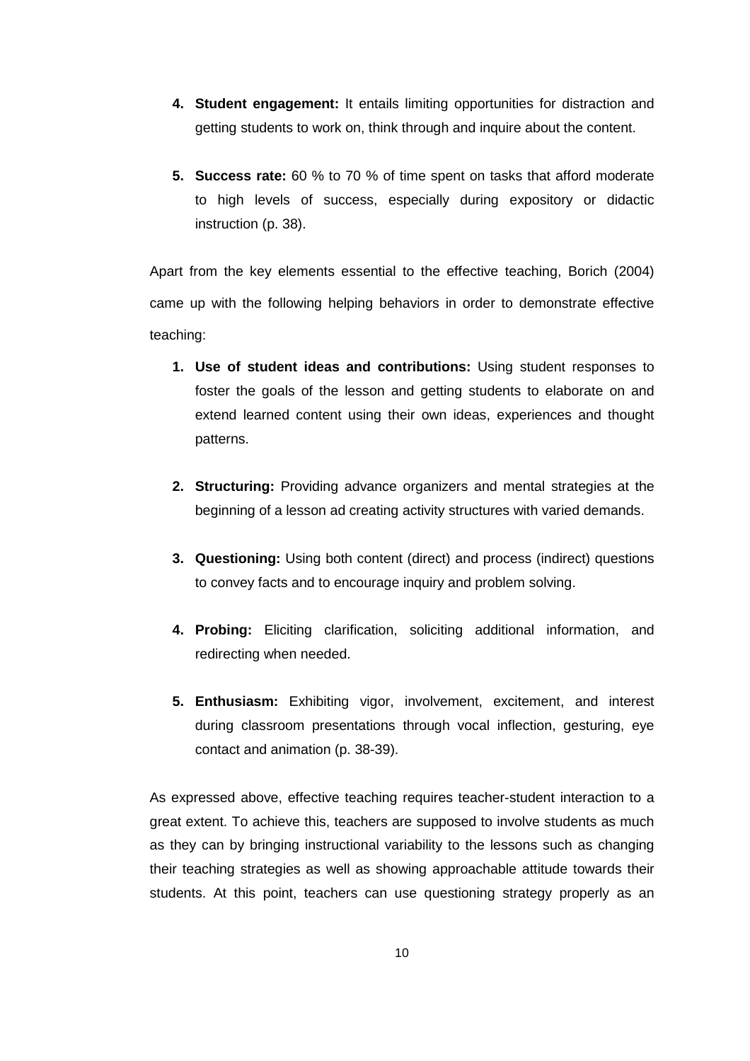4. **Student engagement:** It entails limiting opportunities for distraction and getting students to work on, think through and inquire about the content.

5. **Success rate:** 60 % to 70 % of time spent on tasks that afford moderate to high levels of success, especially during expository or didactic instruction (p. 38).

Apart from the key elements essential to the effective teaching, Borich (2004) came up with the following helping behaviors in order to demonstrate effective teaching:

1. **Use of student ideas and contributions:** Using student responses to foster the goals of the lesson and getting students to elaborate on and extend learned content using their own ideas, experiences and thought patterns.

2. **Structuring:** Providing advance organizers and mental strategies at the beginning of a lesson ad creating activity structures with varied demands.

3. **Questioning:** Using both content (direct) and process (indirect) questions to convey facts and to encourage inquiry and problem solving.

4. **Probing:** Eliciting clarification, soliciting additional information, and redirecting when needed.

5. **Enthusiasm:** Exhibiting vigor, involvement, excitement, and interest during classroom presentations through vocal inflection, gesturing, eye contact and animation (p. 38-39).

As expressed above, effective teaching requires teacher-student interaction to a great extent. To achieve this, teachers are supposed to involve students as much as they can by bringing instructional variability to the lessons such as changing their teaching strategies as well as showing approachable attitude towards their students. At this point, teachers can use questioning strategy properly as an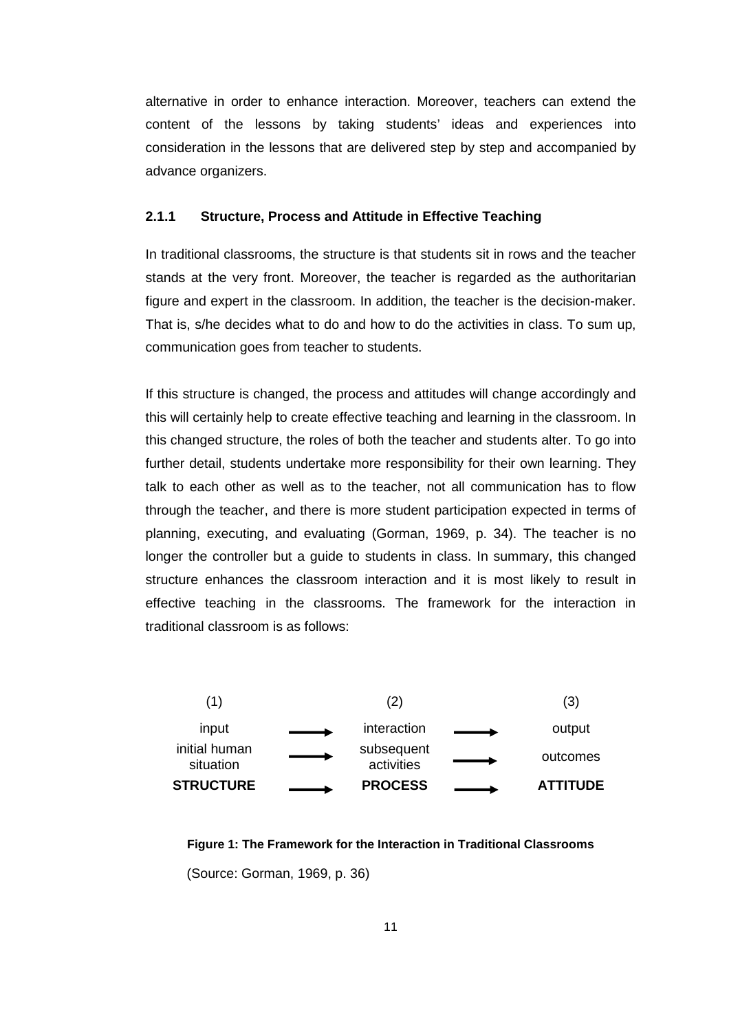alternative in order to enhance interaction. Moreover, teachers can extend the content of the lessons by taking students' ideas and experiences into consideration in the lessons that are delivered step by step and accompanied by advance organizers.

### 2.1.1 Structure, Process and Attitude in Effective Teaching

In traditional classrooms, the structure is that students sit in rows and the teacher stands at the very front. Moreover, the teacher is regarded as the authoritarian figure and expert in the classroom. In addition, the teacher is the decision-maker. That is, s/he decides what to do and how to do the activities in class. To sum up, communication goes from teacher to students.

If this structure is changed, the process and attitudes will change accordingly and this will certainly help to create effective teaching and learning in the classroom. In this changed structure, the roles of both the teacher and students alter. To go into further detail, students undertake more responsibility for their own learning. They talk to each other as well as to the teacher, not all communication has to flow through the teacher, and there is more student participation expected in terms of planning, executing, and evaluating (Gorman, 1969, p. 34). The teacher is no longer the controller but a guide to students in class. In summary, this changed structure enhances the classroom interaction and it is most likely to result in effective teaching in the classrooms. The framework for the interaction in traditional classroom is as follows:

| (1) | | (2) | | (3) |
|---|---|---|---|---|
| input | → | interaction | → | output |
| initial human situation | → | subsequent activities | → | outcomes |
| **STRUCTURE** | → | **PROCESS** | → | **ATTITUDE** |

**Figure 1: The Framework for the Interaction in Traditional Classrooms**

(Source: Gorman, 1969, p. 36)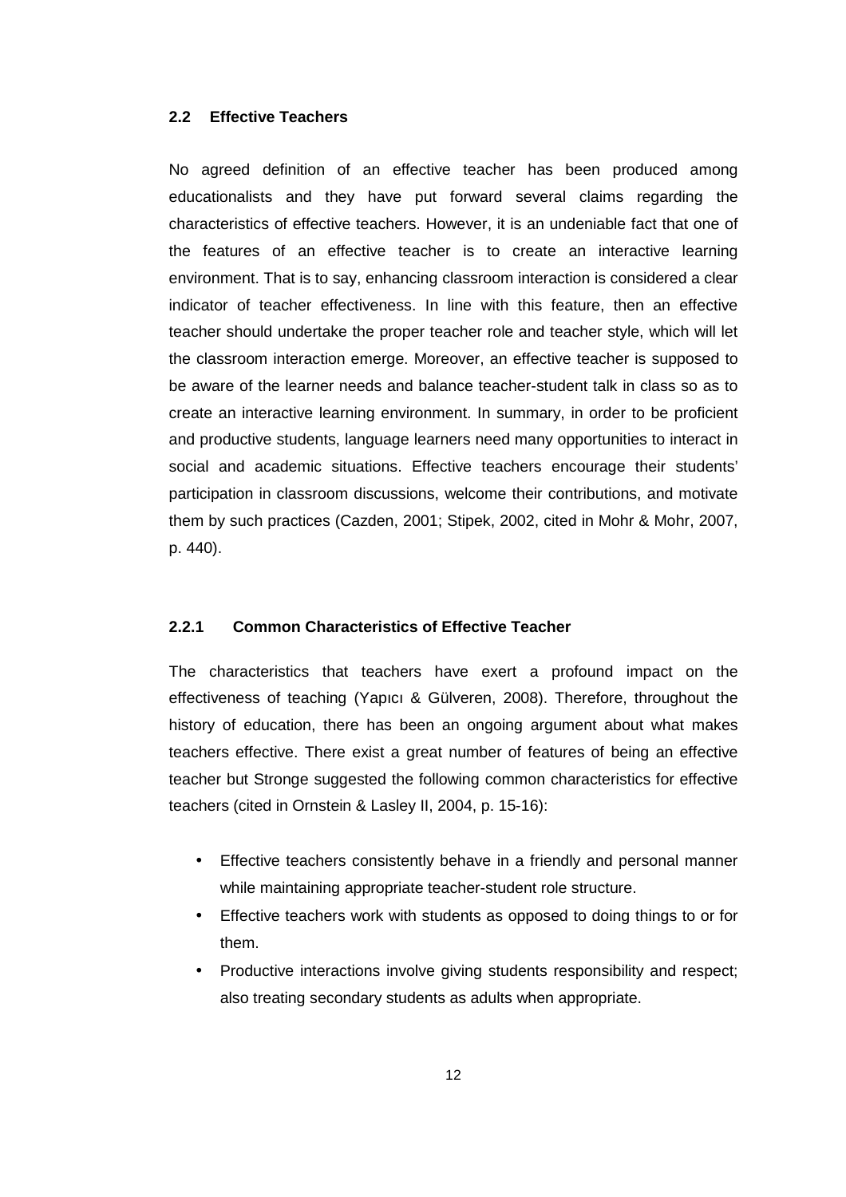## 2.2 Effective Teachers

No agreed definition of an effective teacher has been produced among educationalists and they have put forward several claims regarding the characteristics of effective teachers. However, it is an undeniable fact that one of the features of an effective teacher is to create an interactive learning environment. That is to say, enhancing classroom interaction is considered a clear indicator of teacher effectiveness. In line with this feature, then an effective teacher should undertake the proper teacher role and teacher style, which will let the classroom interaction emerge. Moreover, an effective teacher is supposed to be aware of the learner needs and balance teacher-student talk in class so as to create an interactive learning environment. In summary, in order to be proficient and productive students, language learners need many opportunities to interact in social and academic situations. Effective teachers encourage their students' participation in classroom discussions, welcome their contributions, and motivate them by such practices (Cazden, 2001; Stipek, 2002, cited in Mohr & Mohr, 2007, p. 440).

### 2.2.1 Common Characteristics of Effective Teacher

The characteristics that teachers have exert a profound impact on the effectiveness of teaching (Yapıcı & Gülveren, 2008). Therefore, throughout the history of education, there has been an ongoing argument about what makes teachers effective. There exist a great number of features of being an effective teacher but Stronge suggested the following common characteristics for effective teachers (cited in Ornstein & Lasley II, 2004, p. 15-16):

- Effective teachers consistently behave in a friendly and personal manner while maintaining appropriate teacher-student role structure.
- Effective teachers work with students as opposed to doing things to or for them.
- Productive interactions involve giving students responsibility and respect; also treating secondary students as adults when appropriate.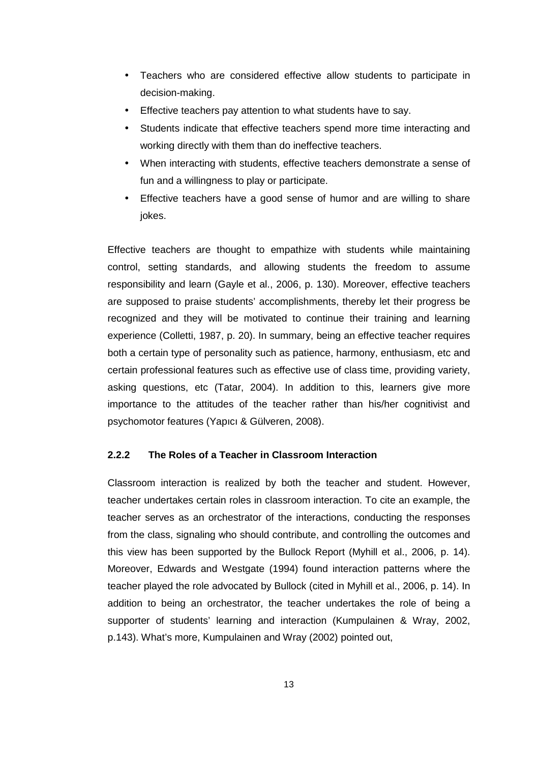- Teachers who are considered effective allow students to participate in decision-making.
- Effective teachers pay attention to what students have to say.
- Students indicate that effective teachers spend more time interacting and working directly with them than do ineffective teachers.
- When interacting with students, effective teachers demonstrate a sense of fun and a willingness to play or participate.
- Effective teachers have a good sense of humor and are willing to share jokes.

Effective teachers are thought to empathize with students while maintaining control, setting standards, and allowing students the freedom to assume responsibility and learn (Gayle et al., 2006, p. 130). Moreover, effective teachers are supposed to praise students' accomplishments, thereby let their progress be recognized and they will be motivated to continue their training and learning experience (Colletti, 1987, p. 20). In summary, being an effective teacher requires both a certain type of personality such as patience, harmony, enthusiasm, etc and certain professional features such as effective use of class time, providing variety, asking questions, etc (Tatar, 2004). In addition to this, learners give more importance to the attitudes of the teacher rather than his/her cognitivist and psychomotor features (Yapıcı & Gülveren, 2008).

### 2.2.2 The Roles of a Teacher in Classroom Interaction

Classroom interaction is realized by both the teacher and student. However, teacher undertakes certain roles in classroom interaction. To cite an example, the teacher serves as an orchestrator of the interactions, conducting the responses from the class, signaling who should contribute, and controlling the outcomes and this view has been supported by the Bullock Report (Myhill et al., 2006, p. 14). Moreover, Edwards and Westgate (1994) found interaction patterns where the teacher played the role advocated by Bullock (cited in Myhill et al., 2006, p. 14). In addition to being an orchestrator, the teacher undertakes the role of being a supporter of students' learning and interaction (Kumpulainen & Wray, 2002, p.143). What's more, Kumpulainen and Wray (2002) pointed out,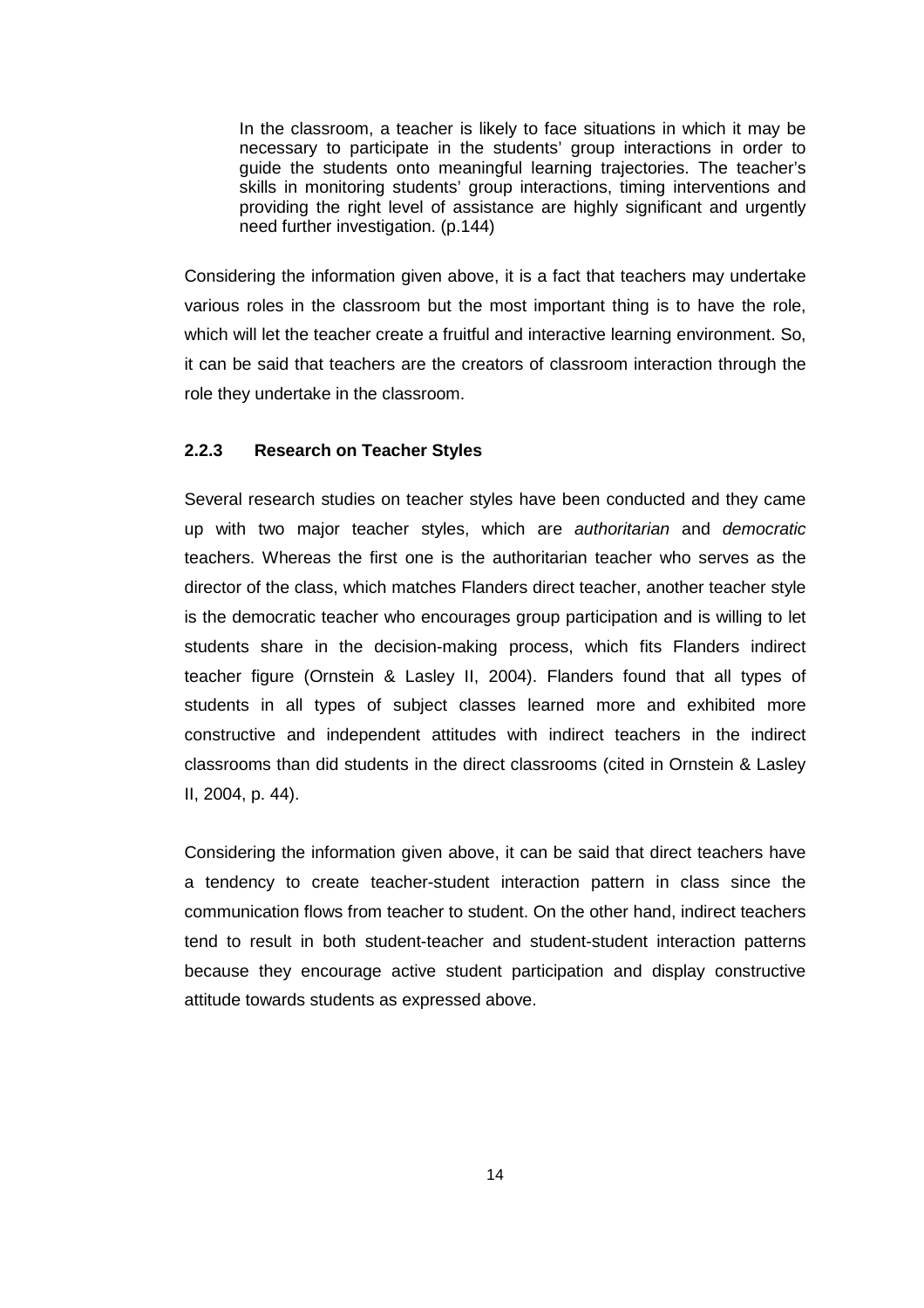> In the classroom, a teacher is likely to face situations in which it may be necessary to participate in the students' group interactions in order to guide the students onto meaningful learning trajectories. The teacher's skills in monitoring students' group interactions, timing interventions and providing the right level of assistance are highly significant and urgently need further investigation. (p.144)

Considering the information given above, it is a fact that teachers may undertake various roles in the classroom but the most important thing is to have the role, which will let the teacher create a fruitful and interactive learning environment. So, it can be said that teachers are the creators of classroom interaction through the role they undertake in the classroom.

### 2.2.3 Research on Teacher Styles

Several research studies on teacher styles have been conducted and they came up with two major teacher styles, which are *authoritarian* and *democratic* teachers. Whereas the first one is the authoritarian teacher who serves as the director of the class, which matches Flanders direct teacher, another teacher style is the democratic teacher who encourages group participation and is willing to let students share in the decision-making process, which fits Flanders indirect teacher figure (Ornstein & Lasley II, 2004). Flanders found that all types of students in all types of subject classes learned more and exhibited more constructive and independent attitudes with indirect teachers in the indirect classrooms than did students in the direct classrooms (cited in Ornstein & Lasley II, 2004, p. 44).

Considering the information given above, it can be said that direct teachers have a tendency to create teacher-student interaction pattern in class since the communication flows from teacher to student. On the other hand, indirect teachers tend to result in both student-teacher and student-student interaction patterns because they encourage active student participation and display constructive attitude towards students as expressed above.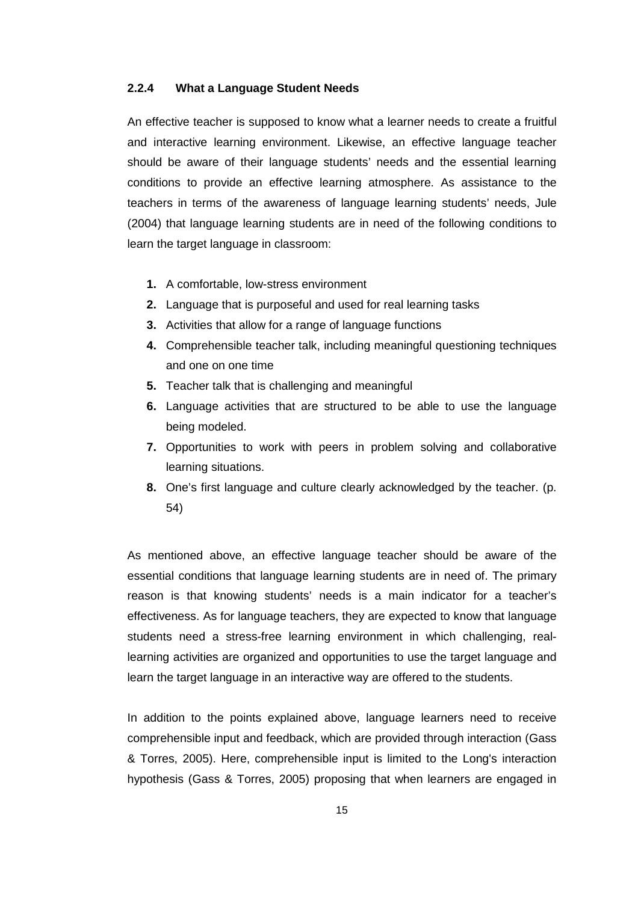### 2.2.4 What a Language Student Needs

An effective teacher is supposed to know what a learner needs to create a fruitful and interactive learning environment. Likewise, an effective language teacher should be aware of their language students' needs and the essential learning conditions to provide an effective learning atmosphere. As assistance to the teachers in terms of the awareness of language learning students' needs, Jule (2004) that language learning students are in need of the following conditions to learn the target language in classroom:

1. A comfortable, low-stress environment
2. Language that is purposeful and used for real learning tasks
3. Activities that allow for a range of language functions
4. Comprehensible teacher talk, including meaningful questioning techniques and one on one time
5. Teacher talk that is challenging and meaningful
6. Language activities that are structured to be able to use the language being modeled.
7. Opportunities to work with peers in problem solving and collaborative learning situations.
8. One's first language and culture clearly acknowledged by the teacher. (p. 54)

As mentioned above, an effective language teacher should be aware of the essential conditions that language learning students are in need of. The primary reason is that knowing students' needs is a main indicator for a teacher's effectiveness. As for language teachers, they are expected to know that language students need a stress-free learning environment in which challenging, real-learning activities are organized and opportunities to use the target language and learn the target language in an interactive way are offered to the students.

In addition to the points explained above, language learners need to receive comprehensible input and feedback, which are provided through interaction (Gass & Torres, 2005). Here, comprehensible input is limited to the Long's interaction hypothesis (Gass & Torres, 2005) proposing that when learners are engaged in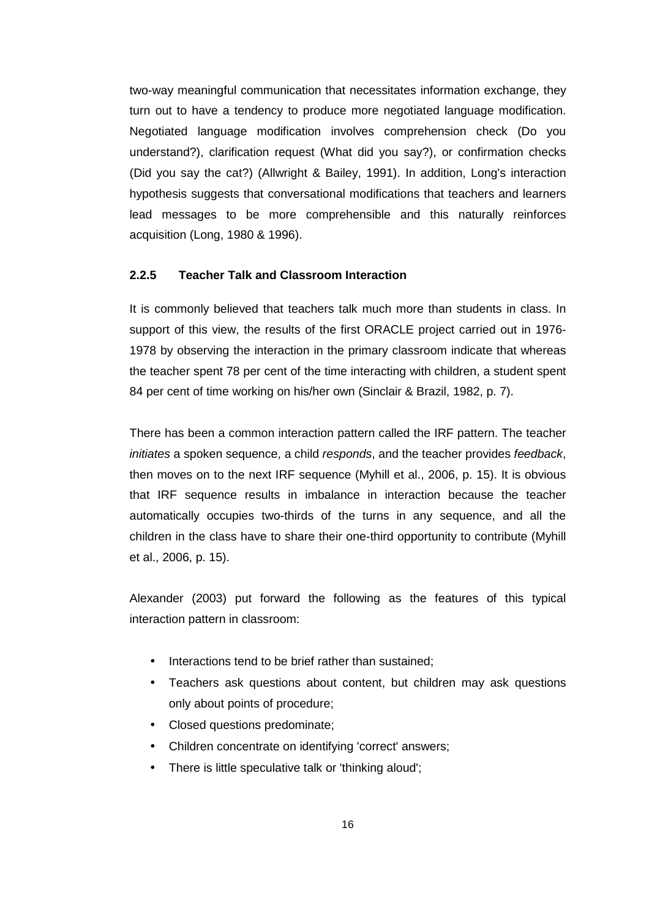two-way meaningful communication that necessitates information exchange, they turn out to have a tendency to produce more negotiated language modification. Negotiated language modification involves comprehension check (Do you understand?), clarification request (What did you say?), or confirmation checks (Did you say the cat?) (Allwright & Bailey, 1991). In addition, Long's interaction hypothesis suggests that conversational modifications that teachers and learners lead messages to be more comprehensible and this naturally reinforces acquisition (Long, 1980 & 1996).

### 2.2.5 Teacher Talk and Classroom Interaction

It is commonly believed that teachers talk much more than students in class. In support of this view, the results of the first ORACLE project carried out in 1976-1978 by observing the interaction in the primary classroom indicate that whereas the teacher spent 78 per cent of the time interacting with children, a student spent 84 per cent of time working on his/her own (Sinclair & Brazil, 1982, p. 7).

There has been a common interaction pattern called the IRF pattern. The teacher *initiates* a spoken sequence, a child *responds*, and the teacher provides *feedback*, then moves on to the next IRF sequence (Myhill et al., 2006, p. 15). It is obvious that IRF sequence results in imbalance in interaction because the teacher automatically occupies two-thirds of the turns in any sequence, and all the children in the class have to share their one-third opportunity to contribute (Myhill et al., 2006, p. 15).

Alexander (2003) put forward the following as the features of this typical interaction pattern in classroom:

- Interactions tend to be brief rather than sustained;
- Teachers ask questions about content, but children may ask questions only about points of procedure;
- Closed questions predominate;
- Children concentrate on identifying 'correct' answers;
- There is little speculative talk or 'thinking aloud';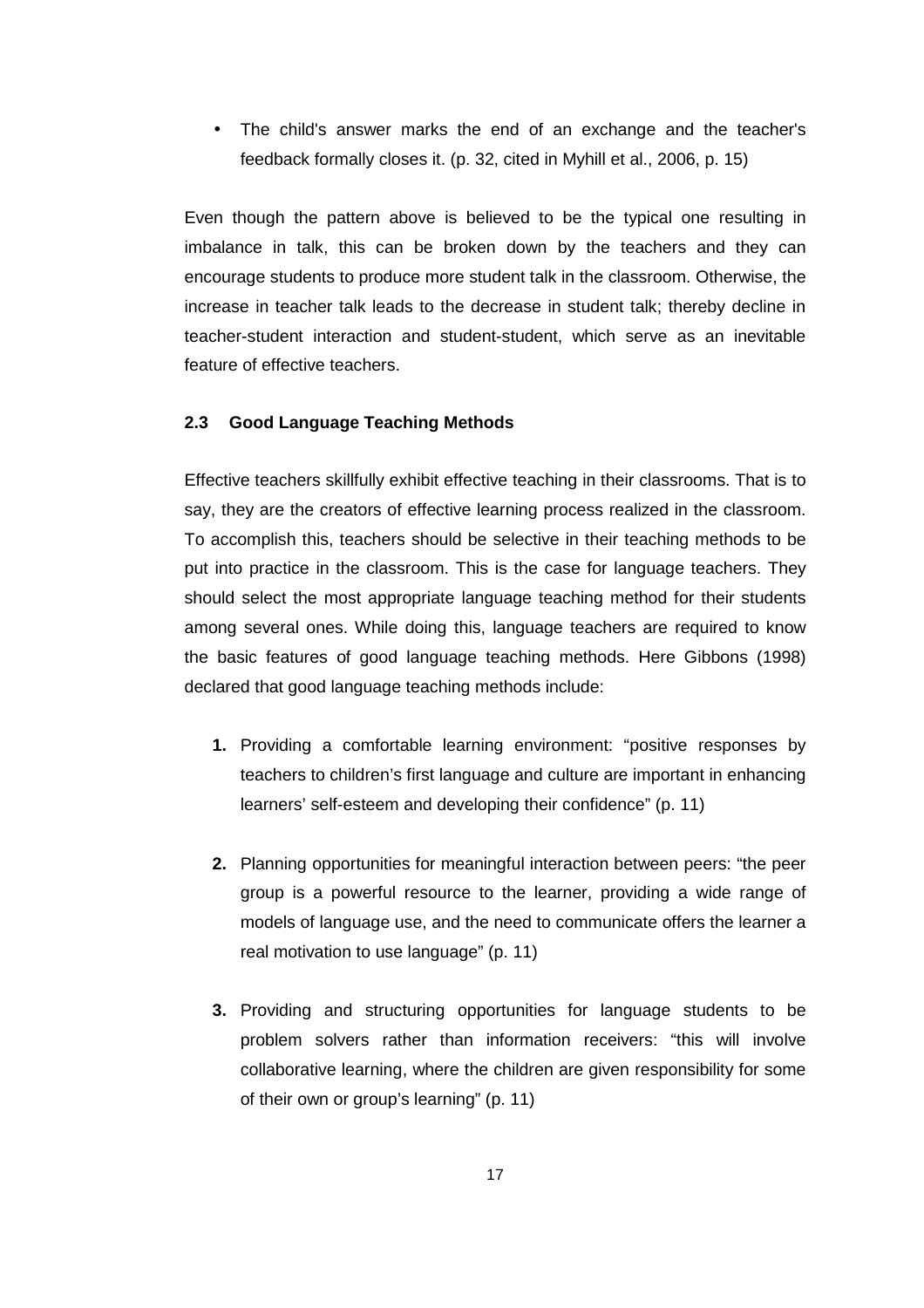- The child's answer marks the end of an exchange and the teacher's feedback formally closes it. (p. 32, cited in Myhill et al., 2006, p. 15)

Even though the pattern above is believed to be the typical one resulting in imbalance in talk, this can be broken down by the teachers and they can encourage students to produce more student talk in the classroom. Otherwise, the increase in teacher talk leads to the decrease in student talk; thereby decline in teacher-student interaction and student-student, which serve as an inevitable feature of effective teachers.

### 2.3 Good Language Teaching Methods

Effective teachers skillfully exhibit effective teaching in their classrooms. That is to say, they are the creators of effective learning process realized in the classroom. To accomplish this, teachers should be selective in their teaching methods to be put into practice in the classroom. This is the case for language teachers. They should select the most appropriate language teaching method for their students among several ones. While doing this, language teachers are required to know the basic features of good language teaching methods. Here Gibbons (1998) declared that good language teaching methods include:

1. Providing a comfortable learning environment: "positive responses by teachers to children's first language and culture are important in enhancing learners' self-esteem and developing their confidence" (p. 11)

2. Planning opportunities for meaningful interaction between peers: "the peer group is a powerful resource to the learner, providing a wide range of models of language use, and the need to communicate offers the learner a real motivation to use language" (p. 11)

3. Providing and structuring opportunities for language students to be problem solvers rather than information receivers: "this will involve collaborative learning, where the children are given responsibility for some of their own or group's learning" (p. 11)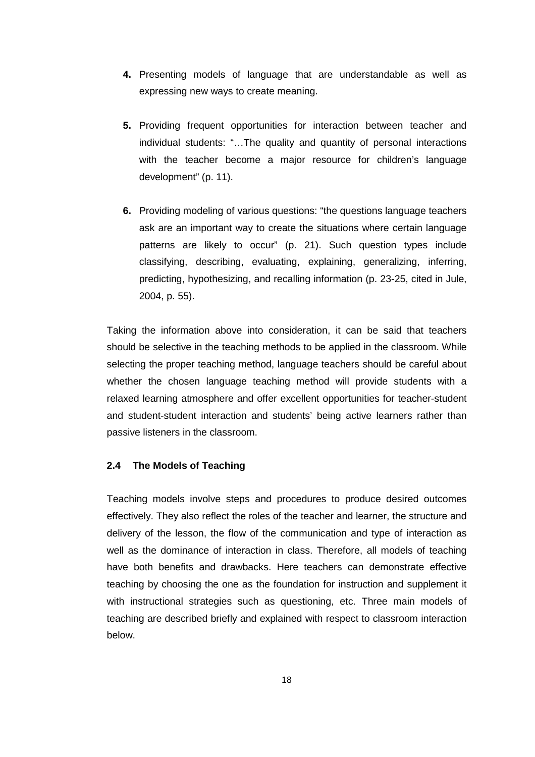4. Presenting models of language that are understandable as well as expressing new ways to create meaning.

5. Providing frequent opportunities for interaction between teacher and individual students: "…The quality and quantity of personal interactions with the teacher become a major resource for children's language development" (p. 11).

6. Providing modeling of various questions: "the questions language teachers ask are an important way to create the situations where certain language patterns are likely to occur" (p. 21). Such question types include classifying, describing, evaluating, explaining, generalizing, inferring, predicting, hypothesizing, and recalling information (p. 23-25, cited in Jule, 2004, p. 55).

Taking the information above into consideration, it can be said that teachers should be selective in the teaching methods to be applied in the classroom. While selecting the proper teaching method, language teachers should be careful about whether the chosen language teaching method will provide students with a relaxed learning atmosphere and offer excellent opportunities for teacher-student and student-student interaction and students' being active learners rather than passive listeners in the classroom.

### 2.4 The Models of Teaching

Teaching models involve steps and procedures to produce desired outcomes effectively. They also reflect the roles of the teacher and learner, the structure and delivery of the lesson, the flow of the communication and type of interaction as well as the dominance of interaction in class. Therefore, all models of teaching have both benefits and drawbacks. Here teachers can demonstrate effective teaching by choosing the one as the foundation for instruction and supplement it with instructional strategies such as questioning, etc. Three main models of teaching are described briefly and explained with respect to classroom interaction below.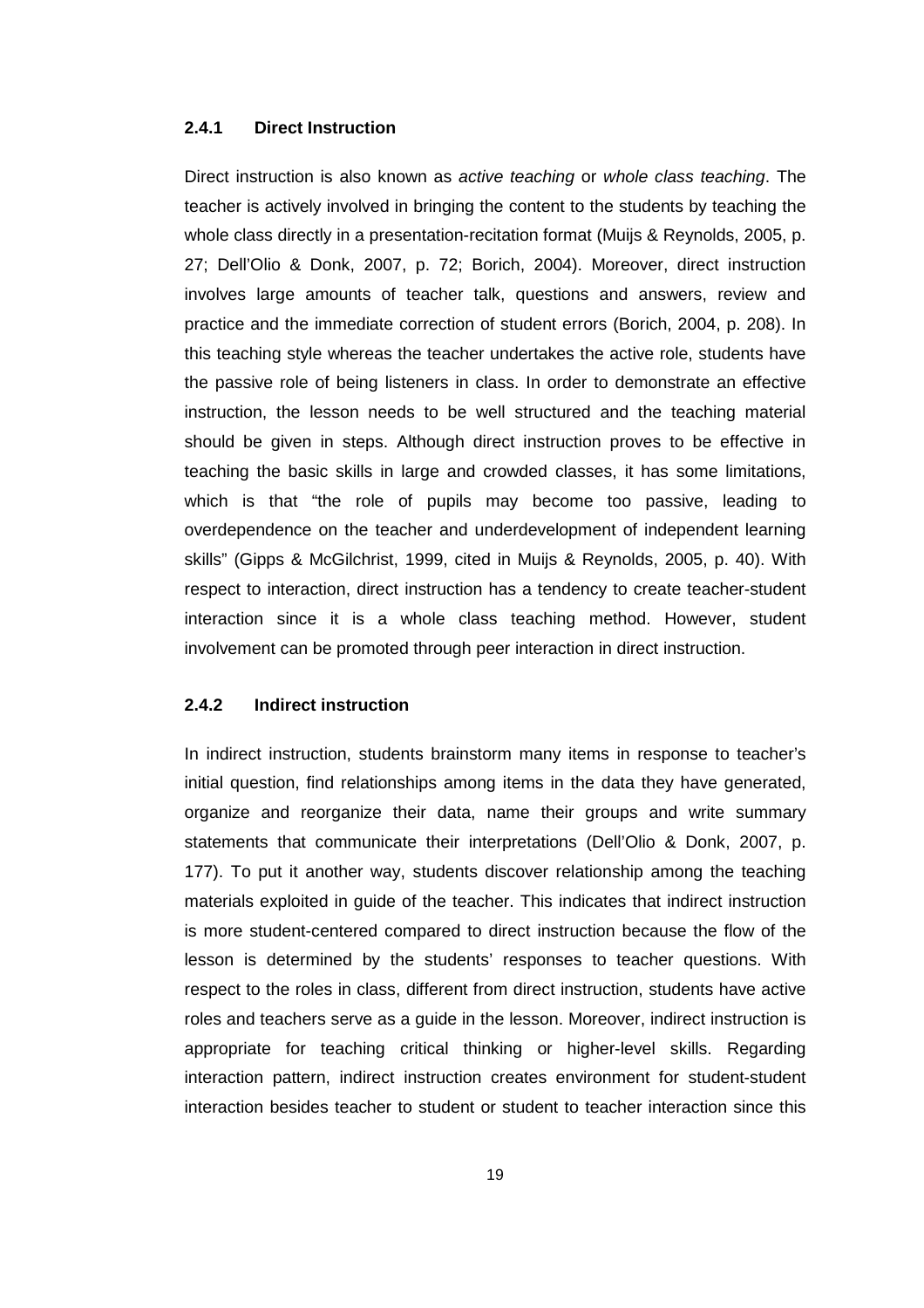### 2.4.1 Direct Instruction

Direct instruction is also known as *active teaching* or *whole class teaching*. The teacher is actively involved in bringing the content to the students by teaching the whole class directly in a presentation-recitation format (Muijs & Reynolds, 2005, p. 27; Dell'Olio & Donk, 2007, p. 72; Borich, 2004). Moreover, direct instruction involves large amounts of teacher talk, questions and answers, review and practice and the immediate correction of student errors (Borich, 2004, p. 208). In this teaching style whereas the teacher undertakes the active role, students have the passive role of being listeners in class. In order to demonstrate an effective instruction, the lesson needs to be well structured and the teaching material should be given in steps. Although direct instruction proves to be effective in teaching the basic skills in large and crowded classes, it has some limitations, which is that "the role of pupils may become too passive, leading to overdependence on the teacher and underdevelopment of independent learning skills" (Gipps & McGilchrist, 1999, cited in Muijs & Reynolds, 2005, p. 40). With respect to interaction, direct instruction has a tendency to create teacher-student interaction since it is a whole class teaching method. However, student involvement can be promoted through peer interaction in direct instruction.

### 2.4.2 Indirect instruction

In indirect instruction, students brainstorm many items in response to teacher's initial question, find relationships among items in the data they have generated, organize and reorganize their data, name their groups and write summary statements that communicate their interpretations (Dell'Olio & Donk, 2007, p. 177). To put it another way, students discover relationship among the teaching materials exploited in guide of the teacher. This indicates that indirect instruction is more student-centered compared to direct instruction because the flow of the lesson is determined by the students' responses to teacher questions. With respect to the roles in class, different from direct instruction, students have active roles and teachers serve as a guide in the lesson. Moreover, indirect instruction is appropriate for teaching critical thinking or higher-level skills. Regarding interaction pattern, indirect instruction creates environment for student-student interaction besides teacher to student or student to teacher interaction since this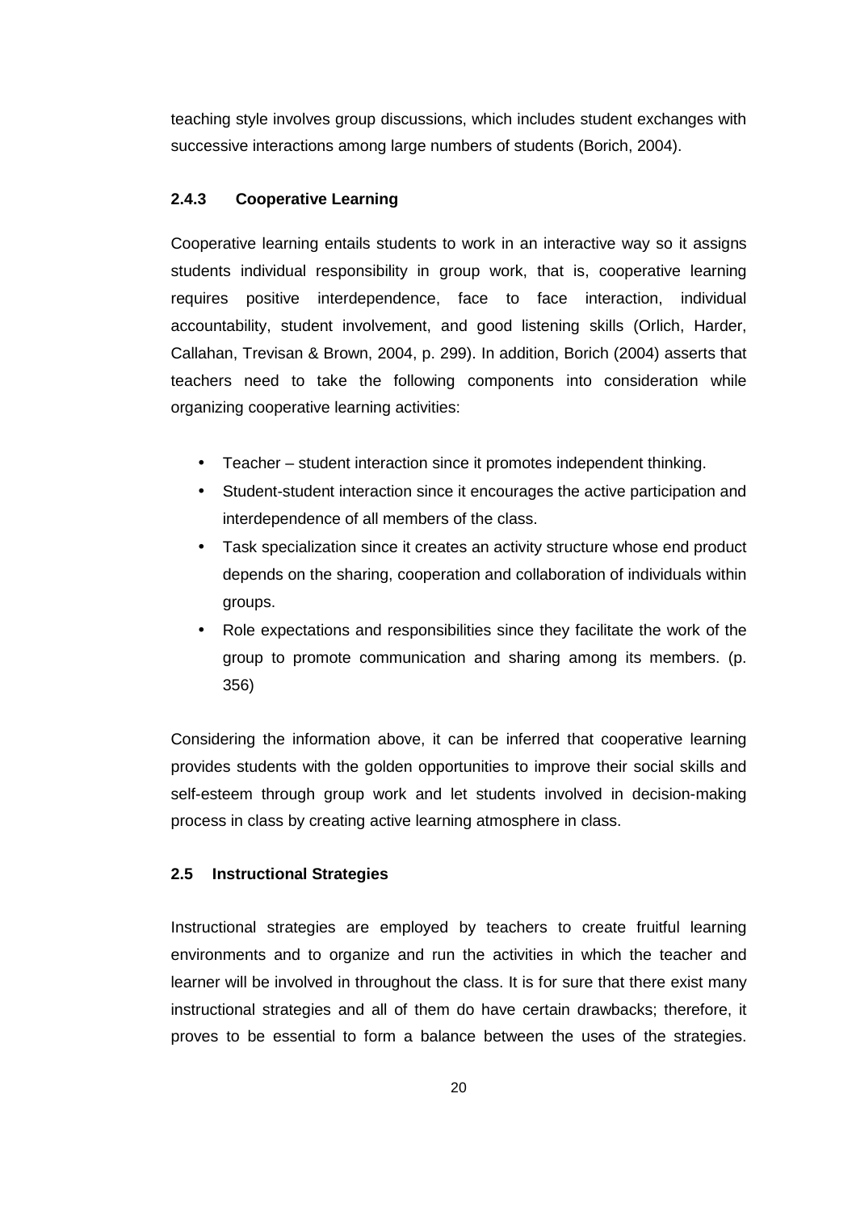teaching style involves group discussions, which includes student exchanges with successive interactions among large numbers of students (Borich, 2004).

### 2.4.3 Cooperative Learning

Cooperative learning entails students to work in an interactive way so it assigns students individual responsibility in group work, that is, cooperative learning requires positive interdependence, face to face interaction, individual accountability, student involvement, and good listening skills (Orlich, Harder, Callahan, Trevisan & Brown, 2004, p. 299). In addition, Borich (2004) asserts that teachers need to take the following components into consideration while organizing cooperative learning activities:

- Teacher – student interaction since it promotes independent thinking.
- Student-student interaction since it encourages the active participation and interdependence of all members of the class.
- Task specialization since it creates an activity structure whose end product depends on the sharing, cooperation and collaboration of individuals within groups.
- Role expectations and responsibilities since they facilitate the work of the group to promote communication and sharing among its members. (p. 356)

Considering the information above, it can be inferred that cooperative learning provides students with the golden opportunities to improve their social skills and self-esteem through group work and let students involved in decision-making process in class by creating active learning atmosphere in class.

## 2.5 Instructional Strategies

Instructional strategies are employed by teachers to create fruitful learning environments and to organize and run the activities in which the teacher and learner will be involved in throughout the class. It is for sure that there exist many instructional strategies and all of them do have certain drawbacks; therefore, it proves to be essential to form a balance between the uses of the strategies.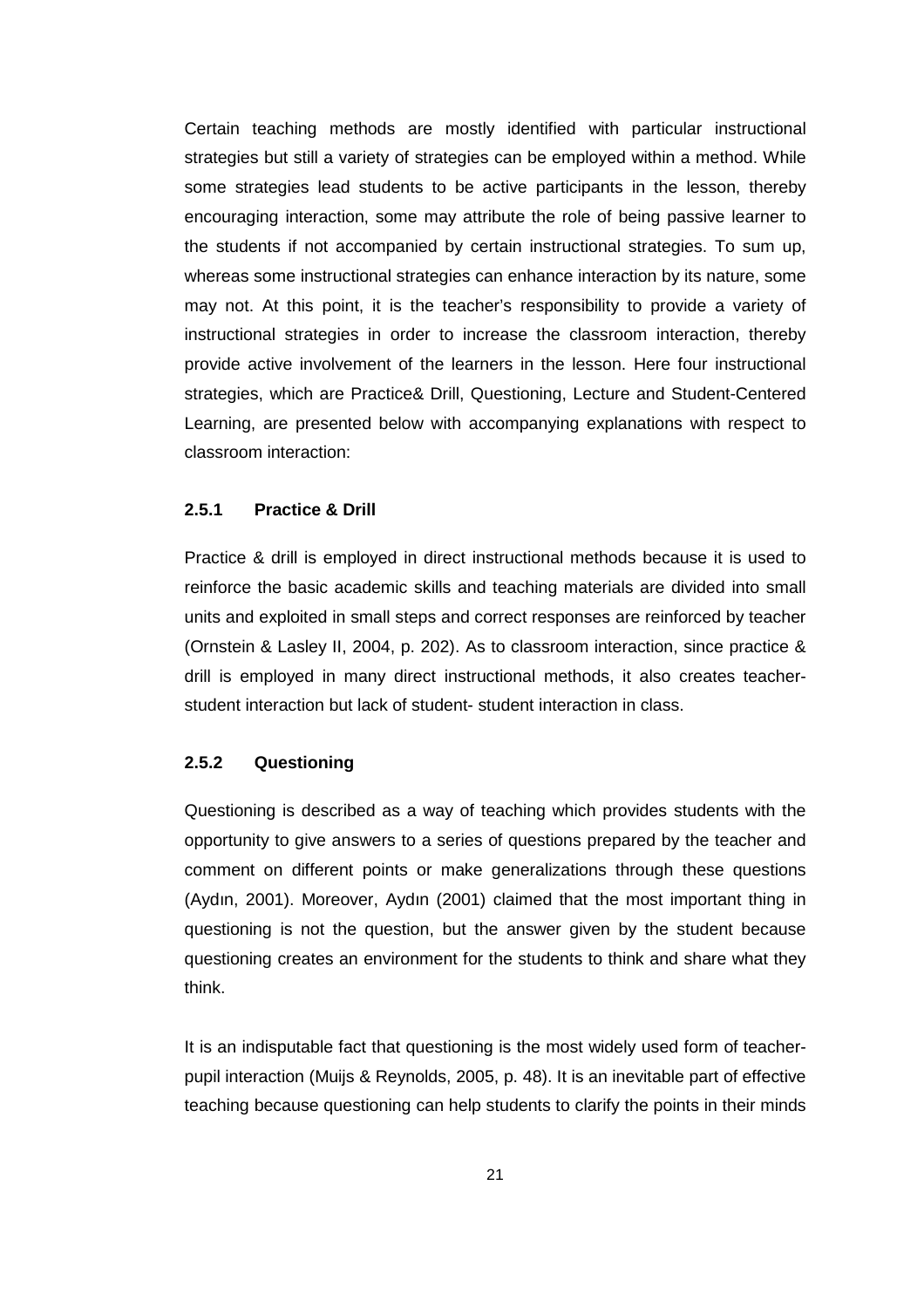Certain teaching methods are mostly identified with particular instructional strategies but still a variety of strategies can be employed within a method. While some strategies lead students to be active participants in the lesson, thereby encouraging interaction, some may attribute the role of being passive learner to the students if not accompanied by certain instructional strategies. To sum up, whereas some instructional strategies can enhance interaction by its nature, some may not. At this point, it is the teacher's responsibility to provide a variety of instructional strategies in order to increase the classroom interaction, thereby provide active involvement of the learners in the lesson. Here four instructional strategies, which are Practice& Drill, Questioning, Lecture and Student-Centered Learning, are presented below with accompanying explanations with respect to classroom interaction:

### 2.5.1 Practice & Drill

Practice & drill is employed in direct instructional methods because it is used to reinforce the basic academic skills and teaching materials are divided into small units and exploited in small steps and correct responses are reinforced by teacher (Ornstein & Lasley II, 2004, p. 202). As to classroom interaction, since practice & drill is employed in many direct instructional methods, it also creates teacher-student interaction but lack of student- student interaction in class.

### 2.5.2 Questioning

Questioning is described as a way of teaching which provides students with the opportunity to give answers to a series of questions prepared by the teacher and comment on different points or make generalizations through these questions (Aydın, 2001). Moreover, Aydın (2001) claimed that the most important thing in questioning is not the question, but the answer given by the student because questioning creates an environment for the students to think and share what they think.

It is an indisputable fact that questioning is the most widely used form of teacher-pupil interaction (Muijs & Reynolds, 2005, p. 48). It is an inevitable part of effective teaching because questioning can help students to clarify the points in their minds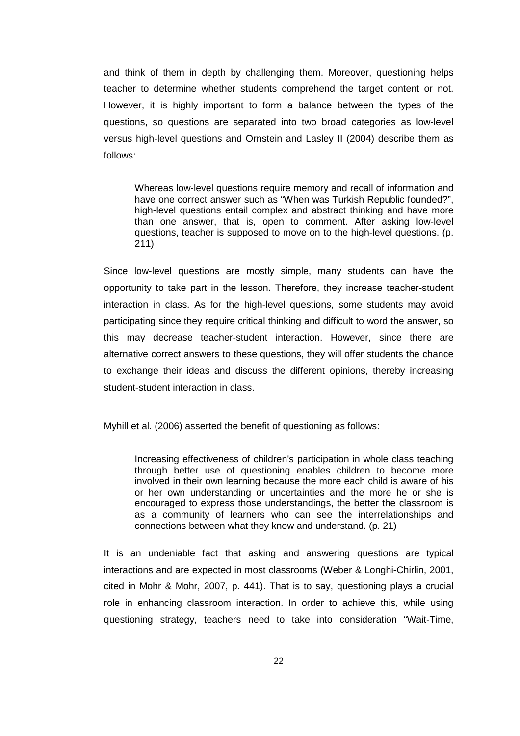and think of them in depth by challenging them. Moreover, questioning helps teacher to determine whether students comprehend the target content or not. However, it is highly important to form a balance between the types of the questions, so questions are separated into two broad categories as low-level versus high-level questions and Ornstein and Lasley II (2004) describe them as follows:

> Whereas low-level questions require memory and recall of information and have one correct answer such as "When was Turkish Republic founded?", high-level questions entail complex and abstract thinking and have more than one answer, that is, open to comment. After asking low-level questions, teacher is supposed to move on to the high-level questions. (p. 211)

Since low-level questions are mostly simple, many students can have the opportunity to take part in the lesson. Therefore, they increase teacher-student interaction in class. As for the high-level questions, some students may avoid participating since they require critical thinking and difficult to word the answer, so this may decrease teacher-student interaction. However, since there are alternative correct answers to these questions, they will offer students the chance to exchange their ideas and discuss the different opinions, thereby increasing student-student interaction in class.

Myhill et al. (2006) asserted the benefit of questioning as follows:

> Increasing effectiveness of children's participation in whole class teaching through better use of questioning enables children to become more involved in their own learning because the more each child is aware of his or her own understanding or uncertainties and the more he or she is encouraged to express those understandings, the better the classroom is as a community of learners who can see the interrelationships and connections between what they know and understand. (p. 21)

It is an undeniable fact that asking and answering questions are typical interactions and are expected in most classrooms (Weber & Longhi-Chirlin, 2001, cited in Mohr & Mohr, 2007, p. 441). That is to say, questioning plays a crucial role in enhancing classroom interaction. In order to achieve this, while using questioning strategy, teachers need to take into consideration "Wait-Time,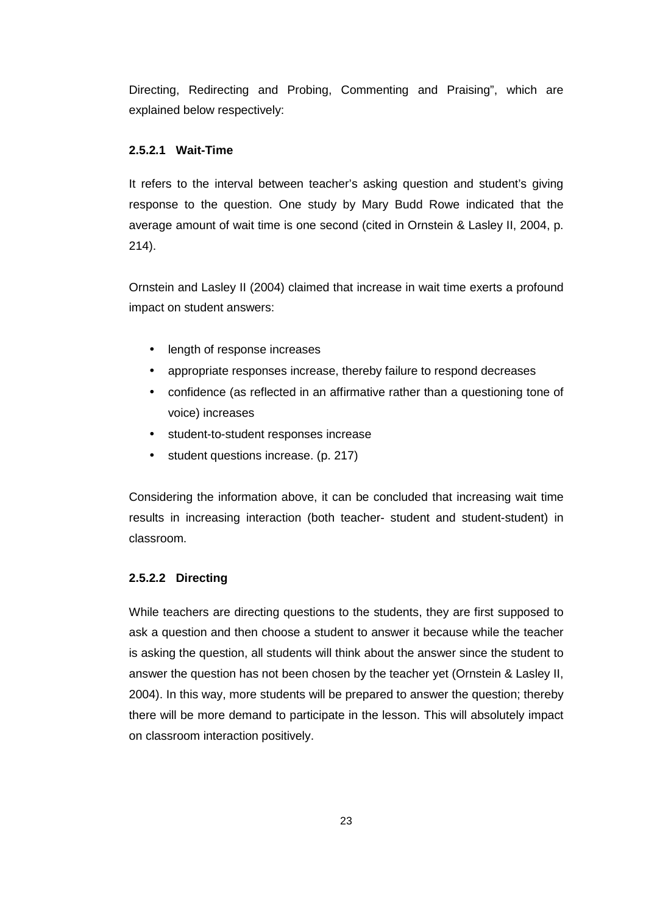Directing, Redirecting and Probing, Commenting and Praising", which are explained below respectively:

#### 2.5.2.1 Wait-Time

It refers to the interval between teacher's asking question and student's giving response to the question. One study by Mary Budd Rowe indicated that the average amount of wait time is one second (cited in Ornstein & Lasley II, 2004, p. 214).

Ornstein and Lasley II (2004) claimed that increase in wait time exerts a profound impact on student answers:

- length of response increases
- appropriate responses increase, thereby failure to respond decreases
- confidence (as reflected in an affirmative rather than a questioning tone of voice) increases
- student-to-student responses increase
- student questions increase. (p. 217)

Considering the information above, it can be concluded that increasing wait time results in increasing interaction (both teacher- student and student-student) in classroom.

#### 2.5.2.2 Directing

While teachers are directing questions to the students, they are first supposed to ask a question and then choose a student to answer it because while the teacher is asking the question, all students will think about the answer since the student to answer the question has not been chosen by the teacher yet (Ornstein & Lasley II, 2004). In this way, more students will be prepared to answer the question; thereby there will be more demand to participate in the lesson. This will absolutely impact on classroom interaction positively.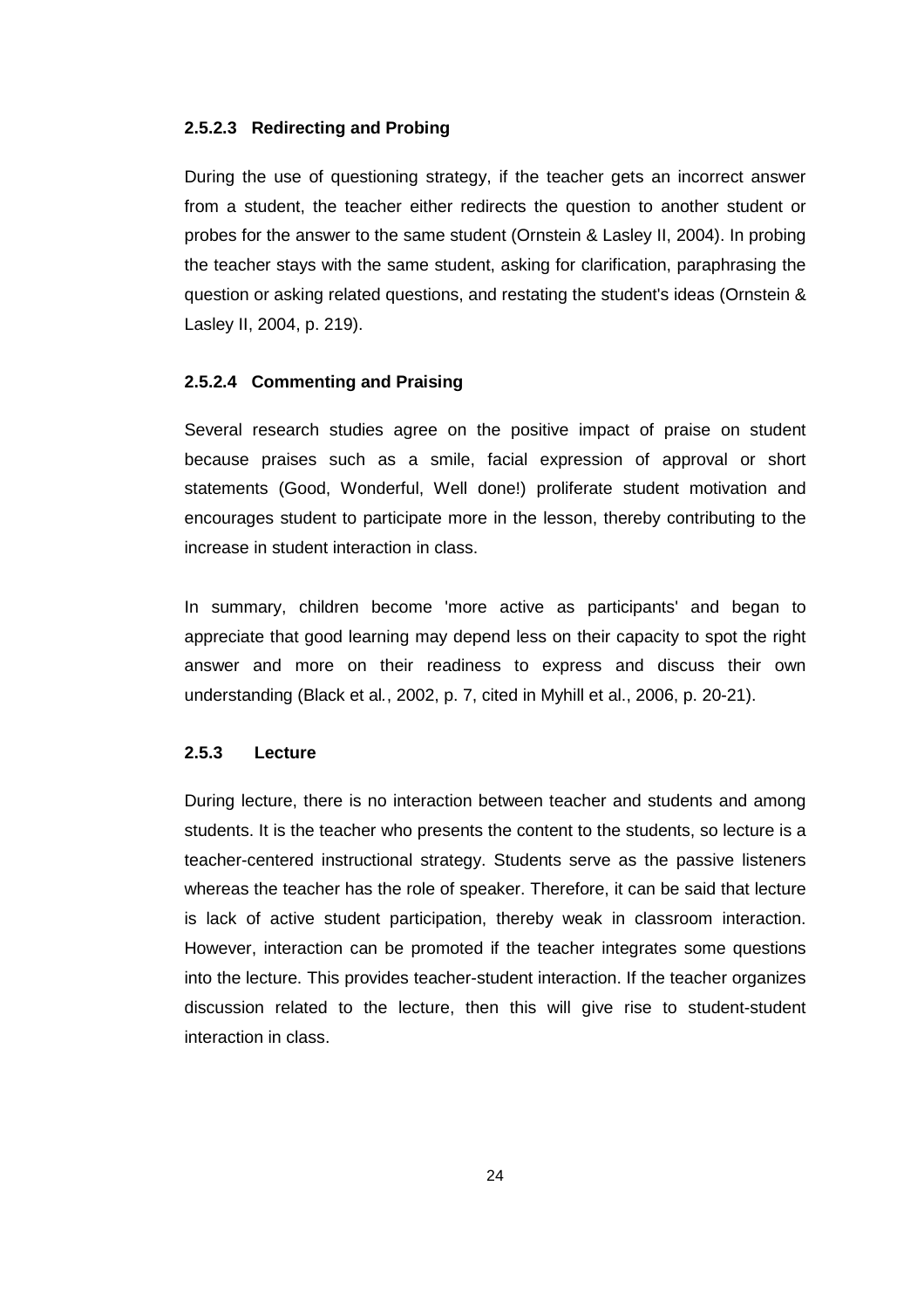#### 2.5.2.3 Redirecting and Probing

During the use of questioning strategy, if the teacher gets an incorrect answer from a student, the teacher either redirects the question to another student or probes for the answer to the same student (Ornstein & Lasley II, 2004). In probing the teacher stays with the same student, asking for clarification, paraphrasing the question or asking related questions, and restating the student's ideas (Ornstein & Lasley II, 2004, p. 219).

#### 2.5.2.4 Commenting and Praising

Several research studies agree on the positive impact of praise on student because praises such as a smile, facial expression of approval or short statements (Good, Wonderful, Well done!) proliferate student motivation and encourages student to participate more in the lesson, thereby contributing to the increase in student interaction in class.

In summary, children become 'more active as participants' and began to appreciate that good learning may depend less on their capacity to spot the right answer and more on their readiness to express and discuss their own understanding (Black et al*.*, 2002, p. 7, cited in Myhill et al., 2006, p. 20-21).

### 2.5.3 Lecture

During lecture, there is no interaction between teacher and students and among students. It is the teacher who presents the content to the students, so lecture is a teacher-centered instructional strategy. Students serve as the passive listeners whereas the teacher has the role of speaker. Therefore, it can be said that lecture is lack of active student participation, thereby weak in classroom interaction. However, interaction can be promoted if the teacher integrates some questions into the lecture. This provides teacher-student interaction. If the teacher organizes discussion related to the lecture, then this will give rise to student-student interaction in class.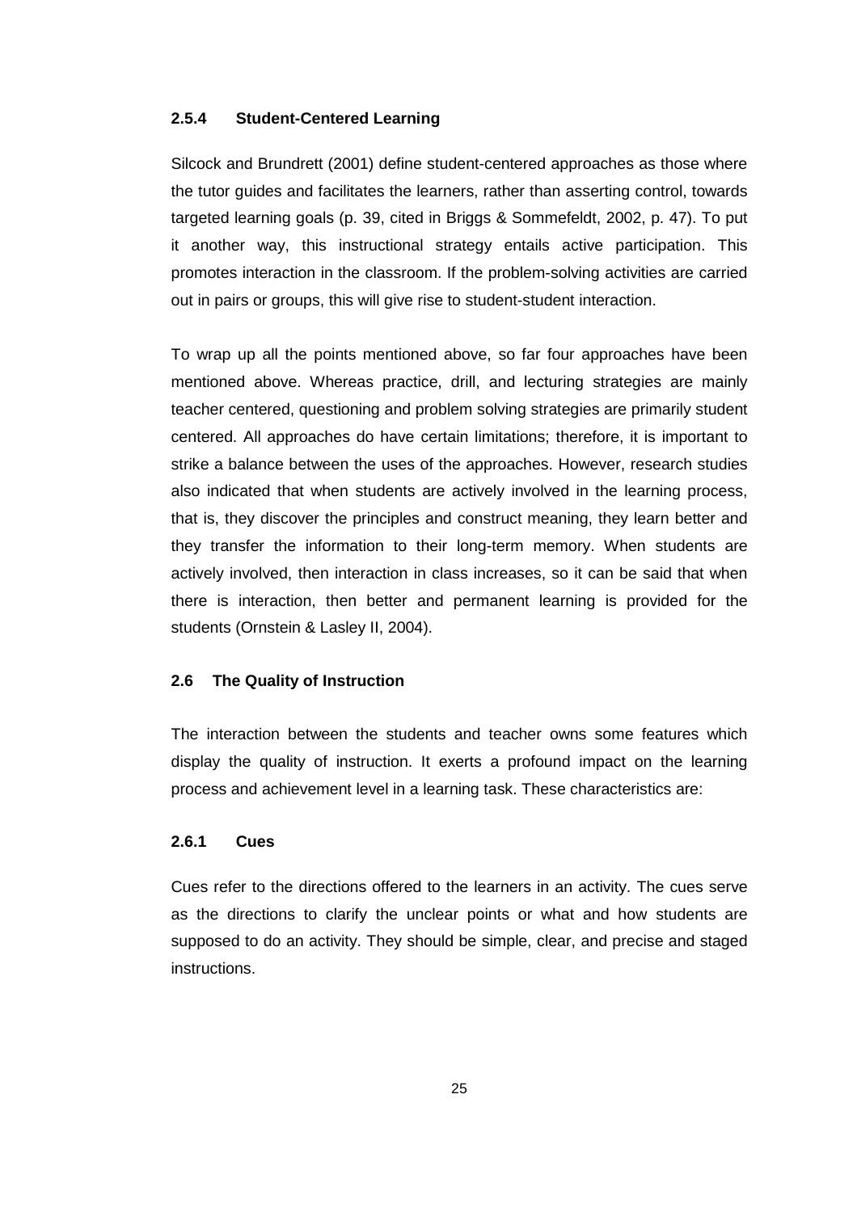### 2.5.4 Student-Centered Learning

Silcock and Brundrett (2001) define student-centered approaches as those where the tutor guides and facilitates the learners, rather than asserting control, towards targeted learning goals (p. 39, cited in Briggs & Sommefeldt, 2002, p. 47). To put it another way, this instructional strategy entails active participation. This promotes interaction in the classroom. If the problem-solving activities are carried out in pairs or groups, this will give rise to student-student interaction.

To wrap up all the points mentioned above, so far four approaches have been mentioned above. Whereas practice, drill, and lecturing strategies are mainly teacher centered, questioning and problem solving strategies are primarily student centered. All approaches do have certain limitations; therefore, it is important to strike a balance between the uses of the approaches. However, research studies also indicated that when students are actively involved in the learning process, that is, they discover the principles and construct meaning, they learn better and they transfer the information to their long-term memory. When students are actively involved, then interaction in class increases, so it can be said that when there is interaction, then better and permanent learning is provided for the students (Ornstein & Lasley II, 2004).

## 2.6 The Quality of Instruction

The interaction between the students and teacher owns some features which display the quality of instruction. It exerts a profound impact on the learning process and achievement level in a learning task. These characteristics are:

### 2.6.1 Cues

Cues refer to the directions offered to the learners in an activity. The cues serve as the directions to clarify the unclear points or what and how students are supposed to do an activity. They should be simple, clear, and precise and staged instructions.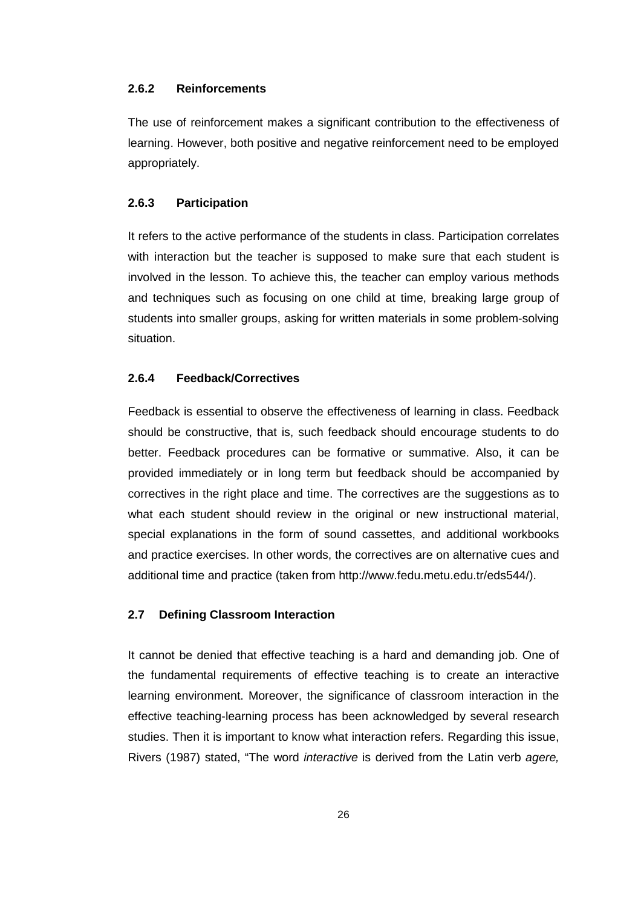### 2.6.2 Reinforcements

The use of reinforcement makes a significant contribution to the effectiveness of learning. However, both positive and negative reinforcement need to be employed appropriately.

### 2.6.3 Participation

It refers to the active performance of the students in class. Participation correlates with interaction but the teacher is supposed to make sure that each student is involved in the lesson. To achieve this, the teacher can employ various methods and techniques such as focusing on one child at time, breaking large group of students into smaller groups, asking for written materials in some problem-solving situation.

### 2.6.4 Feedback/Correctives

Feedback is essential to observe the effectiveness of learning in class. Feedback should be constructive, that is, such feedback should encourage students to do better. Feedback procedures can be formative or summative. Also, it can be provided immediately or in long term but feedback should be accompanied by correctives in the right place and time. The correctives are the suggestions as to what each student should review in the original or new instructional material, special explanations in the form of sound cassettes, and additional workbooks and practice exercises. In other words, the correctives are on alternative cues and additional time and practice (taken from http://www.fedu.metu.edu.tr/eds544/).

## 2.7 Defining Classroom Interaction

It cannot be denied that effective teaching is a hard and demanding job. One of the fundamental requirements of effective teaching is to create an interactive learning environment. Moreover, the significance of classroom interaction in the effective teaching-learning process has been acknowledged by several research studies. Then it is important to know what interaction refers. Regarding this issue, Rivers (1987) stated, "The word *interactive* is derived from the Latin verb *agere,*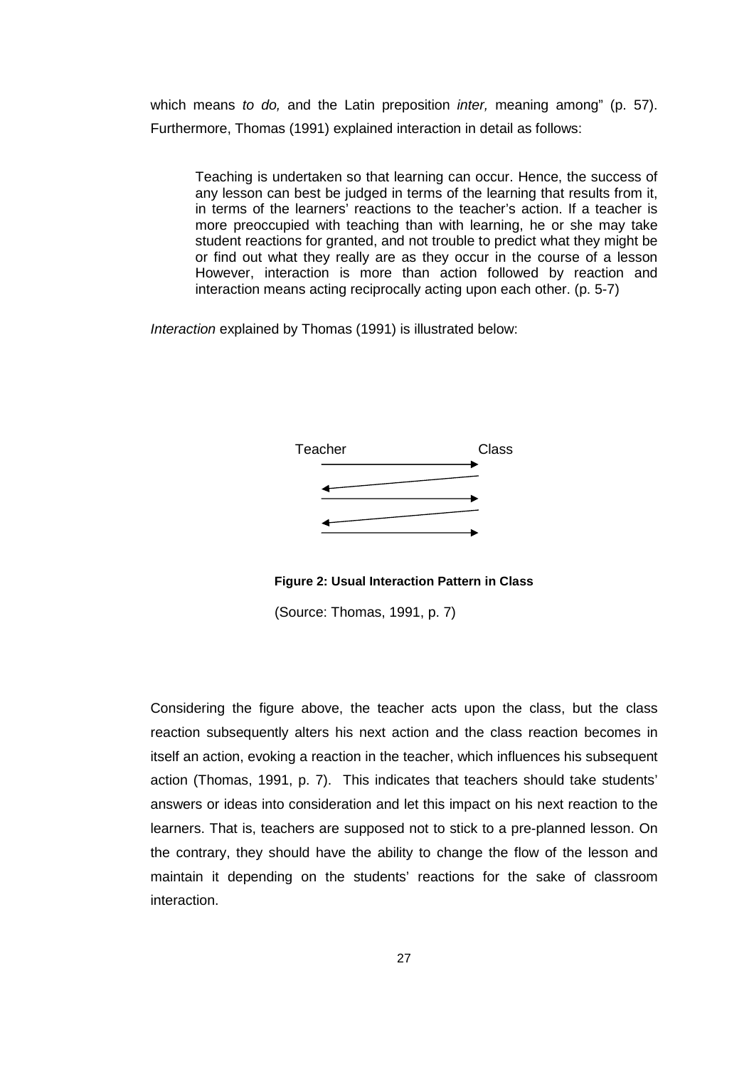which means *to do,* and the Latin preposition *inter,* meaning among" (p. 57). Furthermore, Thomas (1991) explained interaction in detail as follows:

> Teaching is undertaken so that learning can occur. Hence, the success of any lesson can best be judged in terms of the learning that results from it, in terms of the learners' reactions to the teacher's action. If a teacher is more preoccupied with teaching than with learning, he or she may take student reactions for granted, and not trouble to predict what they might be or find out what they really are as they occur in the course of a lesson However, interaction is more than action followed by reaction and interaction means acting reciprocally acting upon each other. (p. 5-7)

*Interaction* explained by Thomas (1991) is illustrated below:

Teacher Class

**Figure 2: Usual Interaction Pattern in Class**

(Source: Thomas, 1991, p. 7)

Considering the figure above, the teacher acts upon the class, but the class reaction subsequently alters his next action and the class reaction becomes in itself an action, evoking a reaction in the teacher, which influences his subsequent action (Thomas, 1991, p. 7). This indicates that teachers should take students' answers or ideas into consideration and let this impact on his next reaction to the learners. That is, teachers are supposed not to stick to a pre-planned lesson. On the contrary, they should have the ability to change the flow of the lesson and maintain it depending on the students' reactions for the sake of classroom interaction.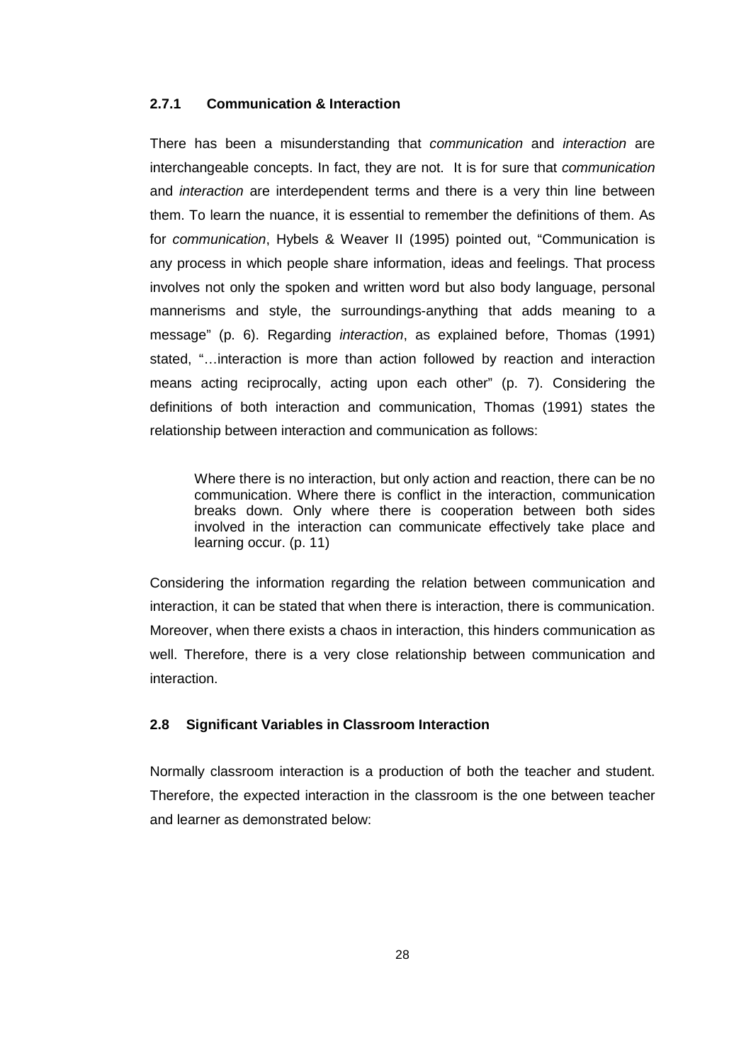### 2.7.1 Communication & Interaction

There has been a misunderstanding that *communication* and *interaction* are interchangeable concepts. In fact, they are not. It is for sure that *communication* and *interaction* are interdependent terms and there is a very thin line between them. To learn the nuance, it is essential to remember the definitions of them. As for *communication*, Hybels & Weaver II (1995) pointed out, "Communication is any process in which people share information, ideas and feelings. That process involves not only the spoken and written word but also body language, personal mannerisms and style, the surroundings-anything that adds meaning to a message" (p. 6). Regarding *interaction*, as explained before, Thomas (1991) stated, "…interaction is more than action followed by reaction and interaction means acting reciprocally, acting upon each other" (p. 7). Considering the definitions of both interaction and communication, Thomas (1991) states the relationship between interaction and communication as follows:

> Where there is no interaction, but only action and reaction, there can be no communication. Where there is conflict in the interaction, communication breaks down. Only where there is cooperation between both sides involved in the interaction can communicate effectively take place and learning occur. (p. 11)

Considering the information regarding the relation between communication and interaction, it can be stated that when there is interaction, there is communication. Moreover, when there exists a chaos in interaction, this hinders communication as well. Therefore, there is a very close relationship between communication and interaction.

## 2.8 Significant Variables in Classroom Interaction

Normally classroom interaction is a production of both the teacher and student. Therefore, the expected interaction in the classroom is the one between teacher and learner as demonstrated below: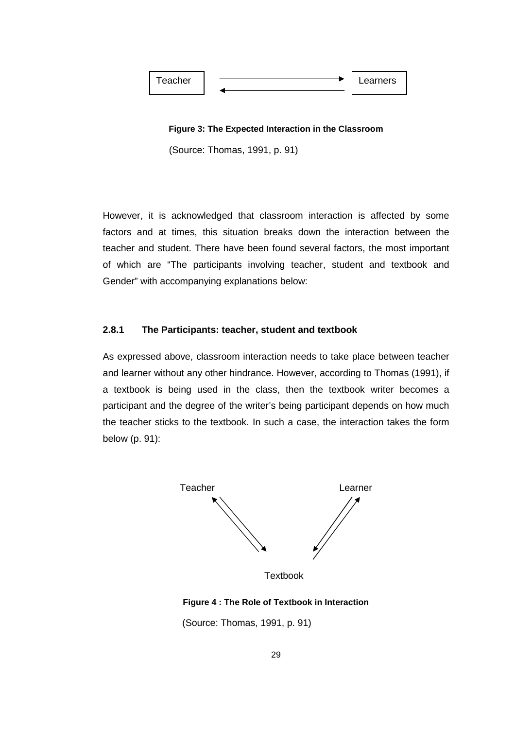Teacher ⇄ Learners

**Figure 3: The Expected Interaction in the Classroom**

(Source: Thomas, 1991, p. 91)

However, it is acknowledged that classroom interaction is affected by some factors and at times, this situation breaks down the interaction between the teacher and student. There have been found several factors, the most important of which are "The participants involving teacher, student and textbook and Gender" with accompanying explanations below:

### 2.8.1 The Participants: teacher, student and textbook

As expressed above, classroom interaction needs to take place between teacher and learner without any other hindrance. However, according to Thomas (1991), if a textbook is being used in the class, then the textbook writer becomes a participant and the degree of the writer's being participant depends on how much the teacher sticks to the textbook. In such a case, the interaction takes the form below (p. 91):

Teacher ⇄ Textbook ⇄ Learner

**Figure 4 : The Role of Textbook in Interaction**

(Source: Thomas, 1991, p. 91)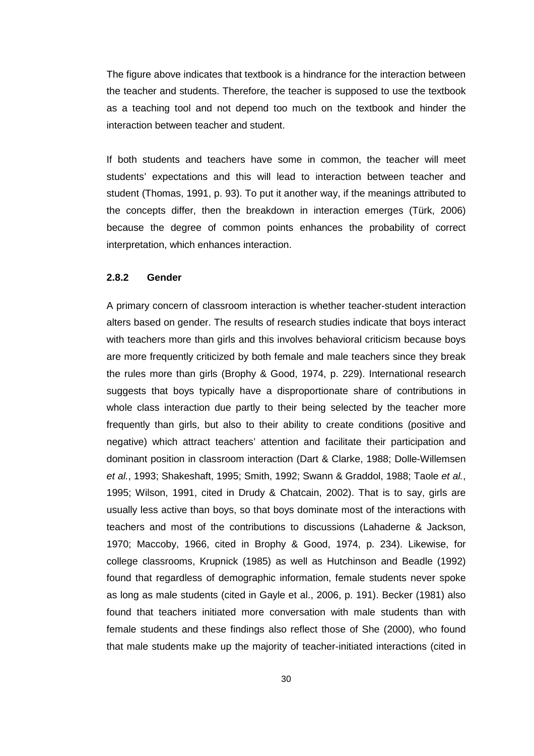The figure above indicates that textbook is a hindrance for the interaction between the teacher and students. Therefore, the teacher is supposed to use the textbook as a teaching tool and not depend too much on the textbook and hinder the interaction between teacher and student.

If both students and teachers have some in common, the teacher will meet students' expectations and this will lead to interaction between teacher and student (Thomas, 1991, p. 93). To put it another way, if the meanings attributed to the concepts differ, then the breakdown in interaction emerges (Türk, 2006) because the degree of common points enhances the probability of correct interpretation, which enhances interaction.

### 2.8.2 Gender

A primary concern of classroom interaction is whether teacher-student interaction alters based on gender. The results of research studies indicate that boys interact with teachers more than girls and this involves behavioral criticism because boys are more frequently criticized by both female and male teachers since they break the rules more than girls (Brophy & Good, 1974, p. 229). International research suggests that boys typically have a disproportionate share of contributions in whole class interaction due partly to their being selected by the teacher more frequently than girls, but also to their ability to create conditions (positive and negative) which attract teachers' attention and facilitate their participation and dominant position in classroom interaction (Dart & Clarke, 1988; Dolle-Willemsen *et al.*, 1993; Shakeshaft, 1995; Smith, 1992; Swann & Graddol, 1988; Taole *et al.*, 1995; Wilson, 1991, cited in Drudy & Chatcain, 2002). That is to say, girls are usually less active than boys, so that boys dominate most of the interactions with teachers and most of the contributions to discussions (Lahaderne & Jackson, 1970; Maccoby, 1966, cited in Brophy & Good, 1974, p. 234). Likewise, for college classrooms, Krupnick (1985) as well as Hutchinson and Beadle (1992) found that regardless of demographic information, female students never spoke as long as male students (cited in Gayle et al., 2006, p. 191). Becker (1981) also found that teachers initiated more conversation with male students than with female students and these findings also reflect those of She (2000), who found that male students make up the majority of teacher-initiated interactions (cited in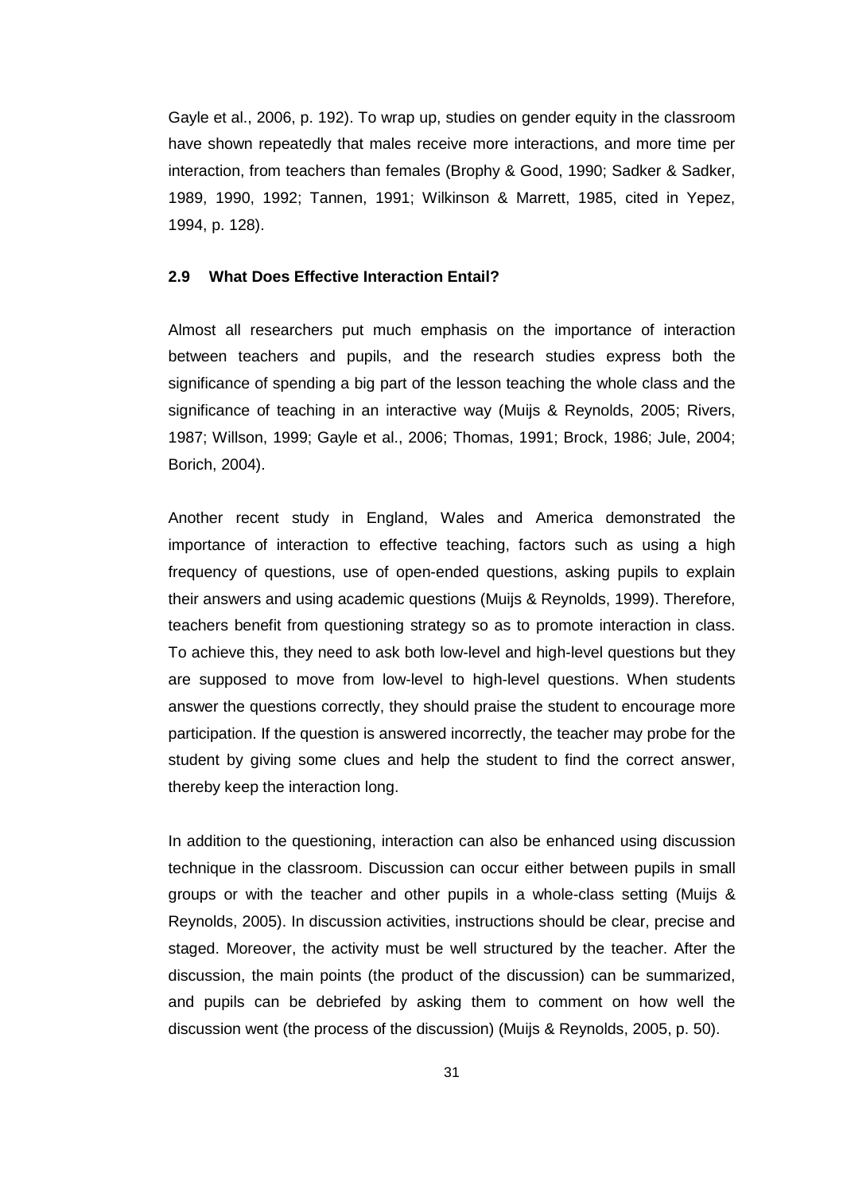Gayle et al., 2006, p. 192). To wrap up, studies on gender equity in the classroom have shown repeatedly that males receive more interactions, and more time per interaction, from teachers than females (Brophy & Good, 1990; Sadker & Sadker, 1989, 1990, 1992; Tannen, 1991; Wilkinson & Marrett, 1985, cited in Yepez, 1994, p. 128).

### 2.9 What Does Effective Interaction Entail?

Almost all researchers put much emphasis on the importance of interaction between teachers and pupils, and the research studies express both the significance of spending a big part of the lesson teaching the whole class and the significance of teaching in an interactive way (Muijs & Reynolds, 2005; Rivers, 1987; Willson, 1999; Gayle et al., 2006; Thomas, 1991; Brock, 1986; Jule, 2004; Borich, 2004).

Another recent study in England, Wales and America demonstrated the importance of interaction to effective teaching, factors such as using a high frequency of questions, use of open-ended questions, asking pupils to explain their answers and using academic questions (Muijs & Reynolds, 1999). Therefore, teachers benefit from questioning strategy so as to promote interaction in class. To achieve this, they need to ask both low-level and high-level questions but they are supposed to move from low-level to high-level questions. When students answer the questions correctly, they should praise the student to encourage more participation. If the question is answered incorrectly, the teacher may probe for the student by giving some clues and help the student to find the correct answer, thereby keep the interaction long.

In addition to the questioning, interaction can also be enhanced using discussion technique in the classroom. Discussion can occur either between pupils in small groups or with the teacher and other pupils in a whole-class setting (Muijs & Reynolds, 2005). In discussion activities, instructions should be clear, precise and staged. Moreover, the activity must be well structured by the teacher. After the discussion, the main points (the product of the discussion) can be summarized, and pupils can be debriefed by asking them to comment on how well the discussion went (the process of the discussion) (Muijs & Reynolds, 2005, p. 50).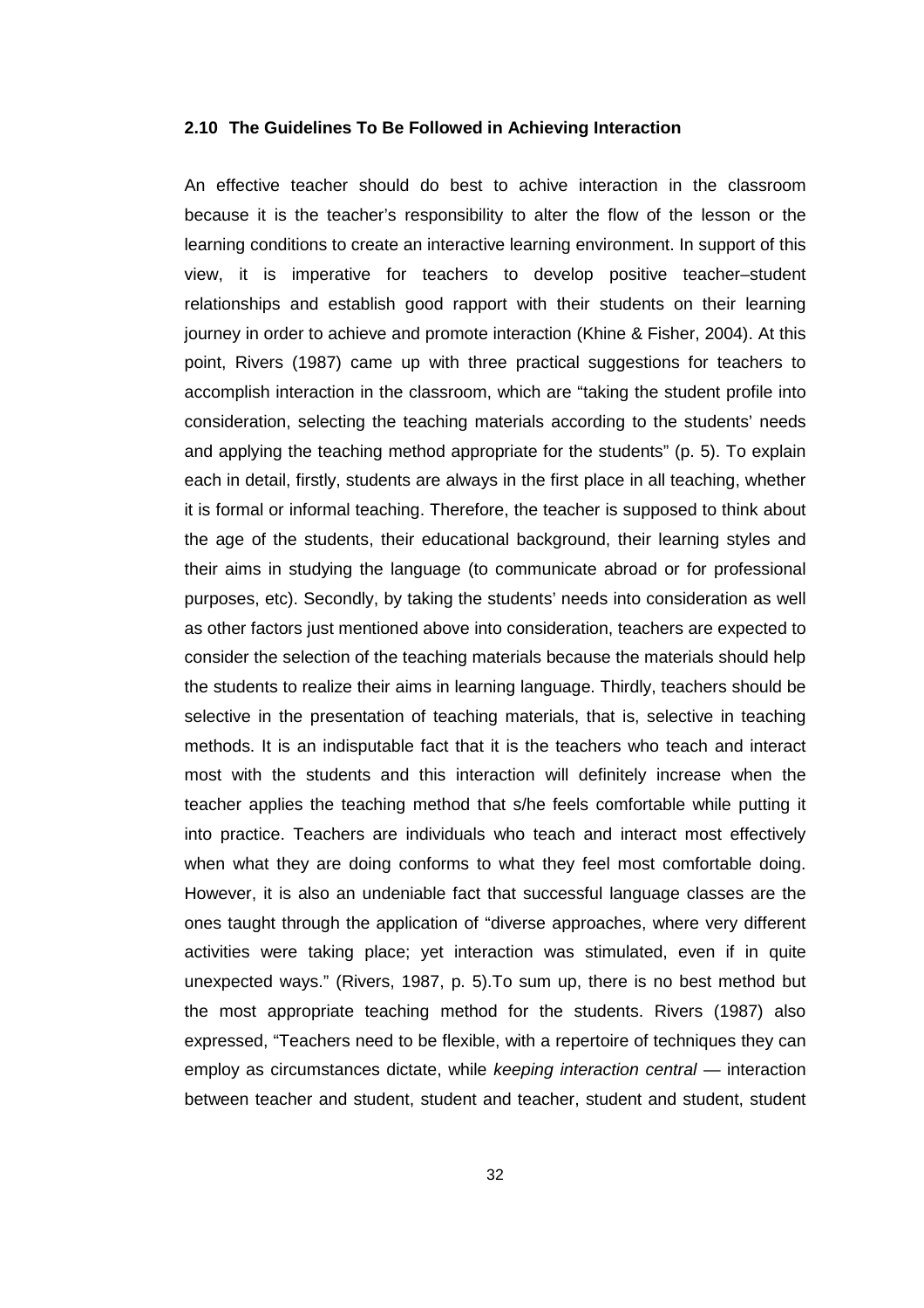### 2.10 The Guidelines To Be Followed in Achieving Interaction

An effective teacher should do best to achive interaction in the classroom because it is the teacher's responsibility to alter the flow of the lesson or the learning conditions to create an interactive learning environment. In support of this view, it is imperative for teachers to develop positive teacher–student relationships and establish good rapport with their students on their learning journey in order to achieve and promote interaction (Khine & Fisher, 2004). At this point, Rivers (1987) came up with three practical suggestions for teachers to accomplish interaction in the classroom, which are "taking the student profile into consideration, selecting the teaching materials according to the students' needs and applying the teaching method appropriate for the students" (p. 5). To explain each in detail, firstly, students are always in the first place in all teaching, whether it is formal or informal teaching. Therefore, the teacher is supposed to think about the age of the students, their educational background, their learning styles and their aims in studying the language (to communicate abroad or for professional purposes, etc). Secondly, by taking the students' needs into consideration as well as other factors just mentioned above into consideration, teachers are expected to consider the selection of the teaching materials because the materials should help the students to realize their aims in learning language. Thirdly, teachers should be selective in the presentation of teaching materials, that is, selective in teaching methods. It is an indisputable fact that it is the teachers who teach and interact most with the students and this interaction will definitely increase when the teacher applies the teaching method that s/he feels comfortable while putting it into practice. Teachers are individuals who teach and interact most effectively when what they are doing conforms to what they feel most comfortable doing. However, it is also an undeniable fact that successful language classes are the ones taught through the application of "diverse approaches, where very different activities were taking place; yet interaction was stimulated, even if in quite unexpected ways." (Rivers, 1987, p. 5).To sum up, there is no best method but the most appropriate teaching method for the students. Rivers (1987) also expressed, "Teachers need to be flexible, with a repertoire of techniques they can employ as circumstances dictate, while *keeping interaction central* — interaction between teacher and student, student and teacher, student and student, student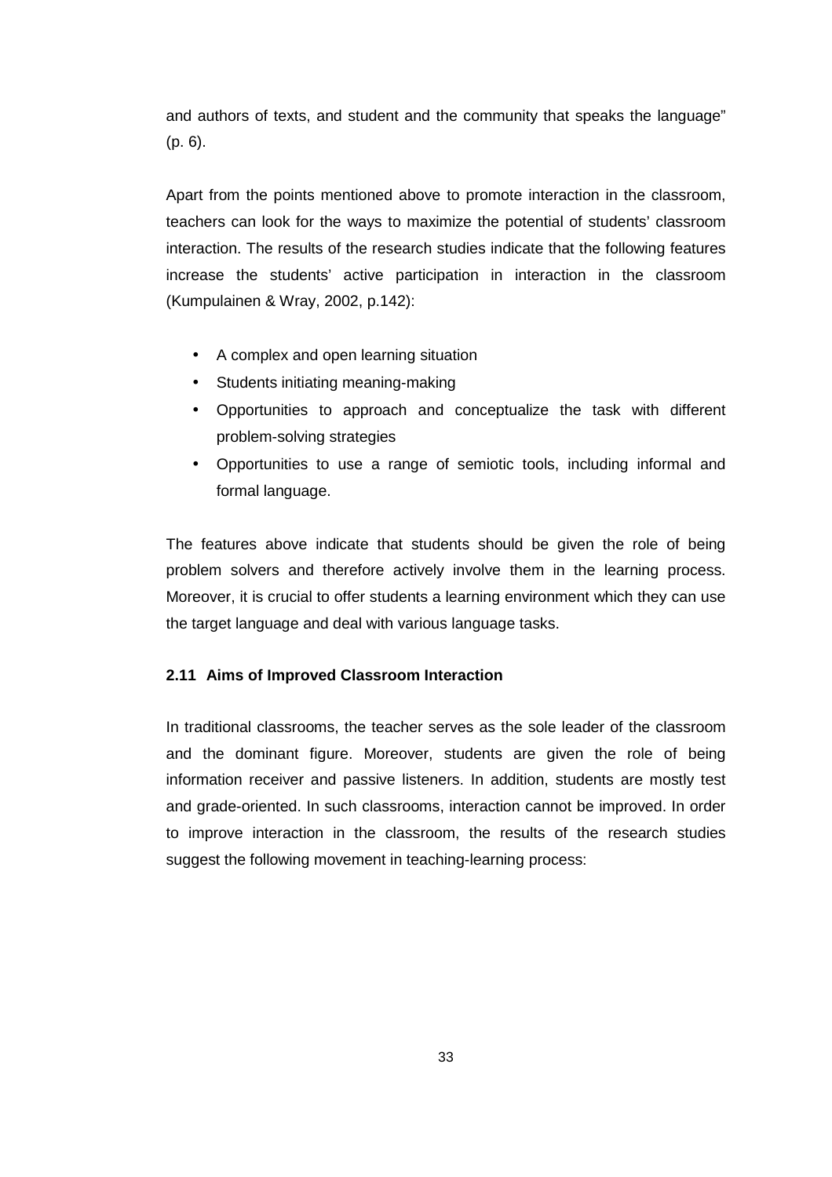and authors of texts, and student and the community that speaks the language" (p. 6).

Apart from the points mentioned above to promote interaction in the classroom, teachers can look for the ways to maximize the potential of students' classroom interaction. The results of the research studies indicate that the following features increase the students' active participation in interaction in the classroom (Kumpulainen & Wray, 2002, p.142):

- A complex and open learning situation
- Students initiating meaning-making
- Opportunities to approach and conceptualize the task with different problem-solving strategies
- Opportunities to use a range of semiotic tools, including informal and formal language.

The features above indicate that students should be given the role of being problem solvers and therefore actively involve them in the learning process. Moreover, it is crucial to offer students a learning environment which they can use the target language and deal with various language tasks.

### 2.11 Aims of Improved Classroom Interaction

In traditional classrooms, the teacher serves as the sole leader of the classroom and the dominant figure. Moreover, students are given the role of being information receiver and passive listeners. In addition, students are mostly test and grade-oriented. In such classrooms, interaction cannot be improved. In order to improve interaction in the classroom, the results of the research studies suggest the following movement in teaching-learning process: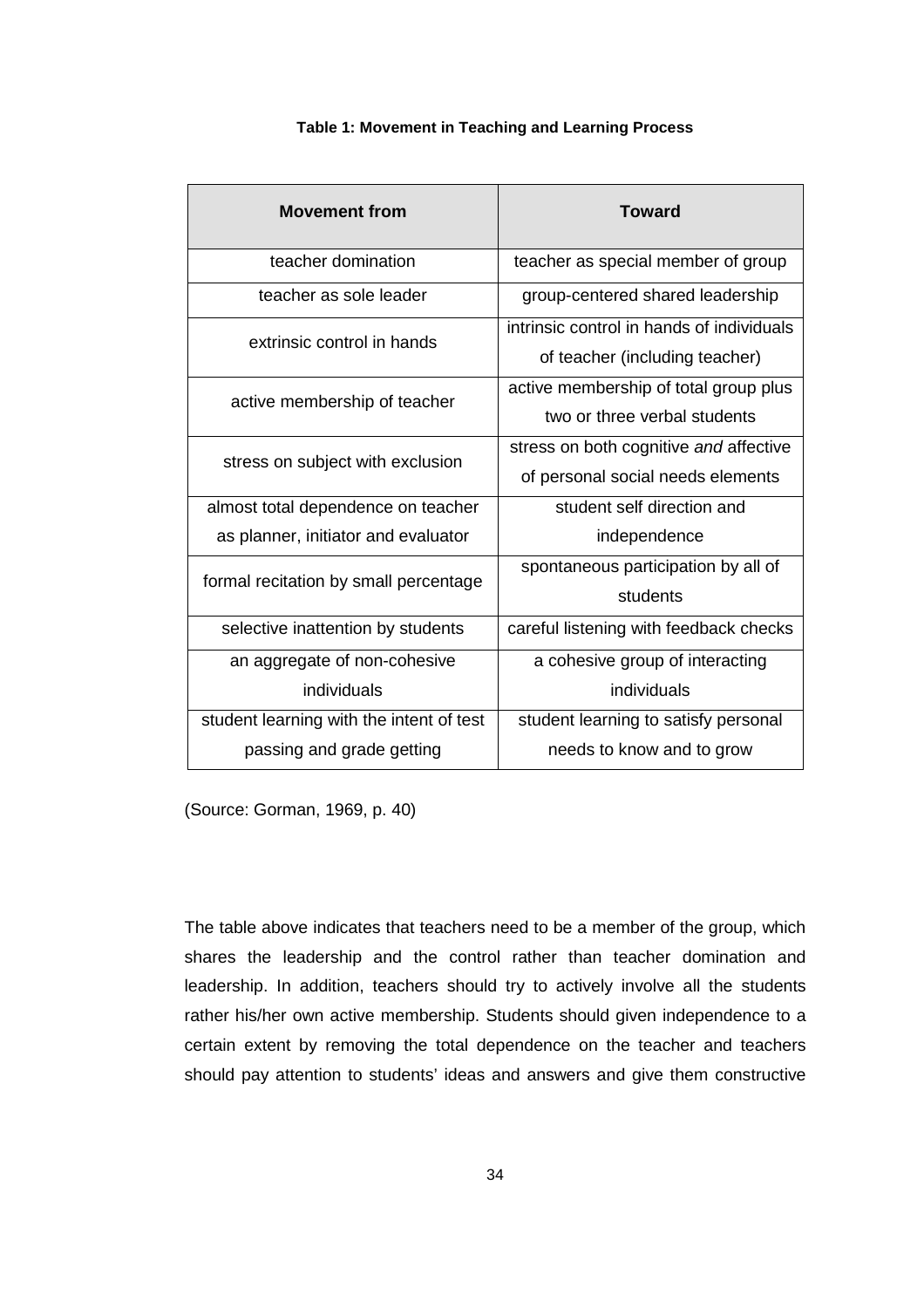**Table 1: Movement in Teaching and Learning Process**

| Movement from | Toward |
|---|---|
| teacher domination | teacher as special member of group |
| teacher as sole leader | group-centered shared leadership |
| extrinsic control in hands | intrinsic control in hands of individuals of teacher (including teacher) |
| active membership of teacher | active membership of total group plus two or three verbal students |
| stress on subject with exclusion | stress on both cognitive *and* affective of personal social needs elements |
| almost total dependence on teacher as planner, initiator and evaluator | student self direction and independence |
| formal recitation by small percentage | spontaneous participation by all of students |
| selective inattention by students | careful listening with feedback checks |
| an aggregate of non-cohesive individuals | a cohesive group of interacting individuals |
| student learning with the intent of test passing and grade getting | student learning to satisfy personal needs to know and to grow |

(Source: Gorman, 1969, p. 40)

The table above indicates that teachers need to be a member of the group, which shares the leadership and the control rather than teacher domination and leadership. In addition, teachers should try to actively involve all the students rather his/her own active membership. Students should given independence to a certain extent by removing the total dependence on the teacher and teachers should pay attention to students' ideas and answers and give them constructive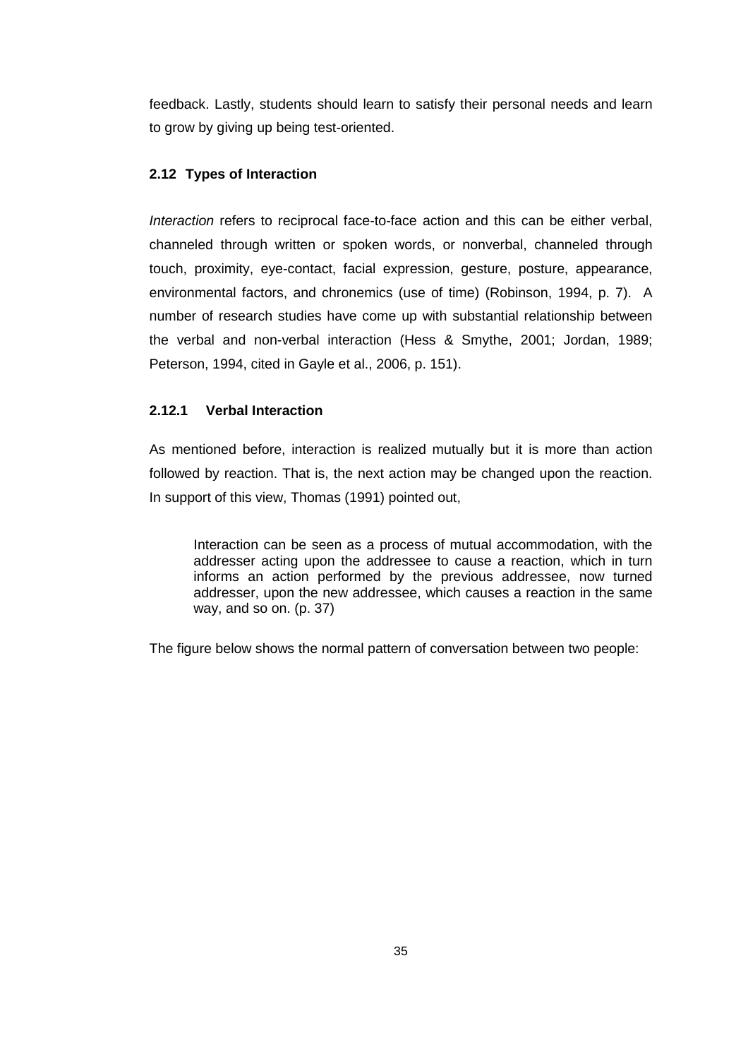feedback. Lastly, students should learn to satisfy their personal needs and learn to grow by giving up being test-oriented.

## 2.12 Types of Interaction

*Interaction* refers to reciprocal face-to-face action and this can be either verbal, channeled through written or spoken words, or nonverbal, channeled through touch, proximity, eye-contact, facial expression, gesture, posture, appearance, environmental factors, and chronemics (use of time) (Robinson, 1994, p. 7). A number of research studies have come up with substantial relationship between the verbal and non-verbal interaction (Hess & Smythe, 2001; Jordan, 1989; Peterson, 1994, cited in Gayle et al., 2006, p. 151).

### 2.12.1 Verbal Interaction

As mentioned before, interaction is realized mutually but it is more than action followed by reaction. That is, the next action may be changed upon the reaction. In support of this view, Thomas (1991) pointed out,

> Interaction can be seen as a process of mutual accommodation, with the addresser acting upon the addressee to cause a reaction, which in turn informs an action performed by the previous addressee, now turned addresser, upon the new addressee, which causes a reaction in the same way, and so on. (p. 37)

The figure below shows the normal pattern of conversation between two people: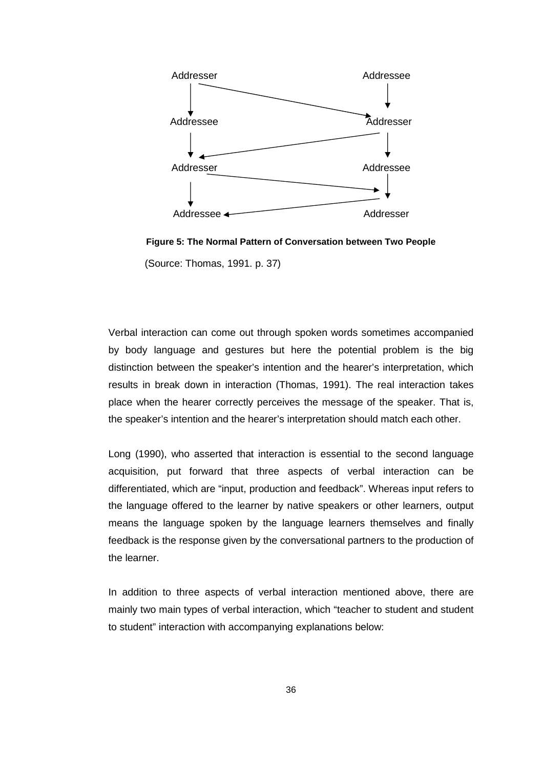Addresser Addressee

Addressee Addresser

Addresser Addressee

Addressee Addresser

**Figure 5: The Normal Pattern of Conversation between Two People**

(Source: Thomas, 1991. p. 37)

Verbal interaction can come out through spoken words sometimes accompanied by body language and gestures but here the potential problem is the big distinction between the speaker's intention and the hearer's interpretation, which results in break down in interaction (Thomas, 1991). The real interaction takes place when the hearer correctly perceives the message of the speaker. That is, the speaker's intention and the hearer's interpretation should match each other.

Long (1990), who asserted that interaction is essential to the second language acquisition, put forward that three aspects of verbal interaction can be differentiated, which are "input, production and feedback". Whereas input refers to the language offered to the learner by native speakers or other learners, output means the language spoken by the language learners themselves and finally feedback is the response given by the conversational partners to the production of the learner.

In addition to three aspects of verbal interaction mentioned above, there are mainly two main types of verbal interaction, which "teacher to student and student to student" interaction with accompanying explanations below: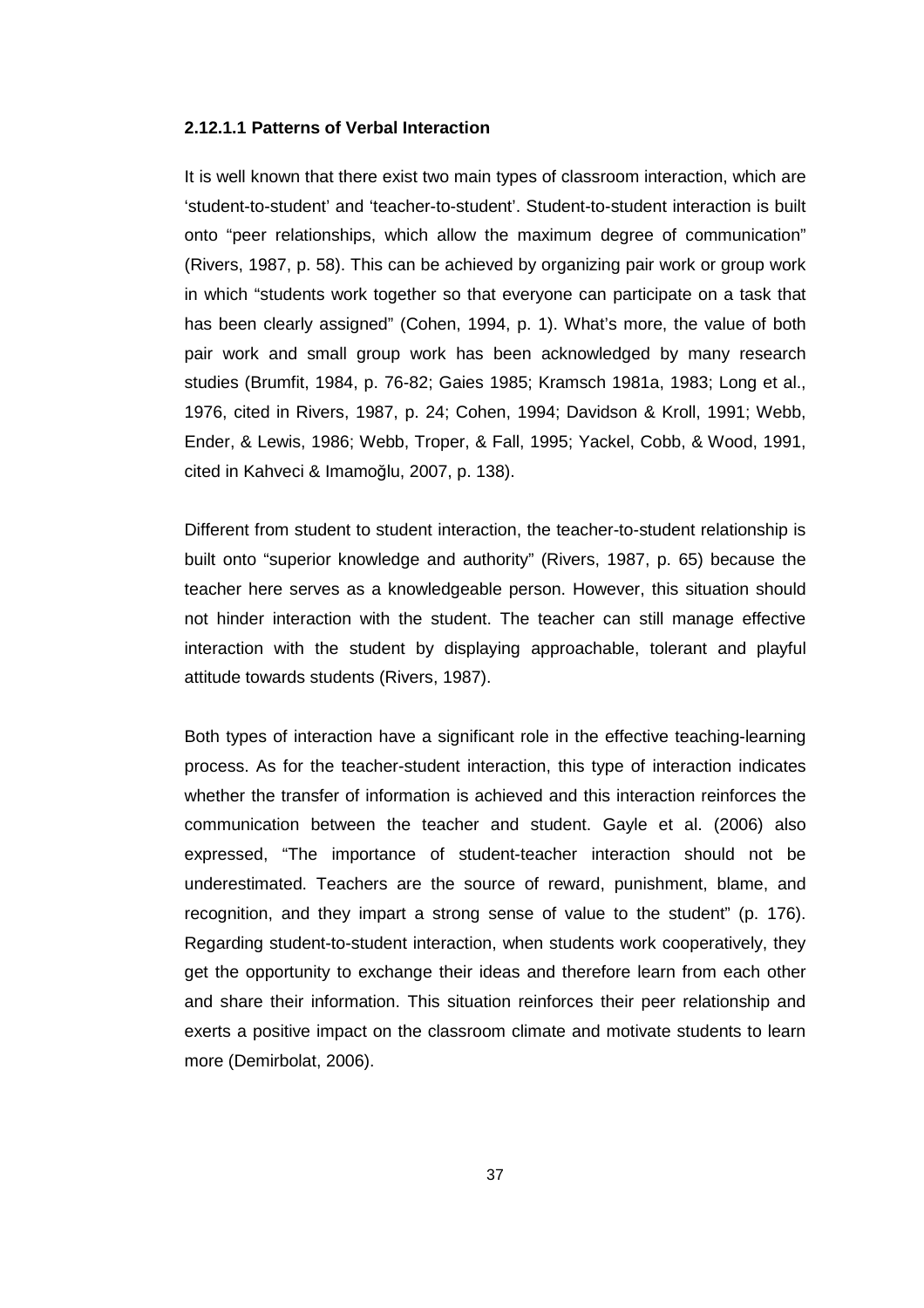#### 2.12.1.1 Patterns of Verbal Interaction

It is well known that there exist two main types of classroom interaction, which are 'student-to-student' and 'teacher-to-student'. Student-to-student interaction is built onto "peer relationships, which allow the maximum degree of communication" (Rivers, 1987, p. 58). This can be achieved by organizing pair work or group work in which "students work together so that everyone can participate on a task that has been clearly assigned" (Cohen, 1994, p. 1). What's more, the value of both pair work and small group work has been acknowledged by many research studies (Brumfit, 1984, p. 76-82; Gaies 1985; Kramsch 1981a, 1983; Long et al., 1976, cited in Rivers, 1987, p. 24; Cohen, 1994; Davidson & Kroll, 1991; Webb, Ender, & Lewis, 1986; Webb, Troper, & Fall, 1995; Yackel, Cobb, & Wood, 1991, cited in Kahveci & Imamoğlu, 2007, p. 138).

Different from student to student interaction, the teacher-to-student relationship is built onto "superior knowledge and authority" (Rivers, 1987, p. 65) because the teacher here serves as a knowledgeable person. However, this situation should not hinder interaction with the student. The teacher can still manage effective interaction with the student by displaying approachable, tolerant and playful attitude towards students (Rivers, 1987).

Both types of interaction have a significant role in the effective teaching-learning process. As for the teacher-student interaction, this type of interaction indicates whether the transfer of information is achieved and this interaction reinforces the communication between the teacher and student. Gayle et al. (2006) also expressed, "The importance of student-teacher interaction should not be underestimated. Teachers are the source of reward, punishment, blame, and recognition, and they impart a strong sense of value to the student" (p. 176). Regarding student-to-student interaction, when students work cooperatively, they get the opportunity to exchange their ideas and therefore learn from each other and share their information. This situation reinforces their peer relationship and exerts a positive impact on the classroom climate and motivate students to learn more (Demirbolat, 2006).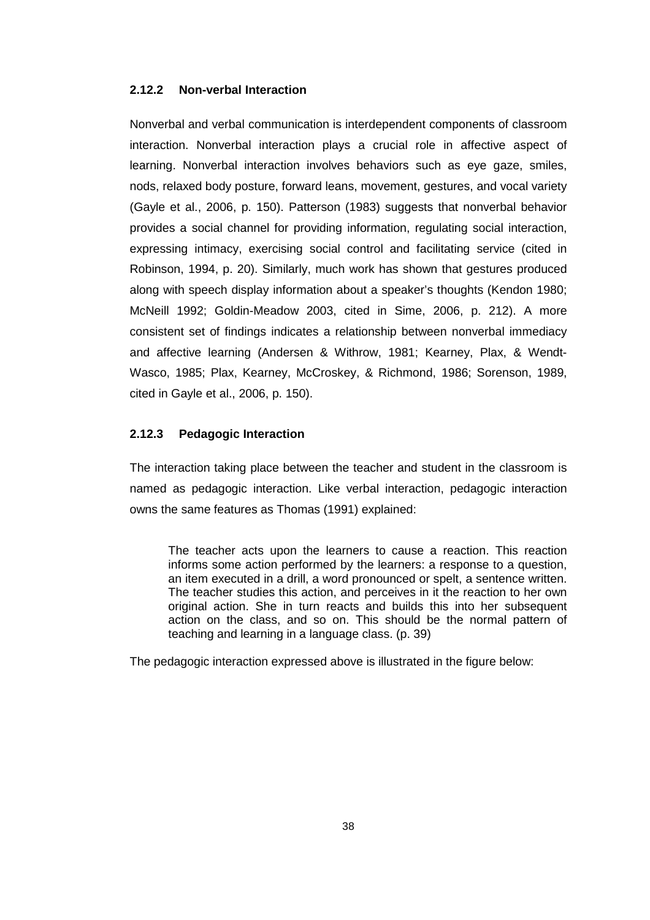### 2.12.2 Non-verbal Interaction

Nonverbal and verbal communication is interdependent components of classroom interaction. Nonverbal interaction plays a crucial role in affective aspect of learning. Nonverbal interaction involves behaviors such as eye gaze, smiles, nods, relaxed body posture, forward leans, movement, gestures, and vocal variety (Gayle et al., 2006, p. 150). Patterson (1983) suggests that nonverbal behavior provides a social channel for providing information, regulating social interaction, expressing intimacy, exercising social control and facilitating service (cited in Robinson, 1994, p. 20). Similarly, much work has shown that gestures produced along with speech display information about a speaker's thoughts (Kendon 1980; McNeill 1992; Goldin-Meadow 2003, cited in Sime, 2006, p. 212). A more consistent set of findings indicates a relationship between nonverbal immediacy and affective learning (Andersen & Withrow, 1981; Kearney, Plax, & Wendt-Wasco, 1985; Plax, Kearney, McCroskey, & Richmond, 1986; Sorenson, 1989, cited in Gayle et al., 2006, p. 150).

### 2.12.3 Pedagogic Interaction

The interaction taking place between the teacher and student in the classroom is named as pedagogic interaction. Like verbal interaction, pedagogic interaction owns the same features as Thomas (1991) explained:

> The teacher acts upon the learners to cause a reaction. This reaction informs some action performed by the learners: a response to a question, an item executed in a drill, a word pronounced or spelt, a sentence written. The teacher studies this action, and perceives in it the reaction to her own original action. She in turn reacts and builds this into her subsequent action on the class, and so on. This should be the normal pattern of teaching and learning in a language class. (p. 39)

The pedagogic interaction expressed above is illustrated in the figure below: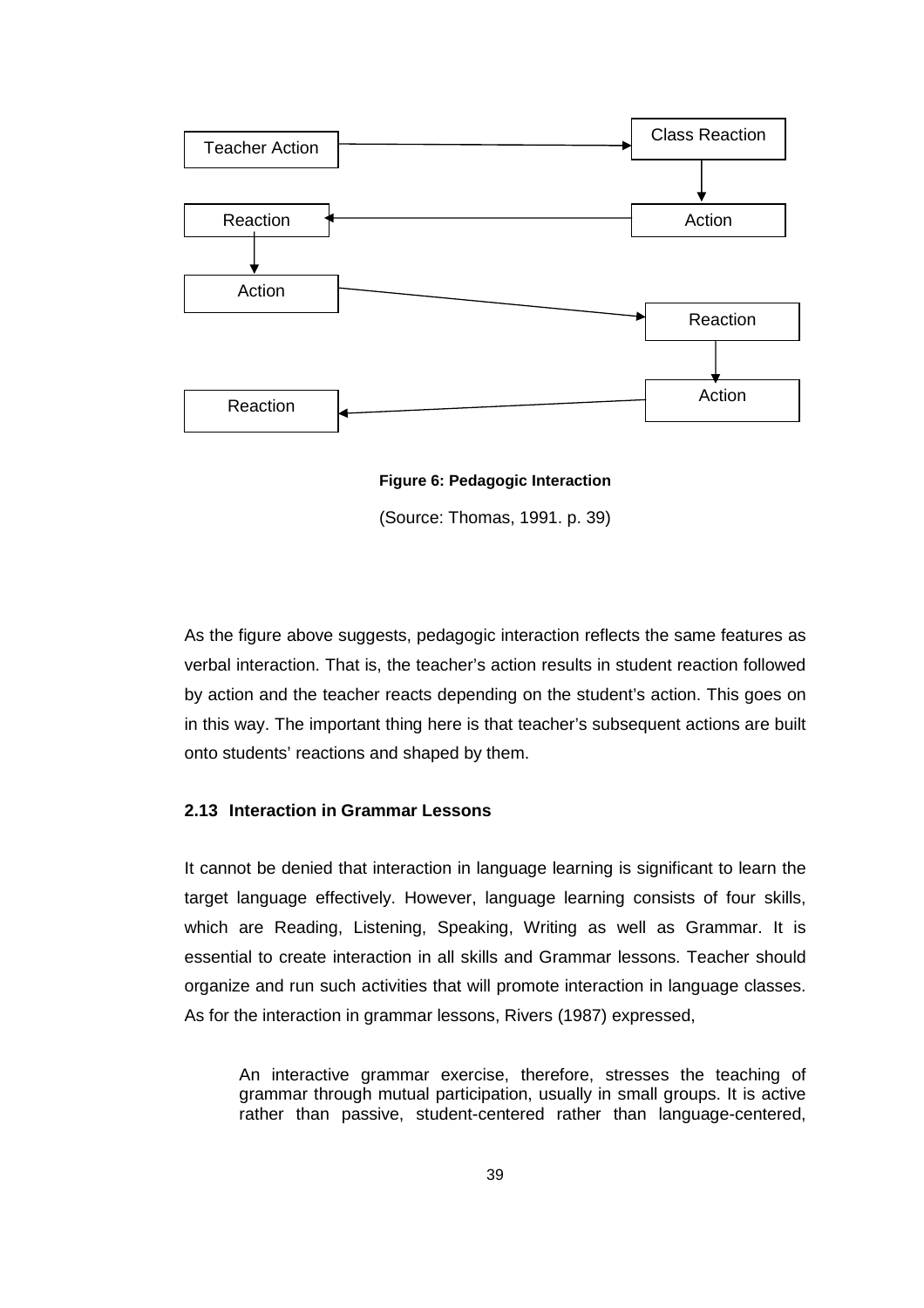Teacher Action → Class Reaction

Class Reaction ↓ Action

Action → Reaction

Reaction ↓ Action

Action → Reaction

Reaction ↓ Action

Action → Reaction

**Figure 6: Pedagogic Interaction**

(Source: Thomas, 1991. p. 39)

As the figure above suggests, pedagogic interaction reflects the same features as verbal interaction. That is, the teacher's action results in student reaction followed by action and the teacher reacts depending on the student's action. This goes on in this way. The important thing here is that teacher's subsequent actions are built onto students' reactions and shaped by them.

### 2.13 Interaction in Grammar Lessons

It cannot be denied that interaction in language learning is significant to learn the target language effectively. However, language learning consists of four skills, which are Reading, Listening, Speaking, Writing as well as Grammar. It is essential to create interaction in all skills and Grammar lessons. Teacher should organize and run such activities that will promote interaction in language classes. As for the interaction in grammar lessons, Rivers (1987) expressed,

> An interactive grammar exercise, therefore, stresses the teaching of grammar through mutual participation, usually in small groups. It is active rather than passive, student-centered rather than language-centered,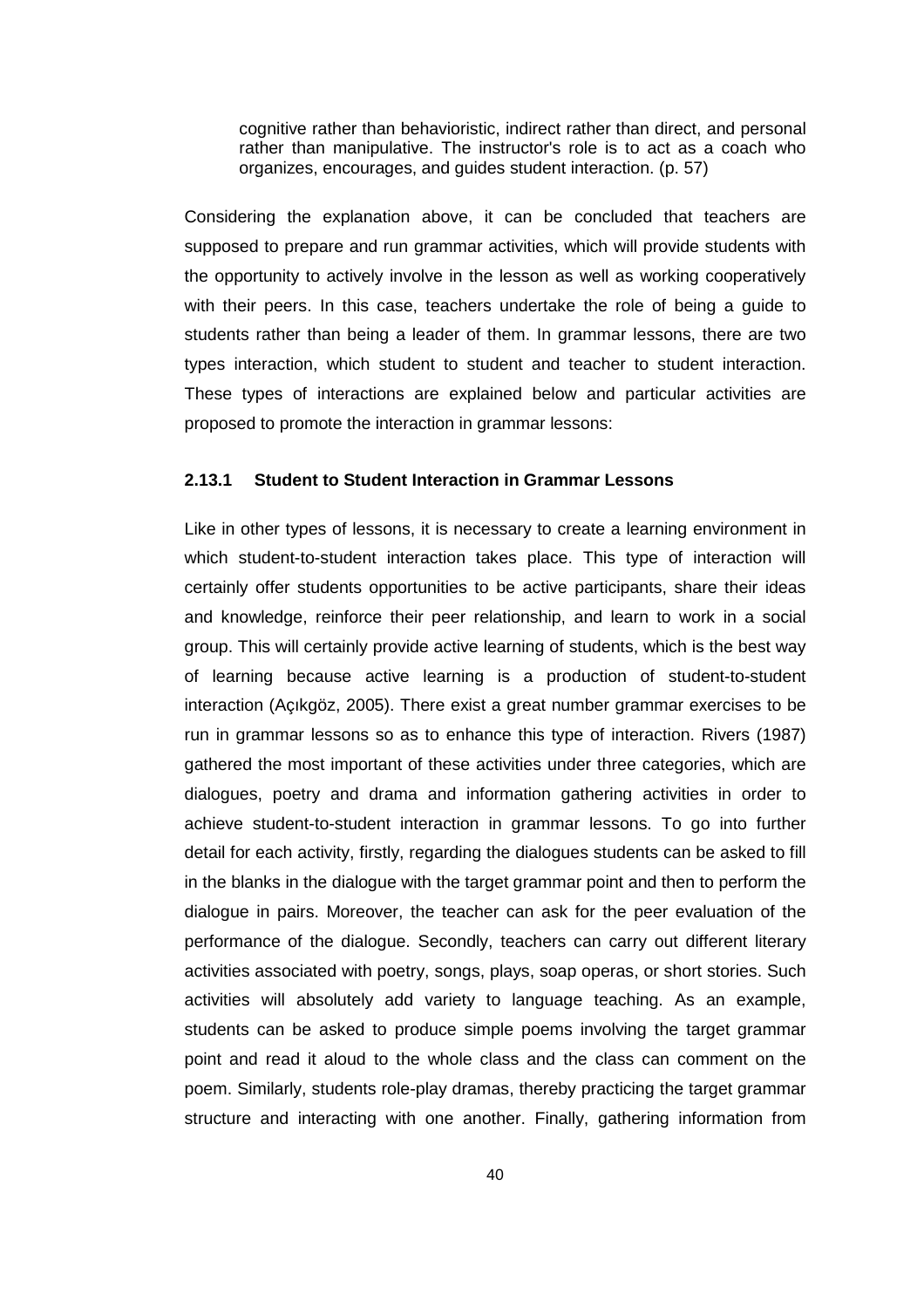> cognitive rather than behavioristic, indirect rather than direct, and personal rather than manipulative. The instructor's role is to act as a coach who organizes, encourages, and guides student interaction. (p. 57)

Considering the explanation above, it can be concluded that teachers are supposed to prepare and run grammar activities, which will provide students with the opportunity to actively involve in the lesson as well as working cooperatively with their peers. In this case, teachers undertake the role of being a guide to students rather than being a leader of them. In grammar lessons, there are two types interaction, which student to student and teacher to student interaction. These types of interactions are explained below and particular activities are proposed to promote the interaction in grammar lessons:

### 2.13.1 Student to Student Interaction in Grammar Lessons

Like in other types of lessons, it is necessary to create a learning environment in which student-to-student interaction takes place. This type of interaction will certainly offer students opportunities to be active participants, share their ideas and knowledge, reinforce their peer relationship, and learn to work in a social group. This will certainly provide active learning of students, which is the best way of learning because active learning is a production of student-to-student interaction (Açıkgöz, 2005). There exist a great number grammar exercises to be run in grammar lessons so as to enhance this type of interaction. Rivers (1987) gathered the most important of these activities under three categories, which are dialogues, poetry and drama and information gathering activities in order to achieve student-to-student interaction in grammar lessons. To go into further detail for each activity, firstly, regarding the dialogues students can be asked to fill in the blanks in the dialogue with the target grammar point and then to perform the dialogue in pairs. Moreover, the teacher can ask for the peer evaluation of the performance of the dialogue. Secondly, teachers can carry out different literary activities associated with poetry, songs, plays, soap operas, or short stories. Such activities will absolutely add variety to language teaching. As an example, students can be asked to produce simple poems involving the target grammar point and read it aloud to the whole class and the class can comment on the poem. Similarly, students role-play dramas, thereby practicing the target grammar structure and interacting with one another. Finally, gathering information from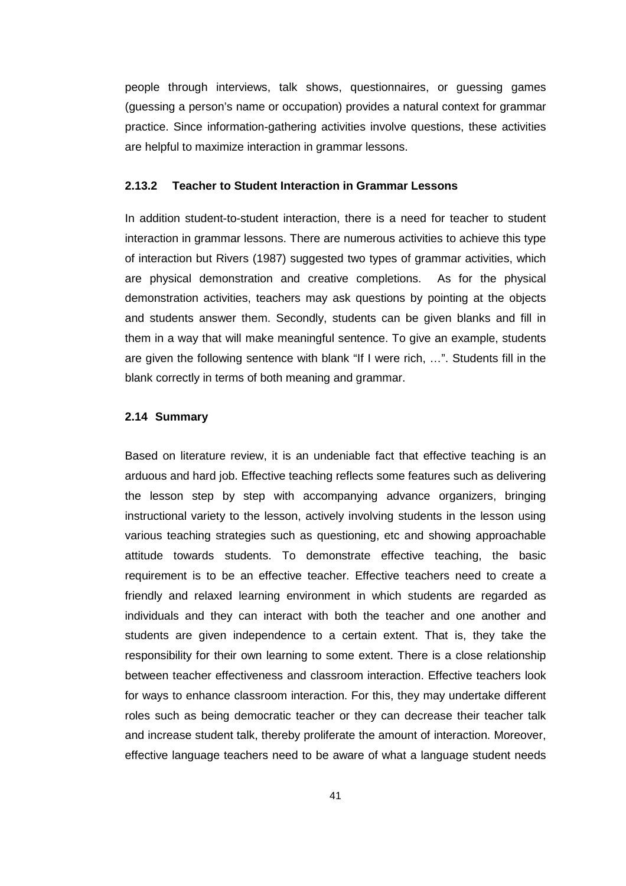people through interviews, talk shows, questionnaires, or guessing games (guessing a person's name or occupation) provides a natural context for grammar practice. Since information-gathering activities involve questions, these activities are helpful to maximize interaction in grammar lessons.

### 2.13.2 Teacher to Student Interaction in Grammar Lessons

In addition student-to-student interaction, there is a need for teacher to student interaction in grammar lessons. There are numerous activities to achieve this type of interaction but Rivers (1987) suggested two types of grammar activities, which are physical demonstration and creative completions. As for the physical demonstration activities, teachers may ask questions by pointing at the objects and students answer them. Secondly, students can be given blanks and fill in them in a way that will make meaningful sentence. To give an example, students are given the following sentence with blank "If I were rich, …". Students fill in the blank correctly in terms of both meaning and grammar.

## 2.14 Summary

Based on literature review, it is an undeniable fact that effective teaching is an arduous and hard job. Effective teaching reflects some features such as delivering the lesson step by step with accompanying advance organizers, bringing instructional variety to the lesson, actively involving students in the lesson using various teaching strategies such as questioning, etc and showing approachable attitude towards students. To demonstrate effective teaching, the basic requirement is to be an effective teacher. Effective teachers need to create a friendly and relaxed learning environment in which students are regarded as individuals and they can interact with both the teacher and one another and students are given independence to a certain extent. That is, they take the responsibility for their own learning to some extent. There is a close relationship between teacher effectiveness and classroom interaction. Effective teachers look for ways to enhance classroom interaction. For this, they may undertake different roles such as being democratic teacher or they can decrease their teacher talk and increase student talk, thereby proliferate the amount of interaction. Moreover, effective language teachers need to be aware of what a language student needs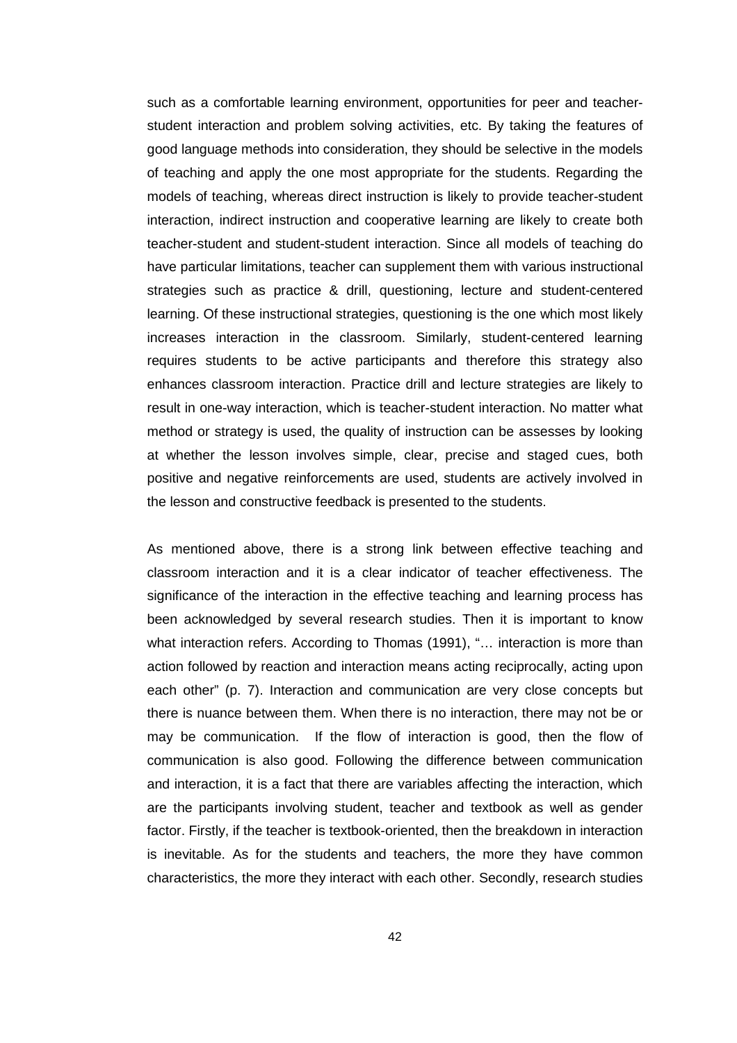such as a comfortable learning environment, opportunities for peer and teacher-student interaction and problem solving activities, etc. By taking the features of good language methods into consideration, they should be selective in the models of teaching and apply the one most appropriate for the students. Regarding the models of teaching, whereas direct instruction is likely to provide teacher-student interaction, indirect instruction and cooperative learning are likely to create both teacher-student and student-student interaction. Since all models of teaching do have particular limitations, teacher can supplement them with various instructional strategies such as practice & drill, questioning, lecture and student-centered learning. Of these instructional strategies, questioning is the one which most likely increases interaction in the classroom. Similarly, student-centered learning requires students to be active participants and therefore this strategy also enhances classroom interaction. Practice drill and lecture strategies are likely to result in one-way interaction, which is teacher-student interaction. No matter what method or strategy is used, the quality of instruction can be assesses by looking at whether the lesson involves simple, clear, precise and staged cues, both positive and negative reinforcements are used, students are actively involved in the lesson and constructive feedback is presented to the students.

As mentioned above, there is a strong link between effective teaching and classroom interaction and it is a clear indicator of teacher effectiveness. The significance of the interaction in the effective teaching and learning process has been acknowledged by several research studies. Then it is important to know what interaction refers. According to Thomas (1991), "… interaction is more than action followed by reaction and interaction means acting reciprocally, acting upon each other" (p. 7). Interaction and communication are very close concepts but there is nuance between them. When there is no interaction, there may not be or may be communication. If the flow of interaction is good, then the flow of communication is also good. Following the difference between communication and interaction, it is a fact that there are variables affecting the interaction, which are the participants involving student, teacher and textbook as well as gender factor. Firstly, if the teacher is textbook-oriented, then the breakdown in interaction is inevitable. As for the students and teachers, the more they have common characteristics, the more they interact with each other. Secondly, research studies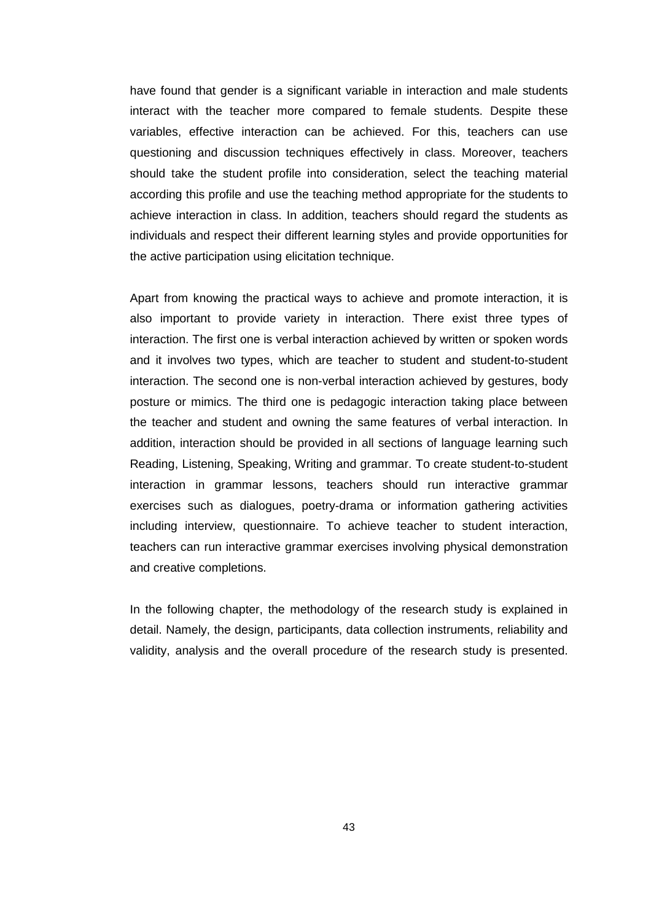have found that gender is a significant variable in interaction and male students interact with the teacher more compared to female students. Despite these variables, effective interaction can be achieved. For this, teachers can use questioning and discussion techniques effectively in class. Moreover, teachers should take the student profile into consideration, select the teaching material according this profile and use the teaching method appropriate for the students to achieve interaction in class. In addition, teachers should regard the students as individuals and respect their different learning styles and provide opportunities for the active participation using elicitation technique.

Apart from knowing the practical ways to achieve and promote interaction, it is also important to provide variety in interaction. There exist three types of interaction. The first one is verbal interaction achieved by written or spoken words and it involves two types, which are teacher to student and student-to-student interaction. The second one is non-verbal interaction achieved by gestures, body posture or mimics. The third one is pedagogic interaction taking place between the teacher and student and owning the same features of verbal interaction. In addition, interaction should be provided in all sections of language learning such Reading, Listening, Speaking, Writing and grammar. To create student-to-student interaction in grammar lessons, teachers should run interactive grammar exercises such as dialogues, poetry-drama or information gathering activities including interview, questionnaire. To achieve teacher to student interaction, teachers can run interactive grammar exercises involving physical demonstration and creative completions.

In the following chapter, the methodology of the research study is explained in detail. Namely, the design, participants, data collection instruments, reliability and validity, analysis and the overall procedure of the research study is presented.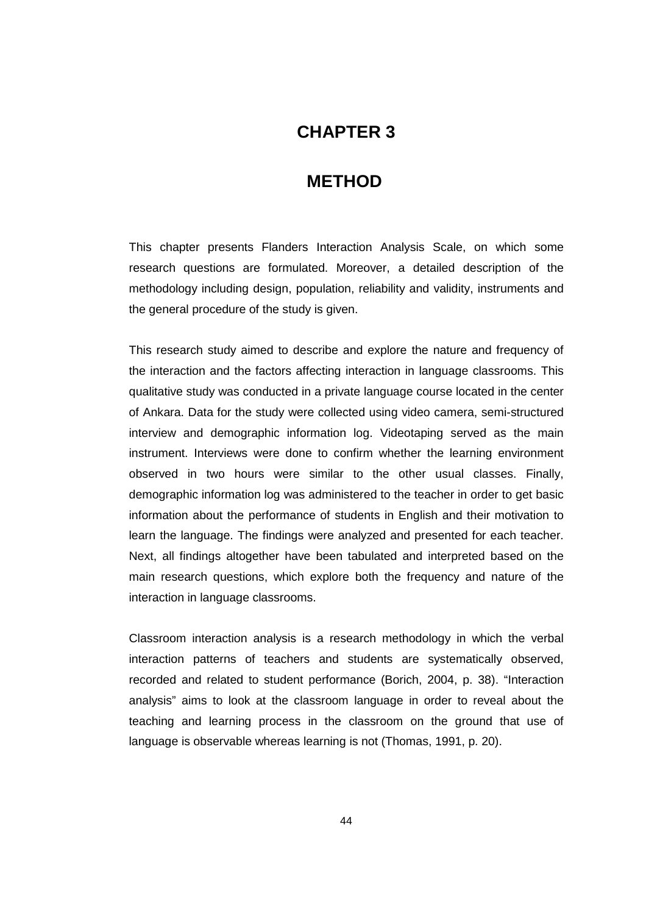# CHAPTER 3

# METHOD

This chapter presents Flanders Interaction Analysis Scale, on which some research questions are formulated. Moreover, a detailed description of the methodology including design, population, reliability and validity, instruments and the general procedure of the study is given.

This research study aimed to describe and explore the nature and frequency of the interaction and the factors affecting interaction in language classrooms. This qualitative study was conducted in a private language course located in the center of Ankara. Data for the study were collected using video camera, semi-structured interview and demographic information log. Videotaping served as the main instrument. Interviews were done to confirm whether the learning environment observed in two hours were similar to the other usual classes. Finally, demographic information log was administered to the teacher in order to get basic information about the performance of students in English and their motivation to learn the language. The findings were analyzed and presented for each teacher. Next, all findings altogether have been tabulated and interpreted based on the main research questions, which explore both the frequency and nature of the interaction in language classrooms.

Classroom interaction analysis is a research methodology in which the verbal interaction patterns of teachers and students are systematically observed, recorded and related to student performance (Borich, 2004, p. 38). "Interaction analysis" aims to look at the classroom language in order to reveal about the teaching and learning process in the classroom on the ground that use of language is observable whereas learning is not (Thomas, 1991, p. 20).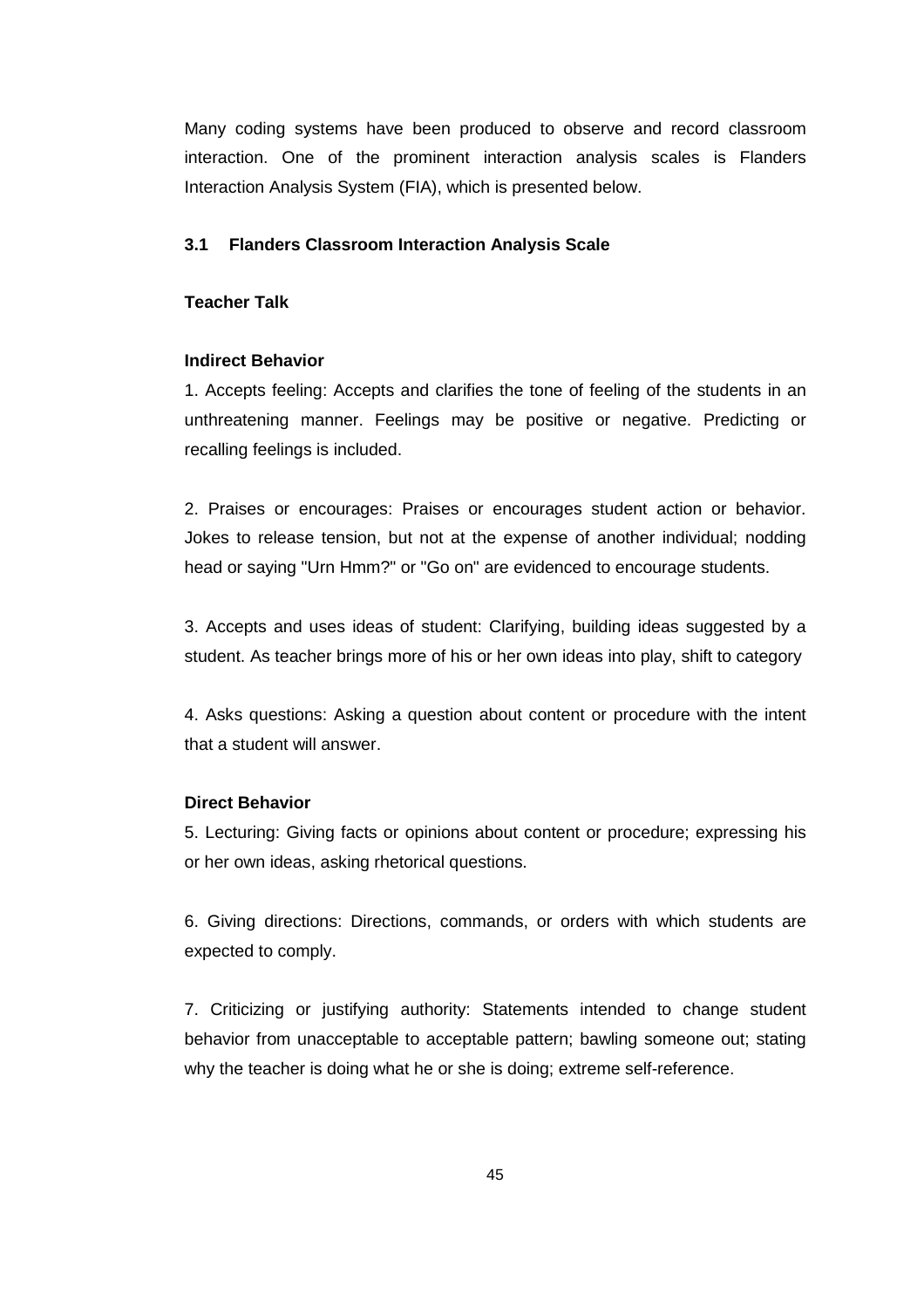Many coding systems have been produced to observe and record classroom interaction. One of the prominent interaction analysis scales is Flanders Interaction Analysis System (FIA), which is presented below.

### 3.1 Flanders Classroom Interaction Analysis Scale

**Teacher Talk**

**Indirect Behavior**

1. Accepts feeling: Accepts and clarifies the tone of feeling of the students in an unthreatening manner. Feelings may be positive or negative. Predicting or recalling feelings is included.

2. Praises or encourages: Praises or encourages student action or behavior. Jokes to release tension, but not at the expense of another individual; nodding head or saying "Urn Hmm?" or "Go on" are evidenced to encourage students.

3. Accepts and uses ideas of student: Clarifying, building ideas suggested by a student. As teacher brings more of his or her own ideas into play, shift to category

4. Asks questions: Asking a question about content or procedure with the intent that a student will answer.

**Direct Behavior**

5. Lecturing: Giving facts or opinions about content or procedure; expressing his or her own ideas, asking rhetorical questions.

6. Giving directions: Directions, commands, or orders with which students are expected to comply.

7. Criticizing or justifying authority: Statements intended to change student behavior from unacceptable to acceptable pattern; bawling someone out; stating why the teacher is doing what he or she is doing; extreme self-reference.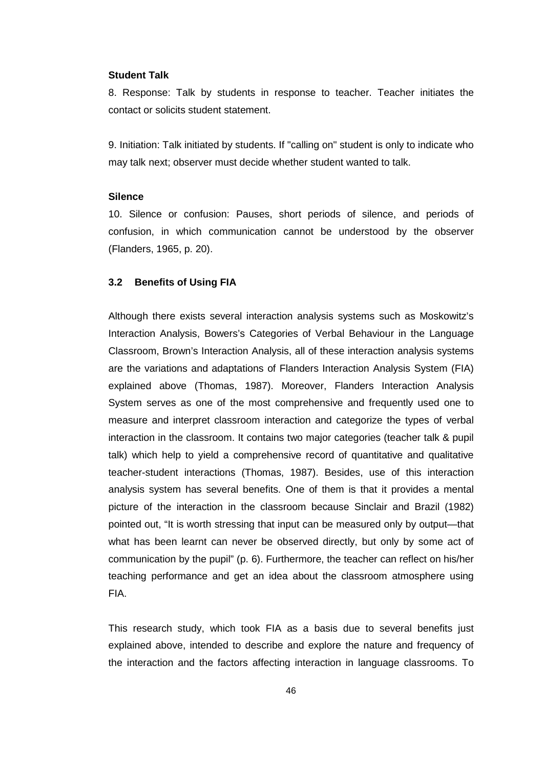**Student Talk**

8. Response: Talk by students in response to teacher. Teacher initiates the contact or solicits student statement.

9. Initiation: Talk initiated by students. If "calling on" student is only to indicate who may talk next; observer must decide whether student wanted to talk.

**Silence**

10. Silence or confusion: Pauses, short periods of silence, and periods of confusion, in which communication cannot be understood by the observer (Flanders, 1965, p. 20).

### 3.2 Benefits of Using FIA

Although there exists several interaction analysis systems such as Moskowitz's Interaction Analysis, Bowers's Categories of Verbal Behaviour in the Language Classroom, Brown's Interaction Analysis, all of these interaction analysis systems are the variations and adaptations of Flanders Interaction Analysis System (FIA) explained above (Thomas, 1987). Moreover, Flanders Interaction Analysis System serves as one of the most comprehensive and frequently used one to measure and interpret classroom interaction and categorize the types of verbal interaction in the classroom. It contains two major categories (teacher talk & pupil talk) which help to yield a comprehensive record of quantitative and qualitative teacher-student interactions (Thomas, 1987). Besides, use of this interaction analysis system has several benefits. One of them is that it provides a mental picture of the interaction in the classroom because Sinclair and Brazil (1982) pointed out, "It is worth stressing that input can be measured only by output—that what has been learnt can never be observed directly, but only by some act of communication by the pupil" (p. 6). Furthermore, the teacher can reflect on his/her teaching performance and get an idea about the classroom atmosphere using FIA.

This research study, which took FIA as a basis due to several benefits just explained above, intended to describe and explore the nature and frequency of the interaction and the factors affecting interaction in language classrooms. To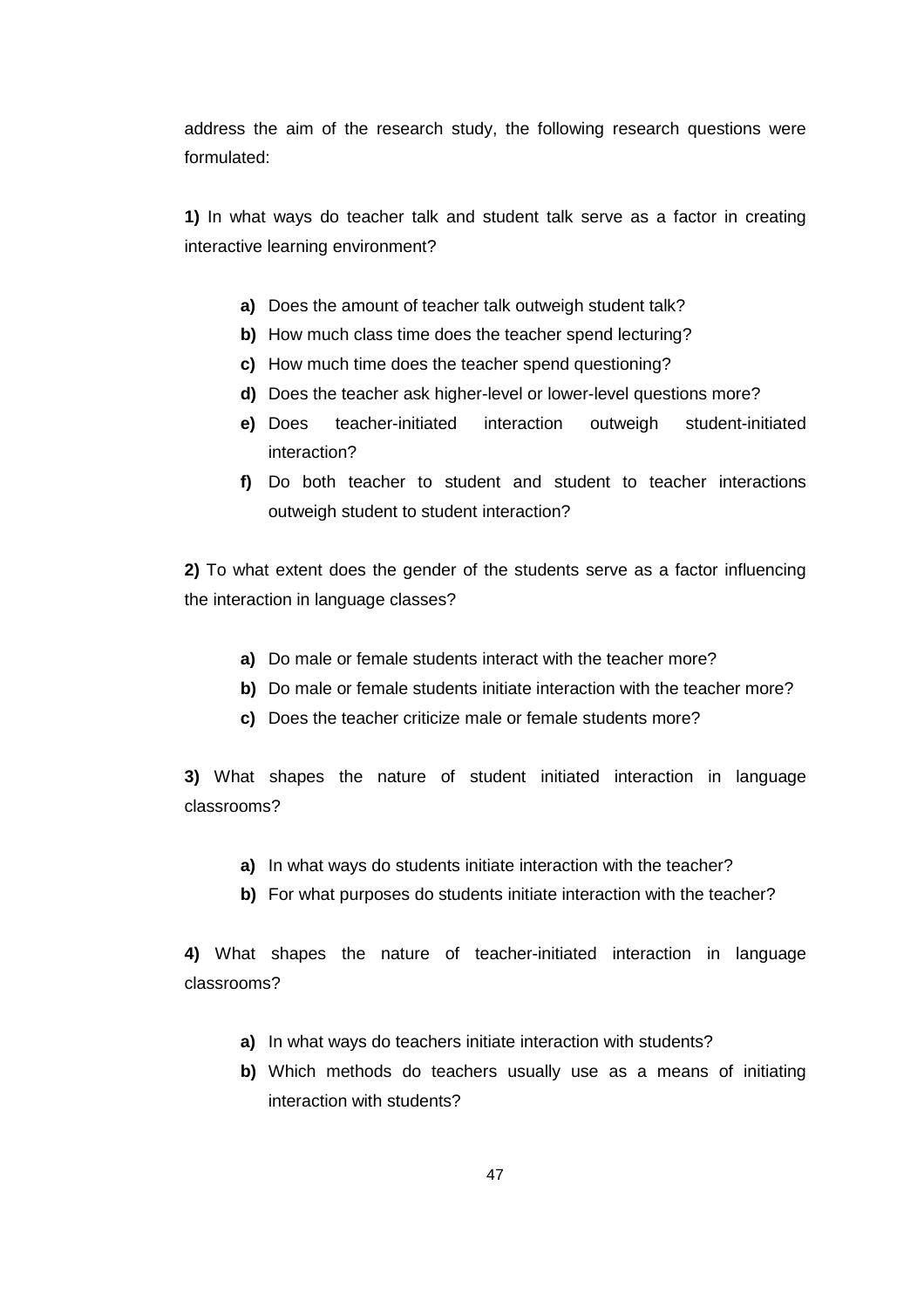address the aim of the research study, the following research questions were formulated:

**1)** In what ways do teacher talk and student talk serve as a factor in creating interactive learning environment?

- **a)** Does the amount of teacher talk outweigh student talk?
- **b)** How much class time does the teacher spend lecturing?
- **c)** How much time does the teacher spend questioning?
- **d)** Does the teacher ask higher-level or lower-level questions more?
- **e)** Does teacher-initiated interaction outweigh student-initiated interaction?
- **f)** Do both teacher to student and student to teacher interactions outweigh student to student interaction?

**2)** To what extent does the gender of the students serve as a factor influencing the interaction in language classes?

- **a)** Do male or female students interact with the teacher more?
- **b)** Do male or female students initiate interaction with the teacher more?
- **c)** Does the teacher criticize male or female students more?

**3)** What shapes the nature of student initiated interaction in language classrooms?

- **a)** In what ways do students initiate interaction with the teacher?
- **b)** For what purposes do students initiate interaction with the teacher?

**4)** What shapes the nature of teacher-initiated interaction in language classrooms?

- **a)** In what ways do teachers initiate interaction with students?
- **b)** Which methods do teachers usually use as a means of initiating interaction with students?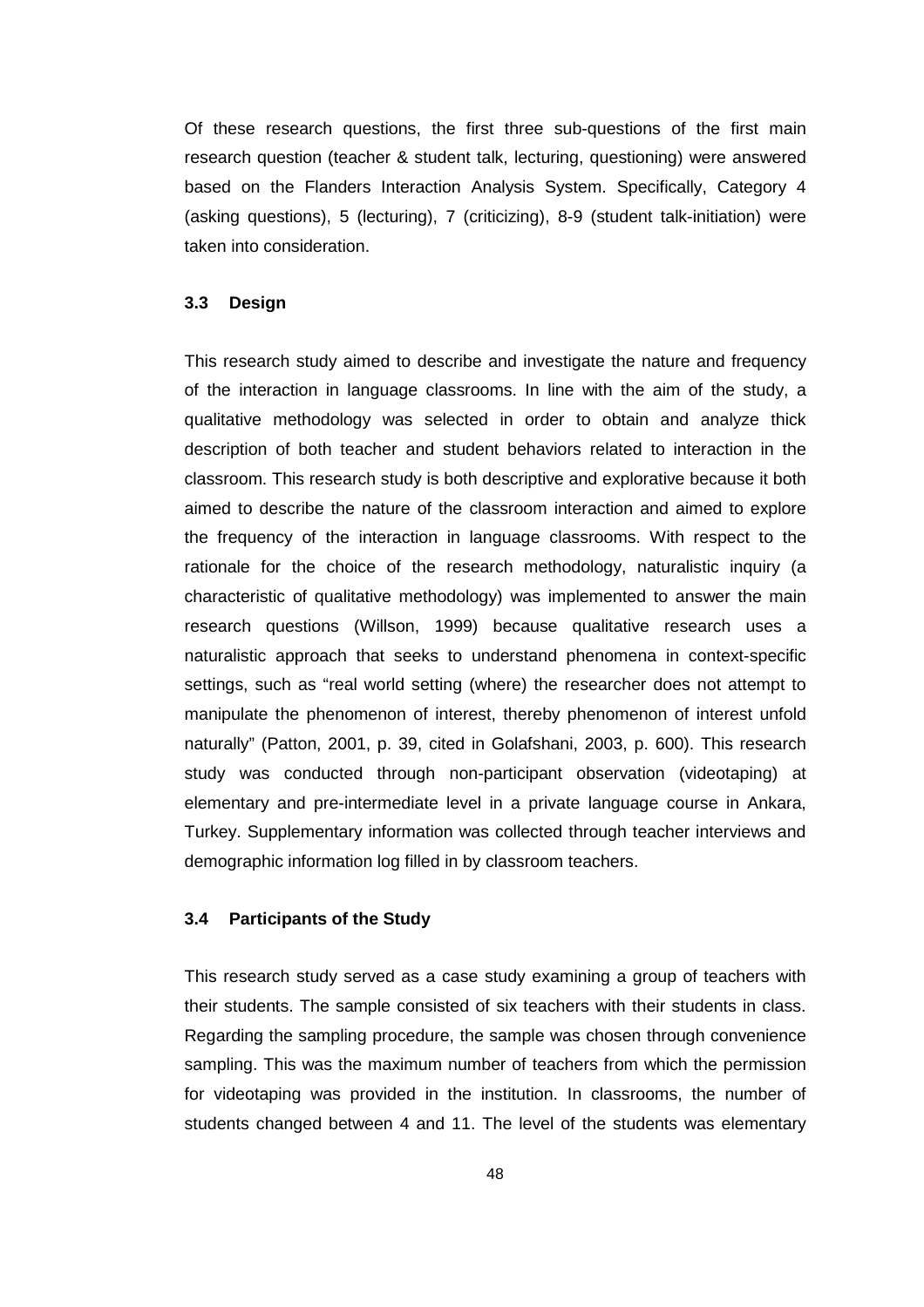Of these research questions, the first three sub-questions of the first main research question (teacher & student talk, lecturing, questioning) were answered based on the Flanders Interaction Analysis System. Specifically, Category 4 (asking questions), 5 (lecturing), 7 (criticizing), 8-9 (student talk-initiation) were taken into consideration.

### 3.3 Design

This research study aimed to describe and investigate the nature and frequency of the interaction in language classrooms. In line with the aim of the study, a qualitative methodology was selected in order to obtain and analyze thick description of both teacher and student behaviors related to interaction in the classroom. This research study is both descriptive and explorative because it both aimed to describe the nature of the classroom interaction and aimed to explore the frequency of the interaction in language classrooms. With respect to the rationale for the choice of the research methodology, naturalistic inquiry (a characteristic of qualitative methodology) was implemented to answer the main research questions (Willson, 1999) because qualitative research uses a naturalistic approach that seeks to understand phenomena in context-specific settings, such as "real world setting (where) the researcher does not attempt to manipulate the phenomenon of interest, thereby phenomenon of interest unfold naturally" (Patton, 2001, p. 39, cited in Golafshani, 2003, p. 600). This research study was conducted through non-participant observation (videotaping) at elementary and pre-intermediate level in a private language course in Ankara, Turkey. Supplementary information was collected through teacher interviews and demographic information log filled in by classroom teachers.

### 3.4 Participants of the Study

This research study served as a case study examining a group of teachers with their students. The sample consisted of six teachers with their students in class. Regarding the sampling procedure, the sample was chosen through convenience sampling. This was the maximum number of teachers from which the permission for videotaping was provided in the institution. In classrooms, the number of students changed between 4 and 11. The level of the students was elementary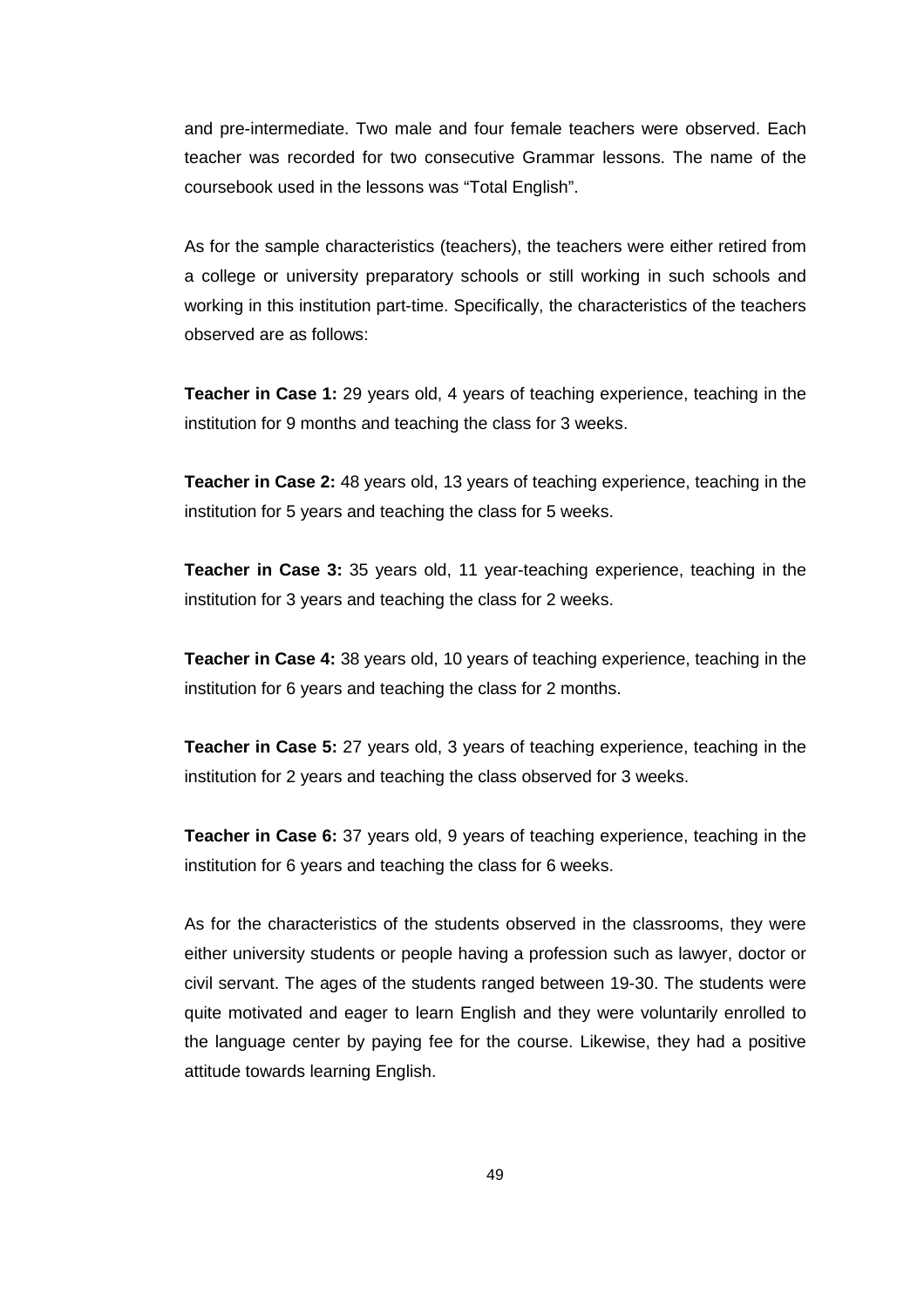and pre-intermediate. Two male and four female teachers were observed. Each teacher was recorded for two consecutive Grammar lessons. The name of the coursebook used in the lessons was "Total English".

As for the sample characteristics (teachers), the teachers were either retired from a college or university preparatory schools or still working in such schools and working in this institution part-time. Specifically, the characteristics of the teachers observed are as follows:

**Teacher in Case 1:** 29 years old, 4 years of teaching experience, teaching in the institution for 9 months and teaching the class for 3 weeks.

**Teacher in Case 2:** 48 years old, 13 years of teaching experience, teaching in the institution for 5 years and teaching the class for 5 weeks.

**Teacher in Case 3:** 35 years old, 11 year-teaching experience, teaching in the institution for 3 years and teaching the class for 2 weeks.

**Teacher in Case 4:** 38 years old, 10 years of teaching experience, teaching in the institution for 6 years and teaching the class for 2 months.

**Teacher in Case 5:** 27 years old, 3 years of teaching experience, teaching in the institution for 2 years and teaching the class observed for 3 weeks.

**Teacher in Case 6:** 37 years old, 9 years of teaching experience, teaching in the institution for 6 years and teaching the class for 6 weeks.

As for the characteristics of the students observed in the classrooms, they were either university students or people having a profession such as lawyer, doctor or civil servant. The ages of the students ranged between 19-30. The students were quite motivated and eager to learn English and they were voluntarily enrolled to the language center by paying fee for the course. Likewise, they had a positive attitude towards learning English.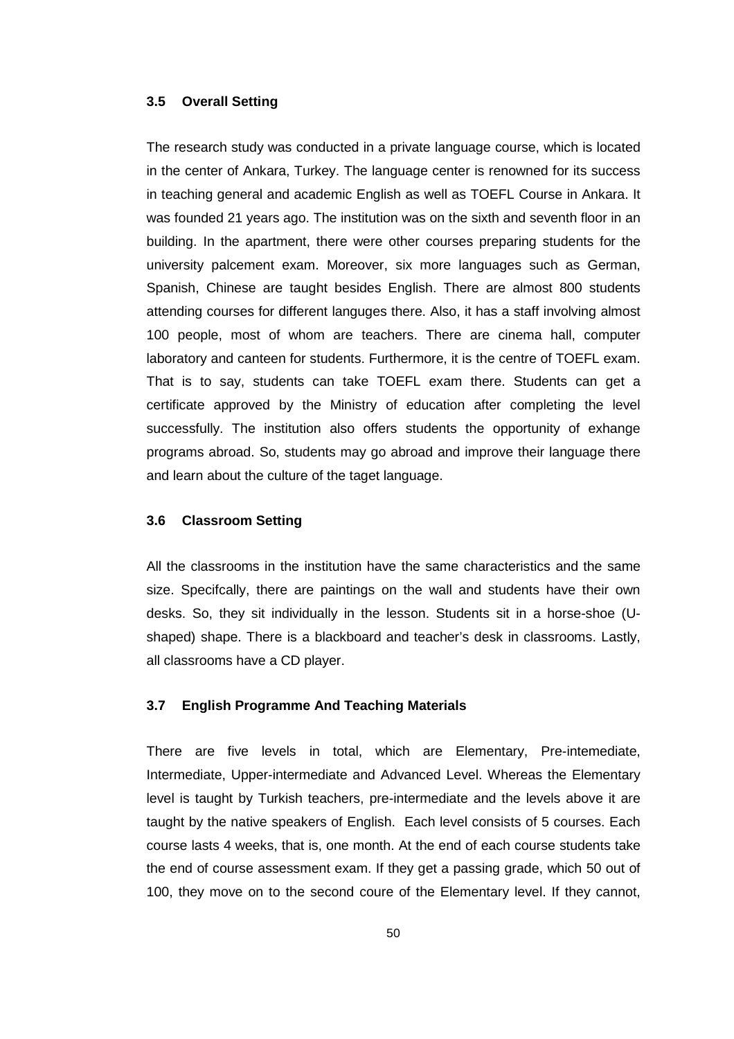### 3.5 Overall Setting

The research study was conducted in a private language course, which is located in the center of Ankara, Turkey. The language center is renowned for its success in teaching general and academic English as well as TOEFL Course in Ankara. It was founded 21 years ago. The institution was on the sixth and seventh floor in an building. In the apartment, there were other courses preparing students for the university palcement exam. Moreover, six more languages such as German, Spanish, Chinese are taught besides English. There are almost 800 students attending courses for different languges there. Also, it has a staff involving almost 100 people, most of whom are teachers. There are cinema hall, computer laboratory and canteen for students. Furthermore, it is the centre of TOEFL exam. That is to say, students can take TOEFL exam there. Students can get a certificate approved by the Ministry of education after completing the level successfully. The institution also offers students the opportunity of exhange programs abroad. So, students may go abroad and improve their language there and learn about the culture of the taget language.

### 3.6 Classroom Setting

All the classrooms in the institution have the same characteristics and the same size. Specifcally, there are paintings on the wall and students have their own desks. So, they sit individually in the lesson. Students sit in a horse-shoe (U-shaped) shape. There is a blackboard and teacher's desk in classrooms. Lastly, all classrooms have a CD player.

### 3.7 English Programme And Teaching Materials

There are five levels in total, which are Elementary, Pre-intemediate, Intermediate, Upper-intermediate and Advanced Level. Whereas the Elementary level is taught by Turkish teachers, pre-intermediate and the levels above it are taught by the native speakers of English. Each level consists of 5 courses. Each course lasts 4 weeks, that is, one month. At the end of each course students take the end of course assessment exam. If they get a passing grade, which 50 out of 100, they move on to the second coure of the Elementary level. If they cannot,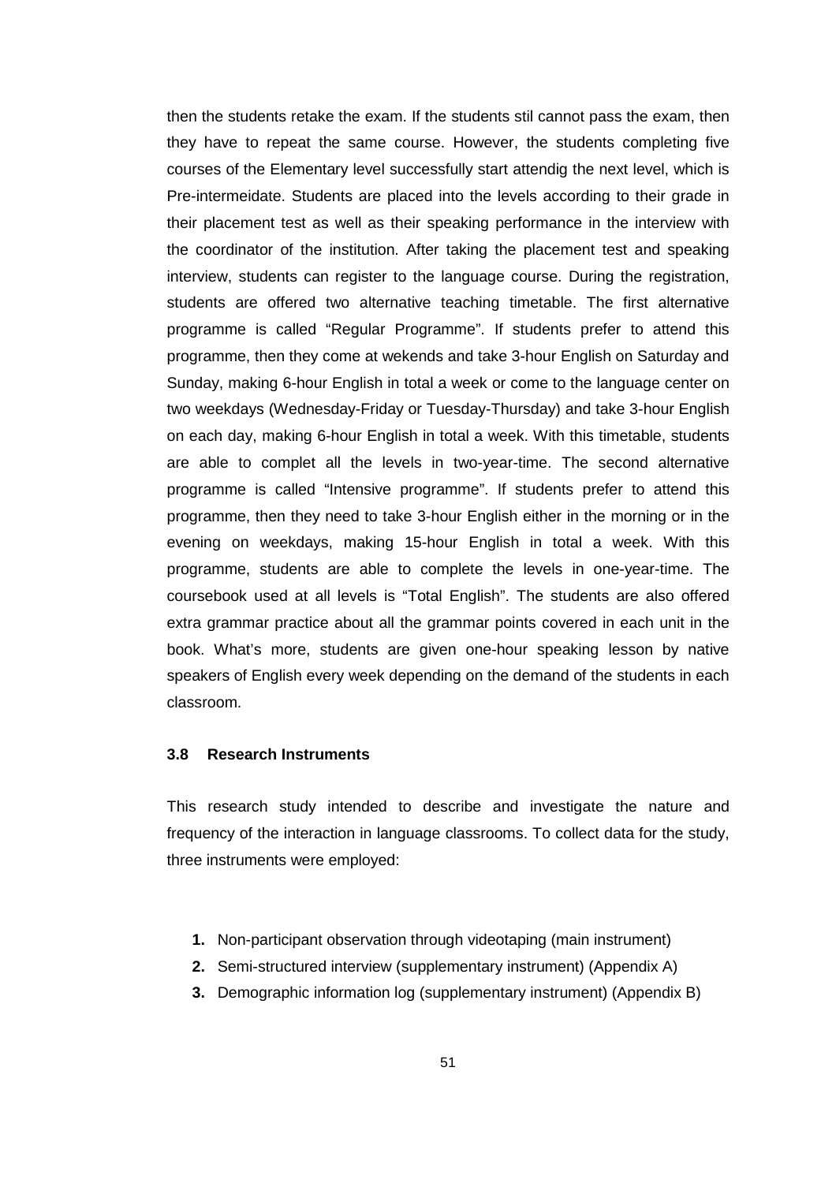then the students retake the exam. If the students stil cannot pass the exam, then they have to repeat the same course. However, the students completing five courses of the Elementary level successfully start attendig the next level, which is Pre-intermeidate. Students are placed into the levels according to their grade in their placement test as well as their speaking performance in the interview with the coordinator of the institution. After taking the placement test and speaking interview, students can register to the language course. During the registration, students are offered two alternative teaching timetable. The first alternative programme is called "Regular Programme". If students prefer to attend this programme, then they come at wekends and take 3-hour English on Saturday and Sunday, making 6-hour English in total a week or come to the language center on two weekdays (Wednesday-Friday or Tuesday-Thursday) and take 3-hour English on each day, making 6-hour English in total a week. With this timetable, students are able to complet all the levels in two-year-time. The second alternative programme is called "Intensive programme". If students prefer to attend this programme, then they need to take 3-hour English either in the morning or in the evening on weekdays, making 15-hour English in total a week. With this programme, students are able to complete the levels in one-year-time. The coursebook used at all levels is "Total English". The students are also offered extra grammar practice about all the grammar points covered in each unit in the book. What's more, students are given one-hour speaking lesson by native speakers of English every week depending on the demand of the students in each classroom.

### 3.8 Research Instruments

This research study intended to describe and investigate the nature and frequency of the interaction in language classrooms. To collect data for the study, three instruments were employed:

1. Non-participant observation through videotaping (main instrument)
2. Semi-structured interview (supplementary instrument) (Appendix A)
3. Demographic information log (supplementary instrument) (Appendix B)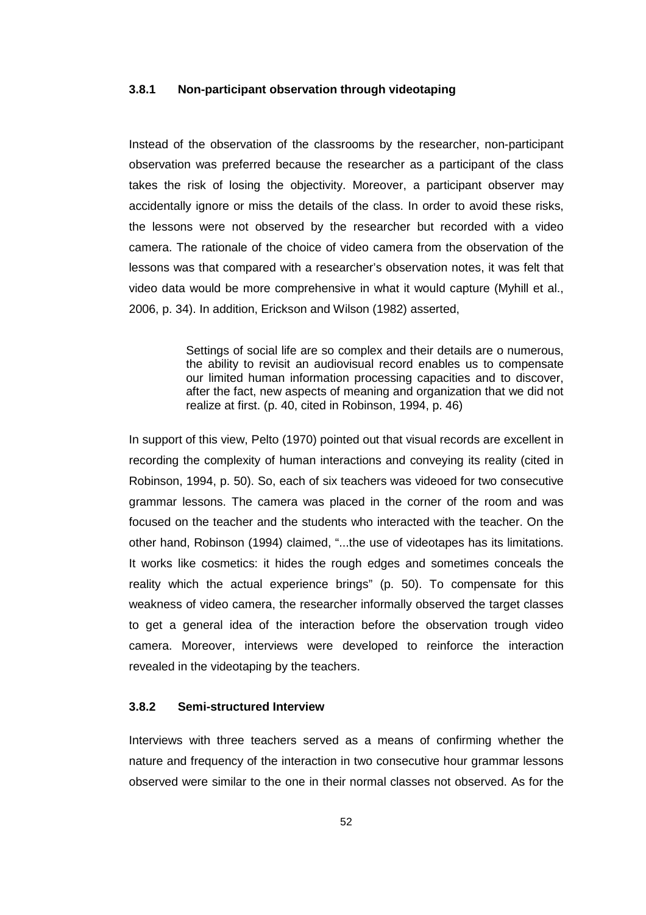### 3.8.1 Non-participant observation through videotaping

Instead of the observation of the classrooms by the researcher, non-participant observation was preferred because the researcher as a participant of the class takes the risk of losing the objectivity. Moreover, a participant observer may accidentally ignore or miss the details of the class. In order to avoid these risks, the lessons were not observed by the researcher but recorded with a video camera. The rationale of the choice of video camera from the observation of the lessons was that compared with a researcher's observation notes, it was felt that video data would be more comprehensive in what it would capture (Myhill et al., 2006, p. 34). In addition, Erickson and Wilson (1982) asserted,

> Settings of social life are so complex and their details are o numerous, the ability to revisit an audiovisual record enables us to compensate our limited human information processing capacities and to discover, after the fact, new aspects of meaning and organization that we did not realize at first. (p. 40, cited in Robinson, 1994, p. 46)

In support of this view, Pelto (1970) pointed out that visual records are excellent in recording the complexity of human interactions and conveying its reality (cited in Robinson, 1994, p. 50). So, each of six teachers was videoed for two consecutive grammar lessons. The camera was placed in the corner of the room and was focused on the teacher and the students who interacted with the teacher. On the other hand, Robinson (1994) claimed, "...the use of videotapes has its limitations. It works like cosmetics: it hides the rough edges and sometimes conceals the reality which the actual experience brings" (p. 50). To compensate for this weakness of video camera, the researcher informally observed the target classes to get a general idea of the interaction before the observation trough video camera. Moreover, interviews were developed to reinforce the interaction revealed in the videotaping by the teachers.

### 3.8.2 Semi-structured Interview

Interviews with three teachers served as a means of confirming whether the nature and frequency of the interaction in two consecutive hour grammar lessons observed were similar to the one in their normal classes not observed. As for the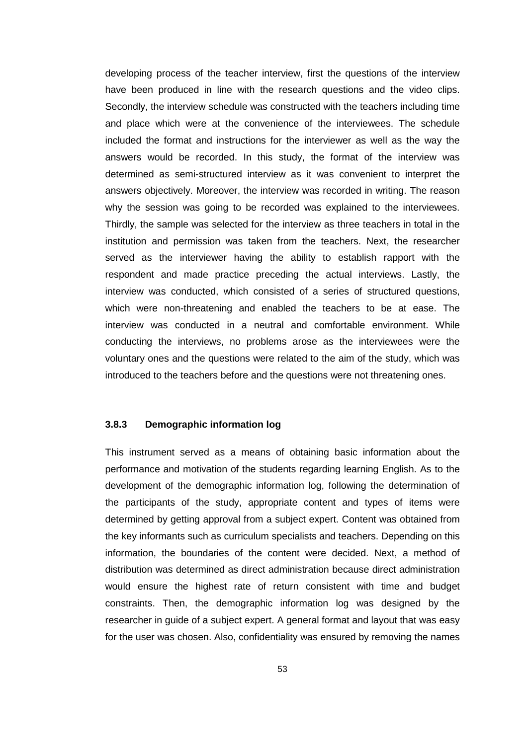developing process of the teacher interview, first the questions of the interview have been produced in line with the research questions and the video clips. Secondly, the interview schedule was constructed with the teachers including time and place which were at the convenience of the interviewees. The schedule included the format and instructions for the interviewer as well as the way the answers would be recorded. In this study, the format of the interview was determined as semi-structured interview as it was convenient to interpret the answers objectively. Moreover, the interview was recorded in writing. The reason why the session was going to be recorded was explained to the interviewees. Thirdly, the sample was selected for the interview as three teachers in total in the institution and permission was taken from the teachers. Next, the researcher served as the interviewer having the ability to establish rapport with the respondent and made practice preceding the actual interviews. Lastly, the interview was conducted, which consisted of a series of structured questions, which were non-threatening and enabled the teachers to be at ease. The interview was conducted in a neutral and comfortable environment. While conducting the interviews, no problems arose as the interviewees were the voluntary ones and the questions were related to the aim of the study, which was introduced to the teachers before and the questions were not threatening ones.

### 3.8.3 Demographic information log

This instrument served as a means of obtaining basic information about the performance and motivation of the students regarding learning English. As to the development of the demographic information log, following the determination of the participants of the study, appropriate content and types of items were determined by getting approval from a subject expert. Content was obtained from the key informants such as curriculum specialists and teachers. Depending on this information, the boundaries of the content were decided. Next, a method of distribution was determined as direct administration because direct administration would ensure the highest rate of return consistent with time and budget constraints. Then, the demographic information log was designed by the researcher in guide of a subject expert. A general format and layout that was easy for the user was chosen. Also, confidentiality was ensured by removing the names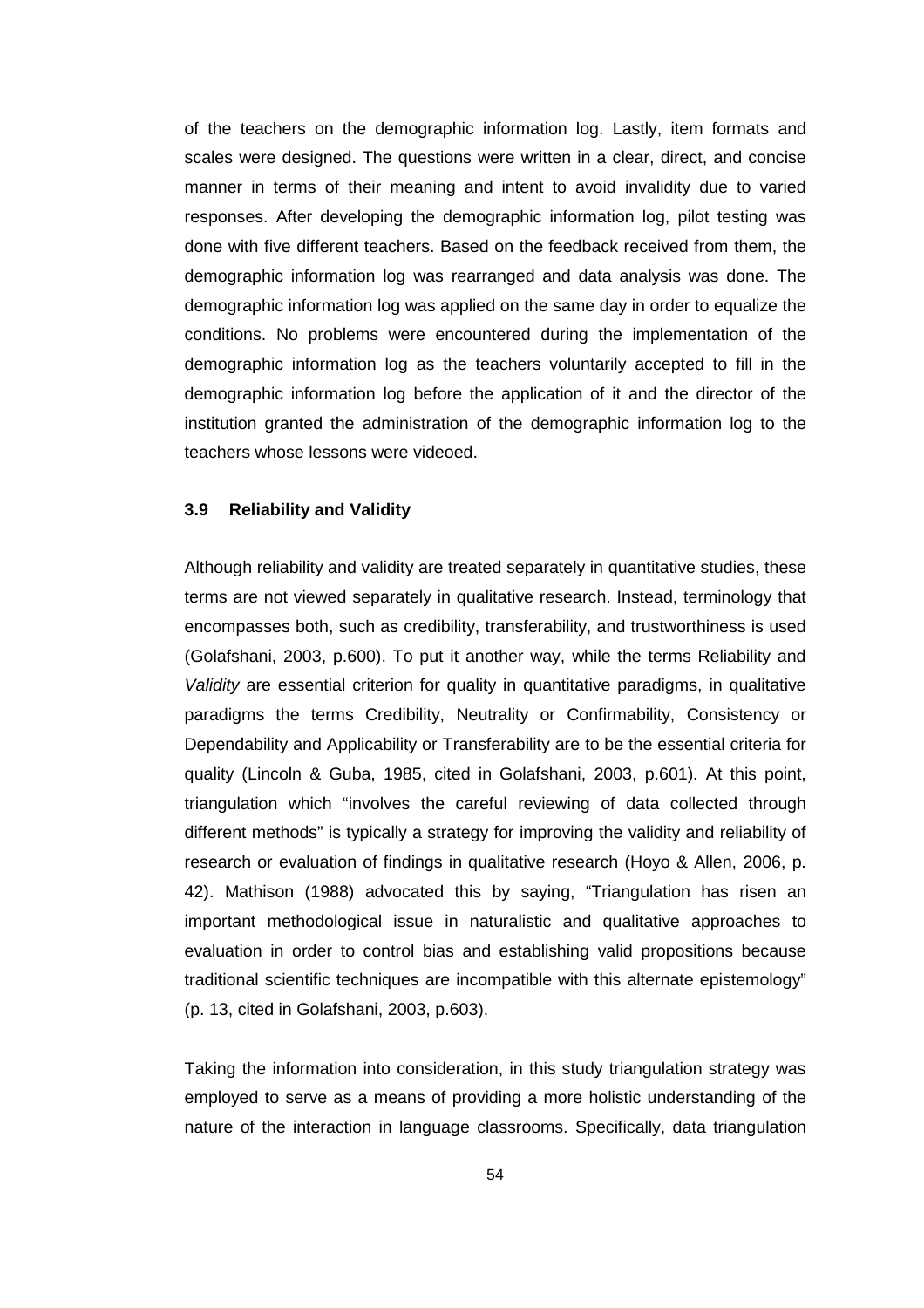of the teachers on the demographic information log. Lastly, item formats and scales were designed. The questions were written in a clear, direct, and concise manner in terms of their meaning and intent to avoid invalidity due to varied responses. After developing the demographic information log, pilot testing was done with five different teachers. Based on the feedback received from them, the demographic information log was rearranged and data analysis was done. The demographic information log was applied on the same day in order to equalize the conditions. No problems were encountered during the implementation of the demographic information log as the teachers voluntarily accepted to fill in the demographic information log before the application of it and the director of the institution granted the administration of the demographic information log to the teachers whose lessons were videoed.

### 3.9 Reliability and Validity

Although reliability and validity are treated separately in quantitative studies, these terms are not viewed separately in qualitative research. Instead, terminology that encompasses both, such as credibility, transferability, and trustworthiness is used (Golafshani, 2003, p.600). To put it another way, while the terms Reliability and *Validity* are essential criterion for quality in quantitative paradigms, in qualitative paradigms the terms Credibility, Neutrality or Confirmability, Consistency or Dependability and Applicability or Transferability are to be the essential criteria for quality (Lincoln & Guba, 1985, cited in Golafshani, 2003, p.601). At this point, triangulation which "involves the careful reviewing of data collected through different methods" is typically a strategy for improving the validity and reliability of research or evaluation of findings in qualitative research (Hoyo & Allen, 2006, p. 42). Mathison (1988) advocated this by saying, "Triangulation has risen an important methodological issue in naturalistic and qualitative approaches to evaluation in order to control bias and establishing valid propositions because traditional scientific techniques are incompatible with this alternate epistemology" (p. 13, cited in Golafshani, 2003, p.603).

Taking the information into consideration, in this study triangulation strategy was employed to serve as a means of providing a more holistic understanding of the nature of the interaction in language classrooms. Specifically, data triangulation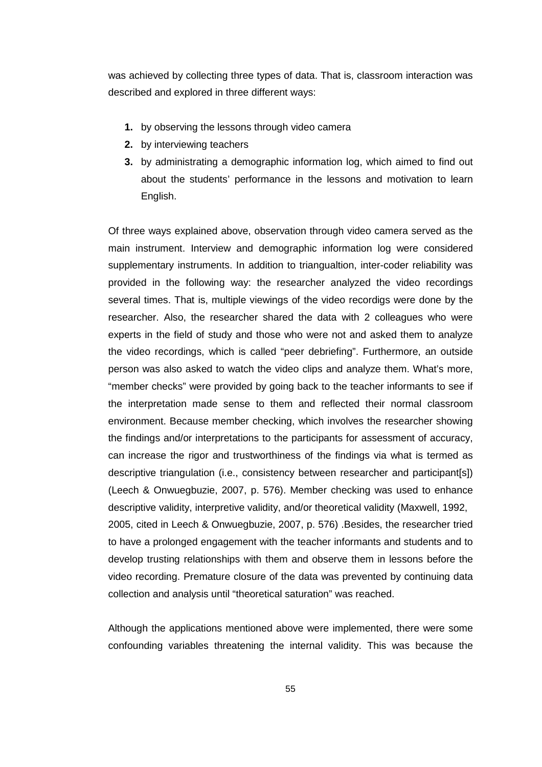was achieved by collecting three types of data. That is, classroom interaction was described and explored in three different ways:

1. by observing the lessons through video camera
2. by interviewing teachers
3. by administrating a demographic information log, which aimed to find out about the students' performance in the lessons and motivation to learn English.

Of three ways explained above, observation through video camera served as the main instrument. Interview and demographic information log were considered supplementary instruments. In addition to triangualtion, inter-coder reliability was provided in the following way: the researcher analyzed the video recordings several times. That is, multiple viewings of the video recordigs were done by the researcher. Also, the researcher shared the data with 2 colleagues who were experts in the field of study and those who were not and asked them to analyze the video recordings, which is called "peer debriefing". Furthermore, an outside person was also asked to watch the video clips and analyze them. What's more, "member checks" were provided by going back to the teacher informants to see if the interpretation made sense to them and reflected their normal classroom environment. Because member checking, which involves the researcher showing the findings and/or interpretations to the participants for assessment of accuracy, can increase the rigor and trustworthiness of the findings via what is termed as descriptive triangulation (i.e., consistency between researcher and participant[s]) (Leech & Onwuegbuzie, 2007, p. 576). Member checking was used to enhance descriptive validity, interpretive validity, and/or theoretical validity (Maxwell, 1992, 2005, cited in Leech & Onwuegbuzie, 2007, p. 576) .Besides, the researcher tried to have a prolonged engagement with the teacher informants and students and to develop trusting relationships with them and observe them in lessons before the video recording. Premature closure of the data was prevented by continuing data collection and analysis until "theoretical saturation" was reached.

Although the applications mentioned above were implemented, there were some confounding variables threatening the internal validity. This was because the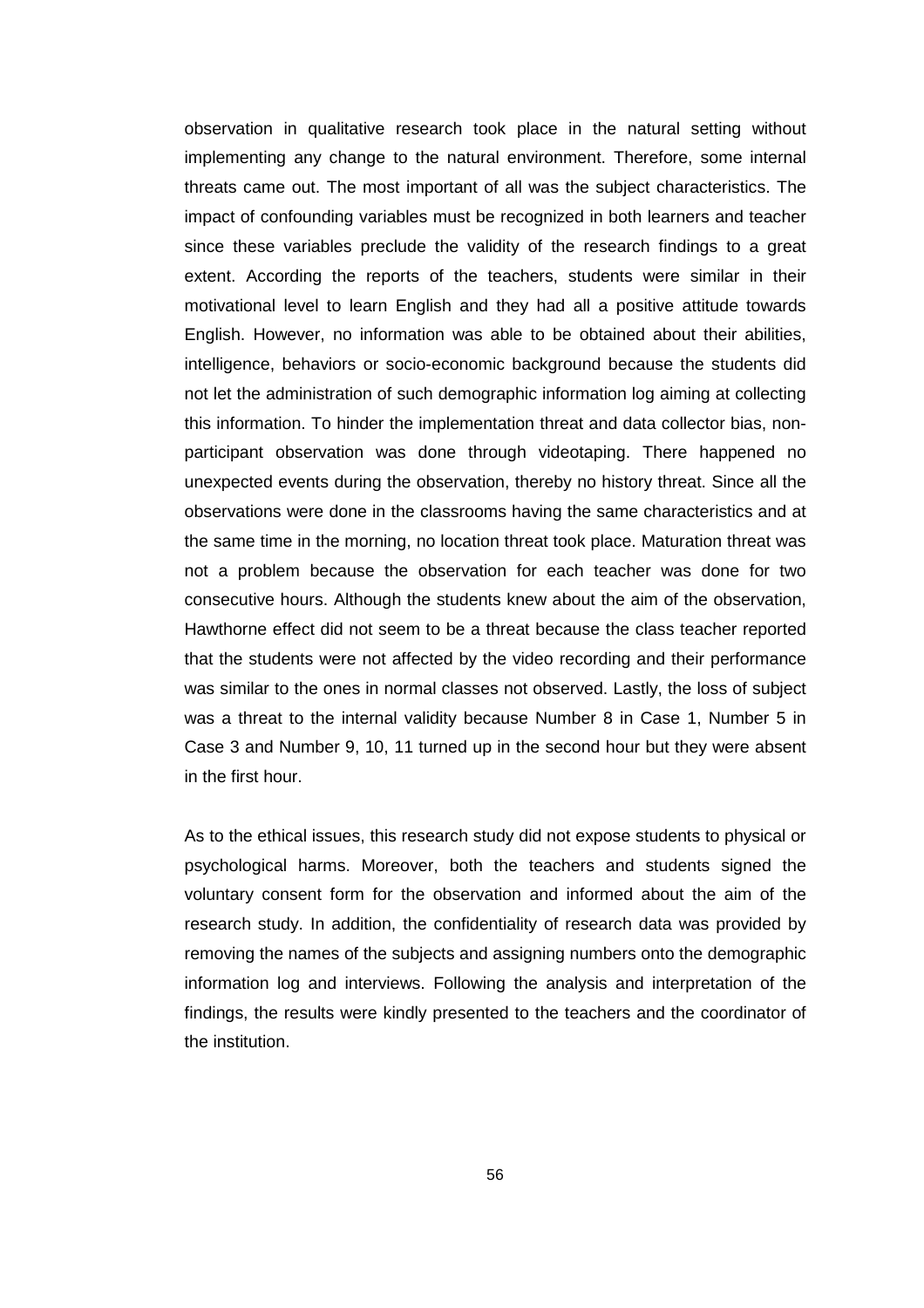observation in qualitative research took place in the natural setting without implementing any change to the natural environment. Therefore, some internal threats came out. The most important of all was the subject characteristics. The impact of confounding variables must be recognized in both learners and teacher since these variables preclude the validity of the research findings to a great extent. According the reports of the teachers, students were similar in their motivational level to learn English and they had all a positive attitude towards English. However, no information was able to be obtained about their abilities, intelligence, behaviors or socio-economic background because the students did not let the administration of such demographic information log aiming at collecting this information. To hinder the implementation threat and data collector bias, non-participant observation was done through videotaping. There happened no unexpected events during the observation, thereby no history threat. Since all the observations were done in the classrooms having the same characteristics and at the same time in the morning, no location threat took place. Maturation threat was not a problem because the observation for each teacher was done for two consecutive hours. Although the students knew about the aim of the observation, Hawthorne effect did not seem to be a threat because the class teacher reported that the students were not affected by the video recording and their performance was similar to the ones in normal classes not observed. Lastly, the loss of subject was a threat to the internal validity because Number 8 in Case 1, Number 5 in Case 3 and Number 9, 10, 11 turned up in the second hour but they were absent in the first hour.

As to the ethical issues, this research study did not expose students to physical or psychological harms. Moreover, both the teachers and students signed the voluntary consent form for the observation and informed about the aim of the research study. In addition, the confidentiality of research data was provided by removing the names of the subjects and assigning numbers onto the demographic information log and interviews. Following the analysis and interpretation of the findings, the results were kindly presented to the teachers and the coordinator of the institution.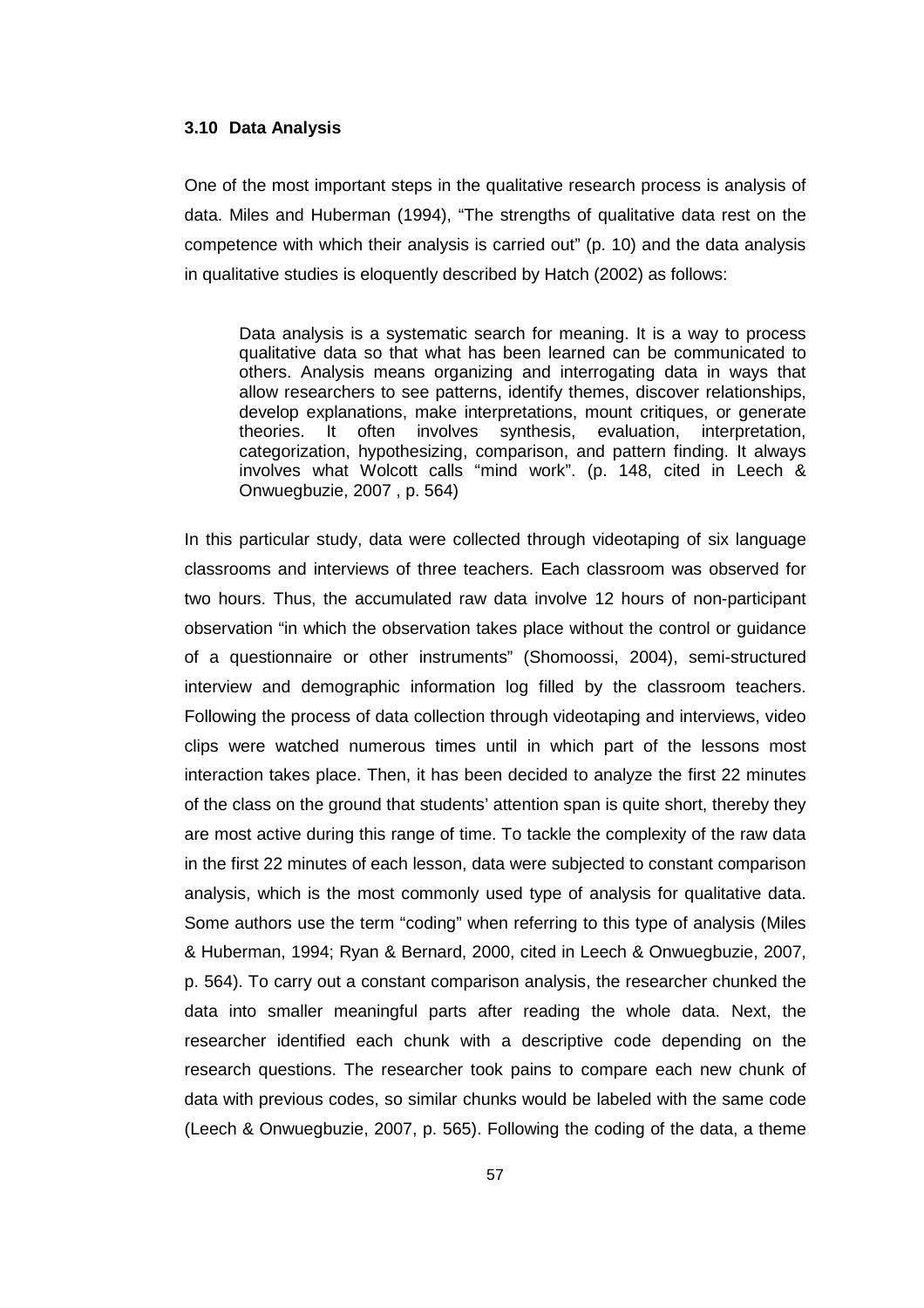### 3.10 Data Analysis

One of the most important steps in the qualitative research process is analysis of data. Miles and Huberman (1994), "The strengths of qualitative data rest on the competence with which their analysis is carried out" (p. 10) and the data analysis in qualitative studies is eloquently described by Hatch (2002) as follows:

> Data analysis is a systematic search for meaning. It is a way to process qualitative data so that what has been learned can be communicated to others. Analysis means organizing and interrogating data in ways that allow researchers to see patterns, identify themes, discover relationships, develop explanations, make interpretations, mount critiques, or generate theories. It often involves synthesis, evaluation, interpretation, categorization, hypothesizing, comparison, and pattern finding. It always involves what Wolcott calls "mind work". (p. 148, cited in Leech & Onwuegbuzie, 2007 , p. 564)

In this particular study, data were collected through videotaping of six language classrooms and interviews of three teachers. Each classroom was observed for two hours. Thus, the accumulated raw data involve 12 hours of non-participant observation "in which the observation takes place without the control or guidance of a questionnaire or other instruments" (Shomoossi, 2004), semi-structured interview and demographic information log filled by the classroom teachers. Following the process of data collection through videotaping and interviews, video clips were watched numerous times until in which part of the lessons most interaction takes place. Then, it has been decided to analyze the first 22 minutes of the class on the ground that students' attention span is quite short, thereby they are most active during this range of time. To tackle the complexity of the raw data in the first 22 minutes of each lesson, data were subjected to constant comparison analysis, which is the most commonly used type of analysis for qualitative data. Some authors use the term "coding" when referring to this type of analysis (Miles & Huberman, 1994; Ryan & Bernard, 2000, cited in Leech & Onwuegbuzie, 2007, p. 564). To carry out a constant comparison analysis, the researcher chunked the data into smaller meaningful parts after reading the whole data. Next, the researcher identified each chunk with a descriptive code depending on the research questions. The researcher took pains to compare each new chunk of data with previous codes, so similar chunks would be labeled with the same code (Leech & Onwuegbuzie, 2007, p. 565). Following the coding of the data, a theme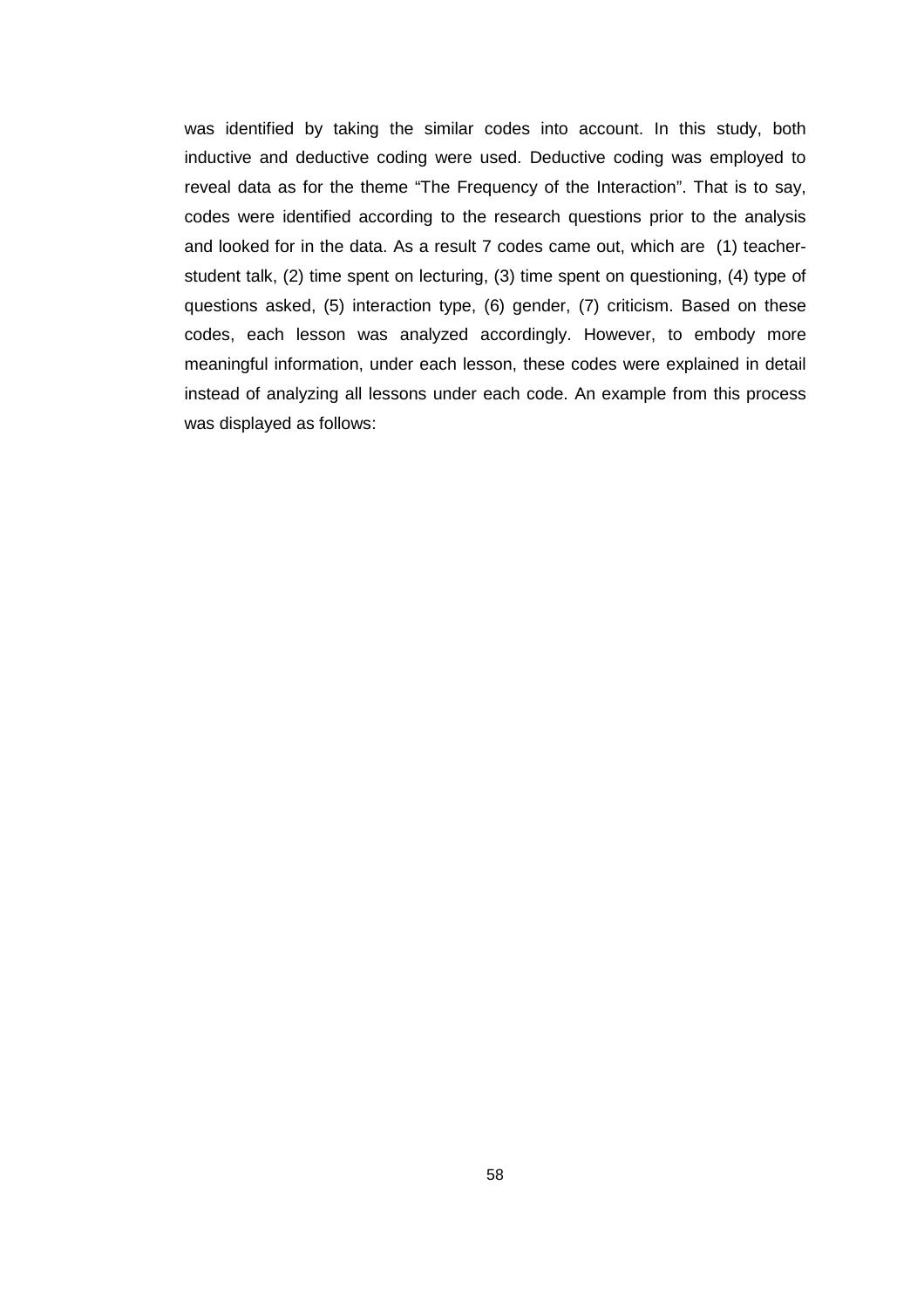was identified by taking the similar codes into account. In this study, both inductive and deductive coding were used. Deductive coding was employed to reveal data as for the theme "The Frequency of the Interaction". That is to say, codes were identified according to the research questions prior to the analysis and looked for in the data. As a result 7 codes came out, which are (1) teacher-student talk, (2) time spent on lecturing, (3) time spent on questioning, (4) type of questions asked, (5) interaction type, (6) gender, (7) criticism. Based on these codes, each lesson was analyzed accordingly. However, to embody more meaningful information, under each lesson, these codes were explained in detail instead of analyzing all lessons under each code. An example from this process was displayed as follows: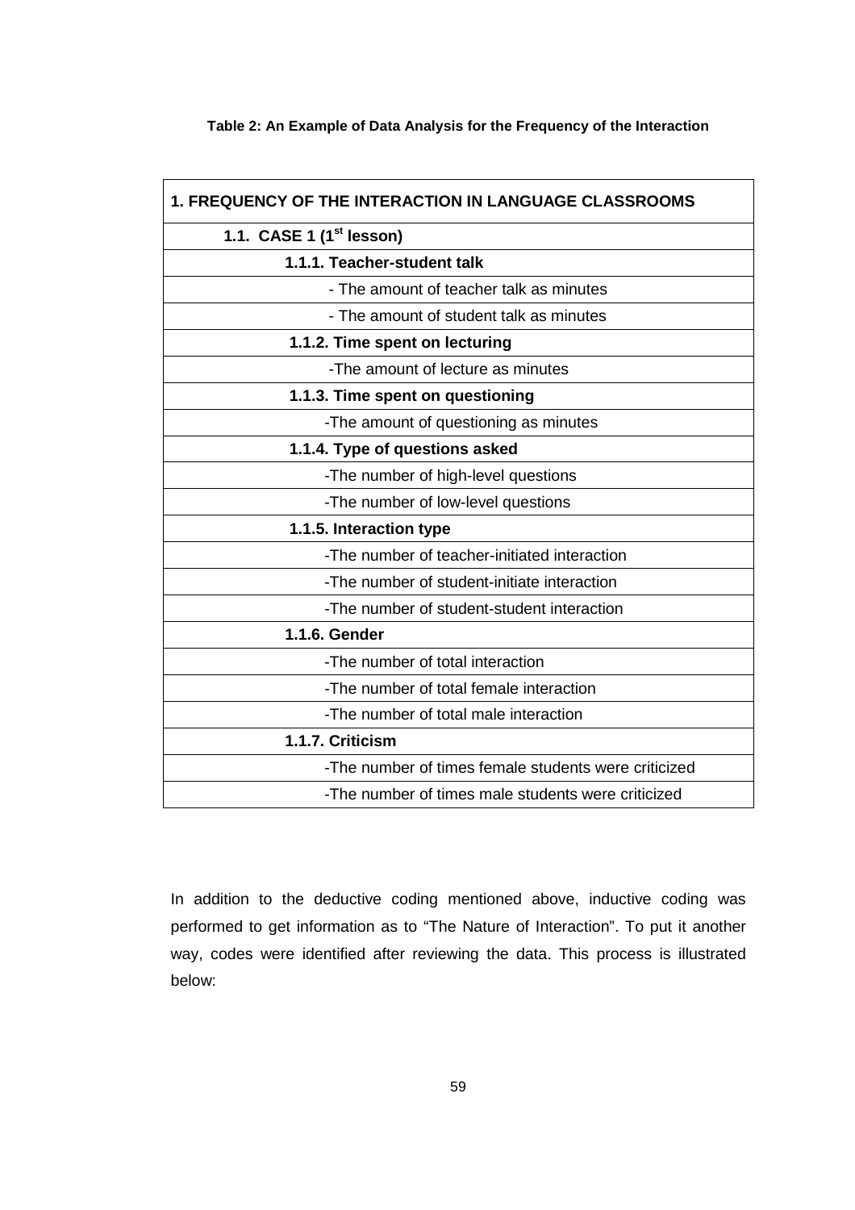**Table 2: An Example of Data Analysis for the Frequency of the Interaction**

| **1. FREQUENCY OF THE INTERACTION IN LANGUAGE CLASSROOMS** |
|---|
| **1.1. CASE 1 (1st lesson)** |
| **1.1.1. Teacher-student talk** |
| - The amount of teacher talk as minutes |
| - The amount of student talk as minutes |
| **1.1.2. Time spent on lecturing** |
| -The amount of lecture as minutes |
| **1.1.3. Time spent on questioning** |
| -The amount of questioning as minutes |
| **1.1.4. Type of questions asked** |
| -The number of high-level questions |
| -The number of low-level questions |
| **1.1.5. Interaction type** |
| -The number of teacher-initiated interaction |
| -The number of student-initiate interaction |
| -The number of student-student interaction |
| **1.1.6. Gender** |
| -The number of total interaction |
| -The number of total female interaction |
| -The number of total male interaction |
| **1.1.7. Criticism** |
| -The number of times female students were criticized |
| -The number of times male students were criticized |

In addition to the deductive coding mentioned above, inductive coding was performed to get information as to "The Nature of Interaction". To put it another way, codes were identified after reviewing the data. This process is illustrated below: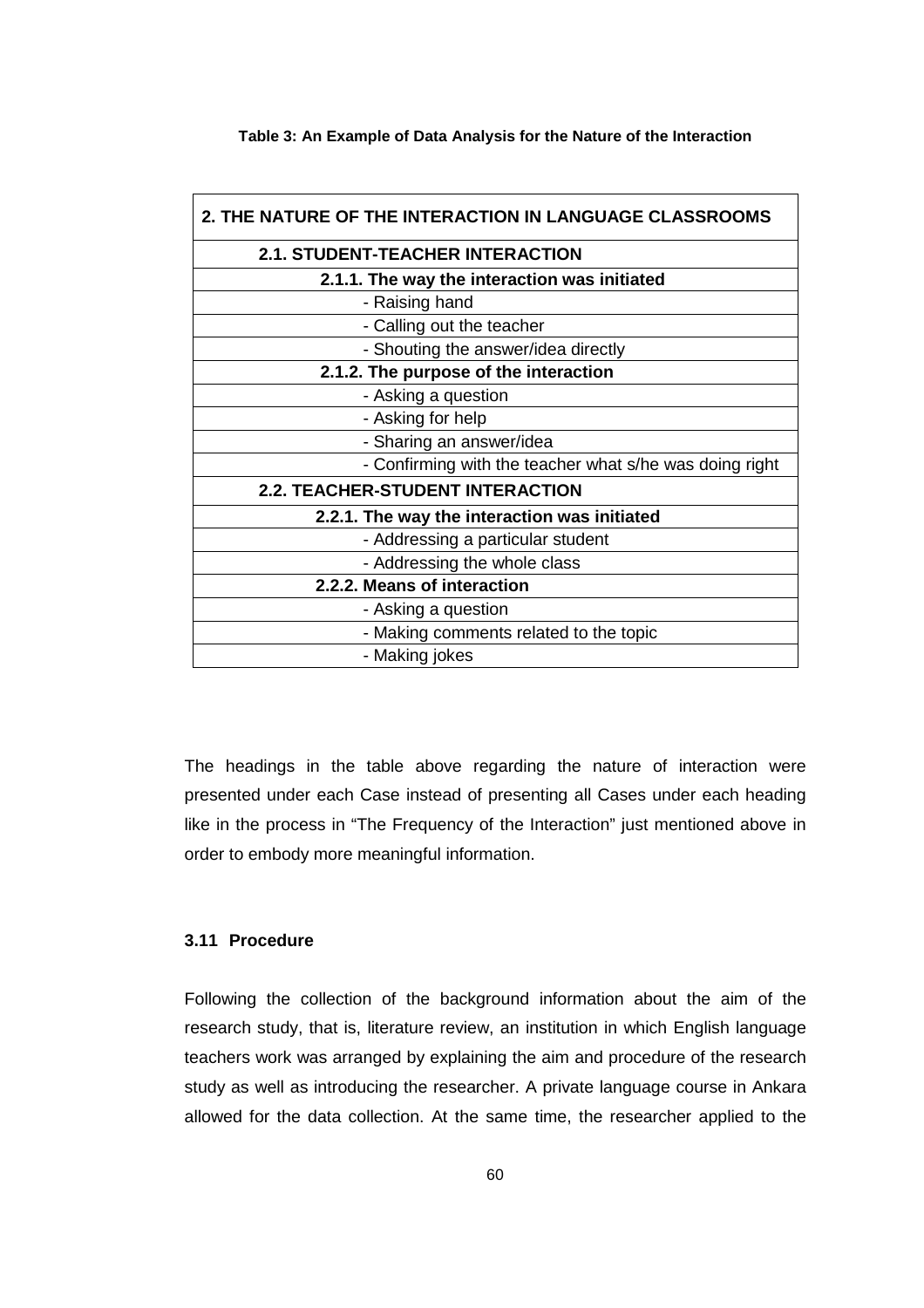**Table 3: An Example of Data Analysis for the Nature of the Interaction**

| **2. THE NATURE OF THE INTERACTION IN LANGUAGE CLASSROOMS** |
|---|
| **2.1. STUDENT-TEACHER INTERACTION** |
| **2.1.1. The way the interaction was initiated** |
| - Raising hand |
| - Calling out the teacher |
| - Shouting the answer/idea directly |
| **2.1.2. The purpose of the interaction** |
| - Asking a question |
| - Asking for help |
| - Sharing an answer/idea |
| - Confirming with the teacher what s/he was doing right |
| **2.2. TEACHER-STUDENT INTERACTION** |
| **2.2.1. The way the interaction was initiated** |
| - Addressing a particular student |
| - Addressing the whole class |
| **2.2.2. Means of interaction** |
| - Asking a question |
| - Making comments related to the topic |
| - Making jokes |

The headings in the table above regarding the nature of interaction were presented under each Case instead of presenting all Cases under each heading like in the process in "The Frequency of the Interaction" just mentioned above in order to embody more meaningful information.

### 3.11 Procedure

Following the collection of the background information about the aim of the research study, that is, literature review, an institution in which English language teachers work was arranged by explaining the aim and procedure of the research study as well as introducing the researcher. A private language course in Ankara allowed for the data collection. At the same time, the researcher applied to the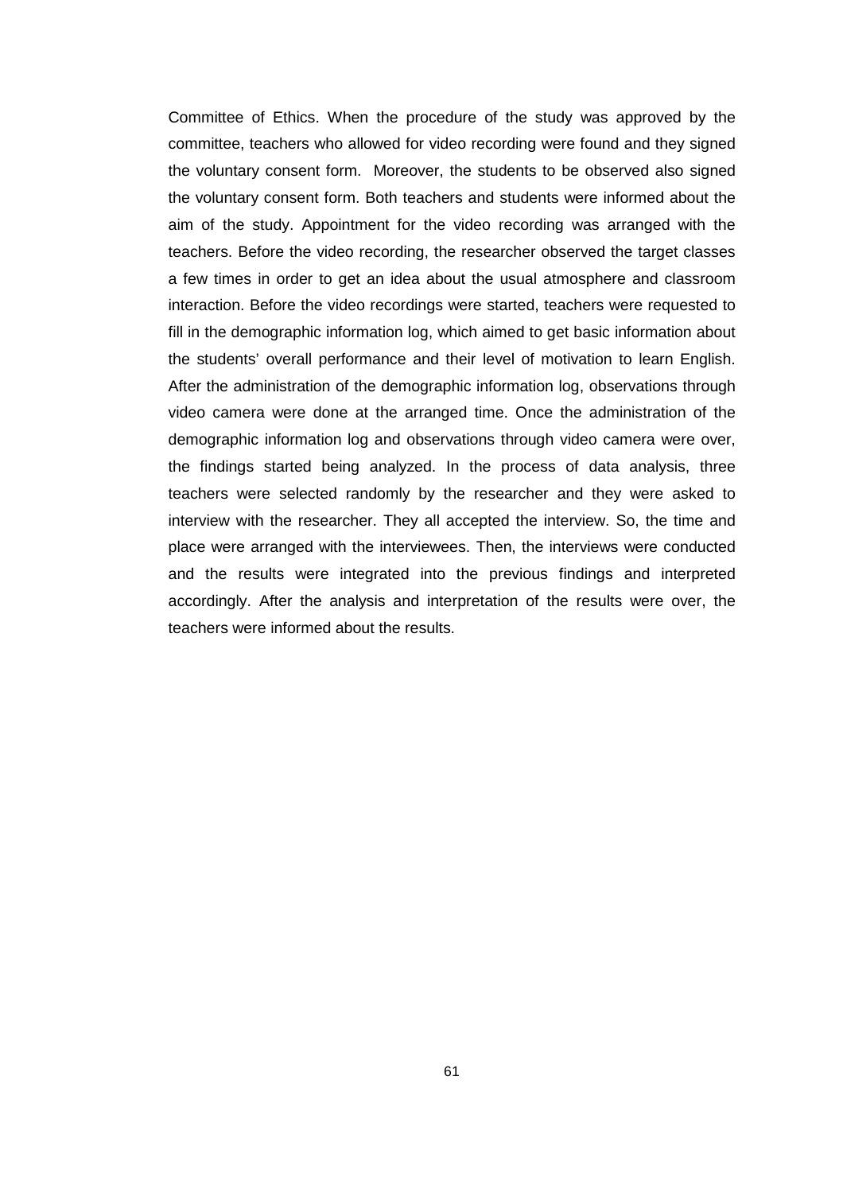Committee of Ethics. When the procedure of the study was approved by the committee, teachers who allowed for video recording were found and they signed the voluntary consent form. Moreover, the students to be observed also signed the voluntary consent form. Both teachers and students were informed about the aim of the study. Appointment for the video recording was arranged with the teachers. Before the video recording, the researcher observed the target classes a few times in order to get an idea about the usual atmosphere and classroom interaction. Before the video recordings were started, teachers were requested to fill in the demographic information log, which aimed to get basic information about the students' overall performance and their level of motivation to learn English. After the administration of the demographic information log, observations through video camera were done at the arranged time. Once the administration of the demographic information log and observations through video camera were over, the findings started being analyzed. In the process of data analysis, three teachers were selected randomly by the researcher and they were asked to interview with the researcher. They all accepted the interview. So, the time and place were arranged with the interviewees. Then, the interviews were conducted and the results were integrated into the previous findings and interpreted accordingly. After the analysis and interpretation of the results were over, the teachers were informed about the results.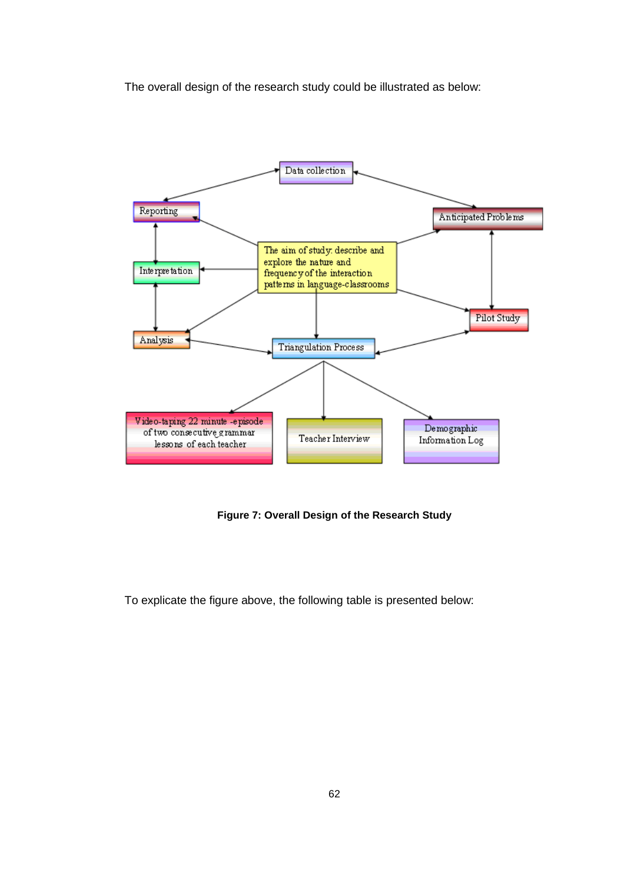The overall design of the research study could be illustrated as below:

Data collection

Reporting

Anticipated Problems

The aim of study: describe and explore the nature and frequency of the interaction patterns in language-classrooms

Interpretation

Pilot Study

Analysis

Triangulation Process

Video-taping 22 minute -episode of two consecutive grammar lessons of each teacher

Teacher Interview

Demographic Information Log

**Figure 7: Overall Design of the Research Study**

To explicate the figure above, the following table is presented below: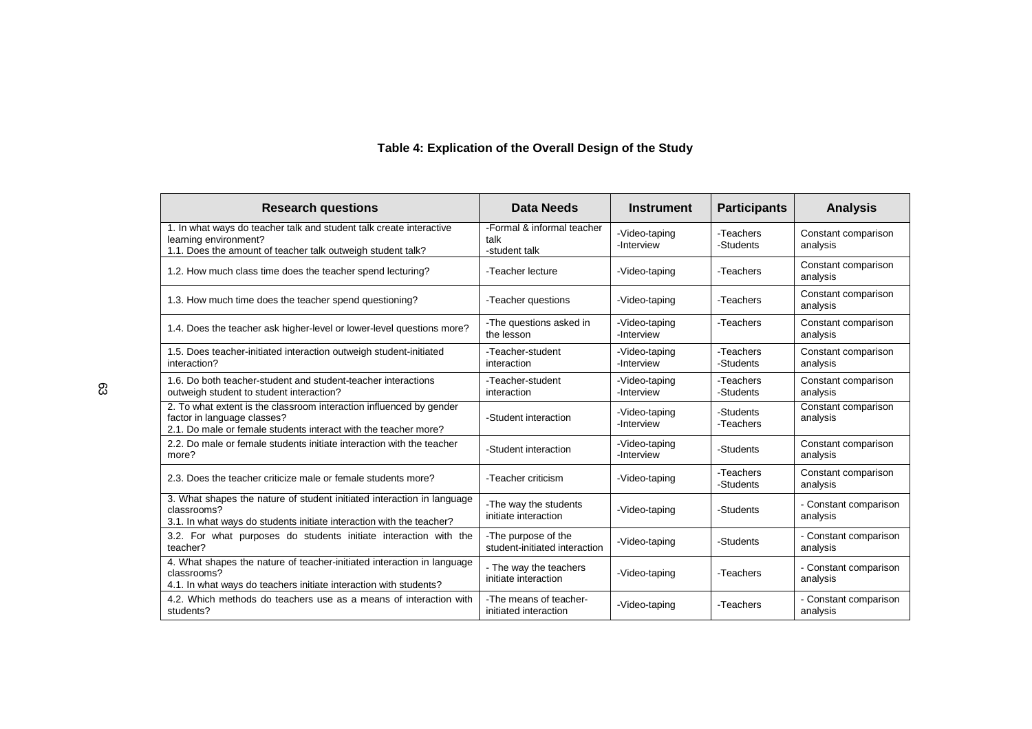**Table 4: Explication of the Overall Design of the Study**

| Research questions | Data Needs | Instrument | Participants | Analysis |
|---|---|---|---|---|
| 1. In what ways do teacher talk and student talk create interactive learning environment?<br>1.1. Does the amount of teacher talk outweigh student talk? | -Formal & informal teacher talk<br>-student talk | -Video-taping<br>-Interview | -Teachers<br>-Students | Constant comparison analysis |
| 1.2. How much class time does the teacher spend lecturing? | -Teacher lecture | -Video-taping | -Teachers | Constant comparison analysis |
| 1.3. How much time does the teacher spend questioning? | -Teacher questions | -Video-taping | -Teachers | Constant comparison analysis |
| 1.4. Does the teacher ask higher-level or lower-level questions more? | -The questions asked in the lesson | -Video-taping<br>-Interview | -Teachers | Constant comparison analysis |
| 1.5. Does teacher-initiated interaction outweigh student-initiated interaction? | -Teacher-student interaction | -Video-taping<br>-Interview | -Teachers<br>-Students | Constant comparison analysis |
| 1.6. Do both teacher-student and student-teacher interactions outweigh student to student interaction? | -Teacher-student interaction | -Video-taping<br>-Interview | -Teachers<br>-Students | Constant comparison analysis |
| 2. To what extent is the classroom interaction influenced by gender factor in language classes?<br>2.1. Do male or female students interact with the teacher more? | -Student interaction | -Video-taping<br>-Interview | -Students<br>-Teachers | Constant comparison analysis |
| 2.2. Do male or female students initiate interaction with the teacher more? | -Student interaction | -Video-taping<br>-Interview | -Students | Constant comparison analysis |
| 2.3. Does the teacher criticize male or female students more? | -Teacher criticism | -Video-taping | -Teachers<br>-Students | Constant comparison analysis |
| 3. What shapes the nature of student initiated interaction in language classrooms?<br>3.1. In what ways do students initiate interaction with the teacher? | -The way the students initiate interaction | -Video-taping | -Students | - Constant comparison analysis |
| 3.2. For what purposes do students initiate interaction with the teacher? | -The purpose of the student-initiated interaction | -Video-taping | -Students | - Constant comparison analysis |
| 4. What shapes the nature of teacher-initiated interaction in language classrooms?<br>4.1. In what ways do teachers initiate interaction with students? | - The way the teachers initiate interaction | -Video-taping | -Teachers | - Constant comparison analysis |
| 4.2. Which methods do teachers use as a means of interaction with students? | -The means of teacher-initiated interaction | -Video-taping | -Teachers | - Constant comparison analysis |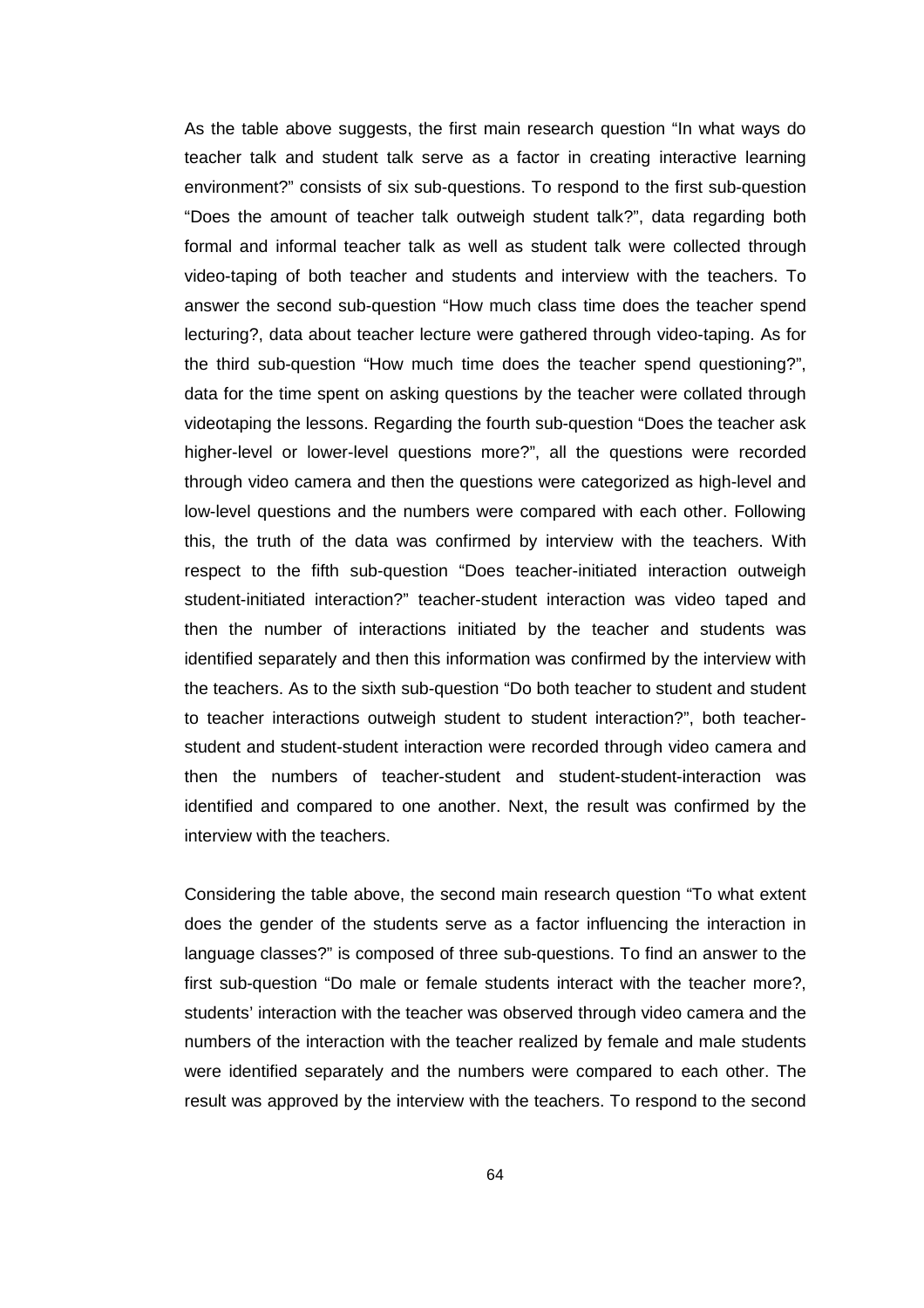As the table above suggests, the first main research question "In what ways do teacher talk and student talk serve as a factor in creating interactive learning environment?" consists of six sub-questions. To respond to the first sub-question "Does the amount of teacher talk outweigh student talk?", data regarding both formal and informal teacher talk as well as student talk were collected through video-taping of both teacher and students and interview with the teachers. To answer the second sub-question "How much class time does the teacher spend lecturing?, data about teacher lecture were gathered through video-taping. As for the third sub-question "How much time does the teacher spend questioning?", data for the time spent on asking questions by the teacher were collated through videotaping the lessons. Regarding the fourth sub-question "Does the teacher ask higher-level or lower-level questions more?", all the questions were recorded through video camera and then the questions were categorized as high-level and low-level questions and the numbers were compared with each other. Following this, the truth of the data was confirmed by interview with the teachers. With respect to the fifth sub-question "Does teacher-initiated interaction outweigh student-initiated interaction?" teacher-student interaction was video taped and then the number of interactions initiated by the teacher and students was identified separately and then this information was confirmed by the interview with the teachers. As to the sixth sub-question "Do both teacher to student and student to teacher interactions outweigh student to student interaction?", both teacher-student and student-student interaction were recorded through video camera and then the numbers of teacher-student and student-student-interaction was identified and compared to one another. Next, the result was confirmed by the interview with the teachers.

Considering the table above, the second main research question "To what extent does the gender of the students serve as a factor influencing the interaction in language classes?" is composed of three sub-questions. To find an answer to the first sub-question "Do male or female students interact with the teacher more?, students' interaction with the teacher was observed through video camera and the numbers of the interaction with the teacher realized by female and male students were identified separately and the numbers were compared to each other. The result was approved by the interview with the teachers. To respond to the second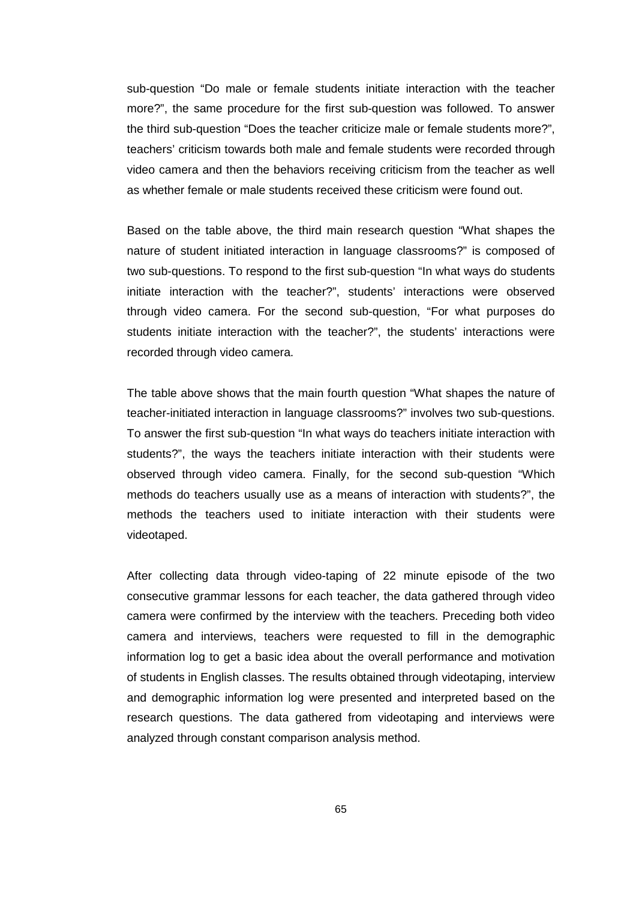sub-question “Do male or female students initiate interaction with the teacher more?”, the same procedure for the first sub-question was followed. To answer the third sub-question “Does the teacher criticize male or female students more?”, teachers’ criticism towards both male and female students were recorded through video camera and then the behaviors receiving criticism from the teacher as well as whether female or male students received these criticism were found out.

Based on the table above, the third main research question “What shapes the nature of student initiated interaction in language classrooms?” is composed of two sub-questions. To respond to the first sub-question “In what ways do students initiate interaction with the teacher?”, students’ interactions were observed through video camera. For the second sub-question, “For what purposes do students initiate interaction with the teacher?”, the students’ interactions were recorded through video camera.

The table above shows that the main fourth question “What shapes the nature of teacher-initiated interaction in language classrooms?” involves two sub-questions. To answer the first sub-question “In what ways do teachers initiate interaction with students?”, the ways the teachers initiate interaction with their students were observed through video camera. Finally, for the second sub-question “Which methods do teachers usually use as a means of interaction with students?”, the methods the teachers used to initiate interaction with their students were videotaped.

After collecting data through video-taping of 22 minute episode of the two consecutive grammar lessons for each teacher, the data gathered through video camera were confirmed by the interview with the teachers. Preceding both video camera and interviews, teachers were requested to fill in the demographic information log to get a basic idea about the overall performance and motivation of students in English classes. The results obtained through videotaping, interview and demographic information log were presented and interpreted based on the research questions. The data gathered from videotaping and interviews were analyzed through constant comparison analysis method.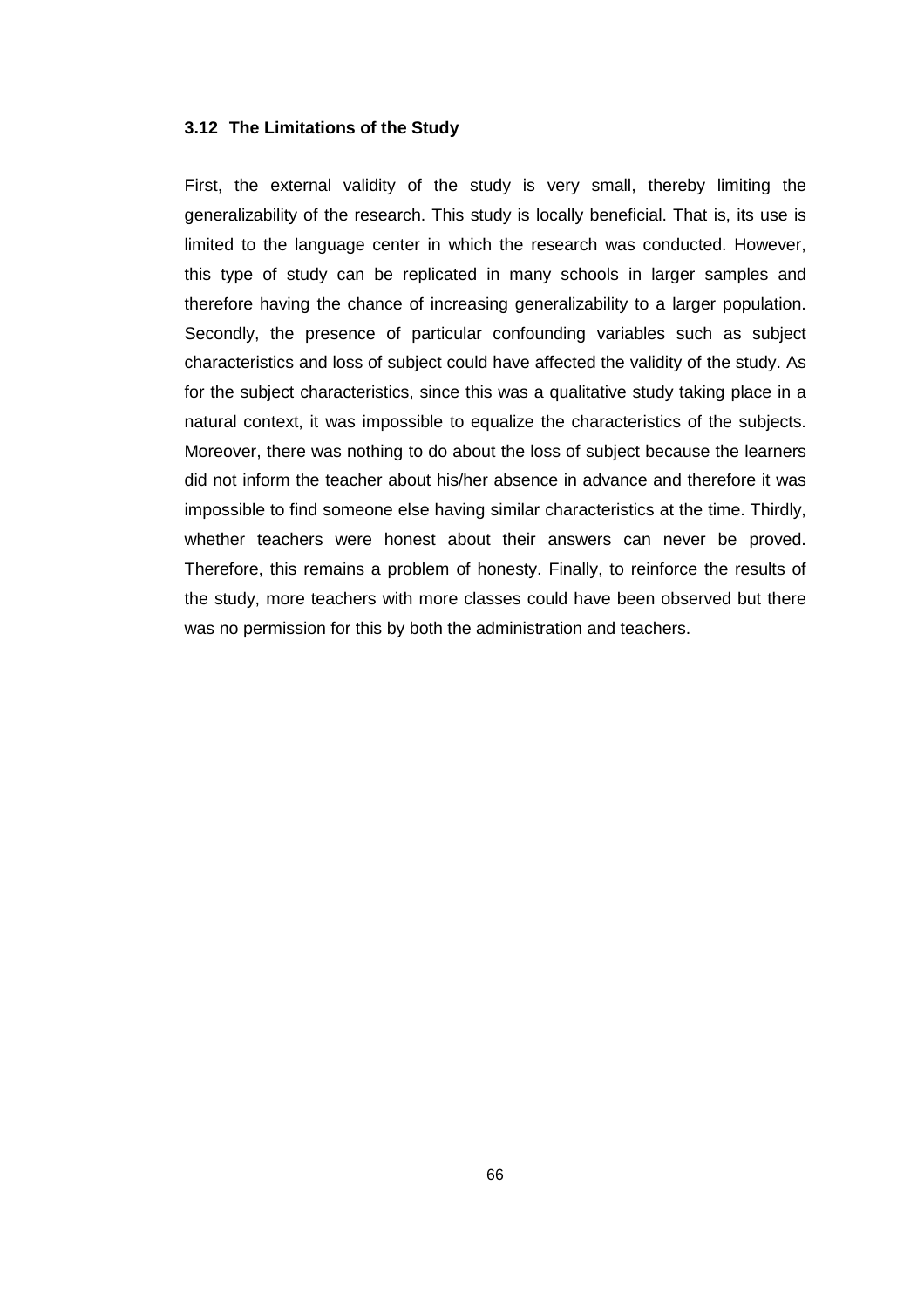### 3.12 The Limitations of the Study

First, the external validity of the study is very small, thereby limiting the generalizability of the research. This study is locally beneficial. That is, its use is limited to the language center in which the research was conducted. However, this type of study can be replicated in many schools in larger samples and therefore having the chance of increasing generalizability to a larger population. Secondly, the presence of particular confounding variables such as subject characteristics and loss of subject could have affected the validity of the study. As for the subject characteristics, since this was a qualitative study taking place in a natural context, it was impossible to equalize the characteristics of the subjects. Moreover, there was nothing to do about the loss of subject because the learners did not inform the teacher about his/her absence in advance and therefore it was impossible to find someone else having similar characteristics at the time. Thirdly, whether teachers were honest about their answers can never be proved. Therefore, this remains a problem of honesty. Finally, to reinforce the results of the study, more teachers with more classes could have been observed but there was no permission for this by both the administration and teachers.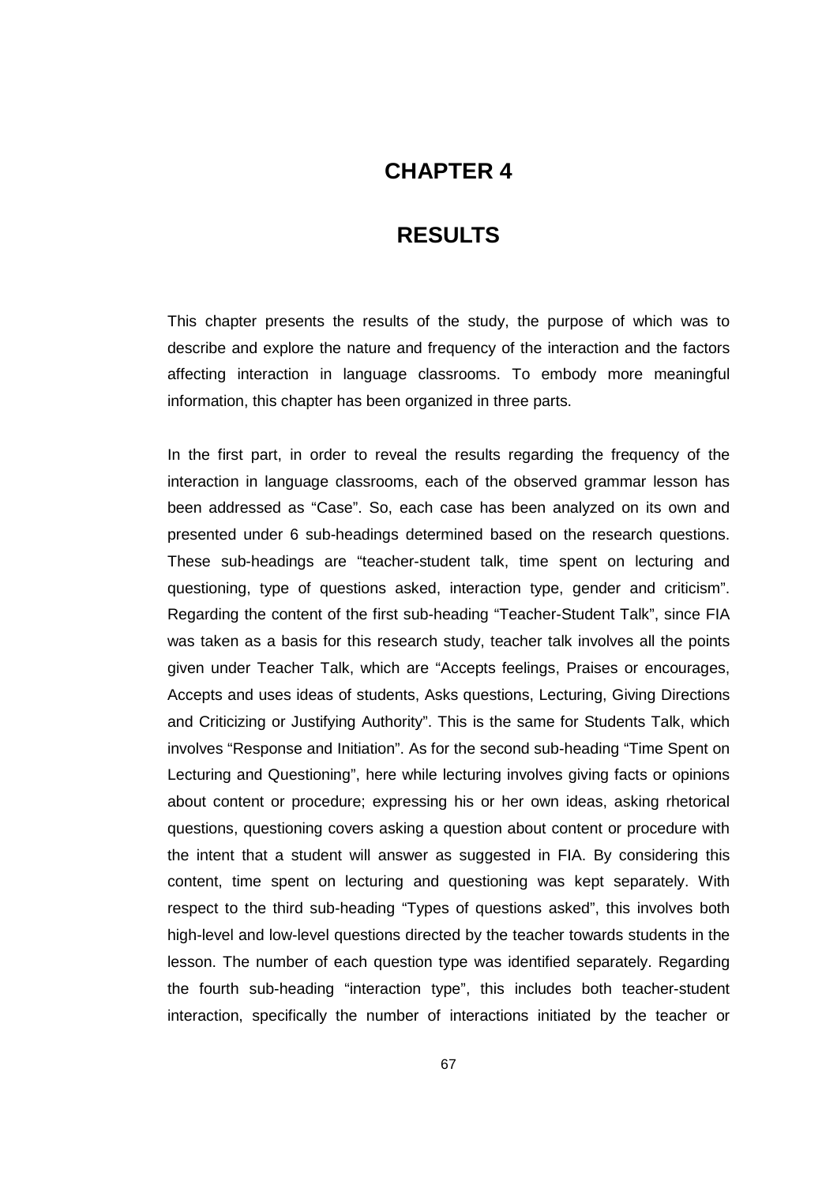# CHAPTER 4

# RESULTS

This chapter presents the results of the study, the purpose of which was to describe and explore the nature and frequency of the interaction and the factors affecting interaction in language classrooms. To embody more meaningful information, this chapter has been organized in three parts.

In the first part, in order to reveal the results regarding the frequency of the interaction in language classrooms, each of the observed grammar lesson has been addressed as "Case". So, each case has been analyzed on its own and presented under 6 sub-headings determined based on the research questions. These sub-headings are "teacher-student talk, time spent on lecturing and questioning, type of questions asked, interaction type, gender and criticism". Regarding the content of the first sub-heading "Teacher-Student Talk", since FIA was taken as a basis for this research study, teacher talk involves all the points given under Teacher Talk, which are "Accepts feelings, Praises or encourages, Accepts and uses ideas of students, Asks questions, Lecturing, Giving Directions and Criticizing or Justifying Authority". This is the same for Students Talk, which involves "Response and Initiation". As for the second sub-heading "Time Spent on Lecturing and Questioning", here while lecturing involves giving facts or opinions about content or procedure; expressing his or her own ideas, asking rhetorical questions, questioning covers asking a question about content or procedure with the intent that a student will answer as suggested in FIA. By considering this content, time spent on lecturing and questioning was kept separately. With respect to the third sub-heading "Types of questions asked", this involves both high-level and low-level questions directed by the teacher towards students in the lesson. The number of each question type was identified separately. Regarding the fourth sub-heading "interaction type", this includes both teacher-student interaction, specifically the number of interactions initiated by the teacher or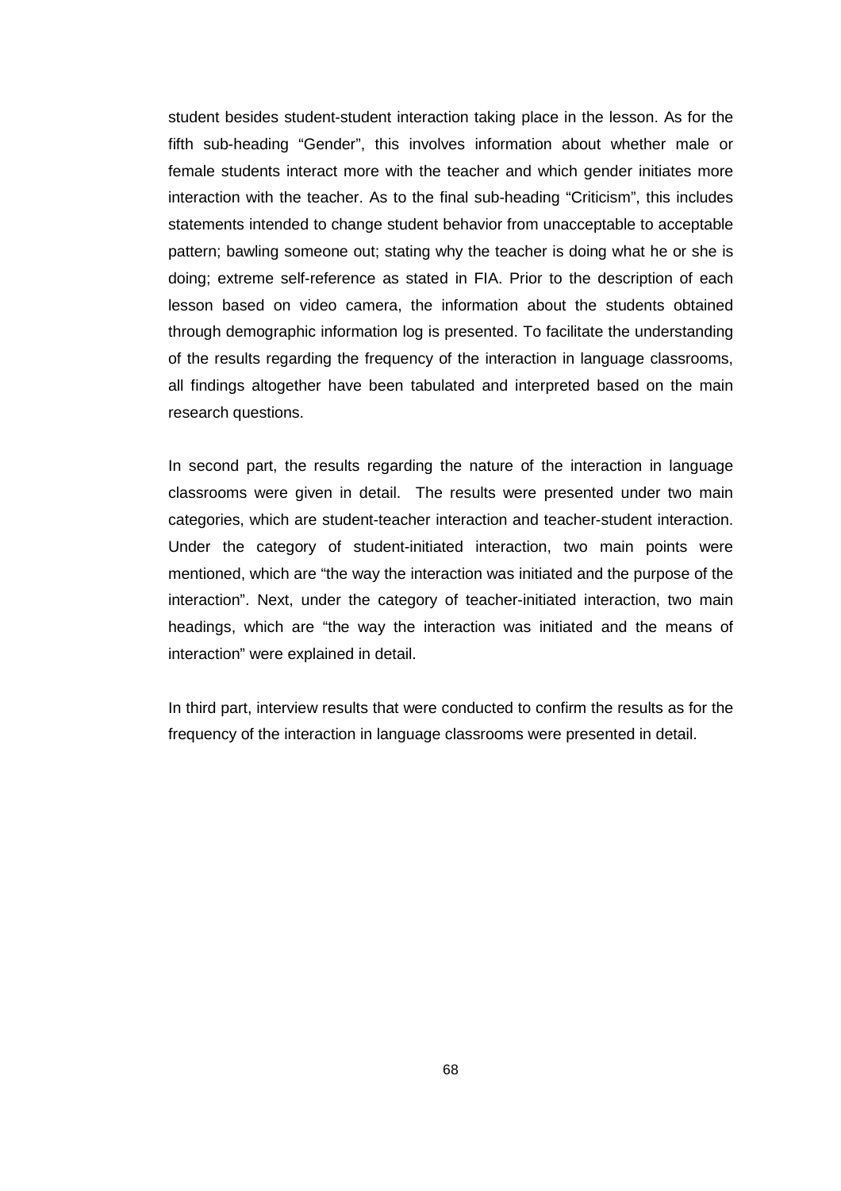student besides student-student interaction taking place in the lesson. As for the fifth sub-heading “Gender”, this involves information about whether male or female students interact more with the teacher and which gender initiates more interaction with the teacher. As to the final sub-heading “Criticism”, this includes statements intended to change student behavior from unacceptable to acceptable pattern; bawling someone out; stating why the teacher is doing what he or she is doing; extreme self-reference as stated in FIA. Prior to the description of each lesson based on video camera, the information about the students obtained through demographic information log is presented. To facilitate the understanding of the results regarding the frequency of the interaction in language classrooms, all findings altogether have been tabulated and interpreted based on the main research questions.

In second part, the results regarding the nature of the interaction in language classrooms were given in detail. The results were presented under two main categories, which are student-teacher interaction and teacher-student interaction. Under the category of student-initiated interaction, two main points were mentioned, which are “the way the interaction was initiated and the purpose of the interaction”. Next, under the category of teacher-initiated interaction, two main headings, which are “the way the interaction was initiated and the means of interaction” were explained in detail.

In third part, interview results that were conducted to confirm the results as for the frequency of the interaction in language classrooms were presented in detail.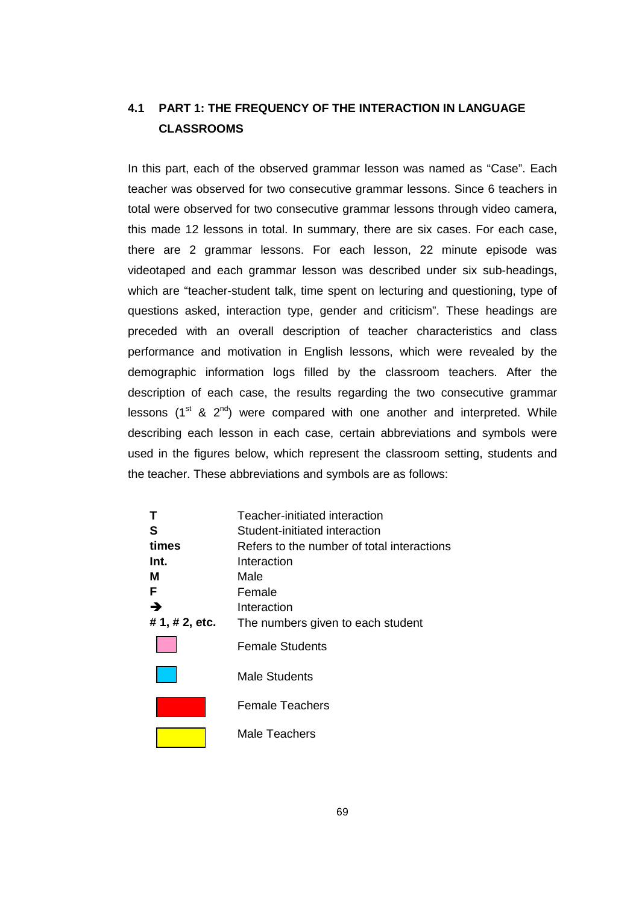## 4.1 PART 1: THE FREQUENCY OF THE INTERACTION IN LANGUAGE CLASSROOMS

In this part, each of the observed grammar lesson was named as "Case". Each teacher was observed for two consecutive grammar lessons. Since 6 teachers in total were observed for two consecutive grammar lessons through video camera, this made 12 lessons in total. In summary, there are six cases. For each case, there are 2 grammar lessons. For each lesson, 22 minute episode was videotaped and each grammar lesson was described under six sub-headings, which are "teacher-student talk, time spent on lecturing and questioning, type of questions asked, interaction type, gender and criticism". These headings are preceded with an overall description of teacher characteristics and class performance and motivation in English lessons, which were revealed by the demographic information logs filled by the classroom teachers. After the description of each case, the results regarding the two consecutive grammar lessons (1st & 2nd) were compared with one another and interpreted. While describing each lesson in each case, certain abbreviations and symbols were used in the figures below, which represent the classroom setting, students and the teacher. These abbreviations and symbols are as follows:

| | |
|---|---|
| **T** | Teacher-initiated interaction |
| **S** | Student-initiated interaction |
| **times** | Refers to the number of total interactions |
| **Int.** | Interaction |
| **M** | Male |
| **F** | Female |
| → | Interaction |
| **# 1, # 2, etc.** | The numbers given to each student |
| (pink square) | Female Students |
| (blue square) | Male Students |
| (red rectangle) | Female Teachers |
| (yellow rectangle) | Male Teachers |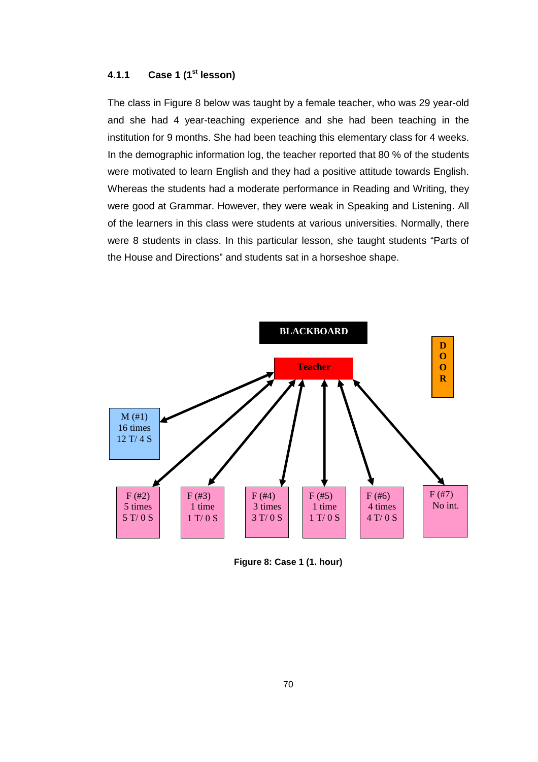### 4.1.1 Case 1 (1st lesson)

The class in Figure 8 below was taught by a female teacher, who was 29 year-old and she had 4 year-teaching experience and she had been teaching in the institution for 9 months. She had been teaching this elementary class for 4 weeks. In the demographic information log, the teacher reported that 80 % of the students were motivated to learn English and they had a positive attitude towards English. Whereas the students had a moderate performance in Reading and Writing, they were good at Grammar. However, they were weak in Speaking and Listening. All of the learners in this class were students at various universities. Normally, there were 8 students in class. In this particular lesson, she taught students "Parts of the House and Directions" and students sat in a horseshoe shape.

BLACKBOARD

Teacher

DOOR

M (#1) 16 times 12 T/ 4 S

F (#2) 5 times 5 T/ 0 S

F (#3) 1 time 1 T/ 0 S

F (#4) 3 times 3 T/ 0 S

F (#5) 1 time 1 T/ 0 S

F (#6) 4 times 4 T/ 0 S

F (#7) No int.

**Figure 8: Case 1 (1. hour)**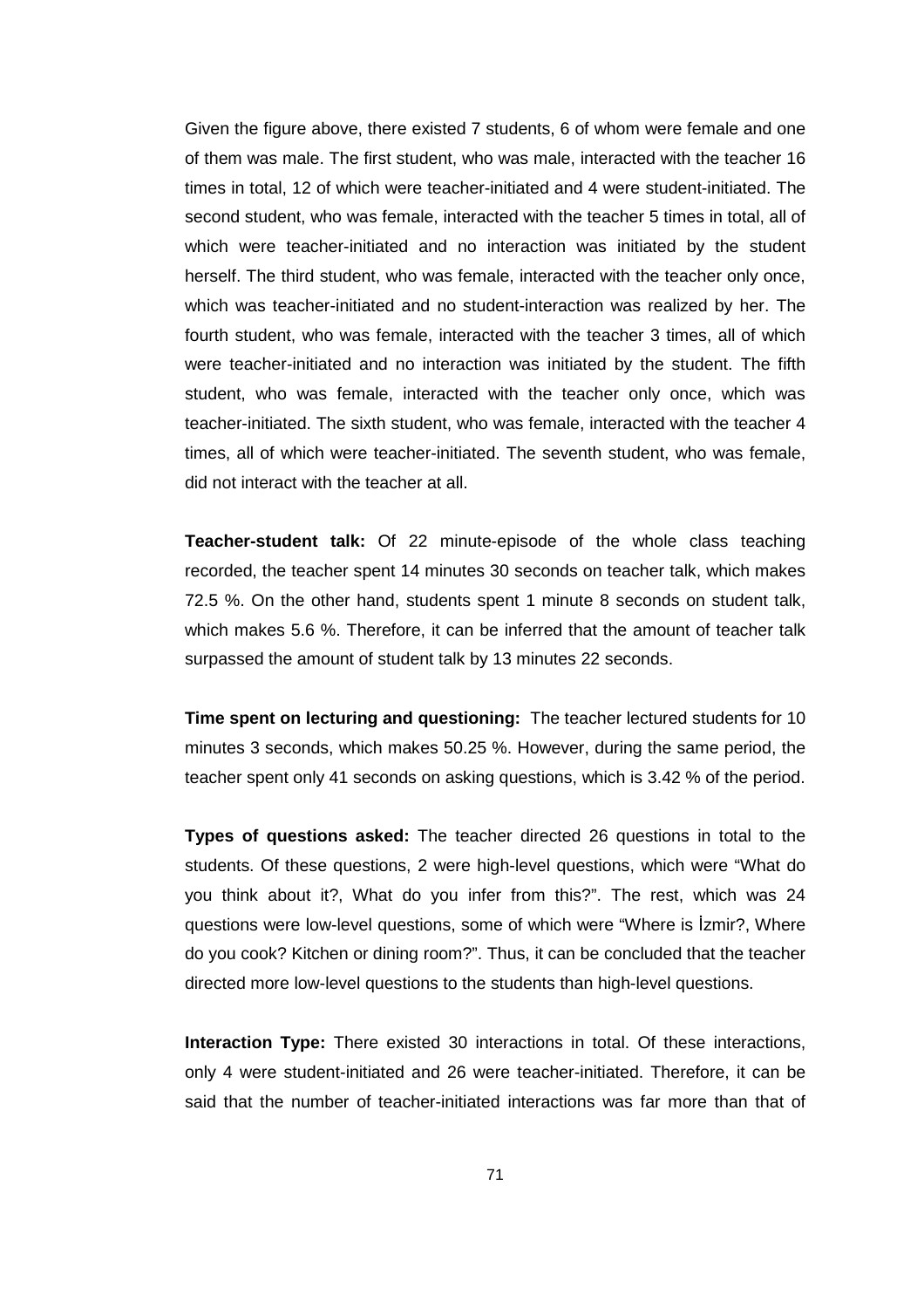Given the figure above, there existed 7 students, 6 of whom were female and one of them was male. The first student, who was male, interacted with the teacher 16 times in total, 12 of which were teacher-initiated and 4 were student-initiated. The second student, who was female, interacted with the teacher 5 times in total, all of which were teacher-initiated and no interaction was initiated by the student herself. The third student, who was female, interacted with the teacher only once, which was teacher-initiated and no student-interaction was realized by her. The fourth student, who was female, interacted with the teacher 3 times, all of which were teacher-initiated and no interaction was initiated by the student. The fifth student, who was female, interacted with the teacher only once, which was teacher-initiated. The sixth student, who was female, interacted with the teacher 4 times, all of which were teacher-initiated. The seventh student, who was female, did not interact with the teacher at all.

**Teacher-student talk:** Of 22 minute-episode of the whole class teaching recorded, the teacher spent 14 minutes 30 seconds on teacher talk, which makes 72.5 %. On the other hand, students spent 1 minute 8 seconds on student talk, which makes 5.6 %. Therefore, it can be inferred that the amount of teacher talk surpassed the amount of student talk by 13 minutes 22 seconds.

**Time spent on lecturing and questioning:** The teacher lectured students for 10 minutes 3 seconds, which makes 50.25 %. However, during the same period, the teacher spent only 41 seconds on asking questions, which is 3.42 % of the period.

**Types of questions asked:** The teacher directed 26 questions in total to the students. Of these questions, 2 were high-level questions, which were "What do you think about it?, What do you infer from this?". The rest, which was 24 questions were low-level questions, some of which were "Where is İzmir?, Where do you cook? Kitchen or dining room?". Thus, it can be concluded that the teacher directed more low-level questions to the students than high-level questions.

**Interaction Type:** There existed 30 interactions in total. Of these interactions, only 4 were student-initiated and 26 were teacher-initiated. Therefore, it can be said that the number of teacher-initiated interactions was far more than that of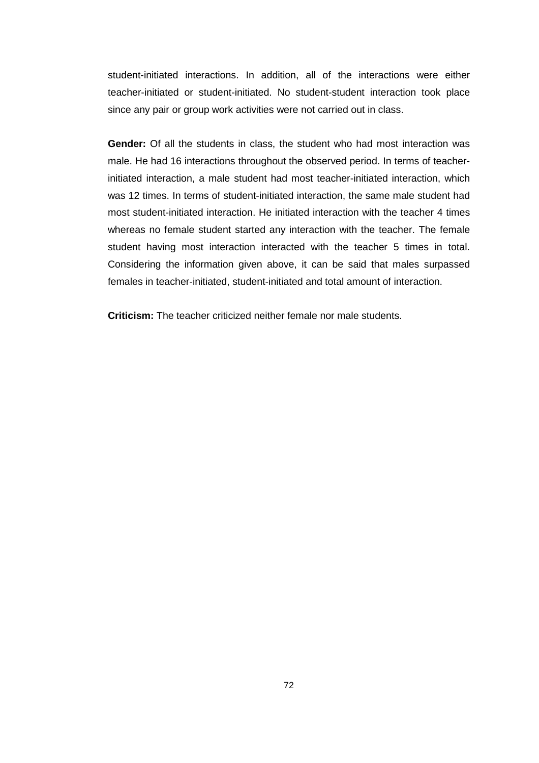student-initiated interactions. In addition, all of the interactions were either teacher-initiated or student-initiated. No student-student interaction took place since any pair or group work activities were not carried out in class.

**Gender:** Of all the students in class, the student who had most interaction was male. He had 16 interactions throughout the observed period. In terms of teacher-initiated interaction, a male student had most teacher-initiated interaction, which was 12 times. In terms of student-initiated interaction, the same male student had most student-initiated interaction. He initiated interaction with the teacher 4 times whereas no female student started any interaction with the teacher. The female student having most interaction interacted with the teacher 5 times in total. Considering the information given above, it can be said that males surpassed females in teacher-initiated, student-initiated and total amount of interaction.

**Criticism:** The teacher criticized neither female nor male students.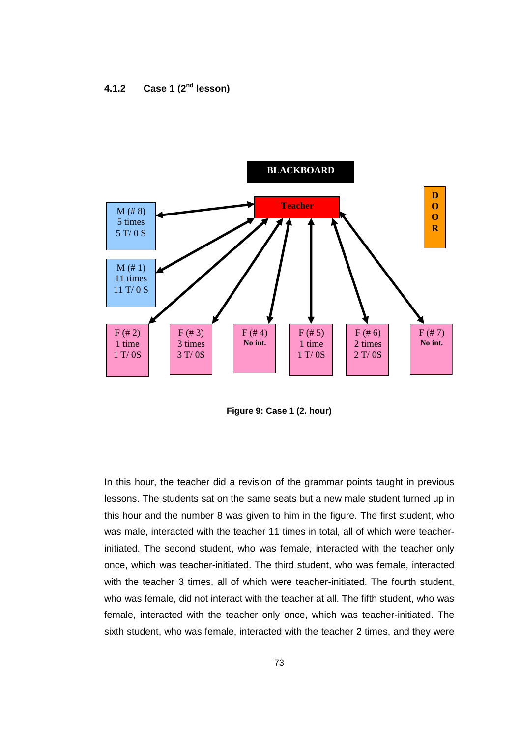### 4.1.2 Case 1 (2nd lesson)

BLACKBOARD

Teacher

DOOR

M (# 8)
5 times
5 T/ 0 S

M (# 1)
11 times
11 T/ 0 S

F (# 2)
1 time
1 T/ 0S

F (# 3)
3 times
3 T/ 0S

F (# 4)
**No int.**

F (# 5)
1 time
1 T/ 0S

F (# 6)
2 times
2 T/ 0S

F (# 7)
**No int.**

**Figure 9: Case 1 (2. hour)**

In this hour, the teacher did a revision of the grammar points taught in previous lessons. The students sat on the same seats but a new male student turned up in this hour and the number 8 was given to him in the figure. The first student, who was male, interacted with the teacher 11 times in total, all of which were teacher-initiated. The second student, who was female, interacted with the teacher only once, which was teacher-initiated. The third student, who was female, interacted with the teacher 3 times, all of which were teacher-initiated. The fourth student, who was female, did not interact with the teacher at all. The fifth student, who was female, interacted with the teacher only once, which was teacher-initiated. The sixth student, who was female, interacted with the teacher 2 times, and they were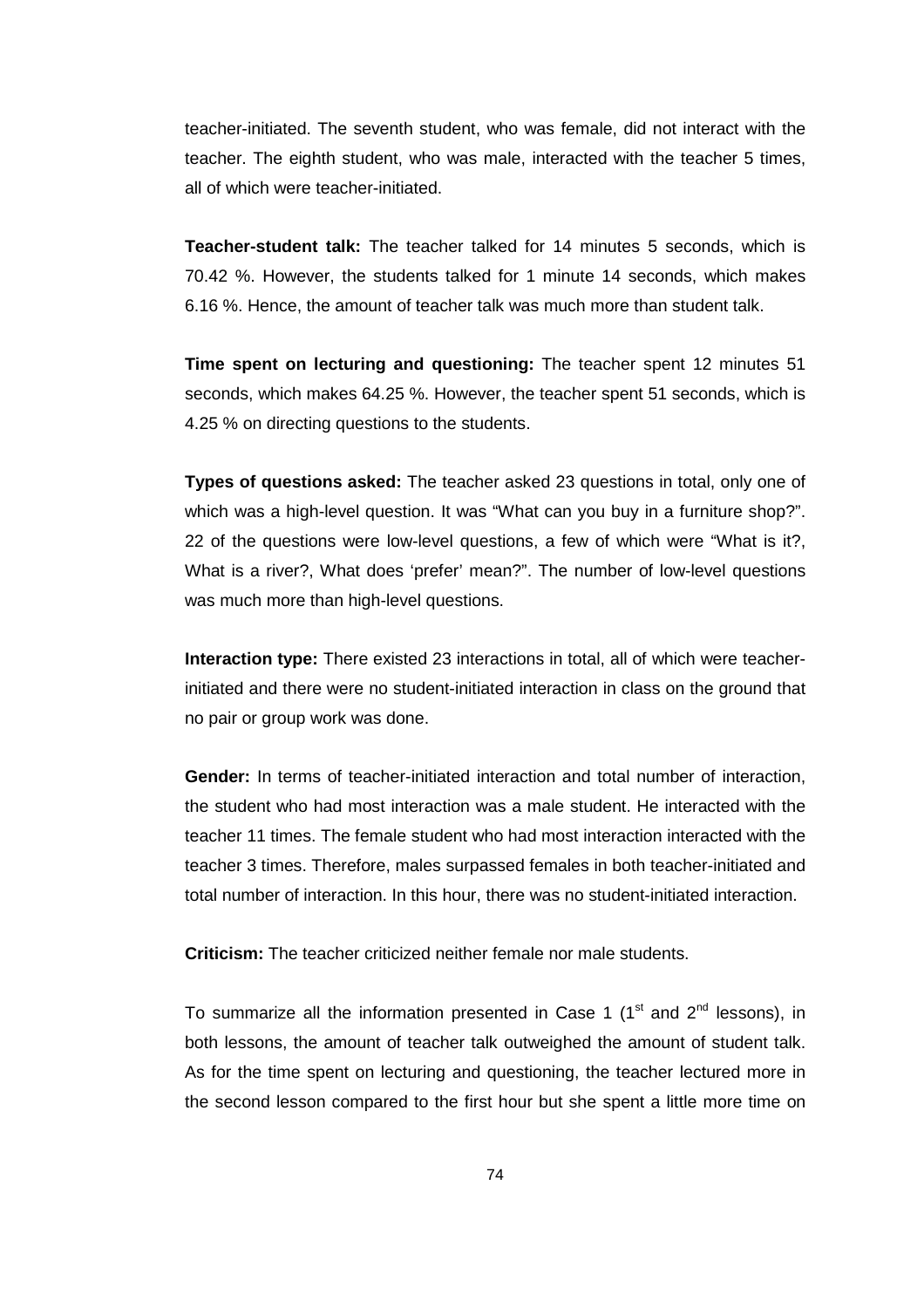teacher-initiated. The seventh student, who was female, did not interact with the teacher. The eighth student, who was male, interacted with the teacher 5 times, all of which were teacher-initiated.

**Teacher-student talk:** The teacher talked for 14 minutes 5 seconds, which is 70.42 %. However, the students talked for 1 minute 14 seconds, which makes 6.16 %. Hence, the amount of teacher talk was much more than student talk.

**Time spent on lecturing and questioning:** The teacher spent 12 minutes 51 seconds, which makes 64.25 %. However, the teacher spent 51 seconds, which is 4.25 % on directing questions to the students.

**Types of questions asked:** The teacher asked 23 questions in total, only one of which was a high-level question. It was "What can you buy in a furniture shop?". 22 of the questions were low-level questions, a few of which were "What is it?, What is a river?, What does 'prefer' mean?". The number of low-level questions was much more than high-level questions.

**Interaction type:** There existed 23 interactions in total, all of which were teacher-initiated and there were no student-initiated interaction in class on the ground that no pair or group work was done.

**Gender:** In terms of teacher-initiated interaction and total number of interaction, the student who had most interaction was a male student. He interacted with the teacher 11 times. The female student who had most interaction interacted with the teacher 3 times. Therefore, males surpassed females in both teacher-initiated and total number of interaction. In this hour, there was no student-initiated interaction.

**Criticism:** The teacher criticized neither female nor male students.

To summarize all the information presented in Case 1 (1st and 2nd lessons), in both lessons, the amount of teacher talk outweighed the amount of student talk. As for the time spent on lecturing and questioning, the teacher lectured more in the second lesson compared to the first hour but she spent a little more time on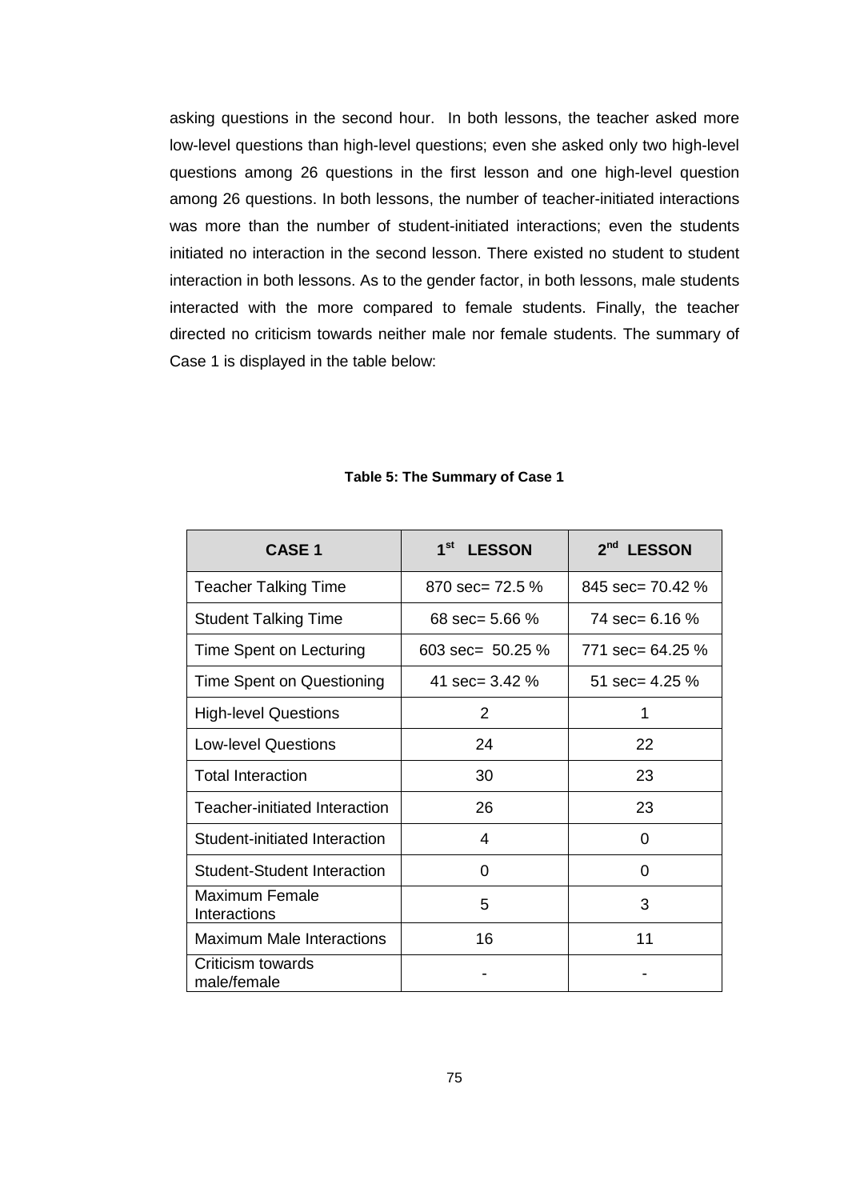asking questions in the second hour. In both lessons, the teacher asked more low-level questions than high-level questions; even she asked only two high-level questions among 26 questions in the first lesson and one high-level question among 26 questions. In both lessons, the number of teacher-initiated interactions was more than the number of student-initiated interactions; even the students initiated no interaction in the second lesson. There existed no student to student interaction in both lessons. As to the gender factor, in both lessons, male students interacted with the more compared to female students. Finally, the teacher directed no criticism towards neither male nor female students. The summary of Case 1 is displayed in the table below:

**Table 5: The Summary of Case 1**

| CASE 1 | 1st LESSON | 2nd LESSON |
|---|---|---|
| Teacher Talking Time | 870 sec= 72.5 % | 845 sec= 70.42 % |
| Student Talking Time | 68 sec= 5.66 % | 74 sec= 6.16 % |
| Time Spent on Lecturing | 603 sec= 50.25 % | 771 sec= 64.25 % |
| Time Spent on Questioning | 41 sec= 3.42 % | 51 sec= 4.25 % |
| High-level Questions | 2 | 1 |
| Low-level Questions | 24 | 22 |
| Total Interaction | 30 | 23 |
| Teacher-initiated Interaction | 26 | 23 |
| Student-initiated Interaction | 4 | 0 |
| Student-Student Interaction | 0 | 0 |
| Maximum Female Interactions | 5 | 3 |
| Maximum Male Interactions | 16 | 11 |
| Criticism towards male/female | - | - |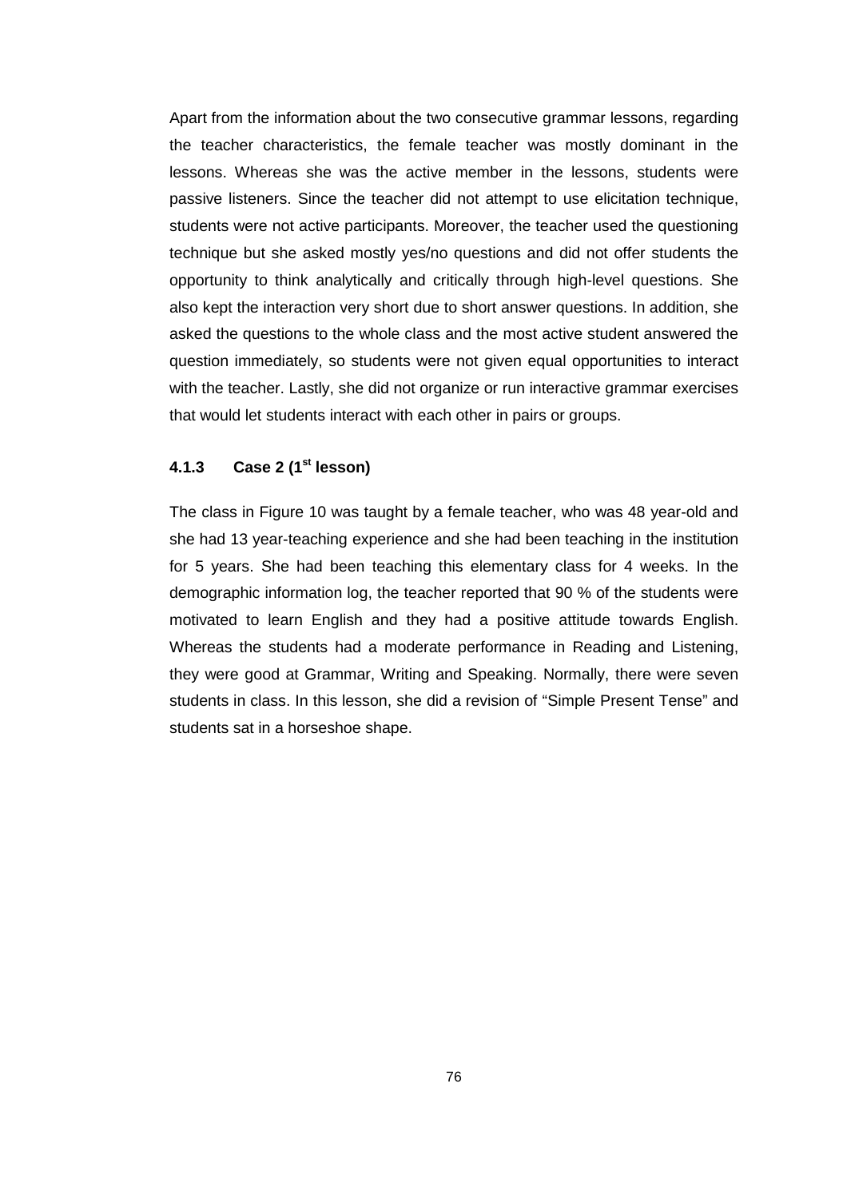Apart from the information about the two consecutive grammar lessons, regarding the teacher characteristics, the female teacher was mostly dominant in the lessons. Whereas she was the active member in the lessons, students were passive listeners. Since the teacher did not attempt to use elicitation technique, students were not active participants. Moreover, the teacher used the questioning technique but she asked mostly yes/no questions and did not offer students the opportunity to think analytically and critically through high-level questions. She also kept the interaction very short due to short answer questions. In addition, she asked the questions to the whole class and the most active student answered the question immediately, so students were not given equal opportunities to interact with the teacher. Lastly, she did not organize or run interactive grammar exercises that would let students interact with each other in pairs or groups.

### 4.1.3 Case 2 (1st lesson)

The class in Figure 10 was taught by a female teacher, who was 48 year-old and she had 13 year-teaching experience and she had been teaching in the institution for 5 years. She had been teaching this elementary class for 4 weeks. In the demographic information log, the teacher reported that 90 % of the students were motivated to learn English and they had a positive attitude towards English. Whereas the students had a moderate performance in Reading and Listening, they were good at Grammar, Writing and Speaking. Normally, there were seven students in class. In this lesson, she did a revision of "Simple Present Tense" and students sat in a horseshoe shape.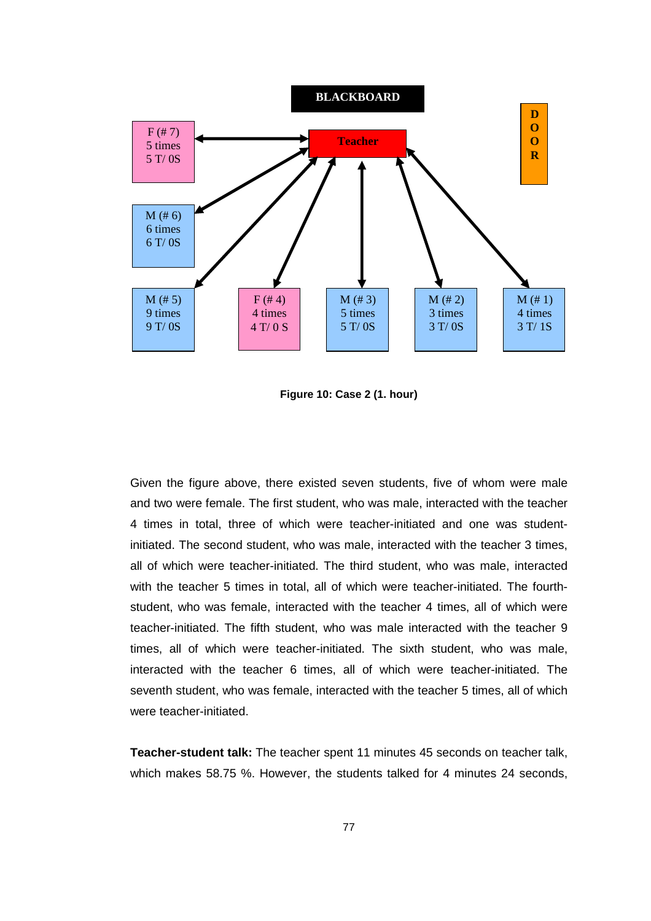BLACKBOARD

Teacher

DOOR

F (# 7)
5 times
5 T/ 0S

M (# 6)
6 times
6 T/ 0S

M (# 5)
9 times
9 T/ 0S

F (# 4)
4 times
4 T/ 0 S

M (# 3)
5 times
5 T/ 0S

M (# 2)
3 times
3 T/ 0S

M (# 1)
4 times
3 T/ 1S

**Figure 10: Case 2 (1. hour)**

Given the figure above, there existed seven students, five of whom were male and two were female. The first student, who was male, interacted with the teacher 4 times in total, three of which were teacher-initiated and one was student-initiated. The second student, who was male, interacted with the teacher 3 times, all of which were teacher-initiated. The third student, who was male, interacted with the teacher 5 times in total, all of which were teacher-initiated. The fourth-student, who was female, interacted with the teacher 4 times, all of which were teacher-initiated. The fifth student, who was male interacted with the teacher 9 times, all of which were teacher-initiated. The sixth student, who was male, interacted with the teacher 6 times, all of which were teacher-initiated. The seventh student, who was female, interacted with the teacher 5 times, all of which were teacher-initiated.

**Teacher-student talk:** The teacher spent 11 minutes 45 seconds on teacher talk, which makes 58.75 %. However, the students talked for 4 minutes 24 seconds,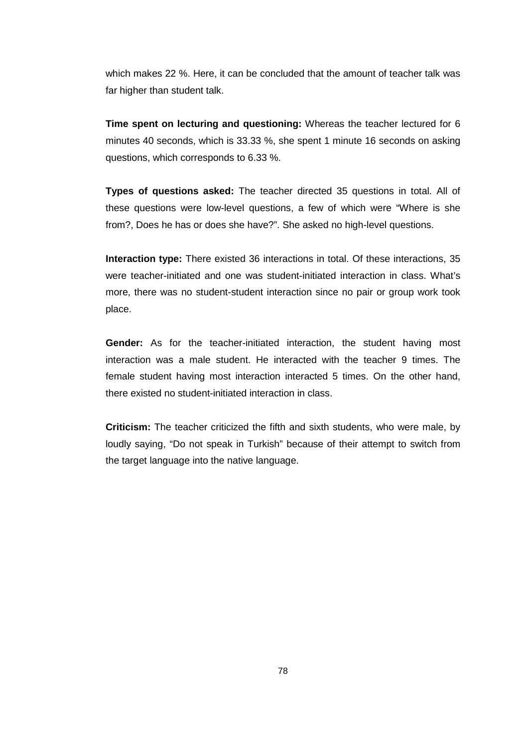which makes 22 %. Here, it can be concluded that the amount of teacher talk was far higher than student talk.

**Time spent on lecturing and questioning:** Whereas the teacher lectured for 6 minutes 40 seconds, which is 33.33 %, she spent 1 minute 16 seconds on asking questions, which corresponds to 6.33 %.

**Types of questions asked:** The teacher directed 35 questions in total. All of these questions were low-level questions, a few of which were "Where is she from?, Does he has or does she have?". She asked no high-level questions.

**Interaction type:** There existed 36 interactions in total. Of these interactions, 35 were teacher-initiated and one was student-initiated interaction in class. What's more, there was no student-student interaction since no pair or group work took place.

**Gender:** As for the teacher-initiated interaction, the student having most interaction was a male student. He interacted with the teacher 9 times. The female student having most interaction interacted 5 times. On the other hand, there existed no student-initiated interaction in class.

**Criticism:** The teacher criticized the fifth and sixth students, who were male, by loudly saying, "Do not speak in Turkish" because of their attempt to switch from the target language into the native language.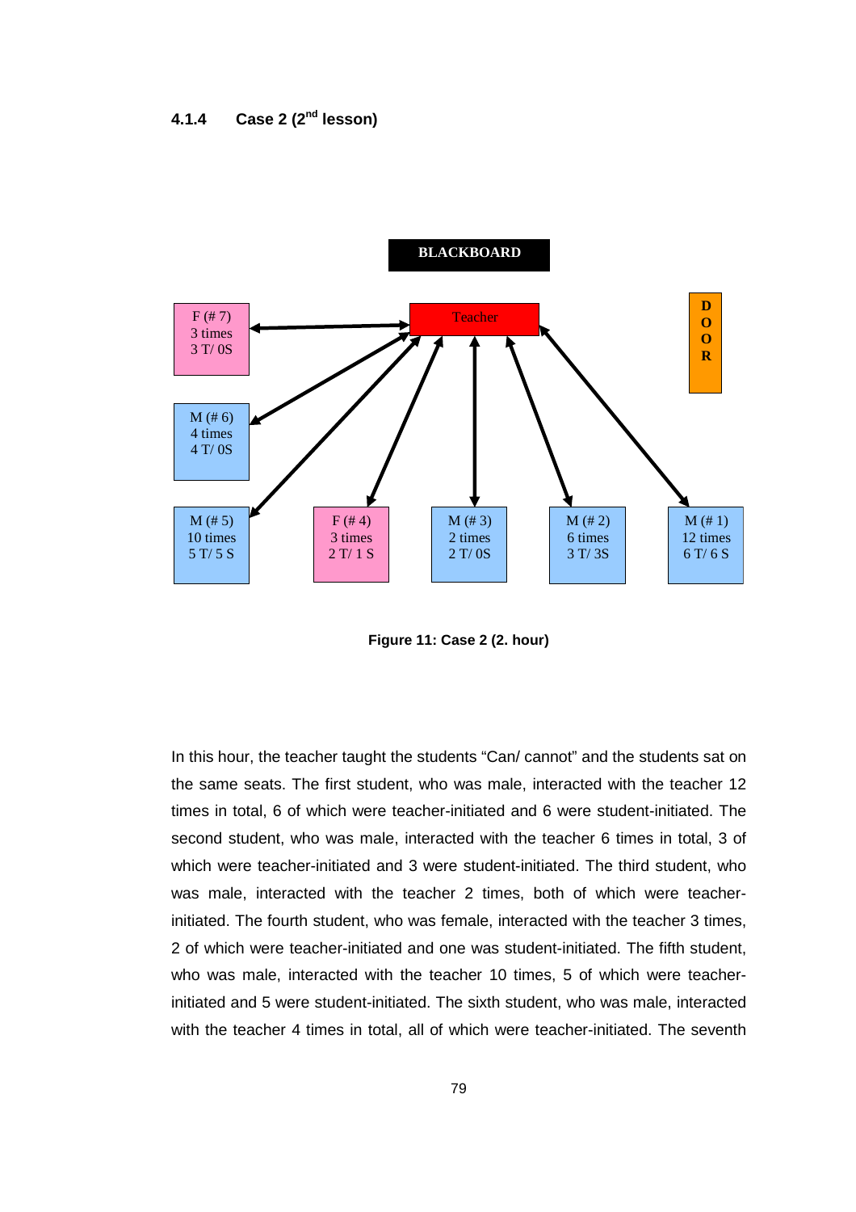#### 4.1.4 Case 2 (2nd lesson)

BLACKBOARD

| | | | | |
|---|---|---|---|---|
| F (# 7) 3 times 3 T/ 0S | | Teacher | | DOOR |
| M (# 6) 4 times 4 T/ 0S | | | | |
| M (# 5) 10 times 5 T/ 5 S | F (# 4) 3 times 2 T/ 1 S | M (# 3) 2 times 2 T/ 0S | M (# 2) 6 times 3 T/ 3S | M (# 1) 12 times 6 T/ 6 S |

**Figure 11: Case 2 (2. hour)**

In this hour, the teacher taught the students "Can/ cannot" and the students sat on the same seats. The first student, who was male, interacted with the teacher 12 times in total, 6 of which were teacher-initiated and 6 were student-initiated. The second student, who was male, interacted with the teacher 6 times in total, 3 of which were teacher-initiated and 3 were student-initiated. The third student, who was male, interacted with the teacher 2 times, both of which were teacher-initiated. The fourth student, who was female, interacted with the teacher 3 times, 2 of which were teacher-initiated and one was student-initiated. The fifth student, who was male, interacted with the teacher 10 times, 5 of which were teacher-initiated and 5 were student-initiated. The sixth student, who was male, interacted with the teacher 4 times in total, all of which were teacher-initiated. The seventh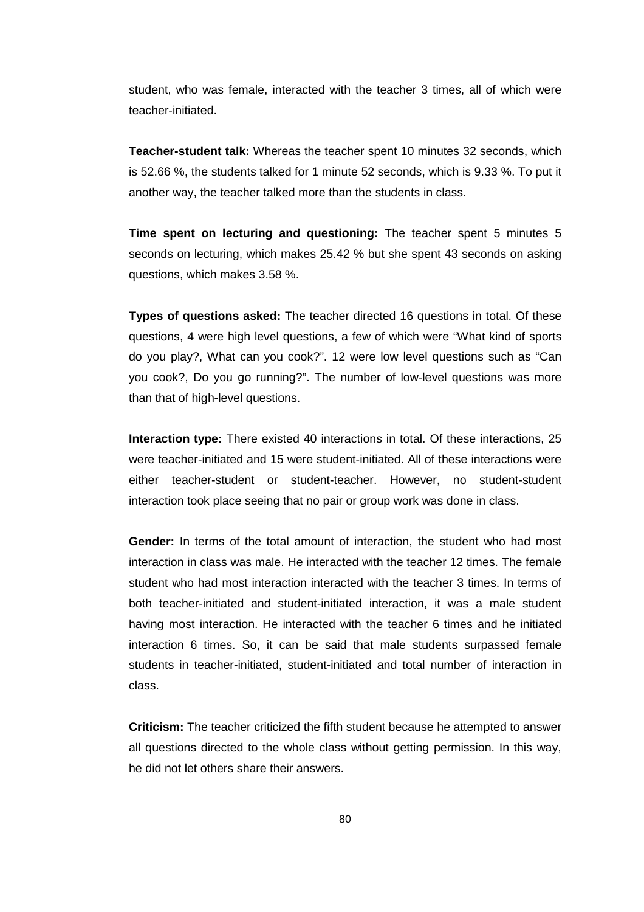student, who was female, interacted with the teacher 3 times, all of which were teacher-initiated.

**Teacher-student talk:** Whereas the teacher spent 10 minutes 32 seconds, which is 52.66 %, the students talked for 1 minute 52 seconds, which is 9.33 %. To put it another way, the teacher talked more than the students in class.

**Time spent on lecturing and questioning:** The teacher spent 5 minutes 5 seconds on lecturing, which makes 25.42 % but she spent 43 seconds on asking questions, which makes 3.58 %.

**Types of questions asked:** The teacher directed 16 questions in total. Of these questions, 4 were high level questions, a few of which were "What kind of sports do you play?, What can you cook?". 12 were low level questions such as "Can you cook?, Do you go running?". The number of low-level questions was more than that of high-level questions.

**Interaction type:** There existed 40 interactions in total. Of these interactions, 25 were teacher-initiated and 15 were student-initiated. All of these interactions were either teacher-student or student-teacher. However, no student-student interaction took place seeing that no pair or group work was done in class.

**Gender:** In terms of the total amount of interaction, the student who had most interaction in class was male. He interacted with the teacher 12 times. The female student who had most interaction interacted with the teacher 3 times. In terms of both teacher-initiated and student-initiated interaction, it was a male student having most interaction. He interacted with the teacher 6 times and he initiated interaction 6 times. So, it can be said that male students surpassed female students in teacher-initiated, student-initiated and total number of interaction in class.

**Criticism:** The teacher criticized the fifth student because he attempted to answer all questions directed to the whole class without getting permission. In this way, he did not let others share their answers.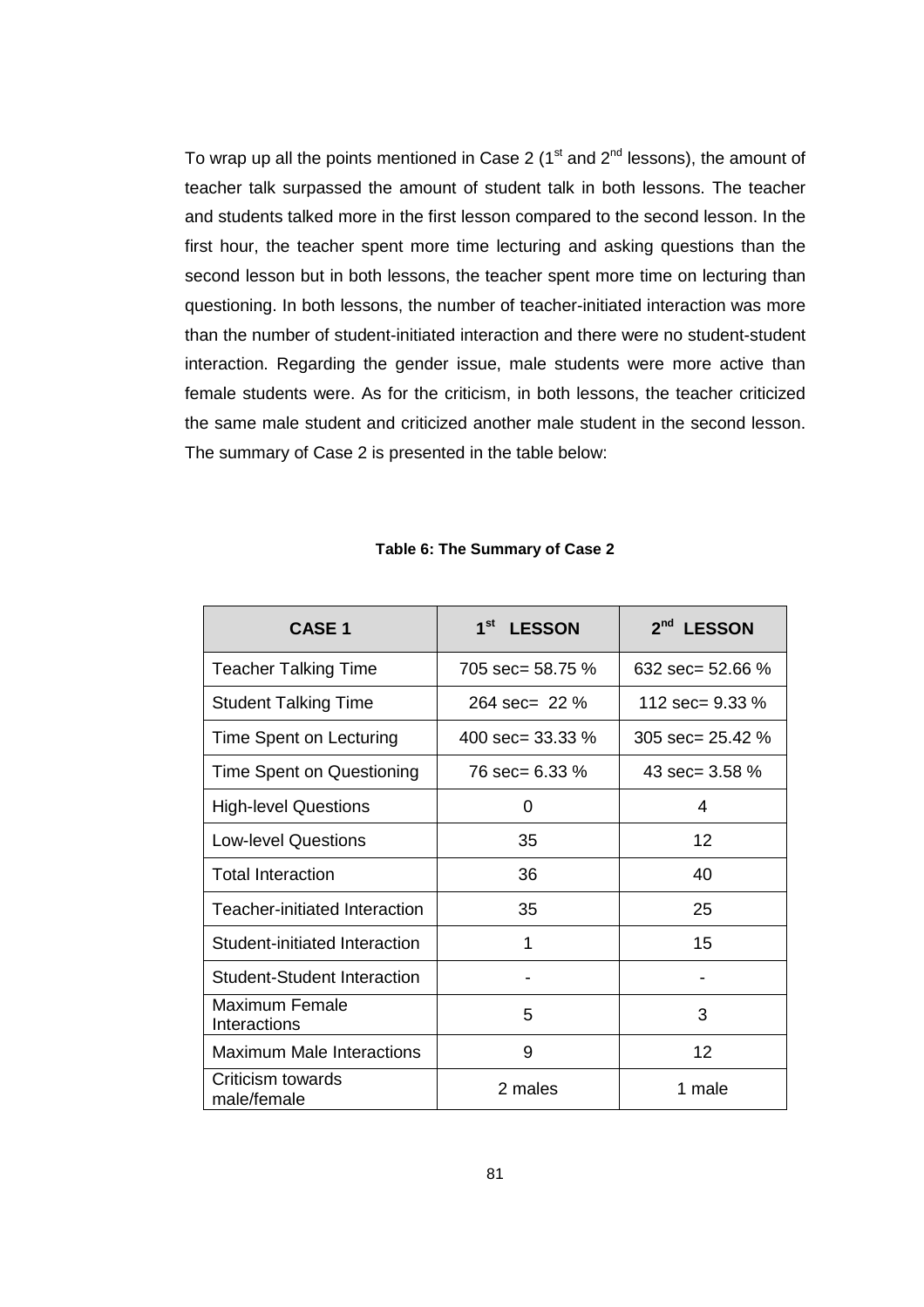To wrap up all the points mentioned in Case 2 (1st and 2nd lessons), the amount of teacher talk surpassed the amount of student talk in both lessons. The teacher and students talked more in the first lesson compared to the second lesson. In the first hour, the teacher spent more time lecturing and asking questions than the second lesson but in both lessons, the teacher spent more time on lecturing than questioning. In both lessons, the number of teacher-initiated interaction was more than the number of student-initiated interaction and there were no student-student interaction. Regarding the gender issue, male students were more active than female students were. As for the criticism, in both lessons, the teacher criticized the same male student and criticized another male student in the second lesson. The summary of Case 2 is presented in the table below:

**Table 6: The Summary of Case 2**

| CASE 1 | 1st LESSON | 2nd LESSON |
|---|---|---|
| Teacher Talking Time | 705 sec= 58.75 % | 632 sec= 52.66 % |
| Student Talking Time | 264 sec= 22 % | 112 sec= 9.33 % |
| Time Spent on Lecturing | 400 sec= 33.33 % | 305 sec= 25.42 % |
| Time Spent on Questioning | 76 sec= 6.33 % | 43 sec= 3.58 % |
| High-level Questions | 0 | 4 |
| Low-level Questions | 35 | 12 |
| Total Interaction | 36 | 40 |
| Teacher-initiated Interaction | 35 | 25 |
| Student-initiated Interaction | 1 | 15 |
| Student-Student Interaction | - | - |
| Maximum Female Interactions | 5 | 3 |
| Maximum Male Interactions | 9 | 12 |
| Criticism towards male/female | 2 males | 1 male |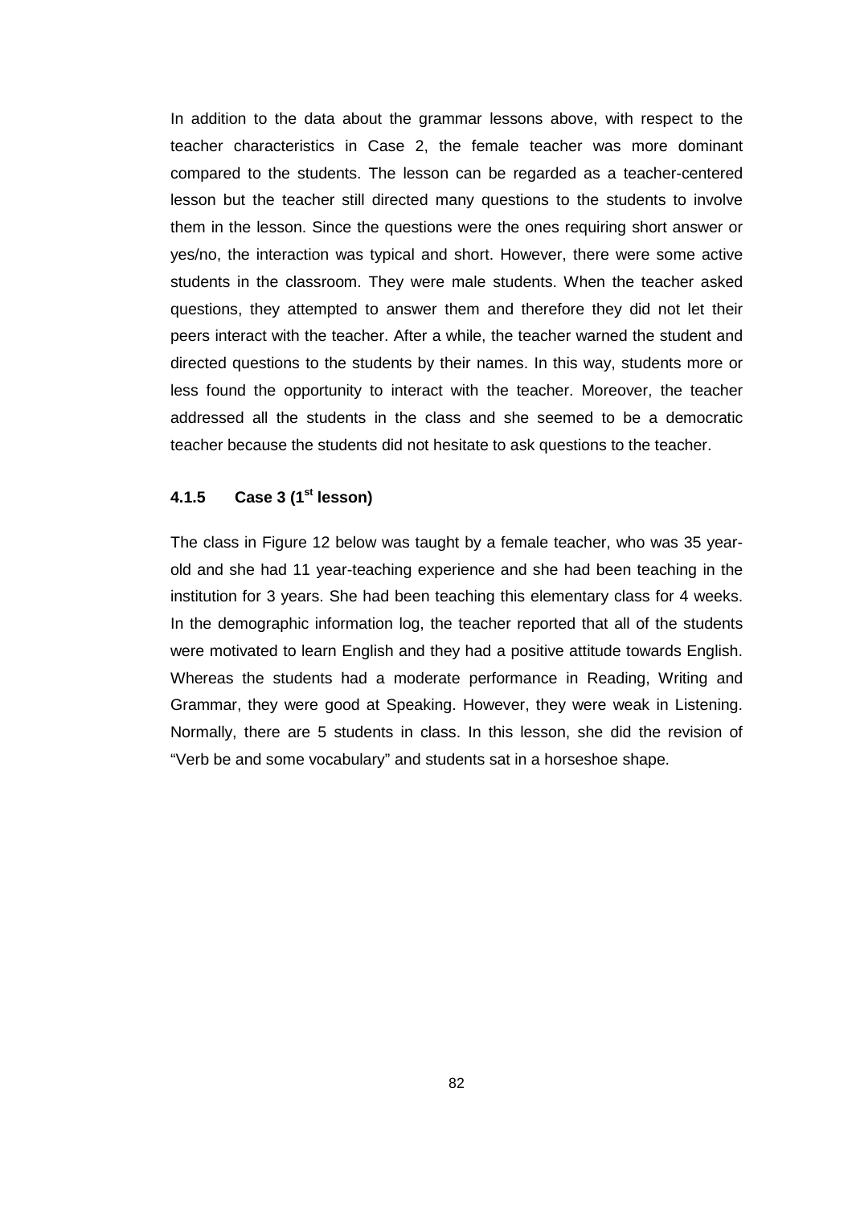In addition to the data about the grammar lessons above, with respect to the teacher characteristics in Case 2, the female teacher was more dominant compared to the students. The lesson can be regarded as a teacher-centered lesson but the teacher still directed many questions to the students to involve them in the lesson. Since the questions were the ones requiring short answer or yes/no, the interaction was typical and short. However, there were some active students in the classroom. They were male students. When the teacher asked questions, they attempted to answer them and therefore they did not let their peers interact with the teacher. After a while, the teacher warned the student and directed questions to the students by their names. In this way, students more or less found the opportunity to interact with the teacher. Moreover, the teacher addressed all the students in the class and she seemed to be a democratic teacher because the students did not hesitate to ask questions to the teacher.

### 4.1.5 Case 3 (1st lesson)

The class in Figure 12 below was taught by a female teacher, who was 35 year-old and she had 11 year-teaching experience and she had been teaching in the institution for 3 years. She had been teaching this elementary class for 4 weeks. In the demographic information log, the teacher reported that all of the students were motivated to learn English and they had a positive attitude towards English. Whereas the students had a moderate performance in Reading, Writing and Grammar, they were good at Speaking. However, they were weak in Listening. Normally, there are 5 students in class. In this lesson, she did the revision of “Verb be and some vocabulary” and students sat in a horseshoe shape.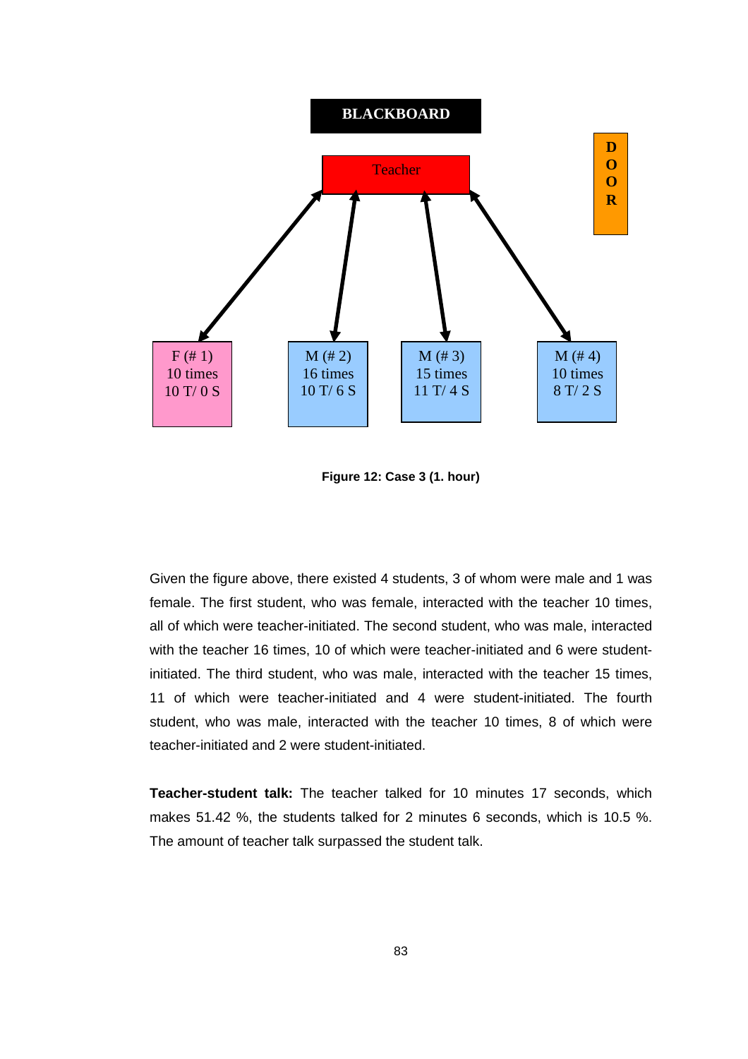BLACKBOARD

Teacher

DOOR

| F (# 1) | M (# 2) | M (# 3) | M (# 4) |
|---|---|---|---|
| 10 times | 16 times | 15 times | 10 times |
| 10 T/ 0 S | 10 T/ 6 S | 11 T/ 4 S | 8 T/ 2 S |

**Figure 12: Case 3 (1. hour)**

Given the figure above, there existed 4 students, 3 of whom were male and 1 was female. The first student, who was female, interacted with the teacher 10 times, all of which were teacher-initiated. The second student, who was male, interacted with the teacher 16 times, 10 of which were teacher-initiated and 6 were student-initiated. The third student, who was male, interacted with the teacher 15 times, 11 of which were teacher-initiated and 4 were student-initiated. The fourth student, who was male, interacted with the teacher 10 times, 8 of which were teacher-initiated and 2 were student-initiated.

**Teacher-student talk:** The teacher talked for 10 minutes 17 seconds, which makes 51.42 %, the students talked for 2 minutes 6 seconds, which is 10.5 %. The amount of teacher talk surpassed the student talk.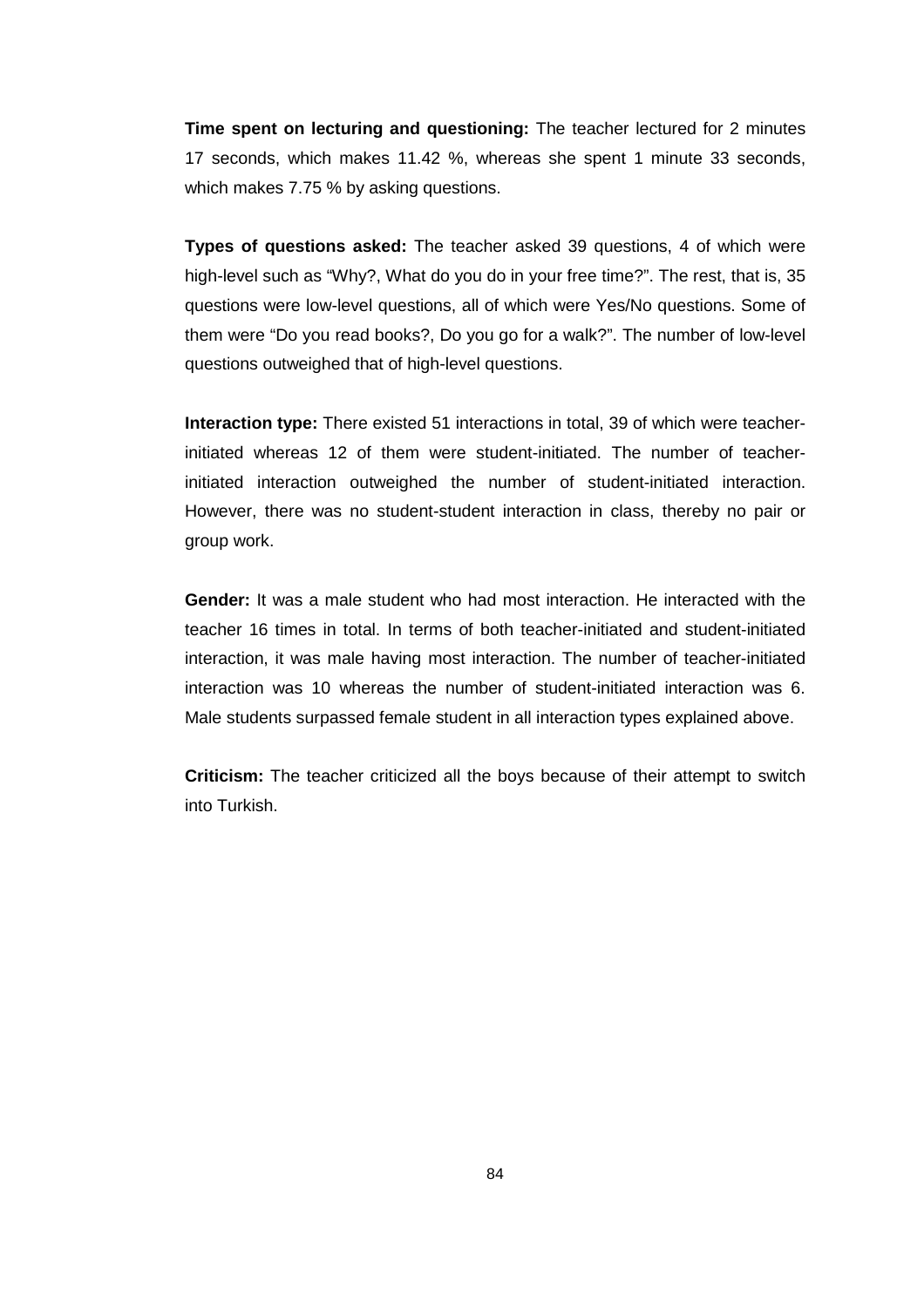**Time spent on lecturing and questioning:** The teacher lectured for 2 minutes 17 seconds, which makes 11.42 %, whereas she spent 1 minute 33 seconds, which makes 7.75 % by asking questions.

**Types of questions asked:** The teacher asked 39 questions, 4 of which were high-level such as "Why?, What do you do in your free time?". The rest, that is, 35 questions were low-level questions, all of which were Yes/No questions. Some of them were "Do you read books?, Do you go for a walk?". The number of low-level questions outweighed that of high-level questions.

**Interaction type:** There existed 51 interactions in total, 39 of which were teacher-initiated whereas 12 of them were student-initiated. The number of teacher-initiated interaction outweighed the number of student-initiated interaction. However, there was no student-student interaction in class, thereby no pair or group work.

**Gender:** It was a male student who had most interaction. He interacted with the teacher 16 times in total. In terms of both teacher-initiated and student-initiated interaction, it was male having most interaction. The number of teacher-initiated interaction was 10 whereas the number of student-initiated interaction was 6. Male students surpassed female student in all interaction types explained above.

**Criticism:** The teacher criticized all the boys because of their attempt to switch into Turkish.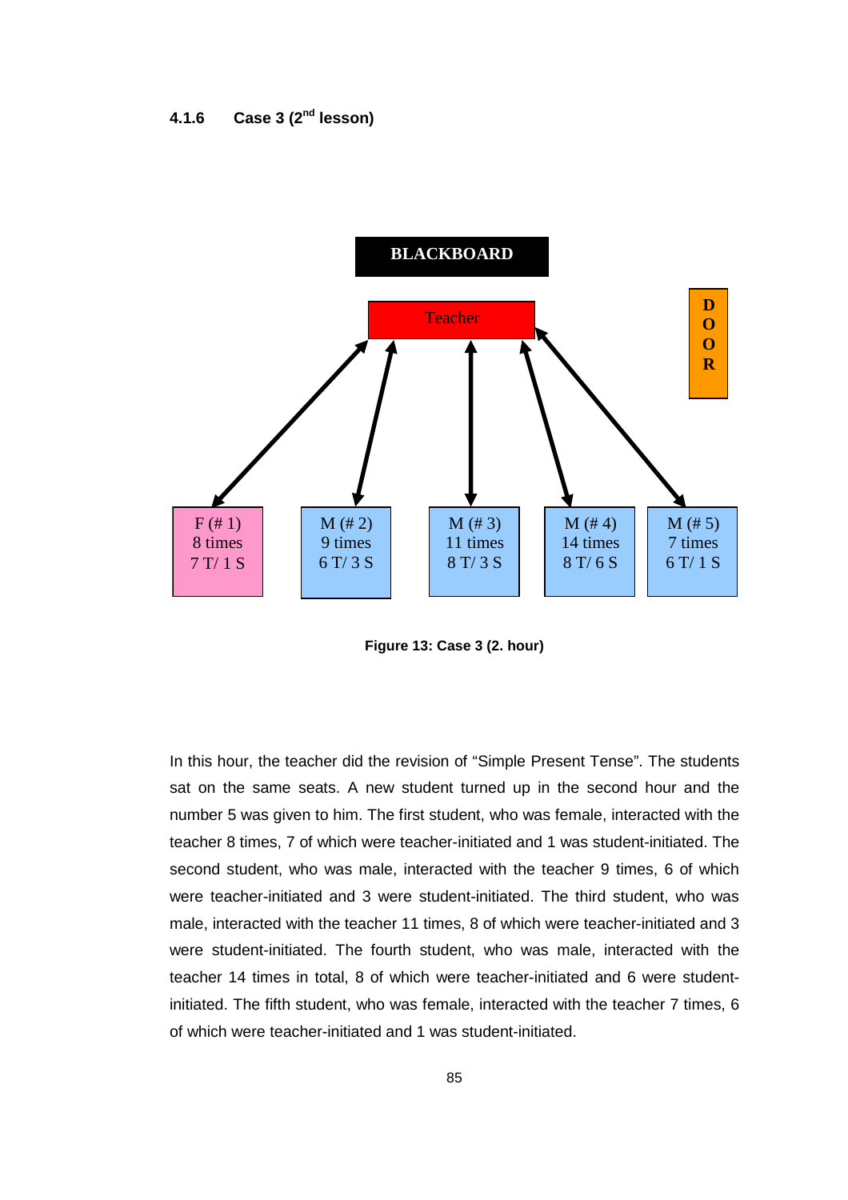### 4.1.6 Case 3 (2nd lesson)

BLACKBOARD

Teacher

DOOR

| F (# 1) | M (# 2) | M (# 3) | M (# 4) | M (# 5) |
|---|---|---|---|---|
| 8 times | 9 times | 11 times | 14 times | 7 times |
| 7 T/ 1 S | 6 T/ 3 S | 8 T/ 3 S | 8 T/ 6 S | 6 T/ 1 S |

**Figure 13: Case 3 (2. hour)**

In this hour, the teacher did the revision of "Simple Present Tense". The students sat on the same seats. A new student turned up in the second hour and the number 5 was given to him. The first student, who was female, interacted with the teacher 8 times, 7 of which were teacher-initiated and 1 was student-initiated. The second student, who was male, interacted with the teacher 9 times, 6 of which were teacher-initiated and 3 were student-initiated. The third student, who was male, interacted with the teacher 11 times, 8 of which were teacher-initiated and 3 were student-initiated. The fourth student, who was male, interacted with the teacher 14 times in total, 8 of which were teacher-initiated and 6 were student-initiated. The fifth student, who was female, interacted with the teacher 7 times, 6 of which were teacher-initiated and 1 was student-initiated.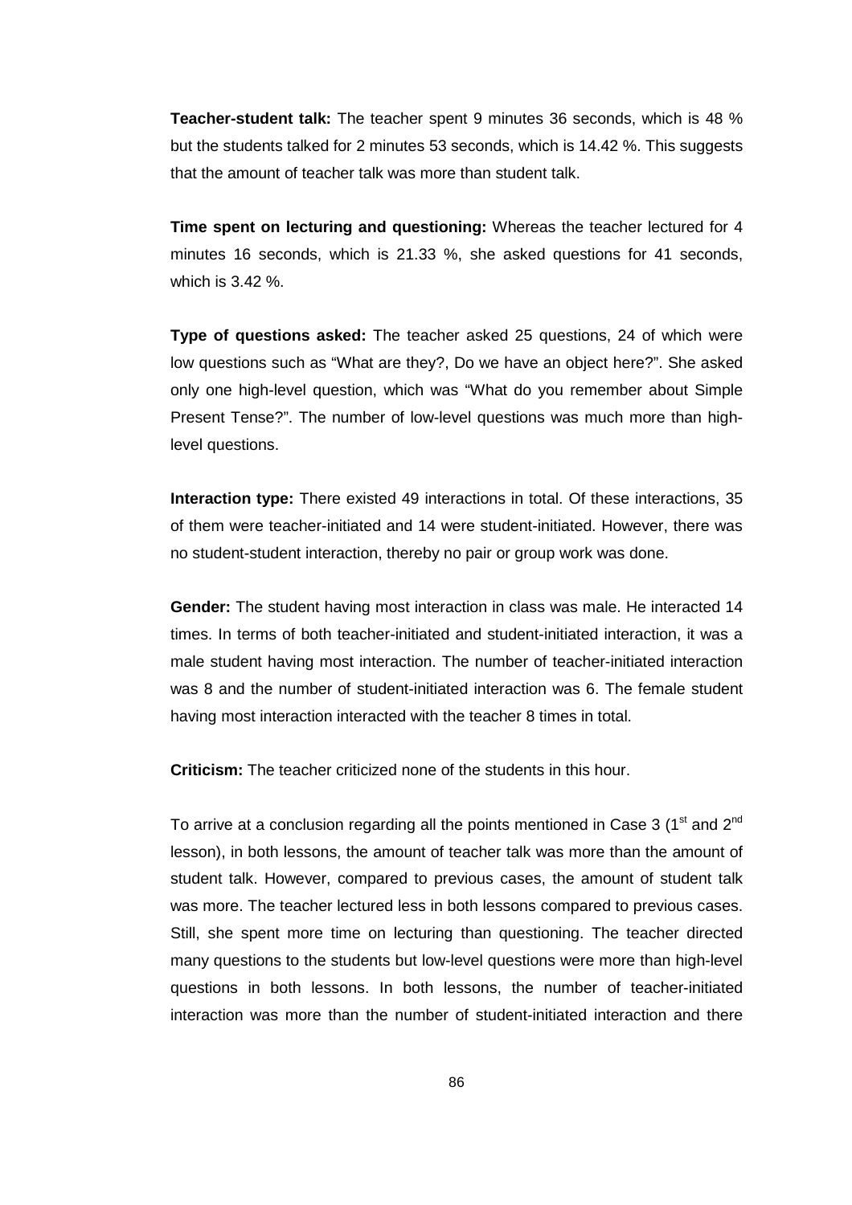**Teacher-student talk:** The teacher spent 9 minutes 36 seconds, which is 48 % but the students talked for 2 minutes 53 seconds, which is 14.42 %. This suggests that the amount of teacher talk was more than student talk.

**Time spent on lecturing and questioning:** Whereas the teacher lectured for 4 minutes 16 seconds, which is 21.33 %, she asked questions for 41 seconds, which is 3.42 %.

**Type of questions asked:** The teacher asked 25 questions, 24 of which were low questions such as "What are they?, Do we have an object here?". She asked only one high-level question, which was "What do you remember about Simple Present Tense?". The number of low-level questions was much more than high-level questions.

**Interaction type:** There existed 49 interactions in total. Of these interactions, 35 of them were teacher-initiated and 14 were student-initiated. However, there was no student-student interaction, thereby no pair or group work was done.

**Gender:** The student having most interaction in class was male. He interacted 14 times. In terms of both teacher-initiated and student-initiated interaction, it was a male student having most interaction. The number of teacher-initiated interaction was 8 and the number of student-initiated interaction was 6. The female student having most interaction interacted with the teacher 8 times in total.

**Criticism:** The teacher criticized none of the students in this hour.

To arrive at a conclusion regarding all the points mentioned in Case 3 (1st and 2nd lesson), in both lessons, the amount of teacher talk was more than the amount of student talk. However, compared to previous cases, the amount of student talk was more. The teacher lectured less in both lessons compared to previous cases. Still, she spent more time on lecturing than questioning. The teacher directed many questions to the students but low-level questions were more than high-level questions in both lessons. In both lessons, the number of teacher-initiated interaction was more than the number of student-initiated interaction and there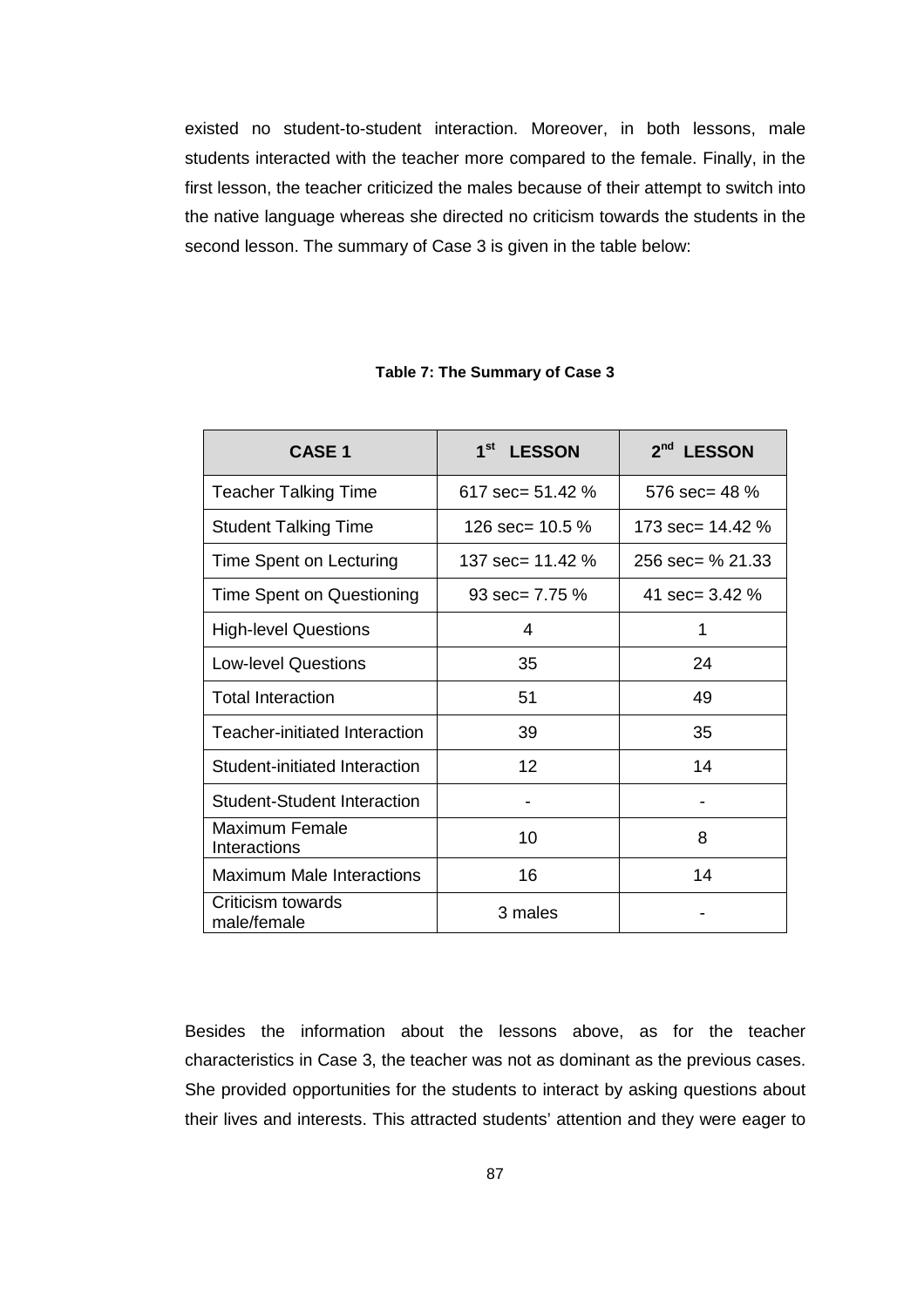existed no student-to-student interaction. Moreover, in both lessons, male students interacted with the teacher more compared to the female. Finally, in the first lesson, the teacher criticized the males because of their attempt to switch into the native language whereas she directed no criticism towards the students in the second lesson. The summary of Case 3 is given in the table below:

**Table 7: The Summary of Case 3**

| CASE 1 | 1st LESSON | 2nd LESSON |
|---|---|---|
| Teacher Talking Time | 617 sec= 51.42 % | 576 sec= 48 % |
| Student Talking Time | 126 sec= 10.5 % | 173 sec= 14.42 % |
| Time Spent on Lecturing | 137 sec= 11.42 % | 256 sec= % 21.33 |
| Time Spent on Questioning | 93 sec= 7.75 % | 41 sec= 3.42 % |
| High-level Questions | 4 | 1 |
| Low-level Questions | 35 | 24 |
| Total Interaction | 51 | 49 |
| Teacher-initiated Interaction | 39 | 35 |
| Student-initiated Interaction | 12 | 14 |
| Student-Student Interaction | - | - |
| Maximum Female Interactions | 10 | 8 |
| Maximum Male Interactions | 16 | 14 |
| Criticism towards male/female | 3 males | - |

Besides the information about the lessons above, as for the teacher characteristics in Case 3, the teacher was not as dominant as the previous cases. She provided opportunities for the students to interact by asking questions about their lives and interests. This attracted students' attention and they were eager to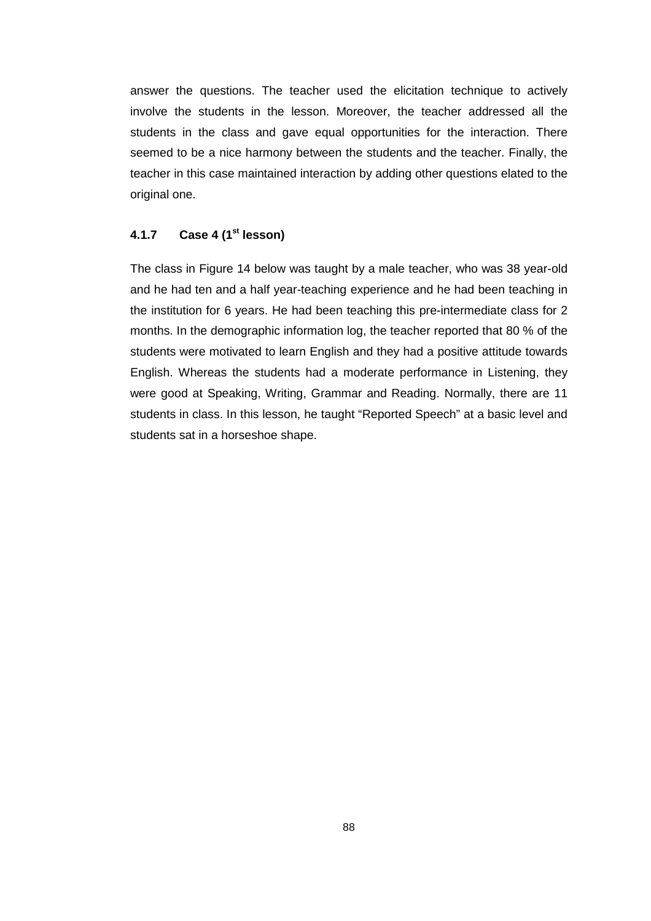answer the questions. The teacher used the elicitation technique to actively involve the students in the lesson. Moreover, the teacher addressed all the students in the class and gave equal opportunities for the interaction. There seemed to be a nice harmony between the students and the teacher. Finally, the teacher in this case maintained interaction by adding other questions elated to the original one.

### 4.1.7 Case 4 (1st lesson)

The class in Figure 14 below was taught by a male teacher, who was 38 year-old and he had ten and a half year-teaching experience and he had been teaching in the institution for 6 years. He had been teaching this pre-intermediate class for 2 months. In the demographic information log, the teacher reported that 80 % of the students were motivated to learn English and they had a positive attitude towards English. Whereas the students had a moderate performance in Listening, they were good at Speaking, Writing, Grammar and Reading. Normally, there are 11 students in class. In this lesson, he taught "Reported Speech" at a basic level and students sat in a horseshoe shape.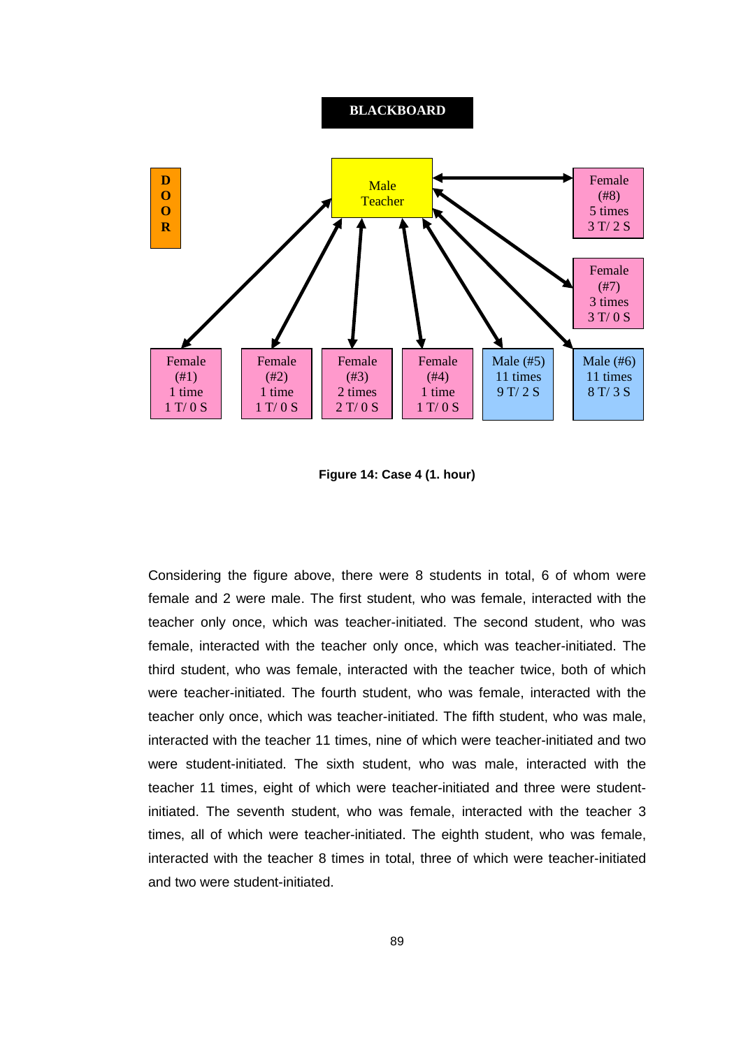BLACKBOARD

| D O O R | | Male Teacher | | |
|---|---|---|---|---|
| | | | | Female (#8) 5 times 3 T/ 2 S |
| | | | | Female (#7) 3 times 3 T/ 0 S |

| Female (#1) 1 time 1 T/ 0 S | Female (#2) 1 time 1 T/ 0 S | Female (#3) 2 times 2 T/ 0 S | Female (#4) 1 time 1 T/ 0 S | Male (#5) 11 times 9 T/ 2 S | Male (#6) 11 times 8 T/ 3 S |
|---|---|---|---|---|---|

**Figure 14: Case 4 (1. hour)**

Considering the figure above, there were 8 students in total, 6 of whom were female and 2 were male. The first student, who was female, interacted with the teacher only once, which was teacher-initiated. The second student, who was female, interacted with the teacher only once, which was teacher-initiated. The third student, who was female, interacted with the teacher twice, both of which were teacher-initiated. The fourth student, who was female, interacted with the teacher only once, which was teacher-initiated. The fifth student, who was male, interacted with the teacher 11 times, nine of which were teacher-initiated and two were student-initiated. The sixth student, who was male, interacted with the teacher 11 times, eight of which were teacher-initiated and three were student-initiated. The seventh student, who was female, interacted with the teacher 3 times, all of which were teacher-initiated. The eighth student, who was female, interacted with the teacher 8 times in total, three of which were teacher-initiated and two were student-initiated.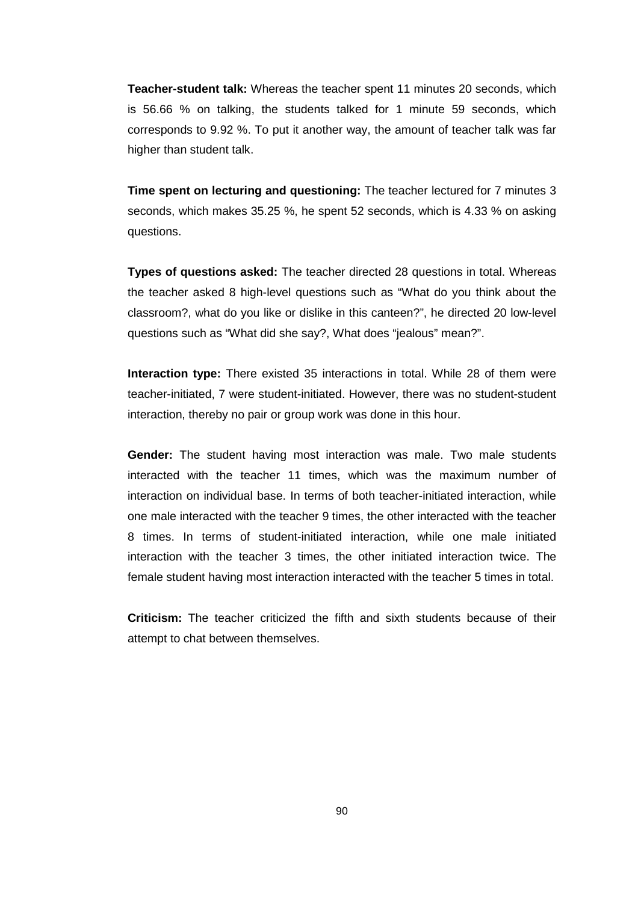**Teacher-student talk:** Whereas the teacher spent 11 minutes 20 seconds, which is 56.66 % on talking, the students talked for 1 minute 59 seconds, which corresponds to 9.92 %. To put it another way, the amount of teacher talk was far higher than student talk.

**Time spent on lecturing and questioning:** The teacher lectured for 7 minutes 3 seconds, which makes 35.25 %, he spent 52 seconds, which is 4.33 % on asking questions.

**Types of questions asked:** The teacher directed 28 questions in total. Whereas the teacher asked 8 high-level questions such as "What do you think about the classroom?, what do you like or dislike in this canteen?", he directed 20 low-level questions such as "What did she say?, What does "jealous" mean?".

**Interaction type:** There existed 35 interactions in total. While 28 of them were teacher-initiated, 7 were student-initiated. However, there was no student-student interaction, thereby no pair or group work was done in this hour.

**Gender:** The student having most interaction was male. Two male students interacted with the teacher 11 times, which was the maximum number of interaction on individual base. In terms of both teacher-initiated interaction, while one male interacted with the teacher 9 times, the other interacted with the teacher 8 times. In terms of student-initiated interaction, while one male initiated interaction with the teacher 3 times, the other initiated interaction twice. The female student having most interaction interacted with the teacher 5 times in total.

**Criticism:** The teacher criticized the fifth and sixth students because of their attempt to chat between themselves.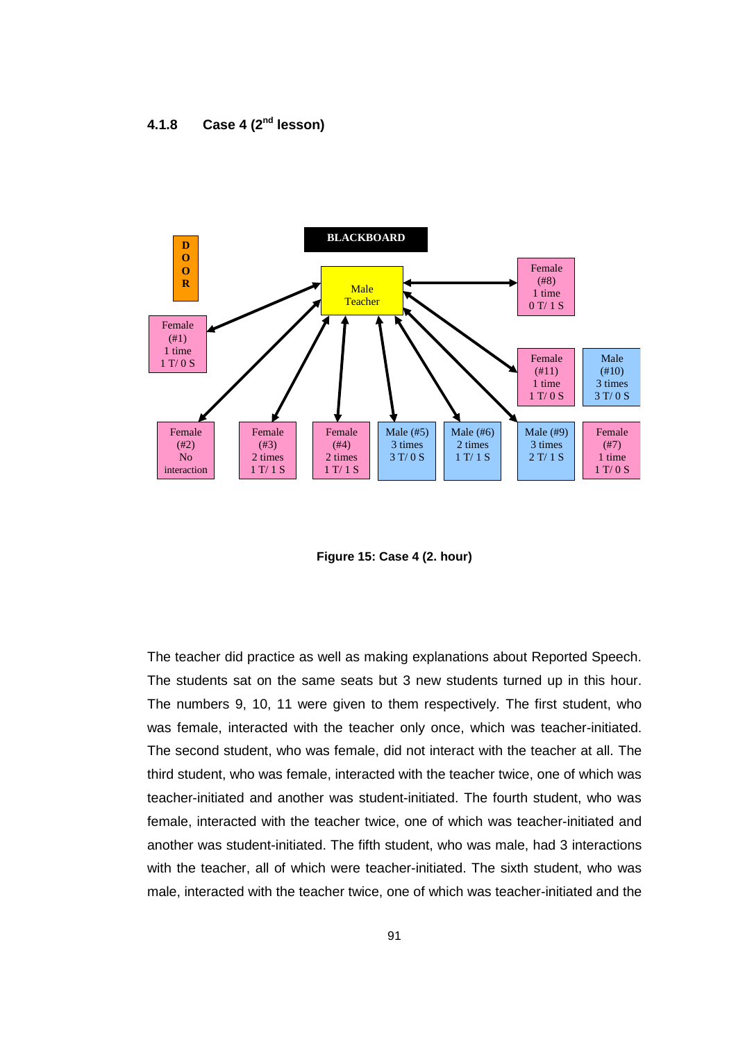### 4.1.8 Case 4 ($2^{nd}$ lesson)

BLACKBOARD

DOOR

Male Teacher

Female (#1) 1 time 1 T/ 0 S

Female (#8) 1 time 0 T/ 1 S

Female (#11) 1 time 1 T/ 0 S

Male (#10) 3 times 3 T/ 0 S

Female (#2) No interaction

Female (#3) 2 times 1 T/ 1 S

Female (#4) 2 times 1 T/ 1 S

Male (#5) 3 times 3 T/ 0 S

Male (#6) 2 times 1 T/ 1 S

Male (#9) 3 times 2 T/ 1 S

Female (#7) 1 time 1 T/ 0 S

**Figure 15: Case 4 (2. hour)**

The teacher did practice as well as making explanations about Reported Speech. The students sat on the same seats but 3 new students turned up in this hour. The numbers 9, 10, 11 were given to them respectively. The first student, who was female, interacted with the teacher only once, which was teacher-initiated. The second student, who was female, did not interact with the teacher at all. The third student, who was female, interacted with the teacher twice, one of which was teacher-initiated and another was student-initiated. The fourth student, who was female, interacted with the teacher twice, one of which was teacher-initiated and another was student-initiated. The fifth student, who was male, had 3 interactions with the teacher, all of which were teacher-initiated. The sixth student, who was male, interacted with the teacher twice, one of which was teacher-initiated and the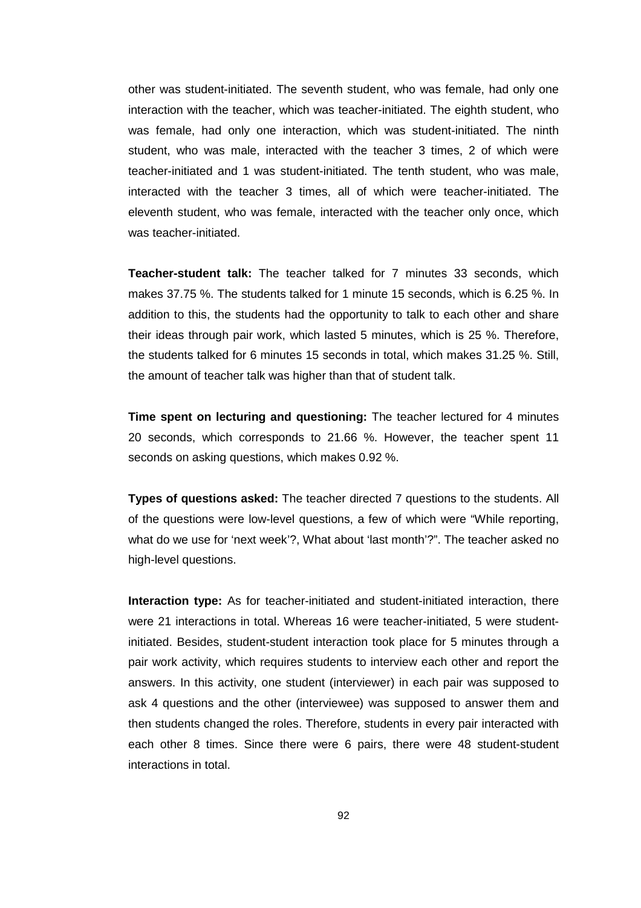other was student-initiated. The seventh student, who was female, had only one interaction with the teacher, which was teacher-initiated. The eighth student, who was female, had only one interaction, which was student-initiated. The ninth student, who was male, interacted with the teacher 3 times, 2 of which were teacher-initiated and 1 was student-initiated. The tenth student, who was male, interacted with the teacher 3 times, all of which were teacher-initiated. The eleventh student, who was female, interacted with the teacher only once, which was teacher-initiated.

**Teacher-student talk:** The teacher talked for 7 minutes 33 seconds, which makes 37.75 %. The students talked for 1 minute 15 seconds, which is 6.25 %. In addition to this, the students had the opportunity to talk to each other and share their ideas through pair work, which lasted 5 minutes, which is 25 %. Therefore, the students talked for 6 minutes 15 seconds in total, which makes 31.25 %. Still, the amount of teacher talk was higher than that of student talk.

**Time spent on lecturing and questioning:** The teacher lectured for 4 minutes 20 seconds, which corresponds to 21.66 %. However, the teacher spent 11 seconds on asking questions, which makes 0.92 %.

**Types of questions asked:** The teacher directed 7 questions to the students. All of the questions were low-level questions, a few of which were "While reporting, what do we use for 'next week'?, What about 'last month'?". The teacher asked no high-level questions.

**Interaction type:** As for teacher-initiated and student-initiated interaction, there were 21 interactions in total. Whereas 16 were teacher-initiated, 5 were student-initiated. Besides, student-student interaction took place for 5 minutes through a pair work activity, which requires students to interview each other and report the answers. In this activity, one student (interviewer) in each pair was supposed to ask 4 questions and the other (interviewee) was supposed to answer them and then students changed the roles. Therefore, students in every pair interacted with each other 8 times. Since there were 6 pairs, there were 48 student-student interactions in total.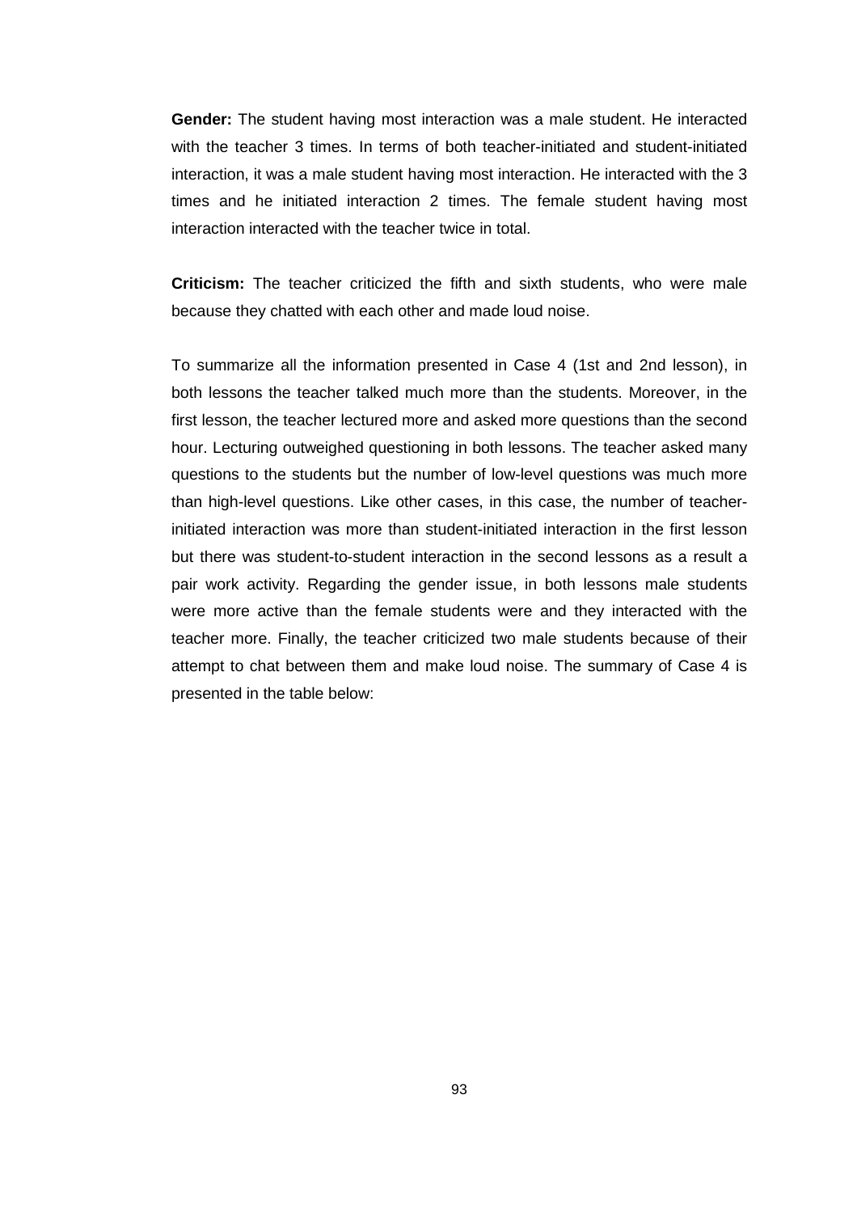**Gender:** The student having most interaction was a male student. He interacted with the teacher 3 times. In terms of both teacher-initiated and student-initiated interaction, it was a male student having most interaction. He interacted with the 3 times and he initiated interaction 2 times. The female student having most interaction interacted with the teacher twice in total.

**Criticism:** The teacher criticized the fifth and sixth students, who were male because they chatted with each other and made loud noise.

To summarize all the information presented in Case 4 (1st and 2nd lesson), in both lessons the teacher talked much more than the students. Moreover, in the first lesson, the teacher lectured more and asked more questions than the second hour. Lecturing outweighed questioning in both lessons. The teacher asked many questions to the students but the number of low-level questions was much more than high-level questions. Like other cases, in this case, the number of teacher-initiated interaction was more than student-initiated interaction in the first lesson but there was student-to-student interaction in the second lessons as a result a pair work activity. Regarding the gender issue, in both lessons male students were more active than the female students were and they interacted with the teacher more. Finally, the teacher criticized two male students because of their attempt to chat between them and make loud noise. The summary of Case 4 is presented in the table below: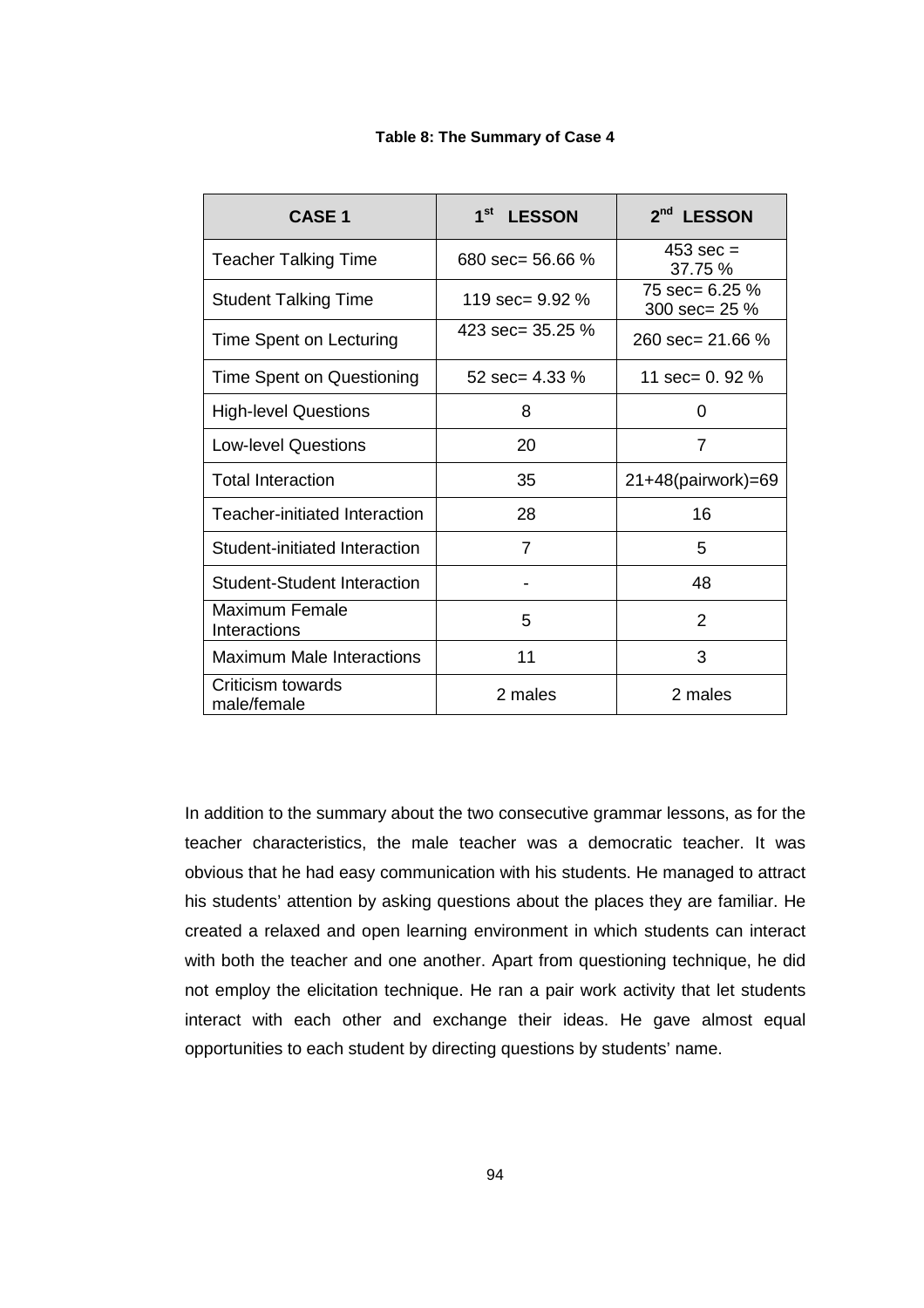**Table 8: The Summary of Case 4**

| CASE 1 | 1st LESSON | 2nd LESSON |
|---|---|---|
| Teacher Talking Time | 680 sec= 56.66 % | 453 sec = 37.75 % |
| Student Talking Time | 119 sec= 9.92 % | 75 sec= 6.25 % 300 sec= 25 % |
| Time Spent on Lecturing | 423 sec= 35.25 % | 260 sec= 21.66 % |
| Time Spent on Questioning | 52 sec= 4.33 % | 11 sec= 0. 92 % |
| High-level Questions | 8 | 0 |
| Low-level Questions | 20 | 7 |
| Total Interaction | 35 | 21+48(pairwork)=69 |
| Teacher-initiated Interaction | 28 | 16 |
| Student-initiated Interaction | 7 | 5 |
| Student-Student Interaction | - | 48 |
| Maximum Female Interactions | 5 | 2 |
| Maximum Male Interactions | 11 | 3 |
| Criticism towards male/female | 2 males | 2 males |

In addition to the summary about the two consecutive grammar lessons, as for the teacher characteristics, the male teacher was a democratic teacher. It was obvious that he had easy communication with his students. He managed to attract his students' attention by asking questions about the places they are familiar. He created a relaxed and open learning environment in which students can interact with both the teacher and one another. Apart from questioning technique, he did not employ the elicitation technique. He ran a pair work activity that let students interact with each other and exchange their ideas. He gave almost equal opportunities to each student by directing questions by students' name.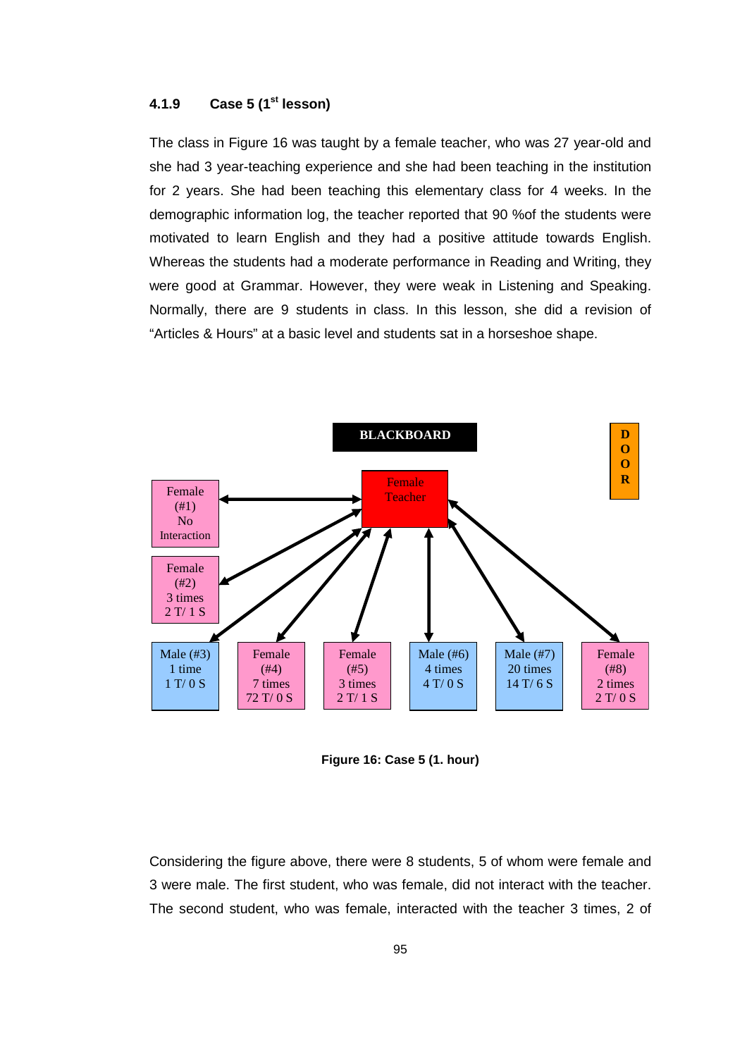#### 4.1.9 Case 5 (1st lesson)

The class in Figure 16 was taught by a female teacher, who was 27 year-old and she had 3 year-teaching experience and she had been teaching in the institution for 2 years. She had been teaching this elementary class for 4 weeks. In the demographic information log, the teacher reported that 90 %of the students were motivated to learn English and they had a positive attitude towards English. Whereas the students had a moderate performance in Reading and Writing, they were good at Grammar. However, they were weak in Listening and Speaking. Normally, there are 9 students in class. In this lesson, she did a revision of "Articles & Hours" at a basic level and students sat in a horseshoe shape.

BLACKBOARD

DOOR

Female Teacher

Female (#1) No Interaction

Female (#2) 3 times 2 T/ 1 S

Male (#3) 1 time 1 T/ 0 S

Female (#4) 7 times 72 T/ 0 S

Female (#5) 3 times 2 T/ 1 S

Male (#6) 4 times 4 T/ 0 S

Male (#7) 20 times 14 T/ 6 S

Female (#8) 2 times 2 T/ 0 S

**Figure 16: Case 5 (1. hour)**

Considering the figure above, there were 8 students, 5 of whom were female and 3 were male. The first student, who was female, did not interact with the teacher. The second student, who was female, interacted with the teacher 3 times, 2 of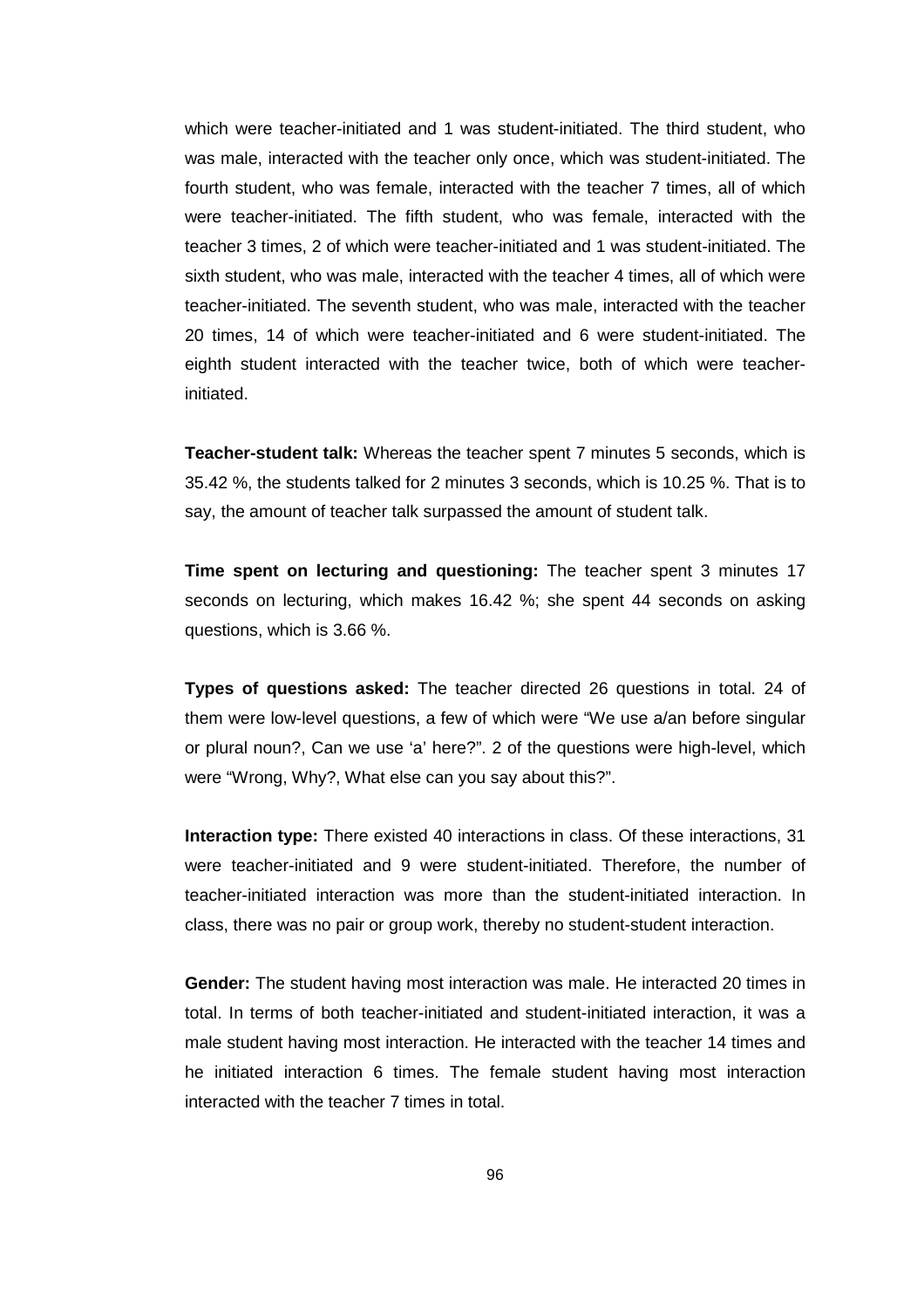which were teacher-initiated and 1 was student-initiated. The third student, who was male, interacted with the teacher only once, which was student-initiated. The fourth student, who was female, interacted with the teacher 7 times, all of which were teacher-initiated. The fifth student, who was female, interacted with the teacher 3 times, 2 of which were teacher-initiated and 1 was student-initiated. The sixth student, who was male, interacted with the teacher 4 times, all of which were teacher-initiated. The seventh student, who was male, interacted with the teacher 20 times, 14 of which were teacher-initiated and 6 were student-initiated. The eighth student interacted with the teacher twice, both of which were teacher-initiated.

**Teacher-student talk:** Whereas the teacher spent 7 minutes 5 seconds, which is 35.42 %, the students talked for 2 minutes 3 seconds, which is 10.25 %. That is to say, the amount of teacher talk surpassed the amount of student talk.

**Time spent on lecturing and questioning:** The teacher spent 3 minutes 17 seconds on lecturing, which makes 16.42 %; she spent 44 seconds on asking questions, which is 3.66 %.

**Types of questions asked:** The teacher directed 26 questions in total. 24 of them were low-level questions, a few of which were "We use a/an before singular or plural noun?, Can we use 'a' here?". 2 of the questions were high-level, which were "Wrong, Why?, What else can you say about this?".

**Interaction type:** There existed 40 interactions in class. Of these interactions, 31 were teacher-initiated and 9 were student-initiated. Therefore, the number of teacher-initiated interaction was more than the student-initiated interaction. In class, there was no pair or group work, thereby no student-student interaction.

**Gender:** The student having most interaction was male. He interacted 20 times in total. In terms of both teacher-initiated and student-initiated interaction, it was a male student having most interaction. He interacted with the teacher 14 times and he initiated interaction 6 times. The female student having most interaction interacted with the teacher 7 times in total.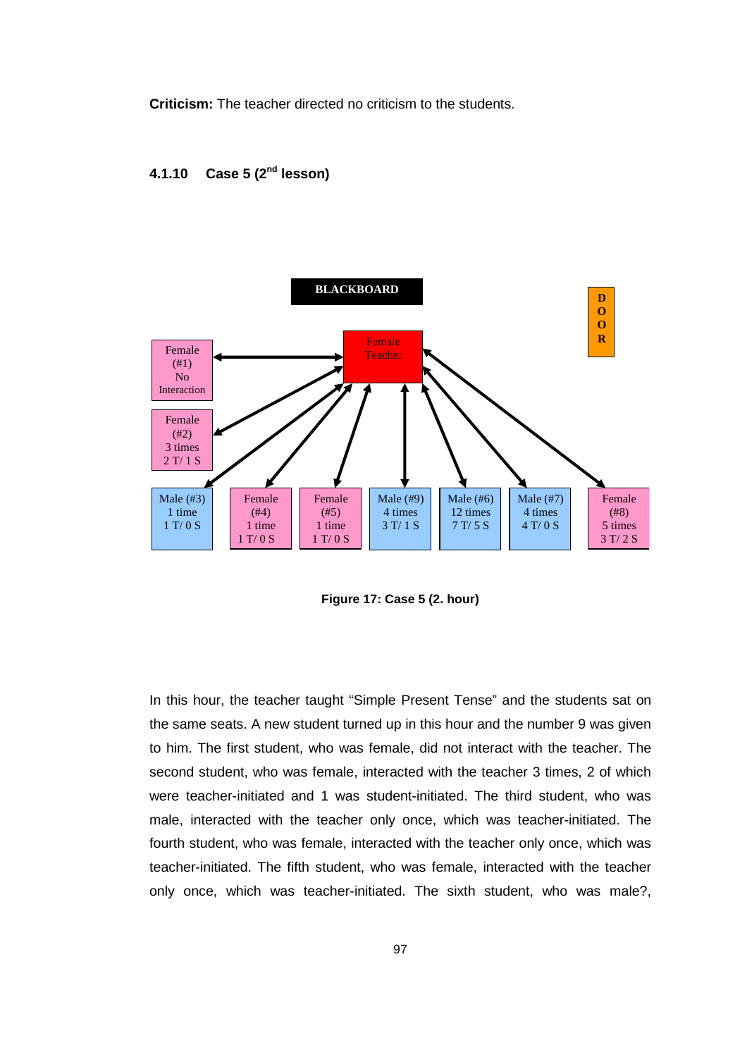**Criticism:** The teacher directed no criticism to the students.

### 4.1.10 Case 5 (2nd lesson)

BLACKBOARD

DOOR

Female Teacher

Female (#1) No Interaction

Female (#2) 3 times 2 T/ 1 S

Male (#3) 1 time 1 T/ 0 S

Female (#4) 1 time 1 T/ 0 S

Female (#5) 1 time 1 T/ 0 S

Male (#9) 4 times 3 T/ 1 S

Male (#6) 12 times 7 T/ 5 S

Male (#7) 4 times 4 T/ 0 S

Female (#8) 5 times 3 T/ 2 S

**Figure 17: Case 5 (2. hour)**

In this hour, the teacher taught "Simple Present Tense" and the students sat on the same seats. A new student turned up in this hour and the number 9 was given to him. The first student, who was female, did not interact with the teacher. The second student, who was female, interacted with the teacher 3 times, 2 of which were teacher-initiated and 1 was student-initiated. The third student, who was male, interacted with the teacher only once, which was teacher-initiated. The fourth student, who was female, interacted with the teacher only once, which was teacher-initiated. The fifth student, who was female, interacted with the teacher only once, which was teacher-initiated. The sixth student, who was male?,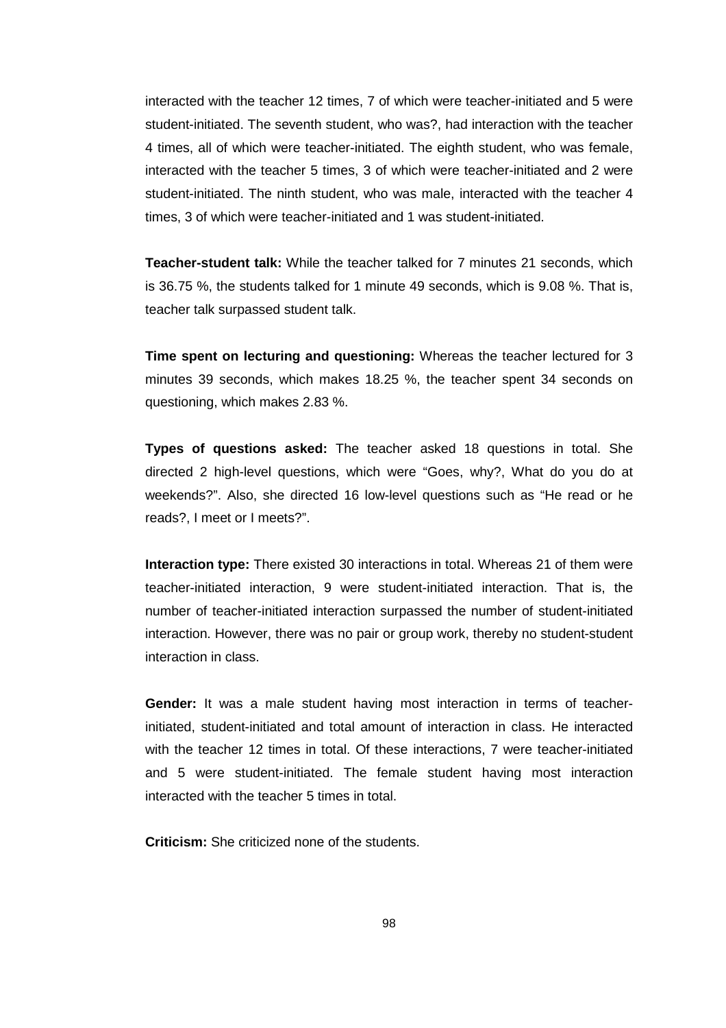interacted with the teacher 12 times, 7 of which were teacher-initiated and 5 were student-initiated. The seventh student, who was?, had interaction with the teacher 4 times, all of which were teacher-initiated. The eighth student, who was female, interacted with the teacher 5 times, 3 of which were teacher-initiated and 2 were student-initiated. The ninth student, who was male, interacted with the teacher 4 times, 3 of which were teacher-initiated and 1 was student-initiated.

**Teacher-student talk:** While the teacher talked for 7 minutes 21 seconds, which is 36.75 %, the students talked for 1 minute 49 seconds, which is 9.08 %. That is, teacher talk surpassed student talk.

**Time spent on lecturing and questioning:** Whereas the teacher lectured for 3 minutes 39 seconds, which makes 18.25 %, the teacher spent 34 seconds on questioning, which makes 2.83 %.

**Types of questions asked:** The teacher asked 18 questions in total. She directed 2 high-level questions, which were "Goes, why?, What do you do at weekends?". Also, she directed 16 low-level questions such as "He read or he reads?, I meet or I meets?".

**Interaction type:** There existed 30 interactions in total. Whereas 21 of them were teacher-initiated interaction, 9 were student-initiated interaction. That is, the number of teacher-initiated interaction surpassed the number of student-initiated interaction. However, there was no pair or group work, thereby no student-student interaction in class.

**Gender:** It was a male student having most interaction in terms of teacher-initiated, student-initiated and total amount of interaction in class. He interacted with the teacher 12 times in total. Of these interactions, 7 were teacher-initiated and 5 were student-initiated. The female student having most interaction interacted with the teacher 5 times in total.

**Criticism:** She criticized none of the students.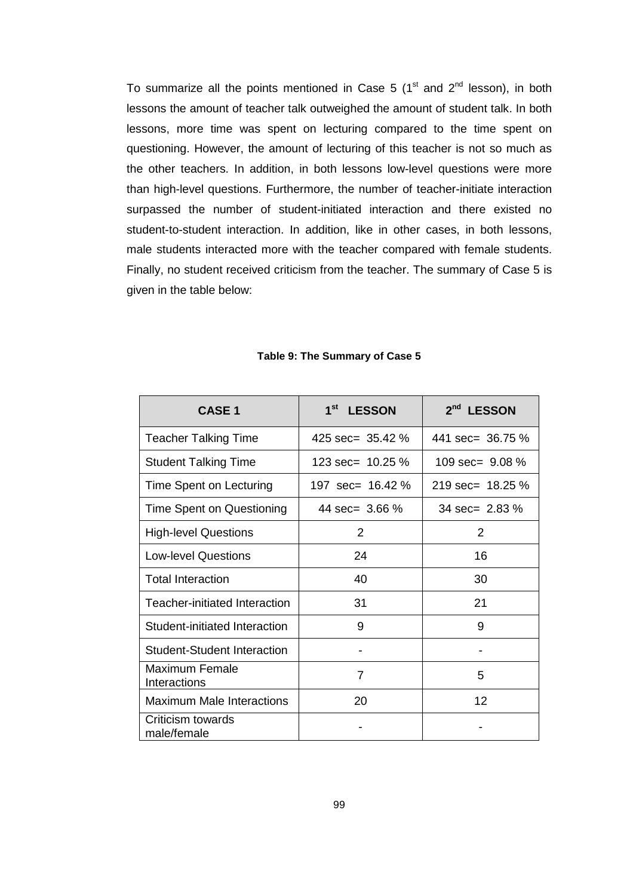To summarize all the points mentioned in Case 5 (1st and 2nd lesson), in both lessons the amount of teacher talk outweighed the amount of student talk. In both lessons, more time was spent on lecturing compared to the time spent on questioning. However, the amount of lecturing of this teacher is not so much as the other teachers. In addition, in both lessons low-level questions were more than high-level questions. Furthermore, the number of teacher-initiate interaction surpassed the number of student-initiated interaction and there existed no student-to-student interaction. In addition, like in other cases, in both lessons, male students interacted more with the teacher compared with female students. Finally, no student received criticism from the teacher. The summary of Case 5 is given in the table below:

**Table 9: The Summary of Case 5**

| CASE 1 | 1st LESSON | 2nd LESSON |
|---|---|---|
| Teacher Talking Time | 425 sec= 35.42 % | 441 sec= 36.75 % |
| Student Talking Time | 123 sec= 10.25 % | 109 sec= 9.08 % |
| Time Spent on Lecturing | 197 sec= 16.42 % | 219 sec= 18.25 % |
| Time Spent on Questioning | 44 sec= 3.66 % | 34 sec= 2.83 % |
| High-level Questions | 2 | 2 |
| Low-level Questions | 24 | 16 |
| Total Interaction | 40 | 30 |
| Teacher-initiated Interaction | 31 | 21 |
| Student-initiated Interaction | 9 | 9 |
| Student-Student Interaction | - | - |
| Maximum Female Interactions | 7 | 5 |
| Maximum Male Interactions | 20 | 12 |
| Criticism towards male/female | - | - |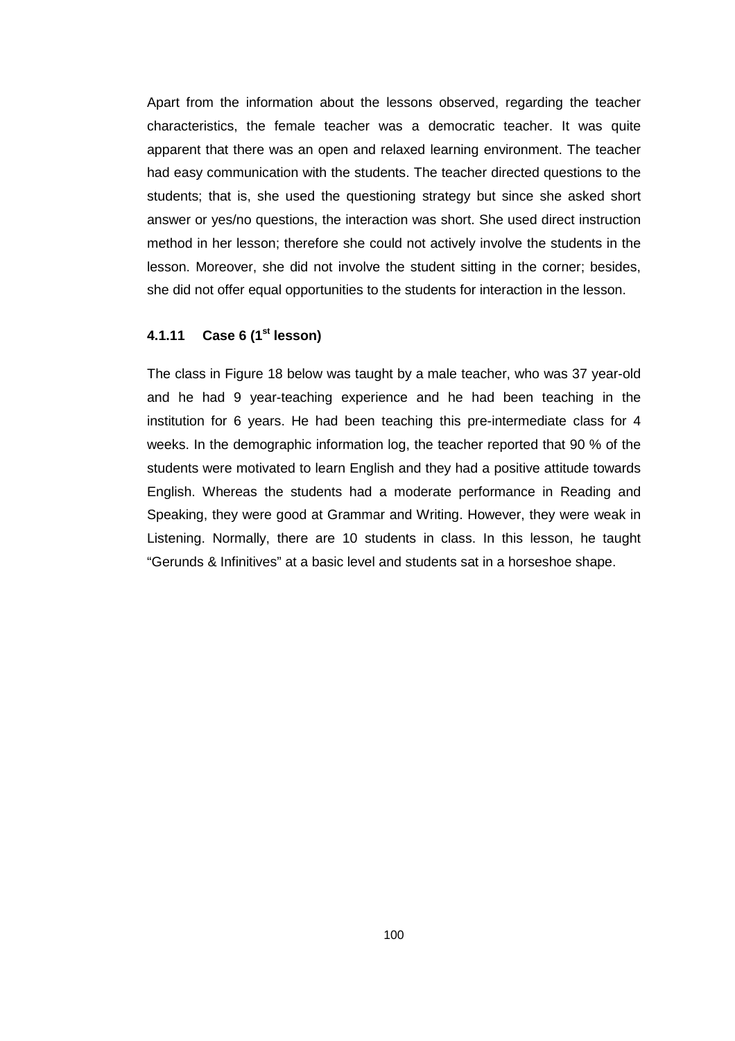Apart from the information about the lessons observed, regarding the teacher characteristics, the female teacher was a democratic teacher. It was quite apparent that there was an open and relaxed learning environment. The teacher had easy communication with the students. The teacher directed questions to the students; that is, she used the questioning strategy but since she asked short answer or yes/no questions, the interaction was short. She used direct instruction method in her lesson; therefore she could not actively involve the students in the lesson. Moreover, she did not involve the student sitting in the corner; besides, she did not offer equal opportunities to the students for interaction in the lesson.

### 4.1.11 Case 6 (1st lesson)

The class in Figure 18 below was taught by a male teacher, who was 37 year-old and he had 9 year-teaching experience and he had been teaching in the institution for 6 years. He had been teaching this pre-intermediate class for 4 weeks. In the demographic information log, the teacher reported that 90 % of the students were motivated to learn English and they had a positive attitude towards English. Whereas the students had a moderate performance in Reading and Speaking, they were good at Grammar and Writing. However, they were weak in Listening. Normally, there are 10 students in class. In this lesson, he taught "Gerunds & Infinitives" at a basic level and students sat in a horseshoe shape.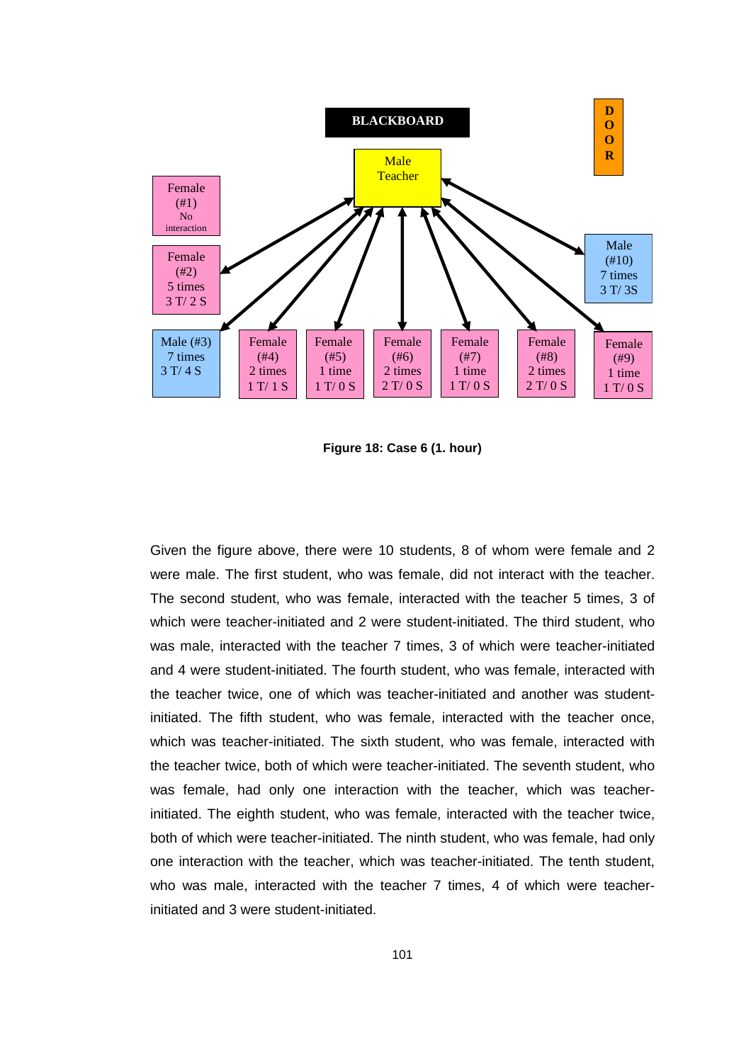BLACKBOARD

DOOR

Male Teacher

Female (#1) No interaction

Female (#2) 5 times 3 T/ 2 S

Male (#3) 7 times 3 T/ 4 S

Female (#4) 2 times 1 T/ 1 S

Female (#5) 1 time 1 T/ 0 S

Female (#6) 2 times 2 T/ 0 S

Female (#7) 1 time 1 T/ 0 S

Female (#8) 2 times 2 T/ 0 S

Female (#9) 1 time 1 T/ 0 S

Male (#10) 7 times 3 T/ 3S

**Figure 18: Case 6 (1. hour)**

Given the figure above, there were 10 students, 8 of whom were female and 2 were male. The first student, who was female, did not interact with the teacher. The second student, who was female, interacted with the teacher 5 times, 3 of which were teacher-initiated and 2 were student-initiated. The third student, who was male, interacted with the teacher 7 times, 3 of which were teacher-initiated and 4 were student-initiated. The fourth student, who was female, interacted with the teacher twice, one of which was teacher-initiated and another was student-initiated. The fifth student, who was female, interacted with the teacher once, which was teacher-initiated. The sixth student, who was female, interacted with the teacher twice, both of which were teacher-initiated. The seventh student, who was female, had only one interaction with the teacher, which was teacher-initiated. The eighth student, who was female, interacted with the teacher twice, both of which were teacher-initiated. The ninth student, who was female, had only one interaction with the teacher, which was teacher-initiated. The tenth student, who was male, interacted with the teacher 7 times, 4 of which were teacher-initiated and 3 were student-initiated.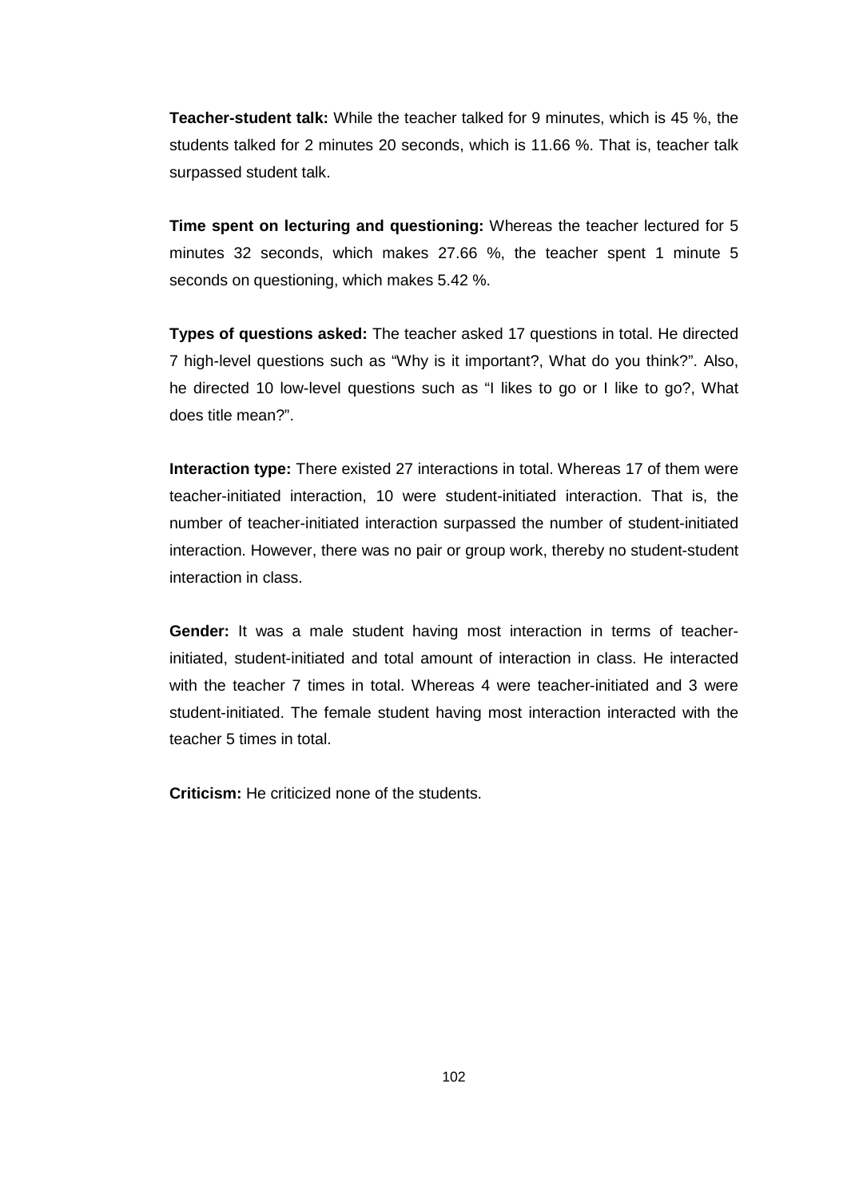**Teacher-student talk:** While the teacher talked for 9 minutes, which is 45 %, the students talked for 2 minutes 20 seconds, which is 11.66 %. That is, teacher talk surpassed student talk.

**Time spent on lecturing and questioning:** Whereas the teacher lectured for 5 minutes 32 seconds, which makes 27.66 %, the teacher spent 1 minute 5 seconds on questioning, which makes 5.42 %.

**Types of questions asked:** The teacher asked 17 questions in total. He directed 7 high-level questions such as "Why is it important?, What do you think?". Also, he directed 10 low-level questions such as "I likes to go or I like to go?, What does title mean?".

**Interaction type:** There existed 27 interactions in total. Whereas 17 of them were teacher-initiated interaction, 10 were student-initiated interaction. That is, the number of teacher-initiated interaction surpassed the number of student-initiated interaction. However, there was no pair or group work, thereby no student-student interaction in class.

**Gender:** It was a male student having most interaction in terms of teacher-initiated, student-initiated and total amount of interaction in class. He interacted with the teacher 7 times in total. Whereas 4 were teacher-initiated and 3 were student-initiated. The female student having most interaction interacted with the teacher 5 times in total.

**Criticism:** He criticized none of the students.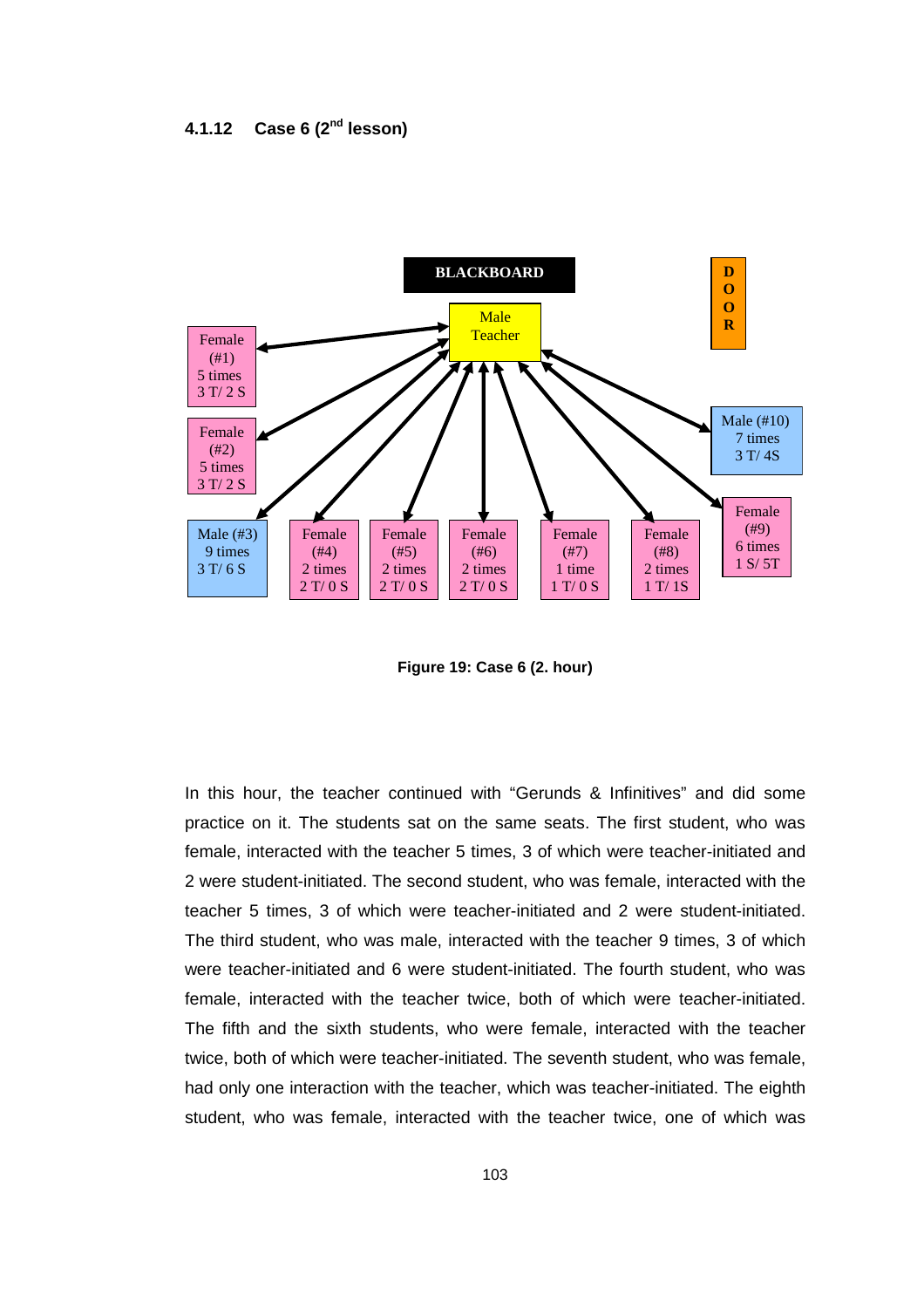### 4.1.12 Case 6 (2nd lesson)

BLACKBOARD

DOOR

Male Teacher

Female (#1) 5 times 3 T/ 2 S

Female (#2) 5 times 3 T/ 2 S

Male (#3) 9 times 3 T/ 6 S

Female (#4) 2 times 2 T/ 0 S

Female (#5) 2 times 2 T/ 0 S

Female (#6) 2 times 2 T/ 0 S

Female (#7) 1 time 1 T/ 0 S

Female (#8) 2 times 1 T/ 1S

Female (#9) 6 times 1 S/ 5T

Male (#10) 7 times 3 T/ 4S

**Figure 19: Case 6 (2. hour)**

In this hour, the teacher continued with "Gerunds & Infinitives" and did some practice on it. The students sat on the same seats. The first student, who was female, interacted with the teacher 5 times, 3 of which were teacher-initiated and 2 were student-initiated. The second student, who was female, interacted with the teacher 5 times, 3 of which were teacher-initiated and 2 were student-initiated. The third student, who was male, interacted with the teacher 9 times, 3 of which were teacher-initiated and 6 were student-initiated. The fourth student, who was female, interacted with the teacher twice, both of which were teacher-initiated. The fifth and the sixth students, who were female, interacted with the teacher twice, both of which were teacher-initiated. The seventh student, who was female, had only one interaction with the teacher, which was teacher-initiated. The eighth student, who was female, interacted with the teacher twice, one of which was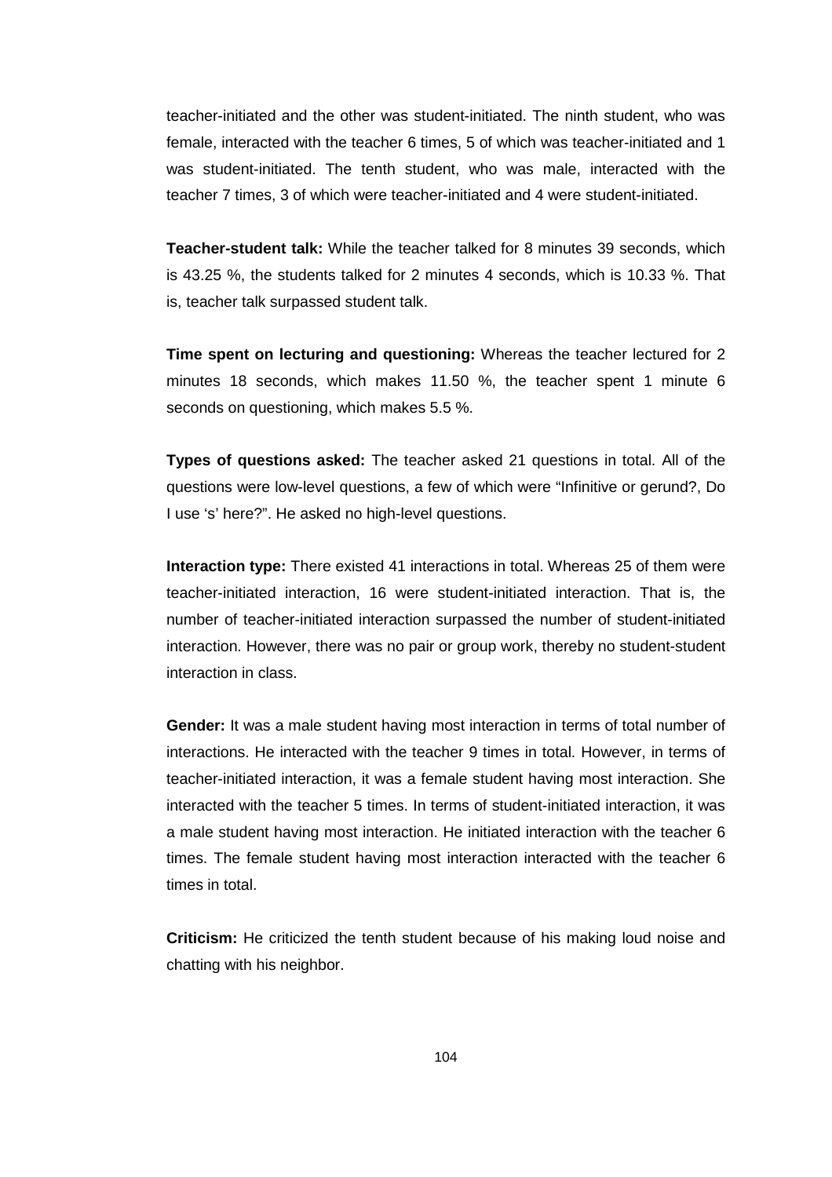teacher-initiated and the other was student-initiated. The ninth student, who was female, interacted with the teacher 6 times, 5 of which was teacher-initiated and 1 was student-initiated. The tenth student, who was male, interacted with the teacher 7 times, 3 of which were teacher-initiated and 4 were student-initiated.

**Teacher-student talk:** While the teacher talked for 8 minutes 39 seconds, which is 43.25 %, the students talked for 2 minutes 4 seconds, which is 10.33 %. That is, teacher talk surpassed student talk.

**Time spent on lecturing and questioning:** Whereas the teacher lectured for 2 minutes 18 seconds, which makes 11.50 %, the teacher spent 1 minute 6 seconds on questioning, which makes 5.5 %.

**Types of questions asked:** The teacher asked 21 questions in total. All of the questions were low-level questions, a few of which were "Infinitive or gerund?, Do I use 's' here?". He asked no high-level questions.

**Interaction type:** There existed 41 interactions in total. Whereas 25 of them were teacher-initiated interaction, 16 were student-initiated interaction. That is, the number of teacher-initiated interaction surpassed the number of student-initiated interaction. However, there was no pair or group work, thereby no student-student interaction in class.

**Gender:** It was a male student having most interaction in terms of total number of interactions. He interacted with the teacher 9 times in total. However, in terms of teacher-initiated interaction, it was a female student having most interaction. She interacted with the teacher 5 times. In terms of student-initiated interaction, it was a male student having most interaction. He initiated interaction with the teacher 6 times. The female student having most interaction interacted with the teacher 6 times in total.

**Criticism:** He criticized the tenth student because of his making loud noise and chatting with his neighbor.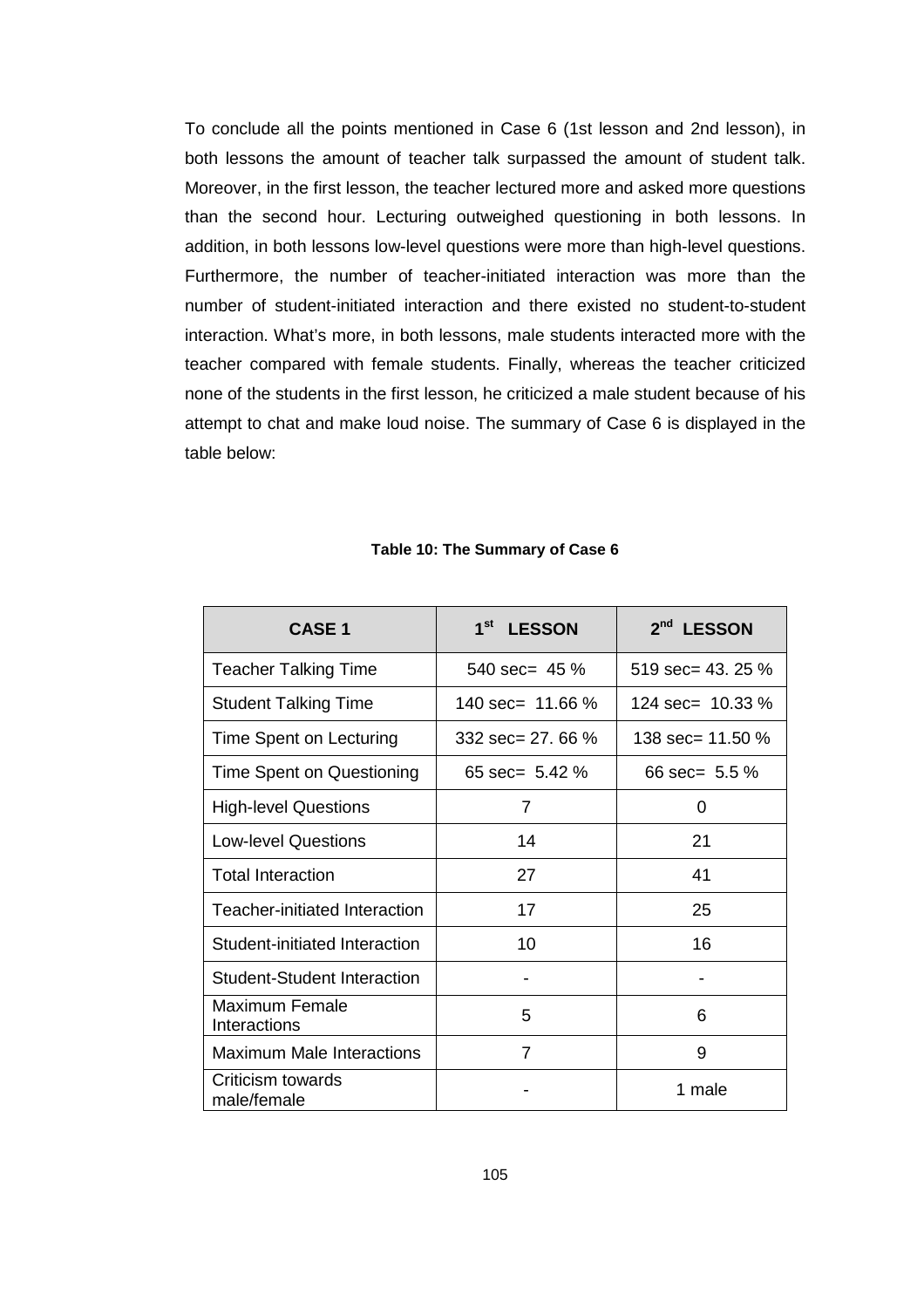To conclude all the points mentioned in Case 6 (1st lesson and 2nd lesson), in both lessons the amount of teacher talk surpassed the amount of student talk. Moreover, in the first lesson, the teacher lectured more and asked more questions than the second hour. Lecturing outweighed questioning in both lessons. In addition, in both lessons low-level questions were more than high-level questions. Furthermore, the number of teacher-initiated interaction was more than the number of student-initiated interaction and there existed no student-to-student interaction. What's more, in both lessons, male students interacted more with the teacher compared with female students. Finally, whereas the teacher criticized none of the students in the first lesson, he criticized a male student because of his attempt to chat and make loud noise. The summary of Case 6 is displayed in the table below:

**Table 10: The Summary of Case 6**

| CASE 1 | 1st LESSON | 2nd LESSON |
|---|---|---|
| Teacher Talking Time | 540 sec= 45 % | 519 sec= 43. 25 % |
| Student Talking Time | 140 sec= 11.66 % | 124 sec= 10.33 % |
| Time Spent on Lecturing | 332 sec= 27. 66 % | 138 sec= 11.50 % |
| Time Spent on Questioning | 65 sec= 5.42 % | 66 sec= 5.5 % |
| High-level Questions | 7 | 0 |
| Low-level Questions | 14 | 21 |
| Total Interaction | 27 | 41 |
| Teacher-initiated Interaction | 17 | 25 |
| Student-initiated Interaction | 10 | 16 |
| Student-Student Interaction | - | - |
| Maximum Female Interactions | 5 | 6 |
| Maximum Male Interactions | 7 | 9 |
| Criticism towards male/female | - | 1 male |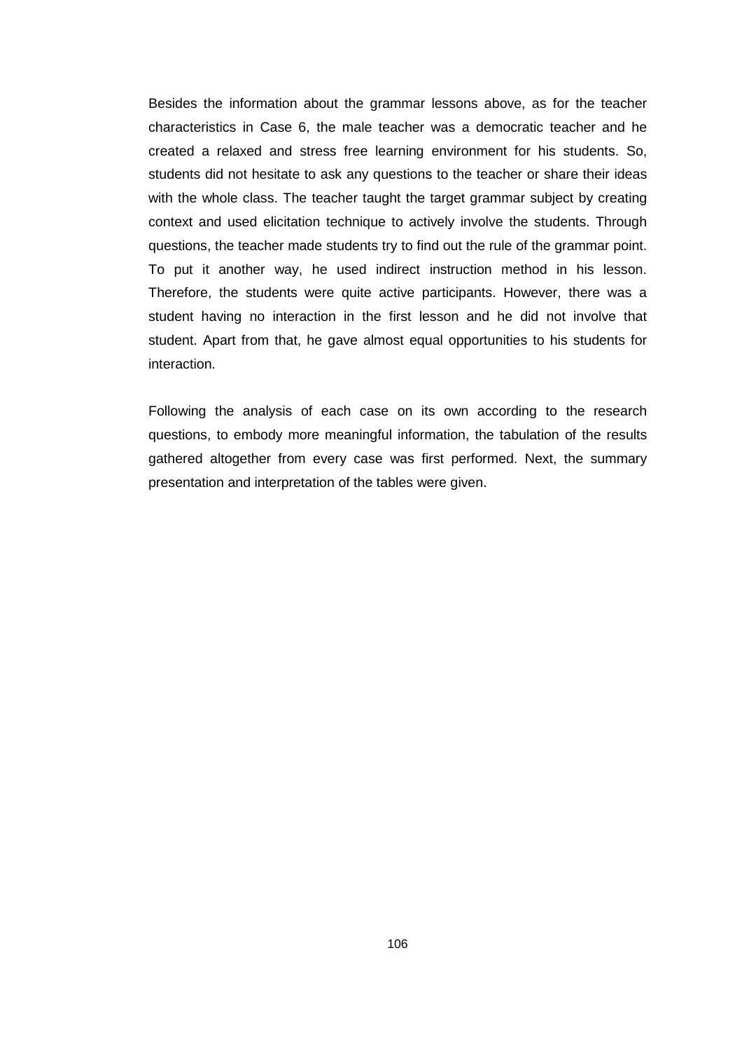Besides the information about the grammar lessons above, as for the teacher characteristics in Case 6, the male teacher was a democratic teacher and he created a relaxed and stress free learning environment for his students. So, students did not hesitate to ask any questions to the teacher or share their ideas with the whole class. The teacher taught the target grammar subject by creating context and used elicitation technique to actively involve the students. Through questions, the teacher made students try to find out the rule of the grammar point. To put it another way, he used indirect instruction method in his lesson. Therefore, the students were quite active participants. However, there was a student having no interaction in the first lesson and he did not involve that student. Apart from that, he gave almost equal opportunities to his students for interaction.

Following the analysis of each case on its own according to the research questions, to embody more meaningful information, the tabulation of the results gathered altogether from every case was first performed. Next, the summary presentation and interpretation of the tables were given.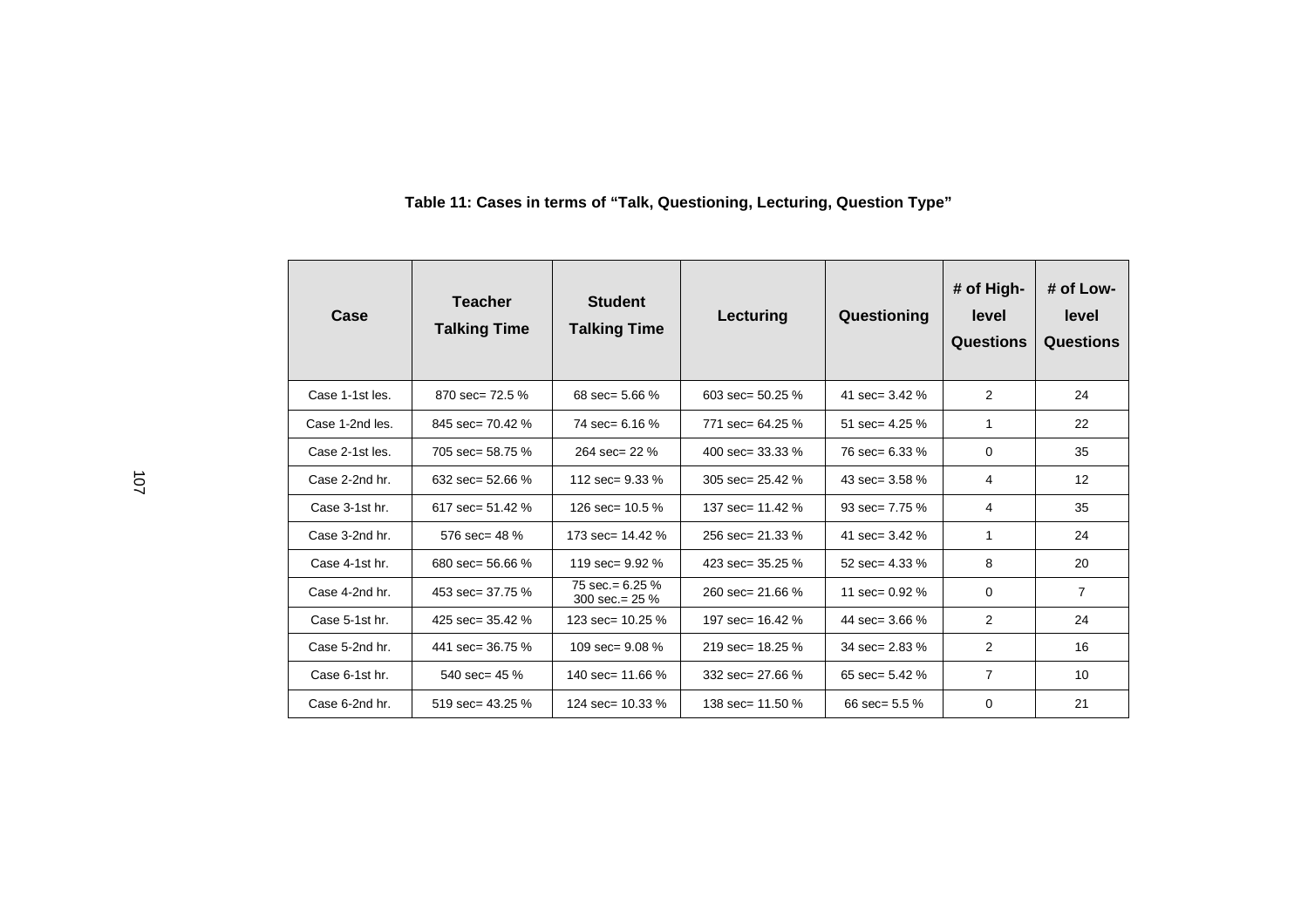**Table 11: Cases in terms of "Talk, Questioning, Lecturing, Question Type"**

| Case | Teacher Talking Time | Student Talking Time | Lecturing | Questioning | # of High-level Questions | # of Low-level Questions |
|---|---|---|---|---|---|---|
| Case 1-1st les. | 870 sec= 72.5 % | 68 sec= 5.66 % | 603 sec= 50.25 % | 41 sec= 3.42 % | 2 | 24 |
| Case 1-2nd les. | 845 sec= 70.42 % | 74 sec= 6.16 % | 771 sec= 64.25 % | 51 sec= 4.25 % | 1 | 22 |
| Case 2-1st les. | 705 sec= 58.75 % | 264 sec= 22 % | 400 sec= 33.33 % | 76 sec= 6.33 % | 0 | 35 |
| Case 2-2nd hr. | 632 sec= 52.66 % | 112 sec= 9.33 % | 305 sec= 25.42 % | 43 sec= 3.58 % | 4 | 12 |
| Case 3-1st hr. | 617 sec= 51.42 % | 126 sec= 10.5 % | 137 sec= 11.42 % | 93 sec= 7.75 % | 4 | 35 |
| Case 3-2nd hr. | 576 sec= 48 % | 173 sec= 14.42 % | 256 sec= 21.33 % | 41 sec= 3.42 % | 1 | 24 |
| Case 4-1st hr. | 680 sec= 56.66 % | 119 sec= 9.92 % | 423 sec= 35.25 % | 52 sec= 4.33 % | 8 | 20 |
| Case 4-2nd hr. | 453 sec= 37.75 % | 75 sec.= 6.25 % 300 sec.= 25 % | 260 sec= 21.66 % | 11 sec= 0.92 % | 0 | 7 |
| Case 5-1st hr. | 425 sec= 35.42 % | 123 sec= 10.25 % | 197 sec= 16.42 % | 44 sec= 3.66 % | 2 | 24 |
| Case 5-2nd hr. | 441 sec= 36.75 % | 109 sec= 9.08 % | 219 sec= 18.25 % | 34 sec= 2.83 % | 2 | 16 |
| Case 6-1st hr. | 540 sec= 45 % | 140 sec= 11.66 % | 332 sec= 27.66 % | 65 sec= 5.42 % | 7 | 10 |
| Case 6-2nd hr. | 519 sec= 43.25 % | 124 sec= 10.33 % | 138 sec= 11.50 % | 66 sec= 5.5 % | 0 | 21 |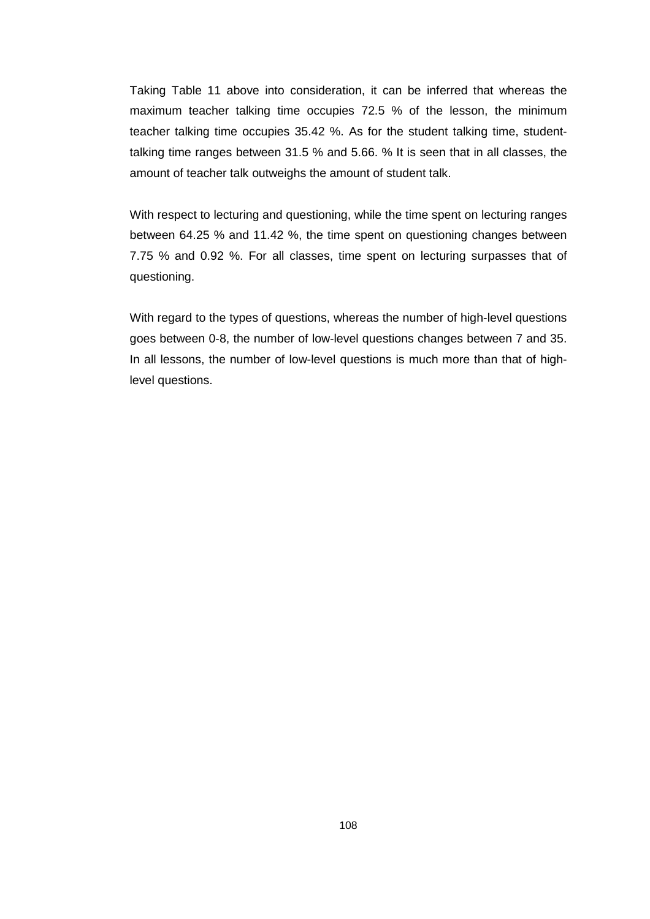Taking Table 11 above into consideration, it can be inferred that whereas the maximum teacher talking time occupies 72.5 % of the lesson, the minimum teacher talking time occupies 35.42 %. As for the student talking time, student-talking time ranges between 31.5 % and 5.66. % It is seen that in all classes, the amount of teacher talk outweighs the amount of student talk.

With respect to lecturing and questioning, while the time spent on lecturing ranges between 64.25 % and 11.42 %, the time spent on questioning changes between 7.75 % and 0.92 %. For all classes, time spent on lecturing surpasses that of questioning.

With regard to the types of questions, whereas the number of high-level questions goes between 0-8, the number of low-level questions changes between 7 and 35. In all lessons, the number of low-level questions is much more than that of high-level questions.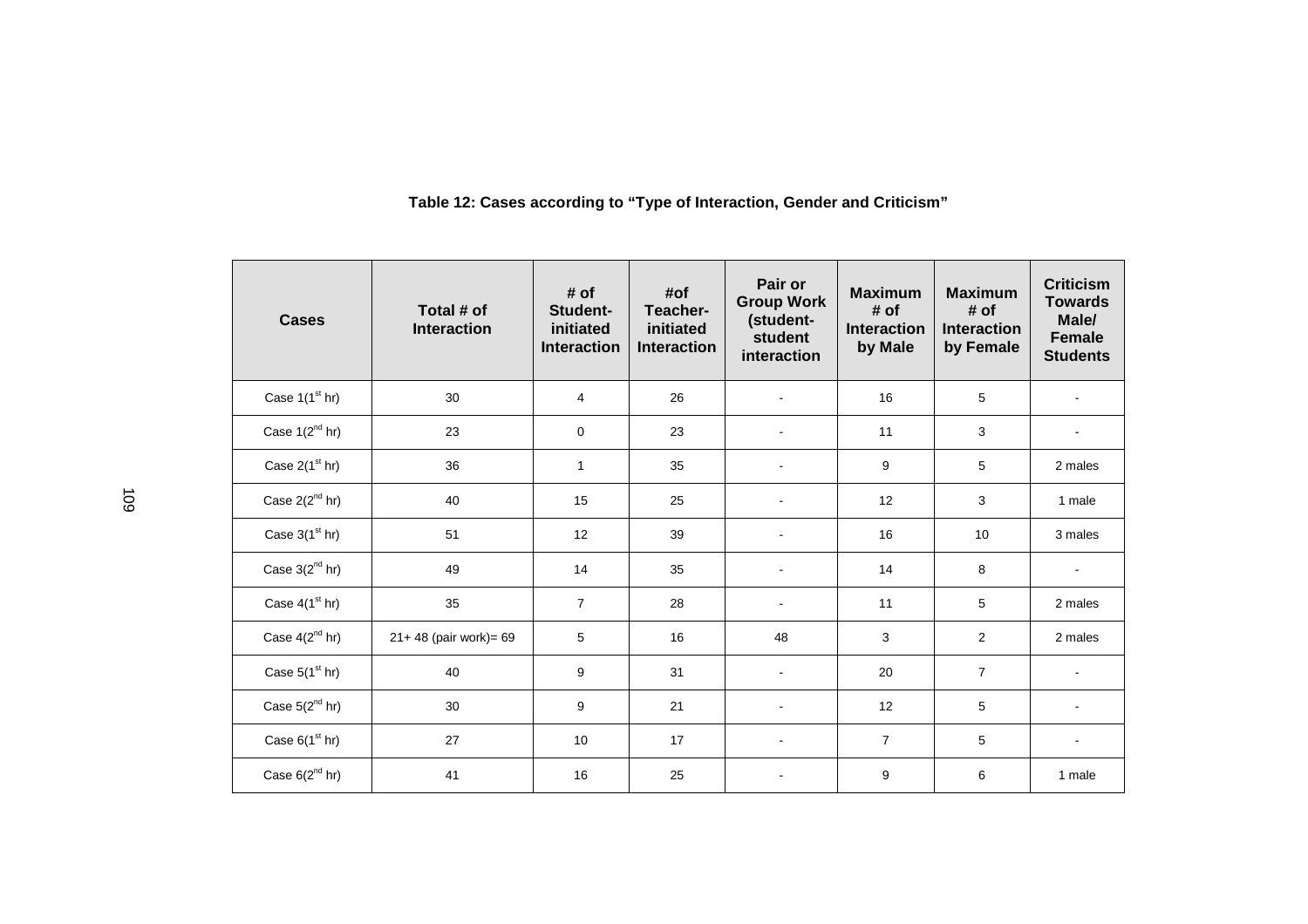**Table 12: Cases according to "Type of Interaction, Gender and Criticism"**

| Cases | Total # of Interaction | # of Student-initiated Interaction | #of Teacher-initiated Interaction | Pair or Group Work (student-student interaction | Maximum # of Interaction by Male | Maximum # of Interaction by Female | Criticism Towards Male/ Female Students |
|---|---|---|---|---|---|---|---|
| Case 1(1st hr) | 30 | 4 | 26 | - | 16 | 5 | - |
| Case 1(2nd hr) | 23 | 0 | 23 | - | 11 | 3 | - |
| Case 2(1st hr) | 36 | 1 | 35 | - | 9 | 5 | 2 males |
| Case 2(2nd hr) | 40 | 15 | 25 | - | 12 | 3 | 1 male |
| Case 3(1st hr) | 51 | 12 | 39 | - | 16 | 10 | 3 males |
| Case 3(2nd hr) | 49 | 14 | 35 | - | 14 | 8 | - |
| Case 4(1st hr) | 35 | 7 | 28 | - | 11 | 5 | 2 males |
| Case 4(2nd hr) | 21+ 48 (pair work)= 69 | 5 | 16 | 48 | 3 | 2 | 2 males |
| Case 5(1st hr) | 40 | 9 | 31 | - | 20 | 7 | - |
| Case 5(2nd hr) | 30 | 9 | 21 | - | 12 | 5 | - |
| Case 6(1st hr) | 27 | 10 | 17 | - | 7 | 5 | - |
| Case 6(2nd hr) | 41 | 16 | 25 | - | 9 | 6 | 1 male |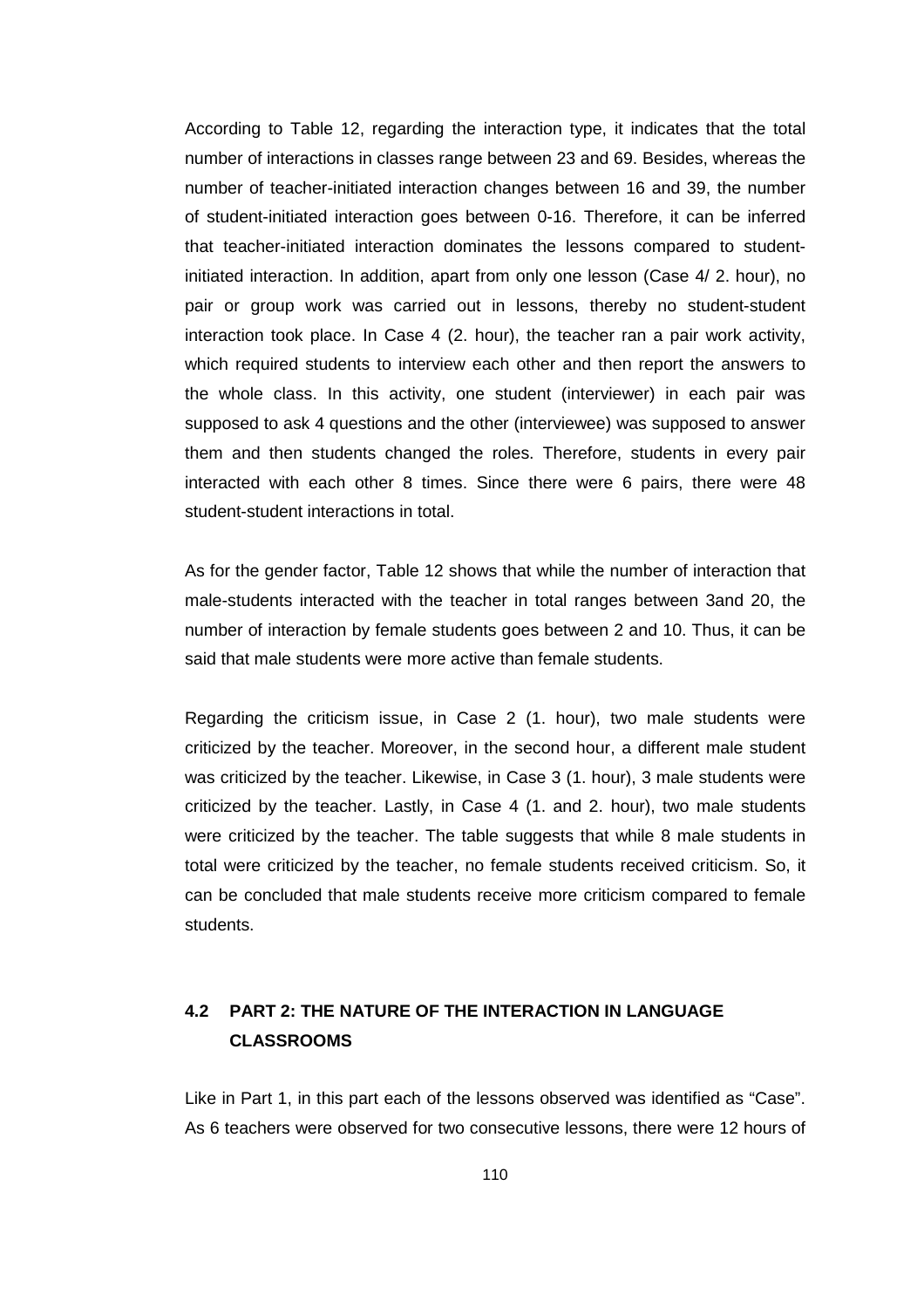According to Table 12, regarding the interaction type, it indicates that the total number of interactions in classes range between 23 and 69. Besides, whereas the number of teacher-initiated interaction changes between 16 and 39, the number of student-initiated interaction goes between 0-16. Therefore, it can be inferred that teacher-initiated interaction dominates the lessons compared to student-initiated interaction. In addition, apart from only one lesson (Case 4/ 2. hour), no pair or group work was carried out in lessons, thereby no student-student interaction took place. In Case 4 (2. hour), the teacher ran a pair work activity, which required students to interview each other and then report the answers to the whole class. In this activity, one student (interviewer) in each pair was supposed to ask 4 questions and the other (interviewee) was supposed to answer them and then students changed the roles. Therefore, students in every pair interacted with each other 8 times. Since there were 6 pairs, there were 48 student-student interactions in total.

As for the gender factor, Table 12 shows that while the number of interaction that male-students interacted with the teacher in total ranges between 3and 20, the number of interaction by female students goes between 2 and 10. Thus, it can be said that male students were more active than female students.

Regarding the criticism issue, in Case 2 (1. hour), two male students were criticized by the teacher. Moreover, in the second hour, a different male student was criticized by the teacher. Likewise, in Case 3 (1. hour), 3 male students were criticized by the teacher. Lastly, in Case 4 (1. and 2. hour), two male students were criticized by the teacher. The table suggests that while 8 male students in total were criticized by the teacher, no female students received criticism. So, it can be concluded that male students receive more criticism compared to female students.

## 4.2 PART 2: THE NATURE OF THE INTERACTION IN LANGUAGE CLASSROOMS

Like in Part 1, in this part each of the lessons observed was identified as "Case". As 6 teachers were observed for two consecutive lessons, there were 12 hours of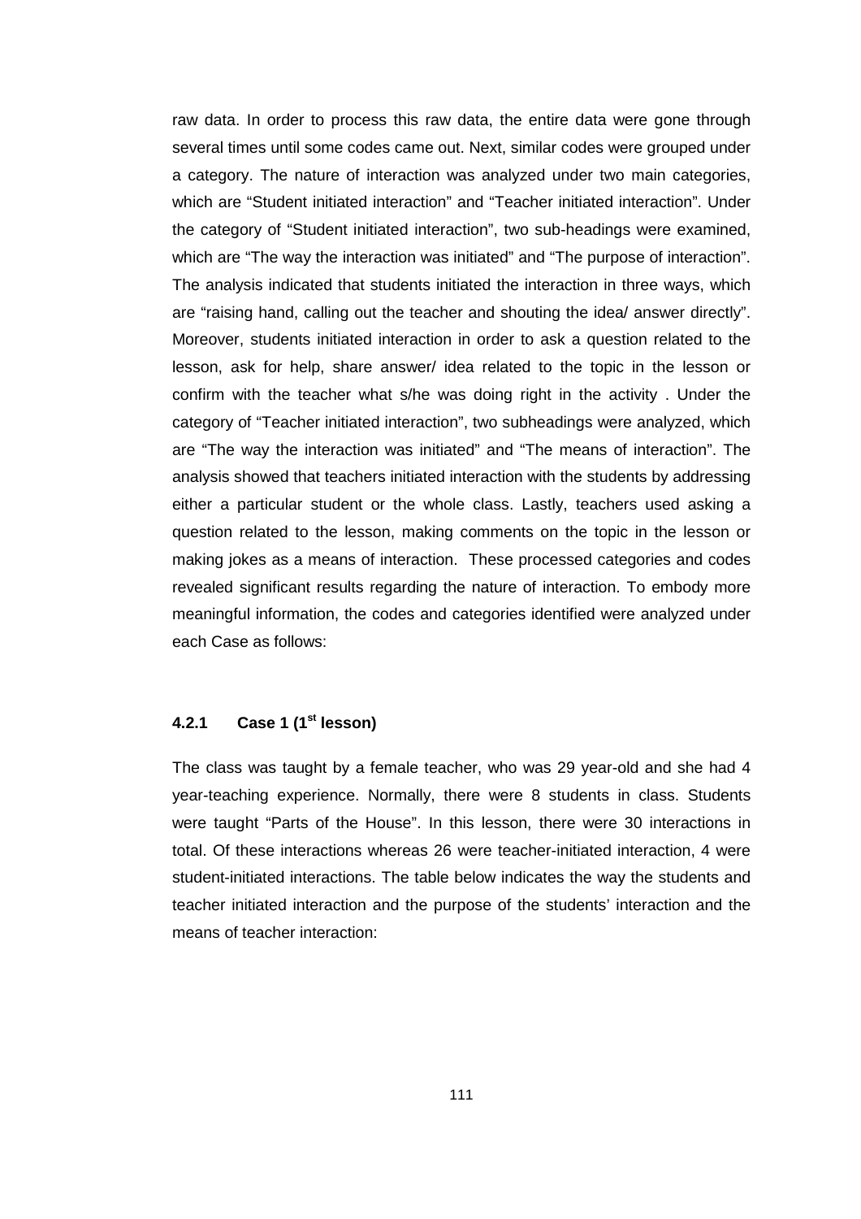raw data. In order to process this raw data, the entire data were gone through several times until some codes came out. Next, similar codes were grouped under a category. The nature of interaction was analyzed under two main categories, which are "Student initiated interaction" and "Teacher initiated interaction". Under the category of "Student initiated interaction", two sub-headings were examined, which are "The way the interaction was initiated" and "The purpose of interaction". The analysis indicated that students initiated the interaction in three ways, which are "raising hand, calling out the teacher and shouting the idea/ answer directly". Moreover, students initiated interaction in order to ask a question related to the lesson, ask for help, share answer/ idea related to the topic in the lesson or confirm with the teacher what s/he was doing right in the activity . Under the category of "Teacher initiated interaction", two subheadings were analyzed, which are "The way the interaction was initiated" and "The means of interaction". The analysis showed that teachers initiated interaction with the students by addressing either a particular student or the whole class. Lastly, teachers used asking a question related to the lesson, making comments on the topic in the lesson or making jokes as a means of interaction. These processed categories and codes revealed significant results regarding the nature of interaction. To embody more meaningful information, the codes and categories identified were analyzed under each Case as follows:

### 4.2.1 Case 1 (1st lesson)

The class was taught by a female teacher, who was 29 year-old and she had 4 year-teaching experience. Normally, there were 8 students in class. Students were taught "Parts of the House". In this lesson, there were 30 interactions in total. Of these interactions whereas 26 were teacher-initiated interaction, 4 were student-initiated interactions. The table below indicates the way the students and teacher initiated interaction and the purpose of the students' interaction and the means of teacher interaction: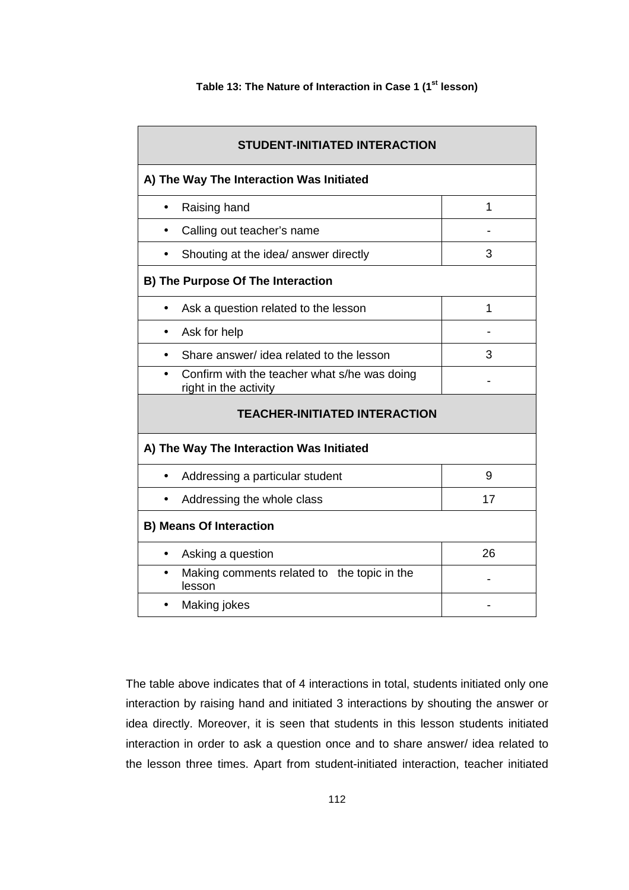**Table 13: The Nature of Interaction in Case 1 (1st lesson)**

| STUDENT-INITIATED INTERACTION | |
|---|---|
| **A) The Way The Interaction Was Initiated** | |
| • Raising hand | 1 |
| • Calling out teacher's name | - |
| • Shouting at the idea/ answer directly | 3 |
| **B) The Purpose Of The Interaction** | |
| • Ask a question related to the lesson | 1 |
| • Ask for help | - |
| • Share answer/ idea related to the lesson | 3 |
| • Confirm with the teacher what s/he was doing right in the activity | - |
| **TEACHER-INITIATED INTERACTION** | |
| **A) The Way The Interaction Was Initiated** | |
| • Addressing a particular student | 9 |
| • Addressing the whole class | 17 |
| **B) Means Of Interaction** | |
| • Asking a question | 26 |
| • Making comments related to the topic in the lesson | - |
| • Making jokes | - |

The table above indicates that of 4 interactions in total, students initiated only one interaction by raising hand and initiated 3 interactions by shouting the answer or idea directly. Moreover, it is seen that students in this lesson students initiated interaction in order to ask a question once and to share answer/ idea related to the lesson three times. Apart from student-initiated interaction, teacher initiated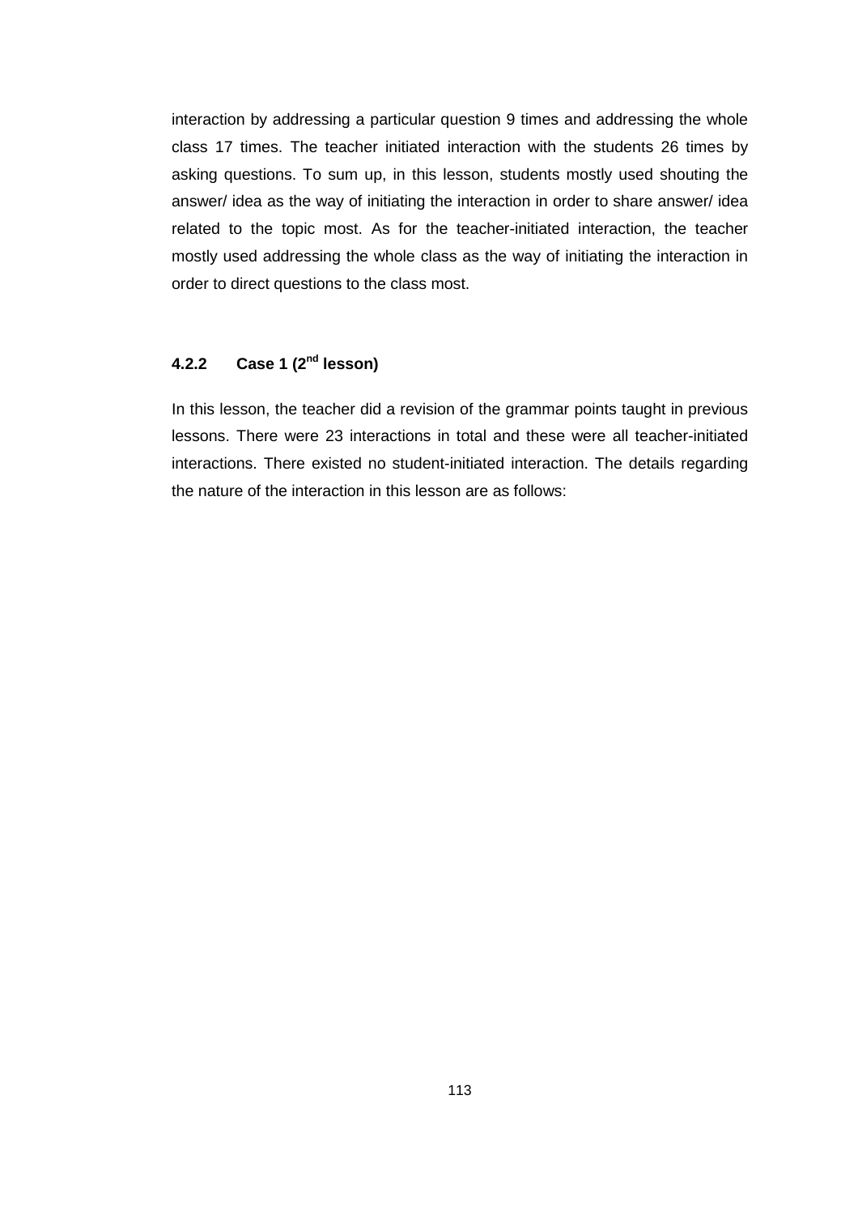interaction by addressing a particular question 9 times and addressing the whole class 17 times. The teacher initiated interaction with the students 26 times by asking questions. To sum up, in this lesson, students mostly used shouting the answer/ idea as the way of initiating the interaction in order to share answer/ idea related to the topic most. As for the teacher-initiated interaction, the teacher mostly used addressing the whole class as the way of initiating the interaction in order to direct questions to the class most.

### 4.2.2 Case 1 (2nd lesson)

In this lesson, the teacher did a revision of the grammar points taught in previous lessons. There were 23 interactions in total and these were all teacher-initiated interactions. There existed no student-initiated interaction. The details regarding the nature of the interaction in this lesson are as follows: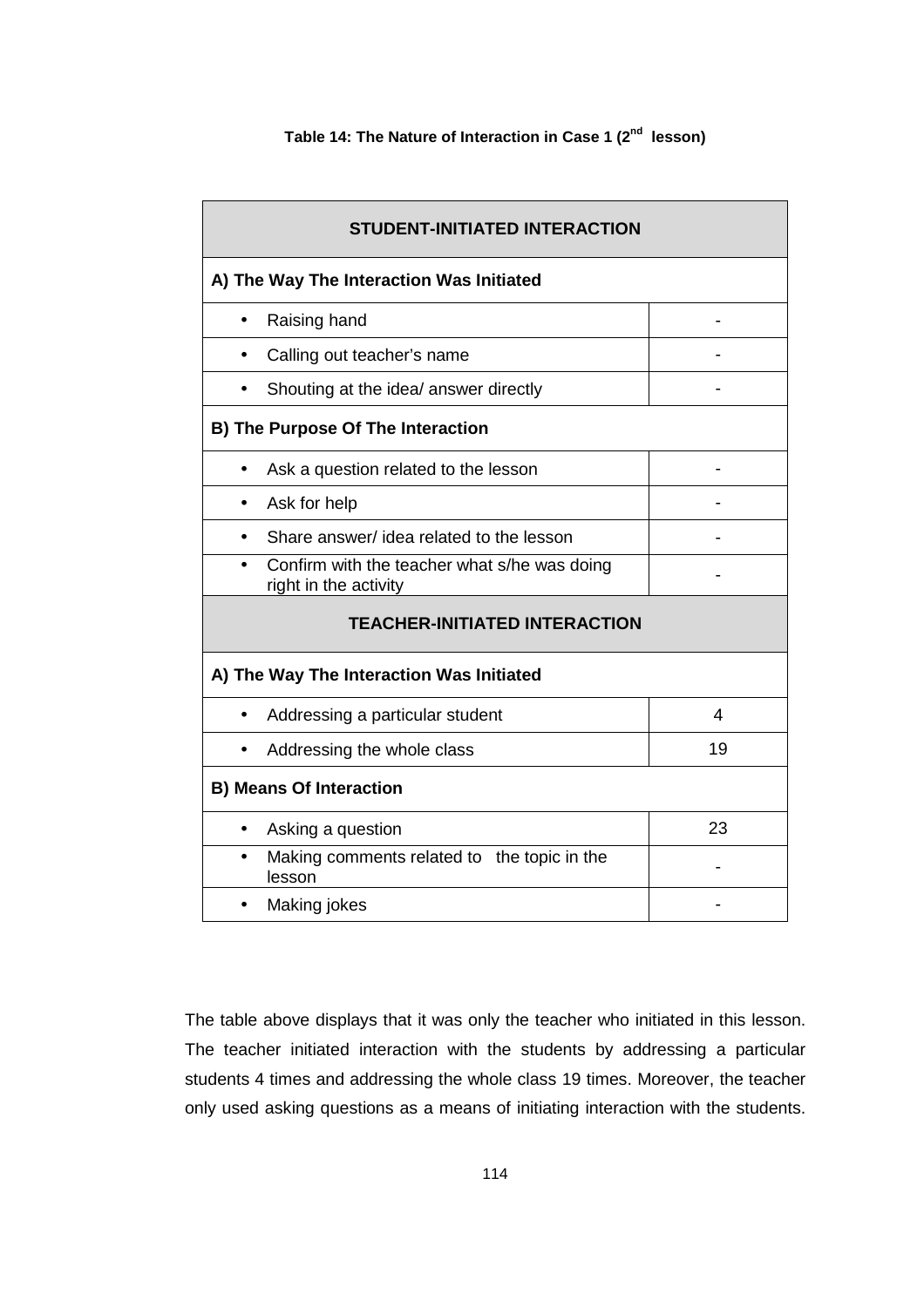**Table 14: The Nature of Interaction in Case 1 (2nd lesson)**

| STUDENT-INITIATED INTERACTION | |
|---|---|
| **A) The Way The Interaction Was Initiated** | |
| • Raising hand | - |
| • Calling out teacher's name | - |
| • Shouting at the idea/ answer directly | - |
| **B) The Purpose Of The Interaction** | |
| • Ask a question related to the lesson | - |
| • Ask for help | - |
| • Share answer/ idea related to the lesson | - |
| • Confirm with the teacher what s/he was doing right in the activity | - |
| **TEACHER-INITIATED INTERACTION** | |
| **A) The Way The Interaction Was Initiated** | |
| • Addressing a particular student | 4 |
| • Addressing the whole class | 19 |
| **B) Means Of Interaction** | |
| • Asking a question | 23 |
| • Making comments related to the topic in the lesson | - |
| • Making jokes | - |

The table above displays that it was only the teacher who initiated in this lesson. The teacher initiated interaction with the students by addressing a particular students 4 times and addressing the whole class 19 times. Moreover, the teacher only used asking questions as a means of initiating interaction with the students.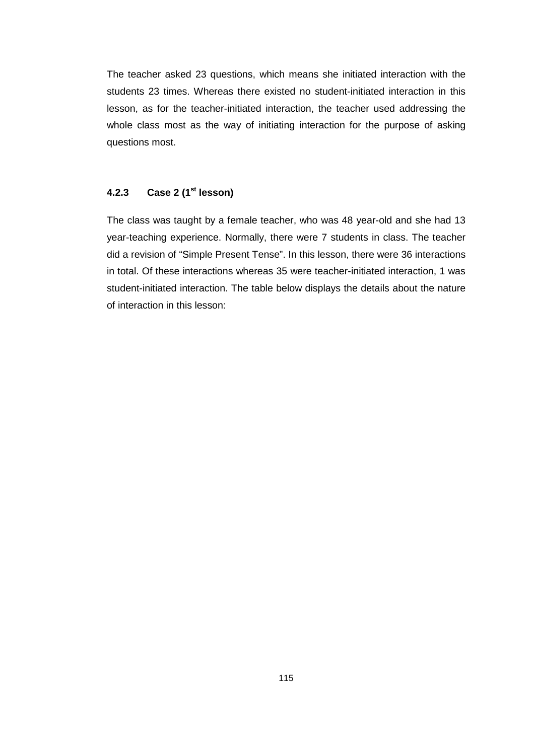The teacher asked 23 questions, which means she initiated interaction with the students 23 times. Whereas there existed no student-initiated interaction in this lesson, as for the teacher-initiated interaction, the teacher used addressing the whole class most as the way of initiating interaction for the purpose of asking questions most.

### 4.2.3 Case 2 (1st lesson)

The class was taught by a female teacher, who was 48 year-old and she had 13 year-teaching experience. Normally, there were 7 students in class. The teacher did a revision of "Simple Present Tense". In this lesson, there were 36 interactions in total. Of these interactions whereas 35 were teacher-initiated interaction, 1 was student-initiated interaction. The table below displays the details about the nature of interaction in this lesson: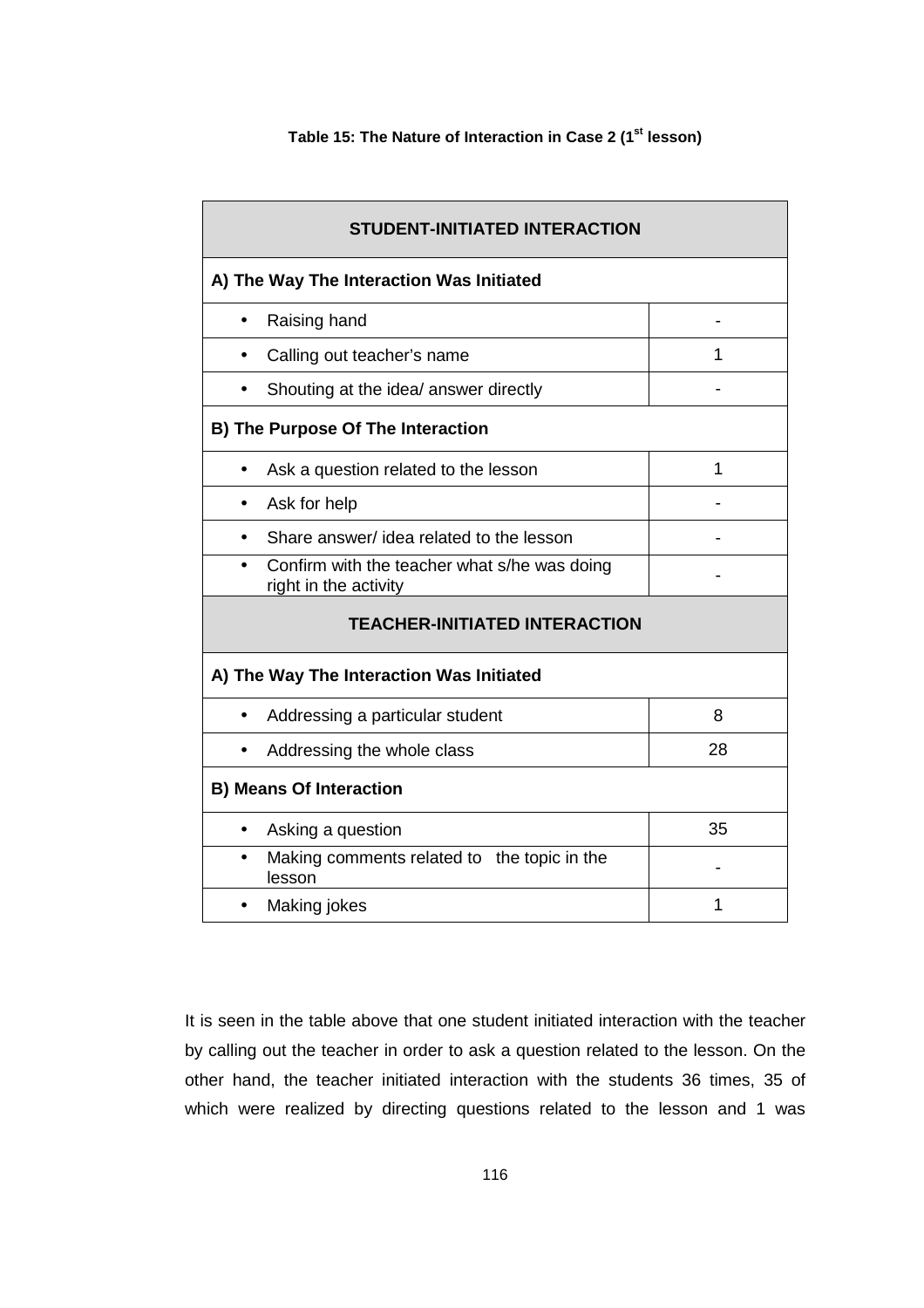**Table 15: The Nature of Interaction in Case 2 (1st lesson)**

| STUDENT-INITIATED INTERACTION | |
|---|---|
| **A) The Way The Interaction Was Initiated** | |
| • Raising hand | - |
| • Calling out teacher's name | 1 |
| • Shouting at the idea/ answer directly | - |
| **B) The Purpose Of The Interaction** | |
| • Ask a question related to the lesson | 1 |
| • Ask for help | - |
| • Share answer/ idea related to the lesson | - |
| • Confirm with the teacher what s/he was doing right in the activity | - |
| **TEACHER-INITIATED INTERACTION** | |
| **A) The Way The Interaction Was Initiated** | |
| • Addressing a particular student | 8 |
| • Addressing the whole class | 28 |
| **B) Means Of Interaction** | |
| • Asking a question | 35 |
| • Making comments related to the topic in the lesson | - |
| • Making jokes | 1 |

It is seen in the table above that one student initiated interaction with the teacher by calling out the teacher in order to ask a question related to the lesson. On the other hand, the teacher initiated interaction with the students 36 times, 35 of which were realized by directing questions related to the lesson and 1 was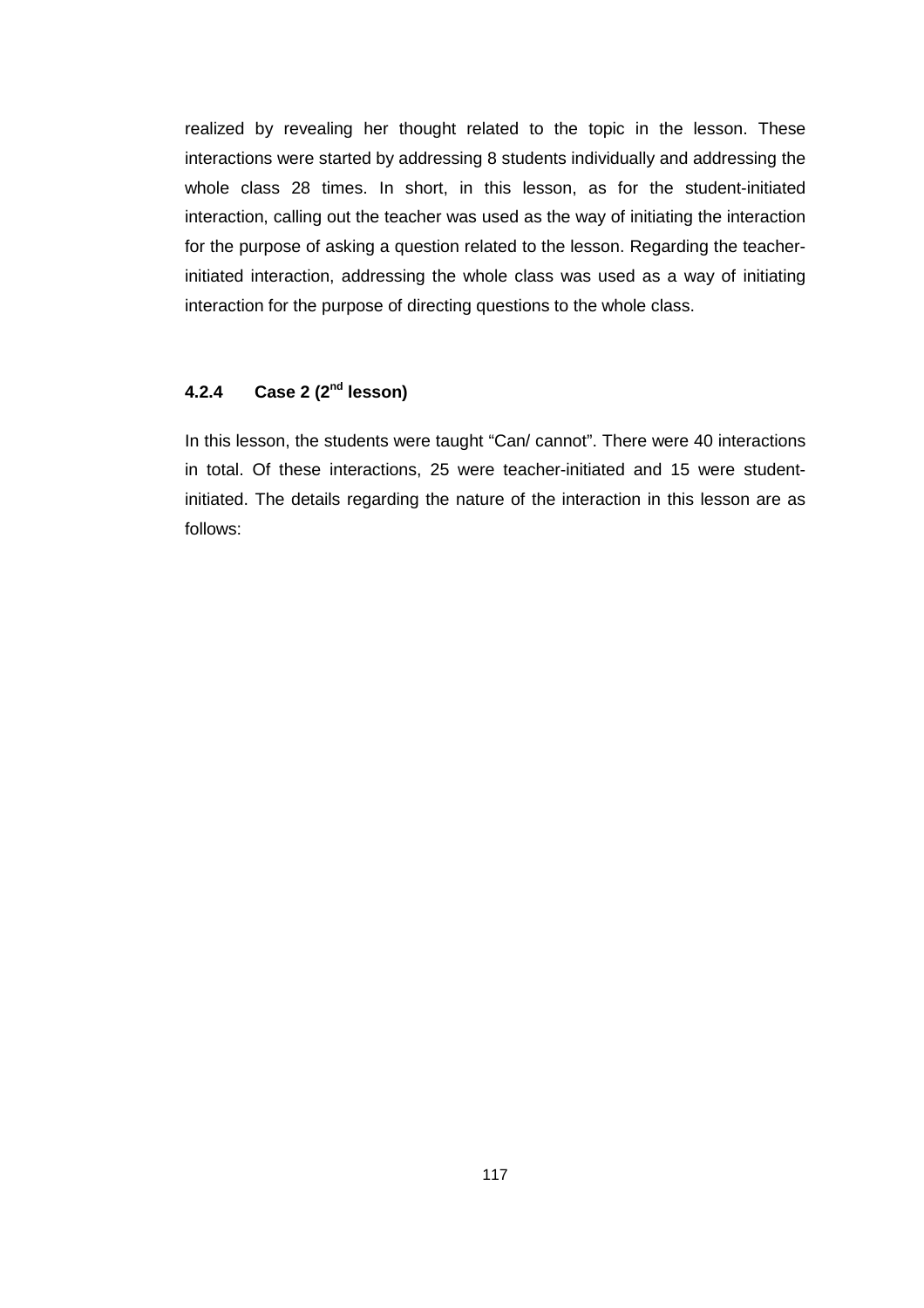realized by revealing her thought related to the topic in the lesson. These interactions were started by addressing 8 students individually and addressing the whole class 28 times. In short, in this lesson, as for the student-initiated interaction, calling out the teacher was used as the way of initiating the interaction for the purpose of asking a question related to the lesson. Regarding the teacher-initiated interaction, addressing the whole class was used as a way of initiating interaction for the purpose of directing questions to the whole class.

### 4.2.4 Case 2 (2nd lesson)

In this lesson, the students were taught "Can/ cannot". There were 40 interactions in total. Of these interactions, 25 were teacher-initiated and 15 were student-initiated. The details regarding the nature of the interaction in this lesson are as follows: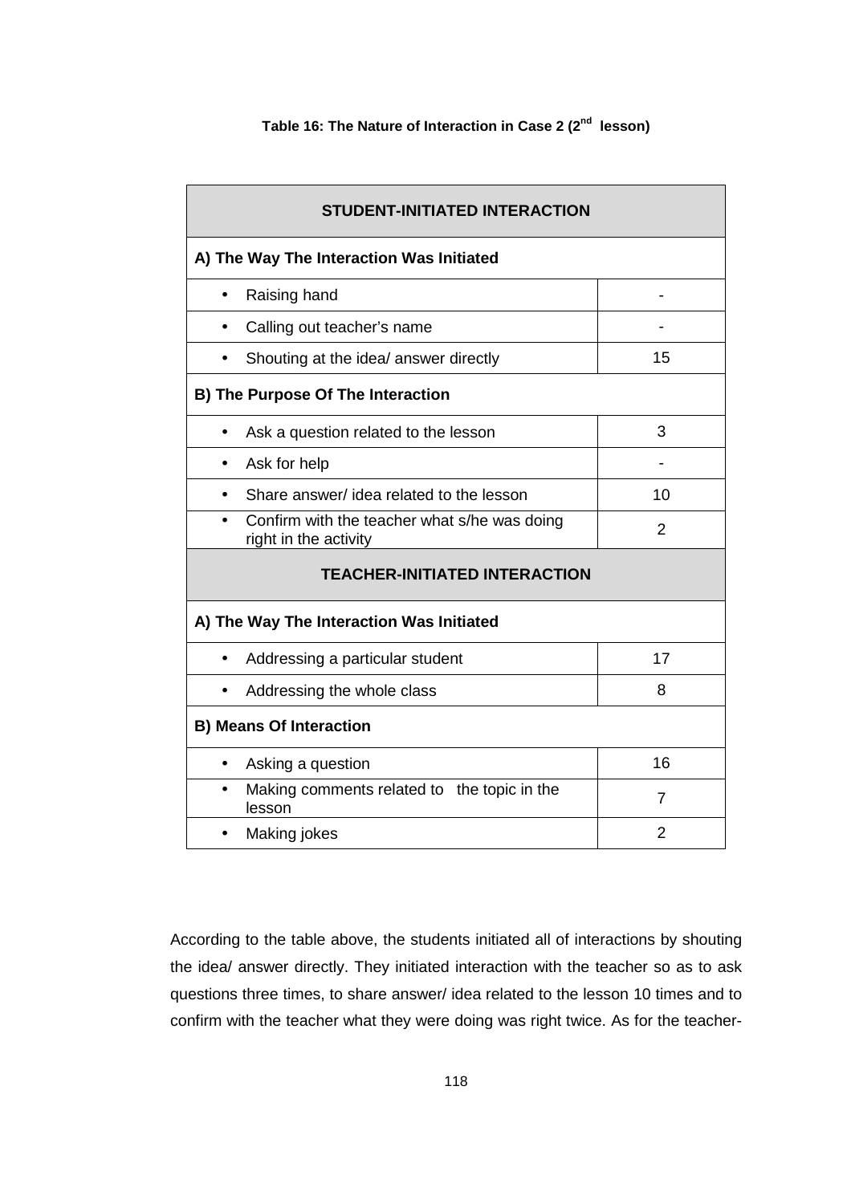**Table 16: The Nature of Interaction in Case 2 (2nd lesson)**

| STUDENT-INITIATED INTERACTION | |
|---|---|
| **A) The Way The Interaction Was Initiated** | |
| • Raising hand | - |
| • Calling out teacher's name | - |
| • Shouting at the idea/ answer directly | 15 |
| **B) The Purpose Of The Interaction** | |
| • Ask a question related to the lesson | 3 |
| • Ask for help | - |
| • Share answer/ idea related to the lesson | 10 |
| • Confirm with the teacher what s/he was doing right in the activity | 2 |
| **TEACHER-INITIATED INTERACTION** | |
| **A) The Way The Interaction Was Initiated** | |
| • Addressing a particular student | 17 |
| • Addressing the whole class | 8 |
| **B) Means Of Interaction** | |
| • Asking a question | 16 |
| • Making comments related to the topic in the lesson | 7 |
| • Making jokes | 2 |

According to the table above, the students initiated all of interactions by shouting the idea/ answer directly. They initiated interaction with the teacher so as to ask questions three times, to share answer/ idea related to the lesson 10 times and to confirm with the teacher what they were doing was right twice. As for the teacher-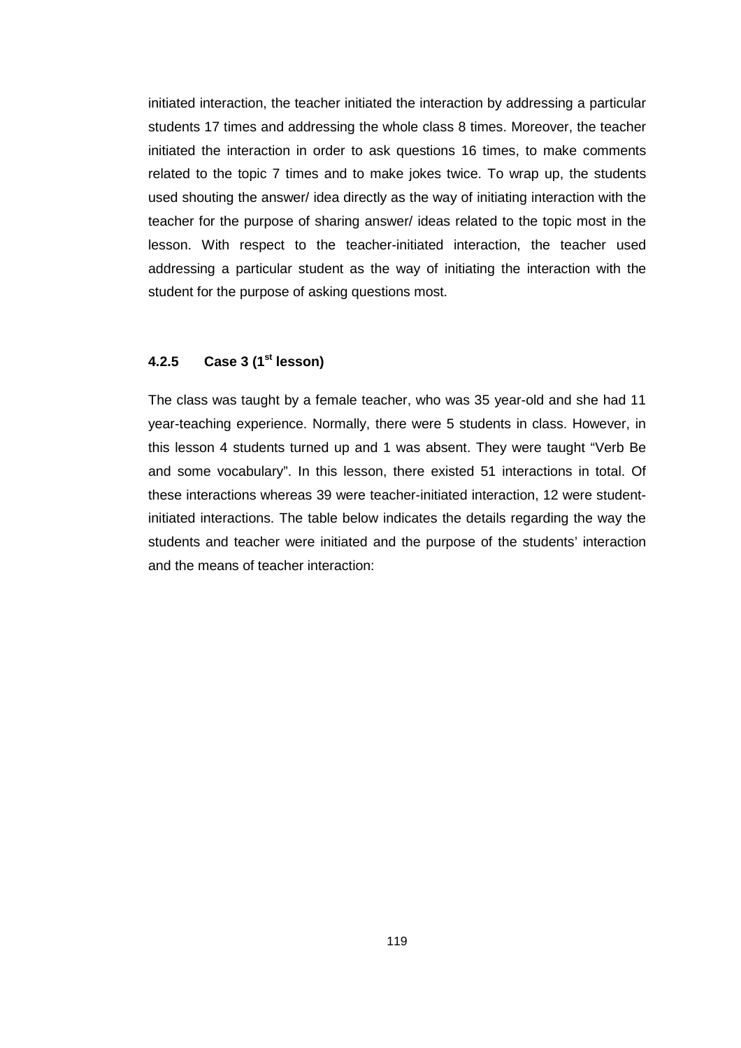initiated interaction, the teacher initiated the interaction by addressing a particular students 17 times and addressing the whole class 8 times. Moreover, the teacher initiated the interaction in order to ask questions 16 times, to make comments related to the topic 7 times and to make jokes twice. To wrap up, the students used shouting the answer/ idea directly as the way of initiating interaction with the teacher for the purpose of sharing answer/ ideas related to the topic most in the lesson. With respect to the teacher-initiated interaction, the teacher used addressing a particular student as the way of initiating the interaction with the student for the purpose of asking questions most.

### 4.2.5 Case 3 (1st lesson)

The class was taught by a female teacher, who was 35 year-old and she had 11 year-teaching experience. Normally, there were 5 students in class. However, in this lesson 4 students turned up and 1 was absent. They were taught "Verb Be and some vocabulary". In this lesson, there existed 51 interactions in total. Of these interactions whereas 39 were teacher-initiated interaction, 12 were student-initiated interactions. The table below indicates the details regarding the way the students and teacher were initiated and the purpose of the students' interaction and the means of teacher interaction: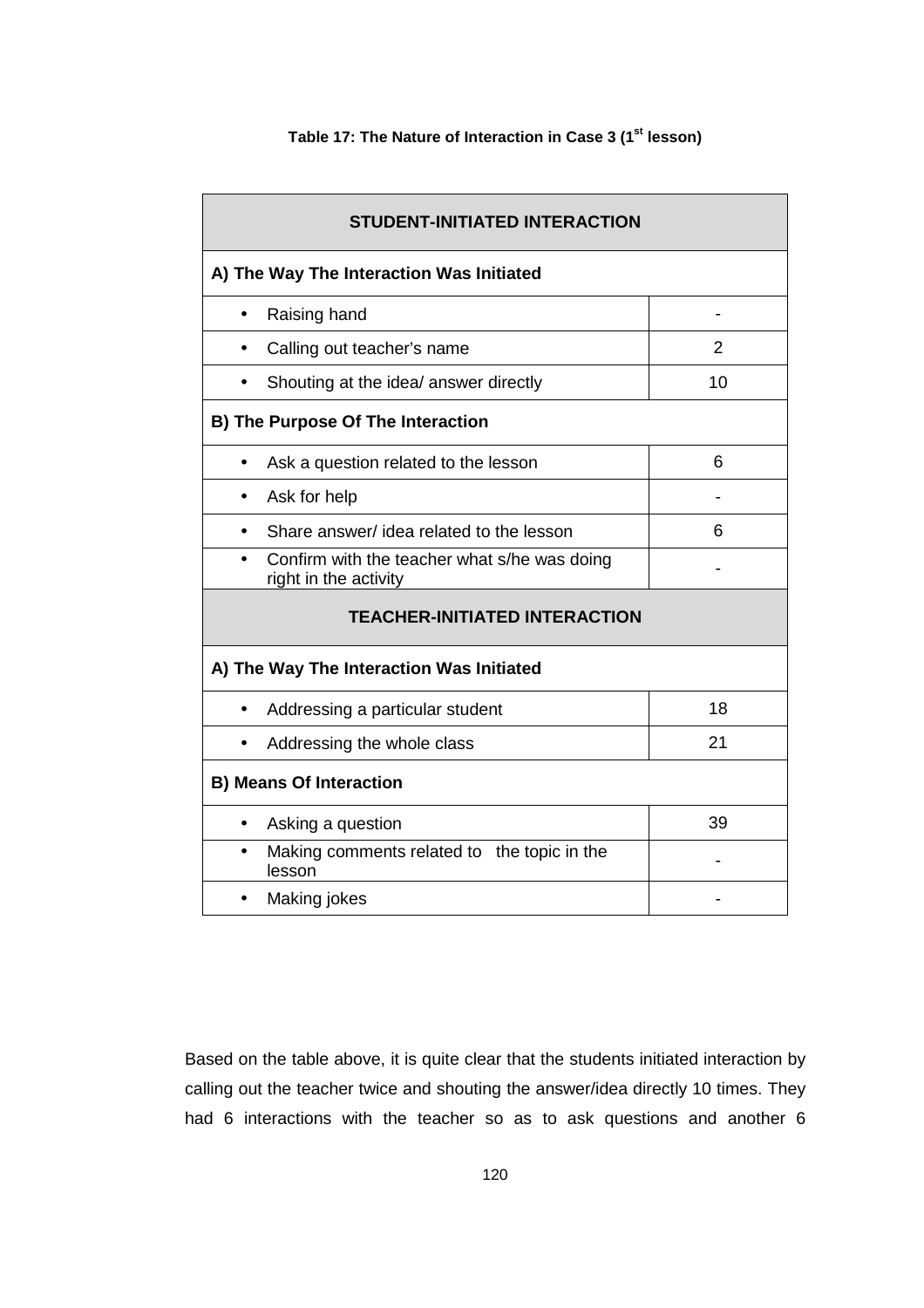**Table 17: The Nature of Interaction in Case 3 (1st lesson)**

| STUDENT-INITIATED INTERACTION | |
|---|---|
| **A) The Way The Interaction Was Initiated** | |
| • Raising hand | - |
| • Calling out teacher's name | 2 |
| • Shouting at the idea/ answer directly | 10 |
| **B) The Purpose Of The Interaction** | |
| • Ask a question related to the lesson | 6 |
| • Ask for help | - |
| • Share answer/ idea related to the lesson | 6 |
| • Confirm with the teacher what s/he was doing right in the activity | - |
| **TEACHER-INITIATED INTERACTION** | |
| **A) The Way The Interaction Was Initiated** | |
| • Addressing a particular student | 18 |
| • Addressing the whole class | 21 |
| **B) Means Of Interaction** | |
| • Asking a question | 39 |
| • Making comments related to the topic in the lesson | - |
| • Making jokes | - |

Based on the table above, it is quite clear that the students initiated interaction by calling out the teacher twice and shouting the answer/idea directly 10 times. They had 6 interactions with the teacher so as to ask questions and another 6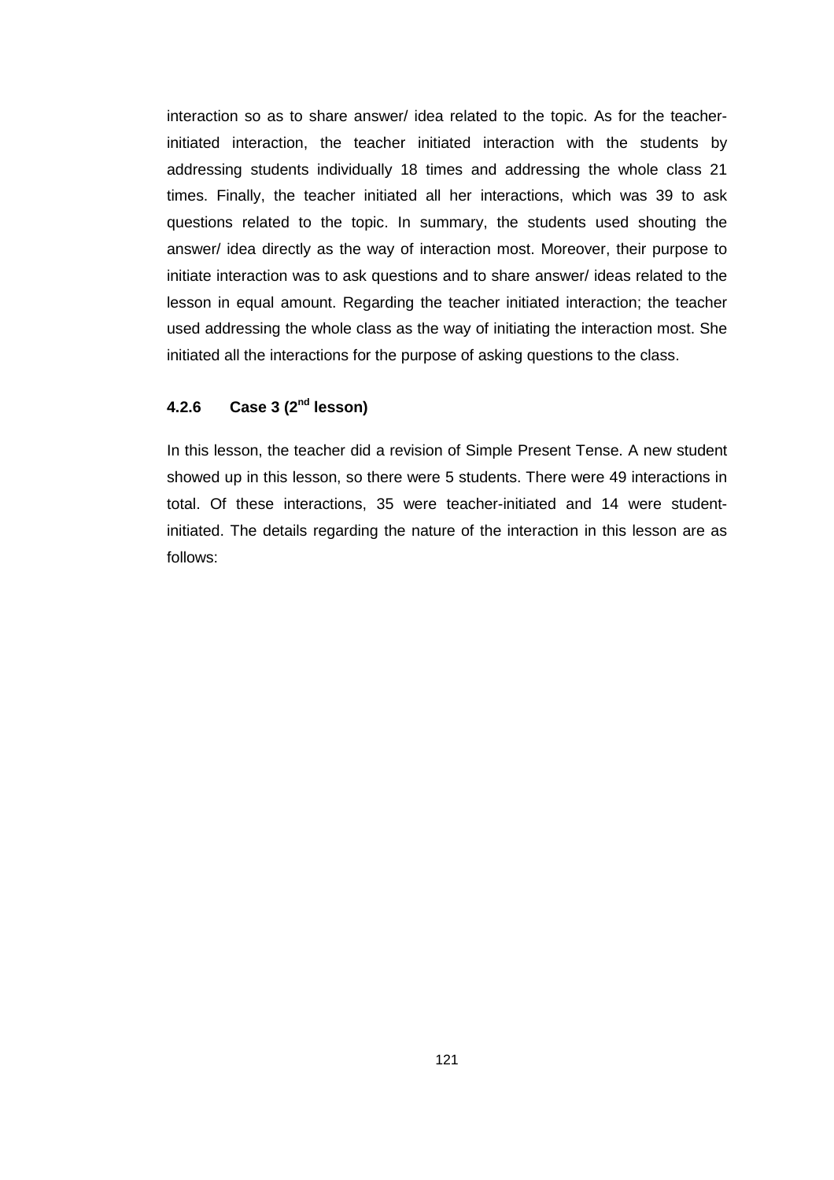interaction so as to share answer/ idea related to the topic. As for the teacher-initiated interaction, the teacher initiated interaction with the students by addressing students individually 18 times and addressing the whole class 21 times. Finally, the teacher initiated all her interactions, which was 39 to ask questions related to the topic. In summary, the students used shouting the answer/ idea directly as the way of interaction most. Moreover, their purpose to initiate interaction was to ask questions and to share answer/ ideas related to the lesson in equal amount. Regarding the teacher initiated interaction; the teacher used addressing the whole class as the way of initiating the interaction most. She initiated all the interactions for the purpose of asking questions to the class.

### 4.2.6 Case 3 (2nd lesson)

In this lesson, the teacher did a revision of Simple Present Tense. A new student showed up in this lesson, so there were 5 students. There were 49 interactions in total. Of these interactions, 35 were teacher-initiated and 14 were student-initiated. The details regarding the nature of the interaction in this lesson are as follows: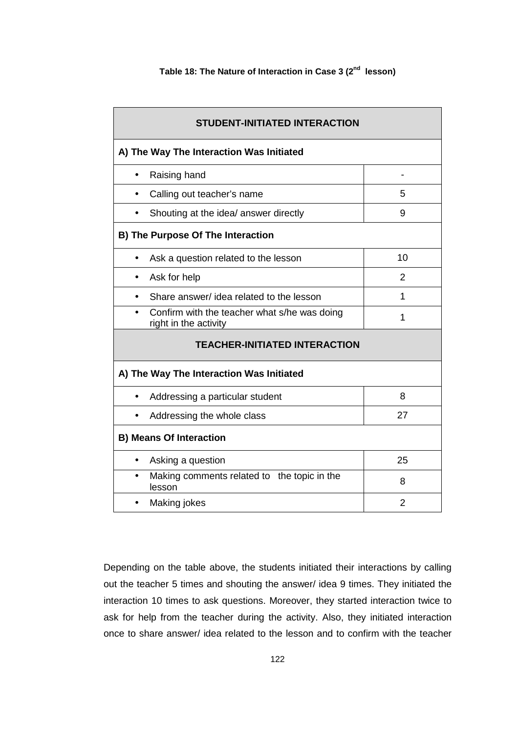**Table 18: The Nature of Interaction in Case 3 (2nd lesson)**

| **STUDENT-INITIATED INTERACTION** | |
|---|---|
| **A) The Way The Interaction Was Initiated** | |
| • Raising hand | - |
| • Calling out teacher's name | 5 |
| • Shouting at the idea/ answer directly | 9 |
| **B) The Purpose Of The Interaction** | |
| • Ask a question related to the lesson | 10 |
| • Ask for help | 2 |
| • Share answer/ idea related to the lesson | 1 |
| • Confirm with the teacher what s/he was doing right in the activity | 1 |
| **TEACHER-INITIATED INTERACTION** | |
| **A) The Way The Interaction Was Initiated** | |
| • Addressing a particular student | 8 |
| • Addressing the whole class | 27 |
| **B) Means Of Interaction** | |
| • Asking a question | 25 |
| • Making comments related to the topic in the lesson | 8 |
| • Making jokes | 2 |

Depending on the table above, the students initiated their interactions by calling out the teacher 5 times and shouting the answer/ idea 9 times. They initiated the interaction 10 times to ask questions. Moreover, they started interaction twice to ask for help from the teacher during the activity. Also, they initiated interaction once to share answer/ idea related to the lesson and to confirm with the teacher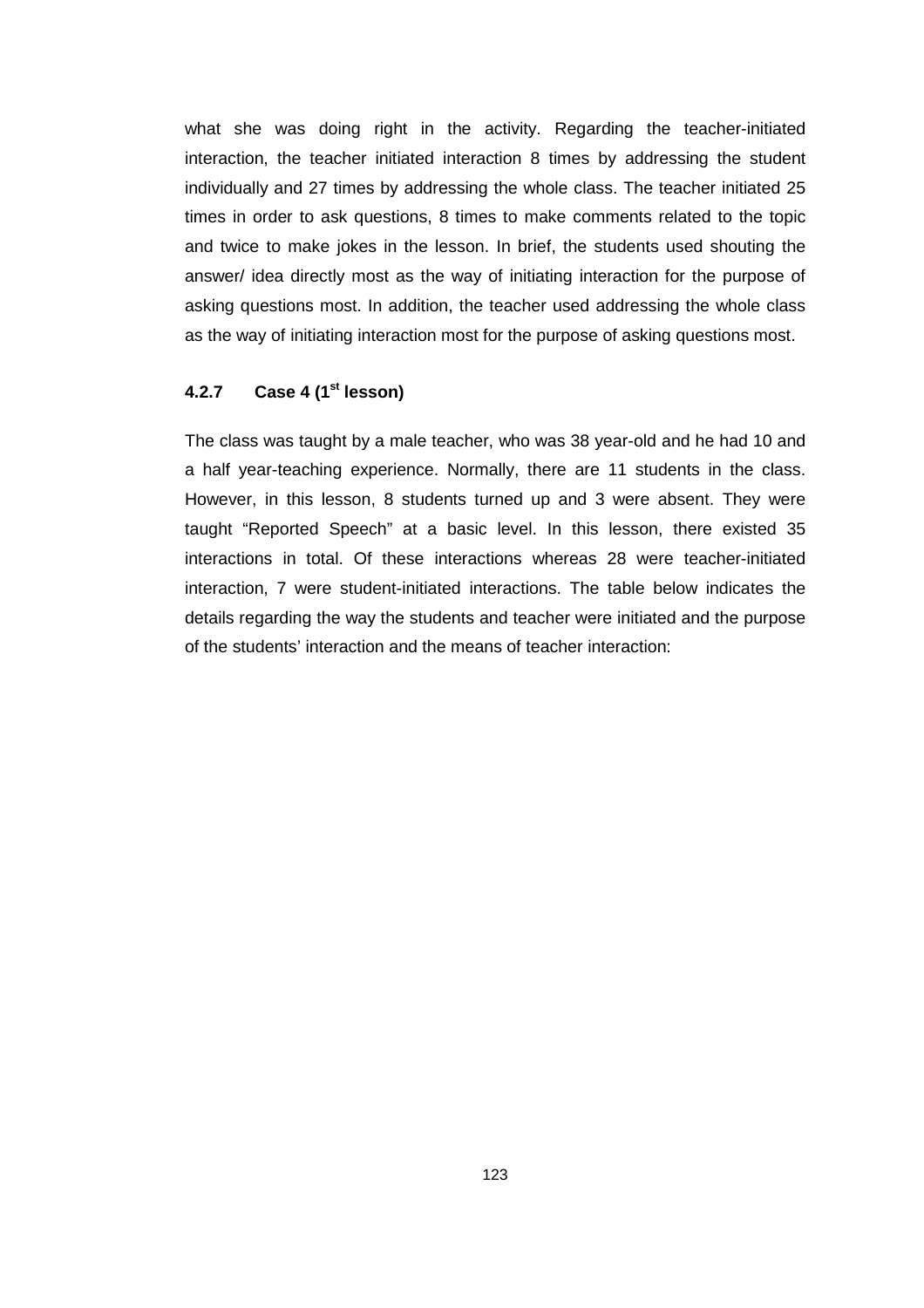what she was doing right in the activity. Regarding the teacher-initiated interaction, the teacher initiated interaction 8 times by addressing the student individually and 27 times by addressing the whole class. The teacher initiated 25 times in order to ask questions, 8 times to make comments related to the topic and twice to make jokes in the lesson. In brief, the students used shouting the answer/ idea directly most as the way of initiating interaction for the purpose of asking questions most. In addition, the teacher used addressing the whole class as the way of initiating interaction most for the purpose of asking questions most.

### 4.2.7 Case 4 (1st lesson)

The class was taught by a male teacher, who was 38 year-old and he had 10 and a half year-teaching experience. Normally, there are 11 students in the class. However, in this lesson, 8 students turned up and 3 were absent. They were taught “Reported Speech” at a basic level. In this lesson, there existed 35 interactions in total. Of these interactions whereas 28 were teacher-initiated interaction, 7 were student-initiated interactions. The table below indicates the details regarding the way the students and teacher were initiated and the purpose of the students’ interaction and the means of teacher interaction: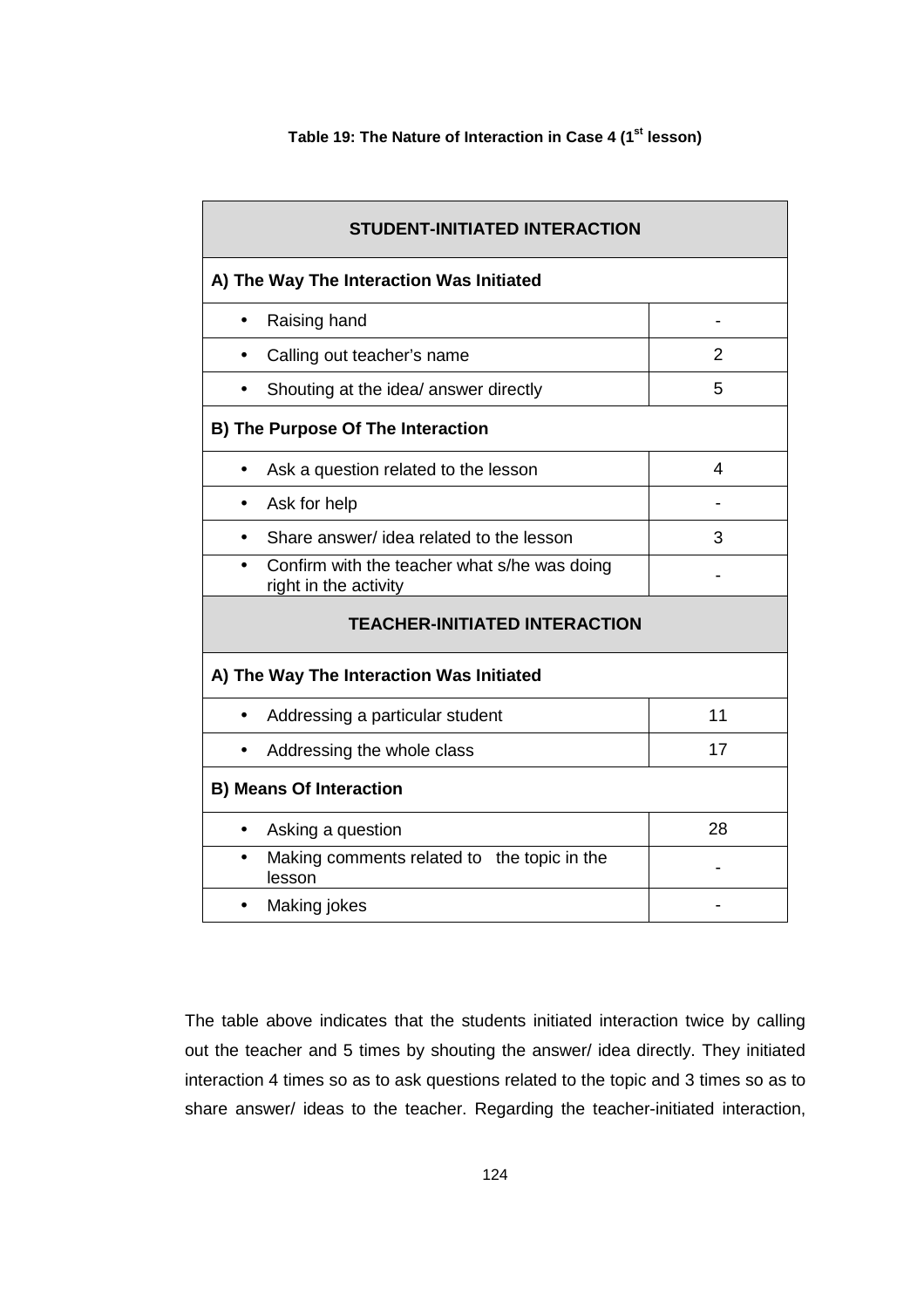**Table 19: The Nature of Interaction in Case 4 (1st lesson)**

| **STUDENT-INITIATED INTERACTION** | |
|---|---|
| **A) The Way The Interaction Was Initiated** | |
| • Raising hand | - |
| • Calling out teacher's name | 2 |
| • Shouting at the idea/ answer directly | 5 |
| **B) The Purpose Of The Interaction** | |
| • Ask a question related to the lesson | 4 |
| • Ask for help | - |
| • Share answer/ idea related to the lesson | 3 |
| • Confirm with the teacher what s/he was doing right in the activity | - |
| **TEACHER-INITIATED INTERACTION** | |
| **A) The Way The Interaction Was Initiated** | |
| • Addressing a particular student | 11 |
| • Addressing the whole class | 17 |
| **B) Means Of Interaction** | |
| • Asking a question | 28 |
| • Making comments related to the topic in the lesson | - |
| • Making jokes | - |

The table above indicates that the students initiated interaction twice by calling out the teacher and 5 times by shouting the answer/ idea directly. They initiated interaction 4 times so as to ask questions related to the topic and 3 times so as to share answer/ ideas to the teacher. Regarding the teacher-initiated interaction,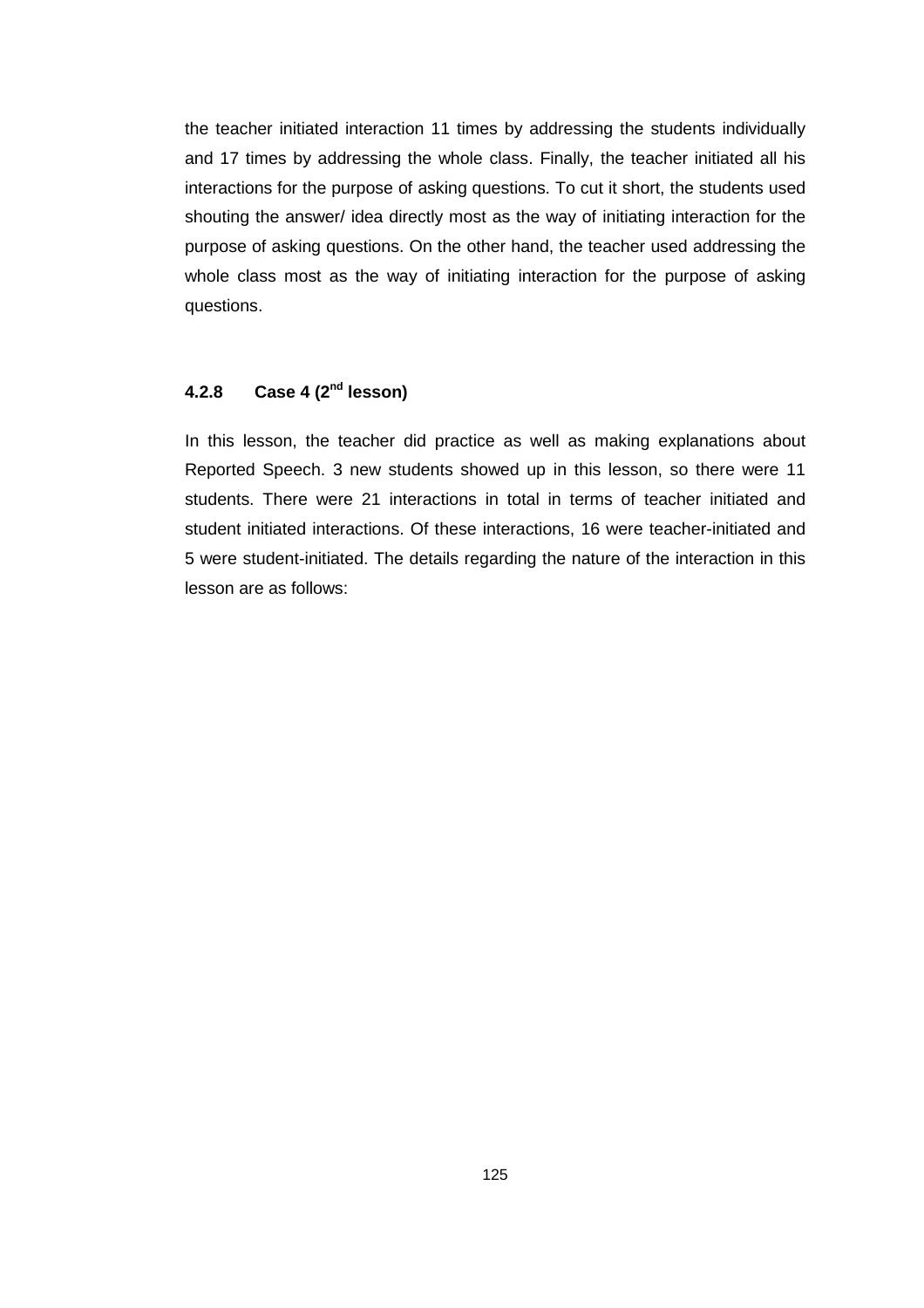the teacher initiated interaction 11 times by addressing the students individually and 17 times by addressing the whole class. Finally, the teacher initiated all his interactions for the purpose of asking questions. To cut it short, the students used shouting the answer/ idea directly most as the way of initiating interaction for the purpose of asking questions. On the other hand, the teacher used addressing the whole class most as the way of initiating interaction for the purpose of asking questions.

### 4.2.8 Case 4 (2nd lesson)

In this lesson, the teacher did practice as well as making explanations about Reported Speech. 3 new students showed up in this lesson, so there were 11 students. There were 21 interactions in total in terms of teacher initiated and student initiated interactions. Of these interactions, 16 were teacher-initiated and 5 were student-initiated. The details regarding the nature of the interaction in this lesson are as follows: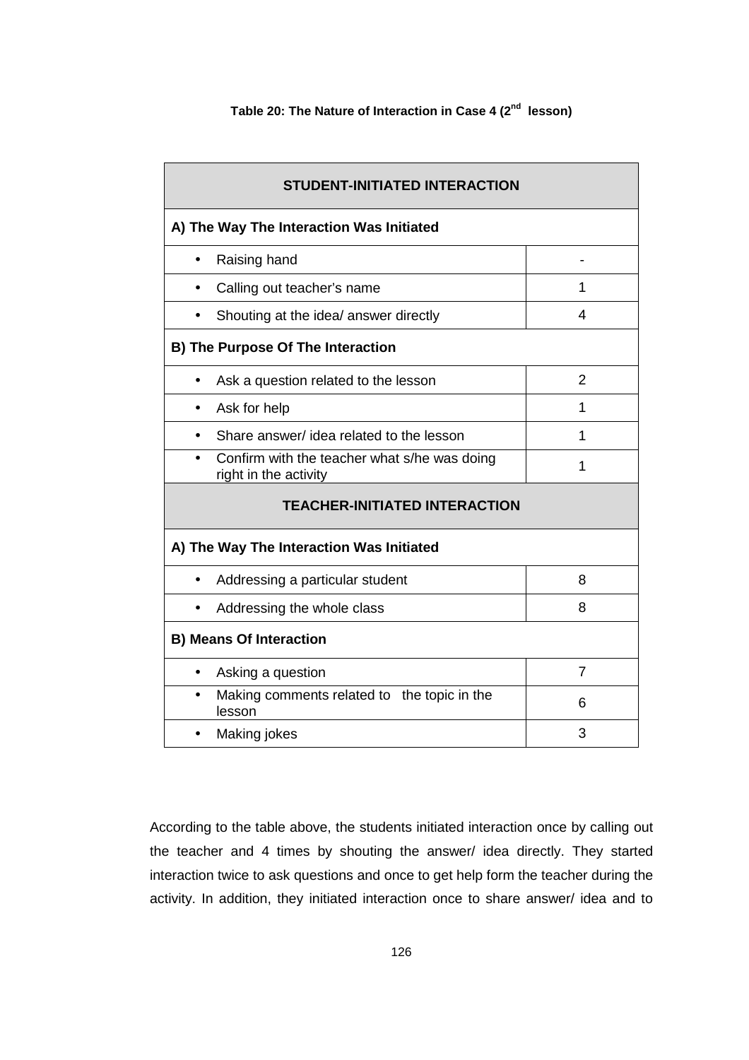**Table 20: The Nature of Interaction in Case 4 (2nd lesson)**

| **STUDENT-INITIATED INTERACTION** | |
|---|---|
| **A) The Way The Interaction Was Initiated** | |
| • Raising hand | - |
| • Calling out teacher's name | 1 |
| • Shouting at the idea/ answer directly | 4 |
| **B) The Purpose Of The Interaction** | |
| • Ask a question related to the lesson | 2 |
| • Ask for help | 1 |
| • Share answer/ idea related to the lesson | 1 |
| • Confirm with the teacher what s/he was doing right in the activity | 1 |
| **TEACHER-INITIATED INTERACTION** | |
| **A) The Way The Interaction Was Initiated** | |
| • Addressing a particular student | 8 |
| • Addressing the whole class | 8 |
| **B) Means Of Interaction** | |
| • Asking a question | 7 |
| • Making comments related to the topic in the lesson | 6 |
| • Making jokes | 3 |

According to the table above, the students initiated interaction once by calling out the teacher and 4 times by shouting the answer/ idea directly. They started interaction twice to ask questions and once to get help form the teacher during the activity. In addition, they initiated interaction once to share answer/ idea and to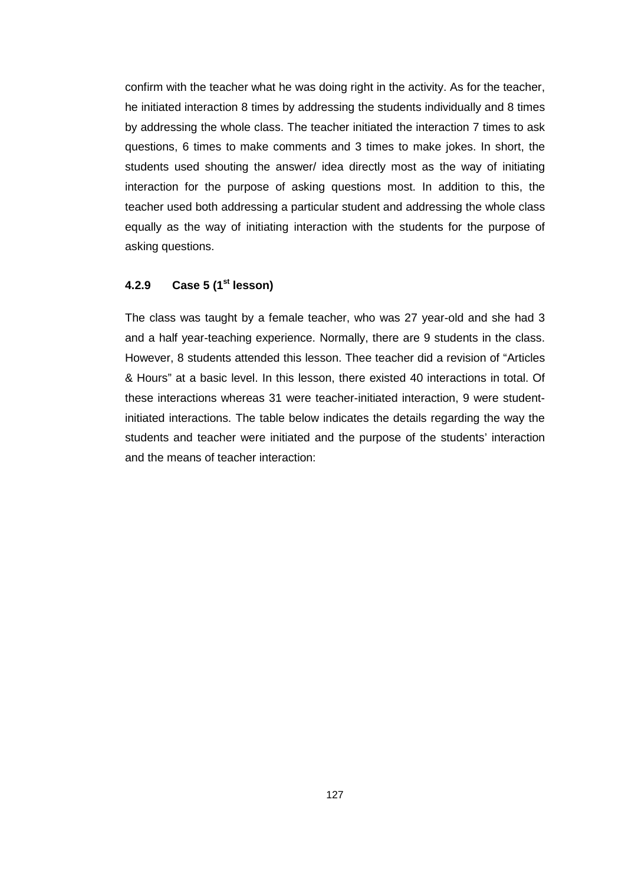confirm with the teacher what he was doing right in the activity. As for the teacher, he initiated interaction 8 times by addressing the students individually and 8 times by addressing the whole class. The teacher initiated the interaction 7 times to ask questions, 6 times to make comments and 3 times to make jokes. In short, the students used shouting the answer/ idea directly most as the way of initiating interaction for the purpose of asking questions most. In addition to this, the teacher used both addressing a particular student and addressing the whole class equally as the way of initiating interaction with the students for the purpose of asking questions.

### 4.2.9 Case 5 (1st lesson)

The class was taught by a female teacher, who was 27 year-old and she had 3 and a half year-teaching experience. Normally, there are 9 students in the class. However, 8 students attended this lesson. Thee teacher did a revision of "Articles & Hours" at a basic level. In this lesson, there existed 40 interactions in total. Of these interactions whereas 31 were teacher-initiated interaction, 9 were student-initiated interactions. The table below indicates the details regarding the way the students and teacher were initiated and the purpose of the students' interaction and the means of teacher interaction: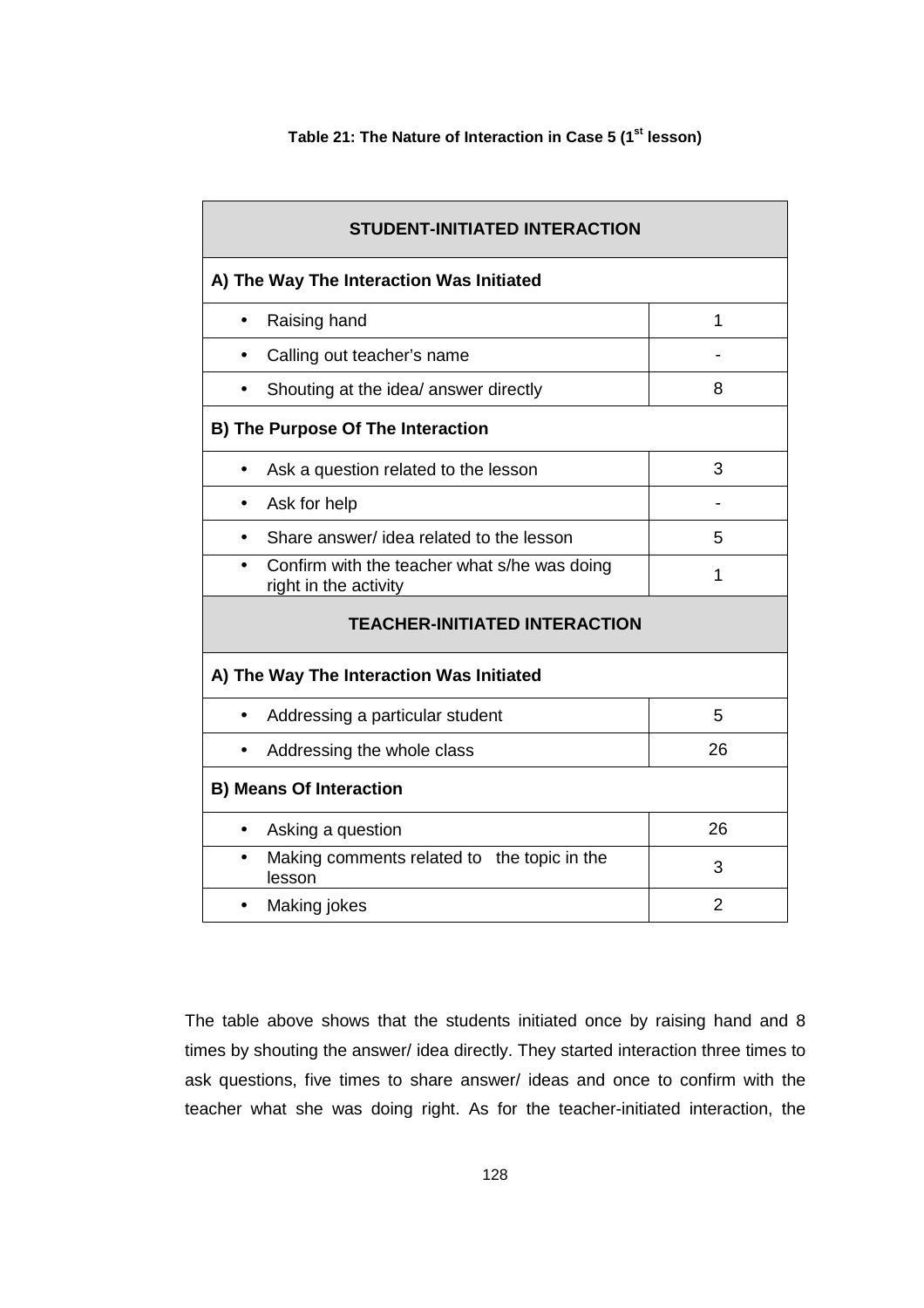**Table 21: The Nature of Interaction in Case 5 (1st lesson)**

| STUDENT-INITIATED INTERACTION | |
|---|---|
| **A) The Way The Interaction Was Initiated** | |
| • Raising hand | 1 |
| • Calling out teacher's name | - |
| • Shouting at the idea/ answer directly | 8 |
| **B) The Purpose Of The Interaction** | |
| • Ask a question related to the lesson | 3 |
| • Ask for help | - |
| • Share answer/ idea related to the lesson | 5 |
| • Confirm with the teacher what s/he was doing right in the activity | 1 |
| **TEACHER-INITIATED INTERACTION** | |
| **A) The Way The Interaction Was Initiated** | |
| • Addressing a particular student | 5 |
| • Addressing the whole class | 26 |
| **B) Means Of Interaction** | |
| • Asking a question | 26 |
| • Making comments related to the topic in the lesson | 3 |
| • Making jokes | 2 |

The table above shows that the students initiated once by raising hand and 8 times by shouting the answer/ idea directly. They started interaction three times to ask questions, five times to share answer/ ideas and once to confirm with the teacher what she was doing right. As for the teacher-initiated interaction, the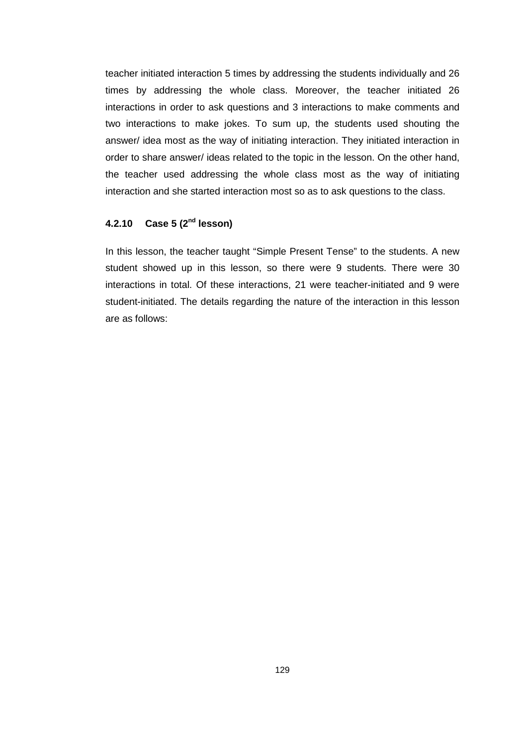teacher initiated interaction 5 times by addressing the students individually and 26 times by addressing the whole class. Moreover, the teacher initiated 26 interactions in order to ask questions and 3 interactions to make comments and two interactions to make jokes. To sum up, the students used shouting the answer/ idea most as the way of initiating interaction. They initiated interaction in order to share answer/ ideas related to the topic in the lesson. On the other hand, the teacher used addressing the whole class most as the way of initiating interaction and she started interaction most so as to ask questions to the class.

#### 4.2.10 Case 5 (2nd lesson)

In this lesson, the teacher taught "Simple Present Tense" to the students. A new student showed up in this lesson, so there were 9 students. There were 30 interactions in total. Of these interactions, 21 were teacher-initiated and 9 were student-initiated. The details regarding the nature of the interaction in this lesson are as follows: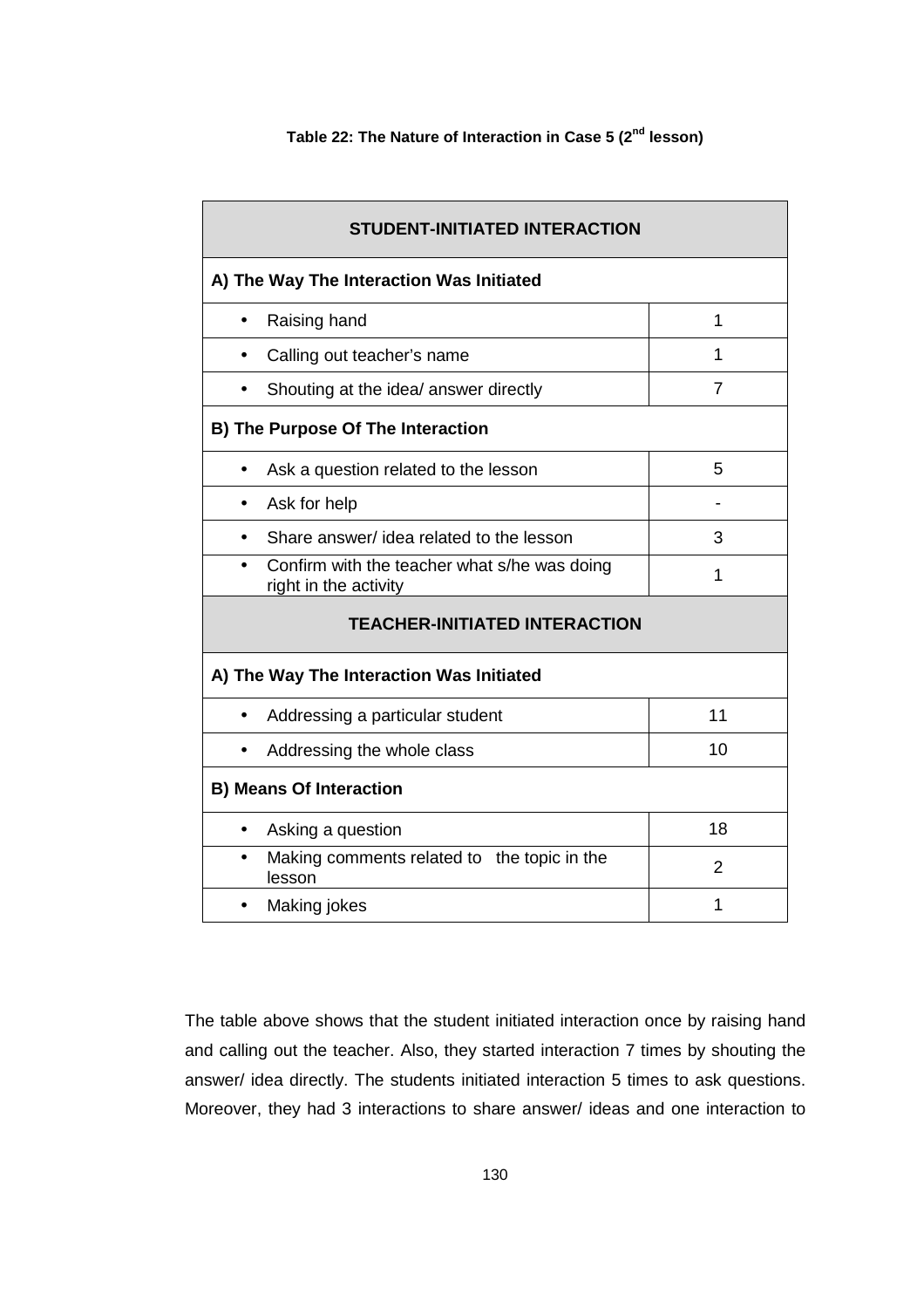**Table 22: The Nature of Interaction in Case 5 (2nd lesson)**

| STUDENT-INITIATED INTERACTION | |
|---|---|
| **A) The Way The Interaction Was Initiated** | |
| • Raising hand | 1 |
| • Calling out teacher's name | 1 |
| • Shouting at the idea/ answer directly | 7 |
| **B) The Purpose Of The Interaction** | |
| • Ask a question related to the lesson | 5 |
| • Ask for help | - |
| • Share answer/ idea related to the lesson | 3 |
| • Confirm with the teacher what s/he was doing right in the activity | 1 |
| **TEACHER-INITIATED INTERACTION** | |
| **A) The Way The Interaction Was Initiated** | |
| • Addressing a particular student | 11 |
| • Addressing the whole class | 10 |
| **B) Means Of Interaction** | |
| • Asking a question | 18 |
| • Making comments related to the topic in the lesson | 2 |
| • Making jokes | 1 |

The table above shows that the student initiated interaction once by raising hand and calling out the teacher. Also, they started interaction 7 times by shouting the answer/ idea directly. The students initiated interaction 5 times to ask questions. Moreover, they had 3 interactions to share answer/ ideas and one interaction to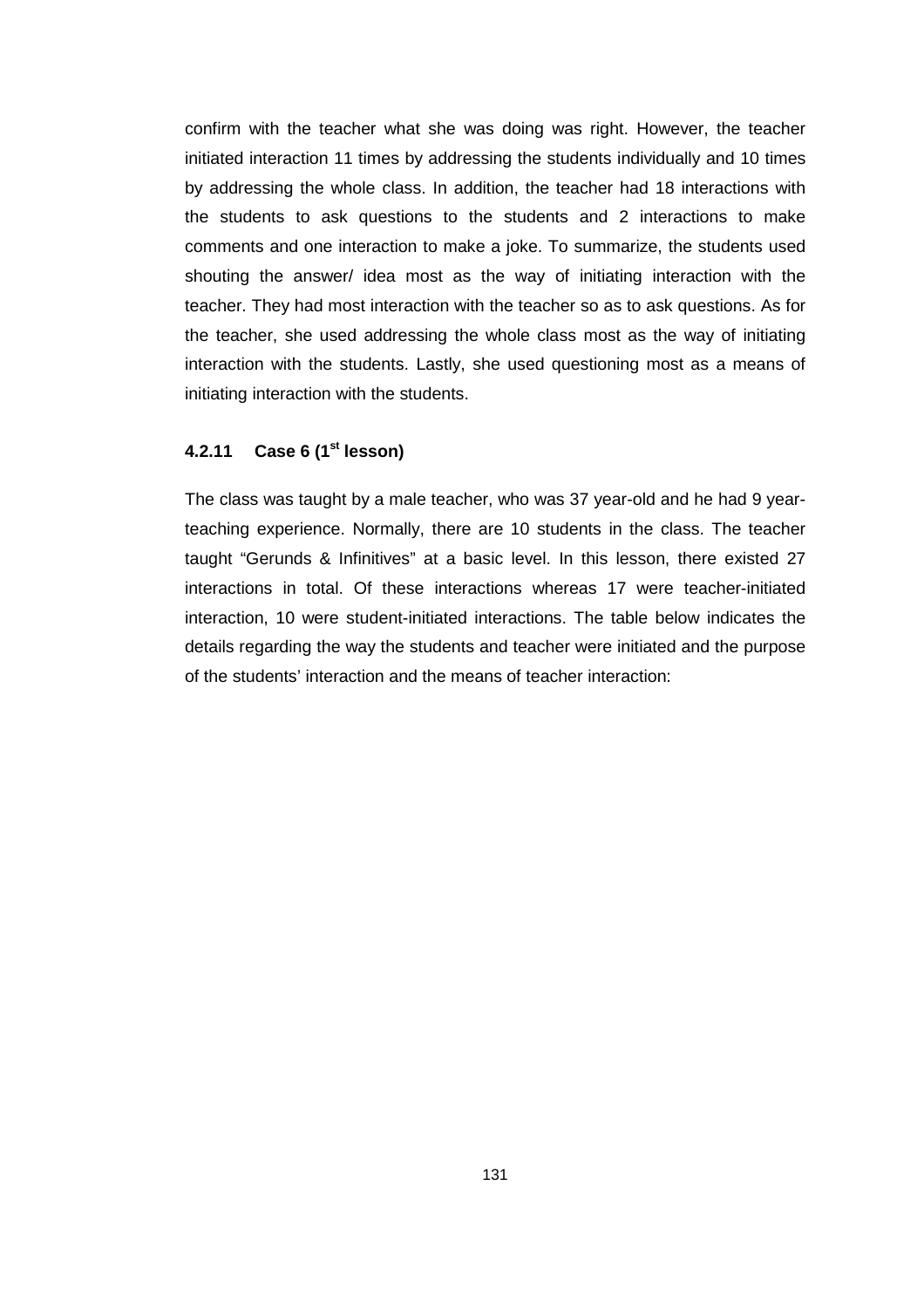confirm with the teacher what she was doing was right. However, the teacher initiated interaction 11 times by addressing the students individually and 10 times by addressing the whole class. In addition, the teacher had 18 interactions with the students to ask questions to the students and 2 interactions to make comments and one interaction to make a joke. To summarize, the students used shouting the answer/ idea most as the way of initiating interaction with the teacher. They had most interaction with the teacher so as to ask questions. As for the teacher, she used addressing the whole class most as the way of initiating interaction with the students. Lastly, she used questioning most as a means of initiating interaction with the students.

### 4.2.11 Case 6 (1st lesson)

The class was taught by a male teacher, who was 37 year-old and he had 9 year-teaching experience. Normally, there are 10 students in the class. The teacher taught "Gerunds & Infinitives" at a basic level. In this lesson, there existed 27 interactions in total. Of these interactions whereas 17 were teacher-initiated interaction, 10 were student-initiated interactions. The table below indicates the details regarding the way the students and teacher were initiated and the purpose of the students' interaction and the means of teacher interaction: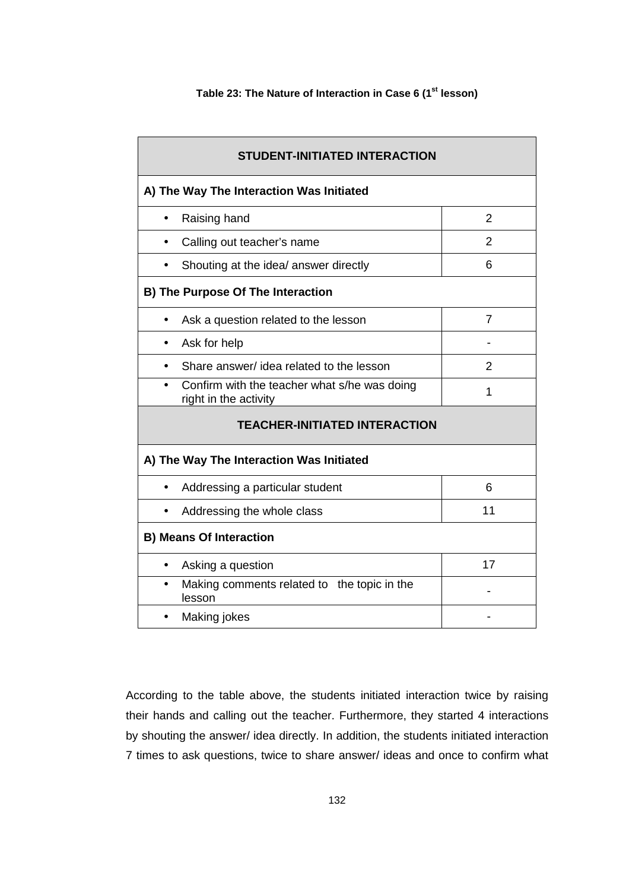**Table 23: The Nature of Interaction in Case 6 (1st lesson)**

| STUDENT-INITIATED INTERACTION | |
|---|---|
| **A) The Way The Interaction Was Initiated** | |
| • Raising hand | 2 |
| • Calling out teacher's name | 2 |
| • Shouting at the idea/ answer directly | 6 |
| **B) The Purpose Of The Interaction** | |
| • Ask a question related to the lesson | 7 |
| • Ask for help | - |
| • Share answer/ idea related to the lesson | 2 |
| • Confirm with the teacher what s/he was doing right in the activity | 1 |
| **TEACHER-INITIATED INTERACTION** | |
| **A) The Way The Interaction Was Initiated** | |
| • Addressing a particular student | 6 |
| • Addressing the whole class | 11 |
| **B) Means Of Interaction** | |
| • Asking a question | 17 |
| • Making comments related to the topic in the lesson | - |
| • Making jokes | - |

According to the table above, the students initiated interaction twice by raising their hands and calling out the teacher. Furthermore, they started 4 interactions by shouting the answer/ idea directly. In addition, the students initiated interaction 7 times to ask questions, twice to share answer/ ideas and once to confirm what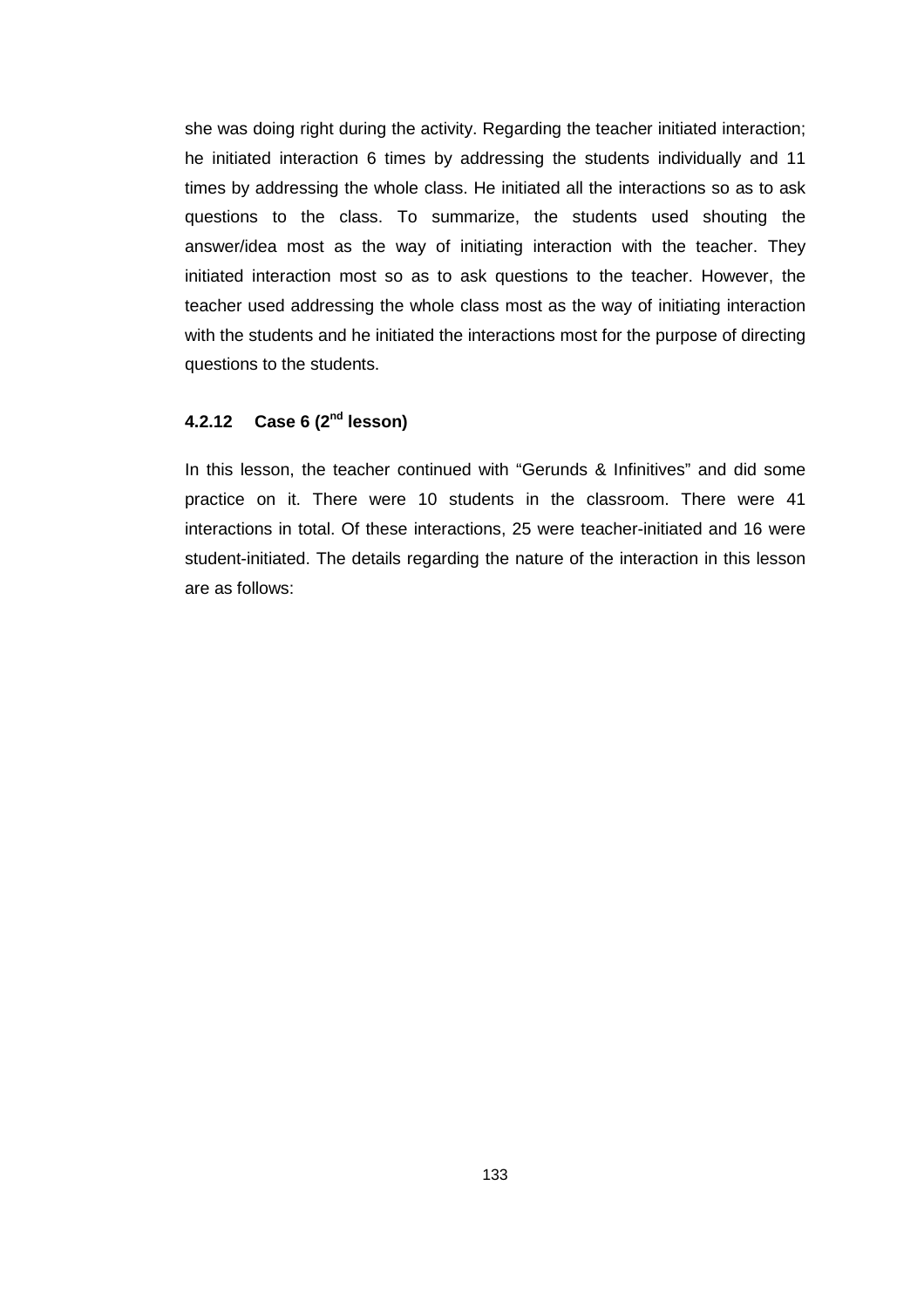she was doing right during the activity. Regarding the teacher initiated interaction; he initiated interaction 6 times by addressing the students individually and 11 times by addressing the whole class. He initiated all the interactions so as to ask questions to the class. To summarize, the students used shouting the answer/idea most as the way of initiating interaction with the teacher. They initiated interaction most so as to ask questions to the teacher. However, the teacher used addressing the whole class most as the way of initiating interaction with the students and he initiated the interactions most for the purpose of directing questions to the students.

### 4.2.12 Case 6 (2nd lesson)

In this lesson, the teacher continued with “Gerunds & Infinitives” and did some practice on it. There were 10 students in the classroom. There were 41 interactions in total. Of these interactions, 25 were teacher-initiated and 16 were student-initiated. The details regarding the nature of the interaction in this lesson are as follows: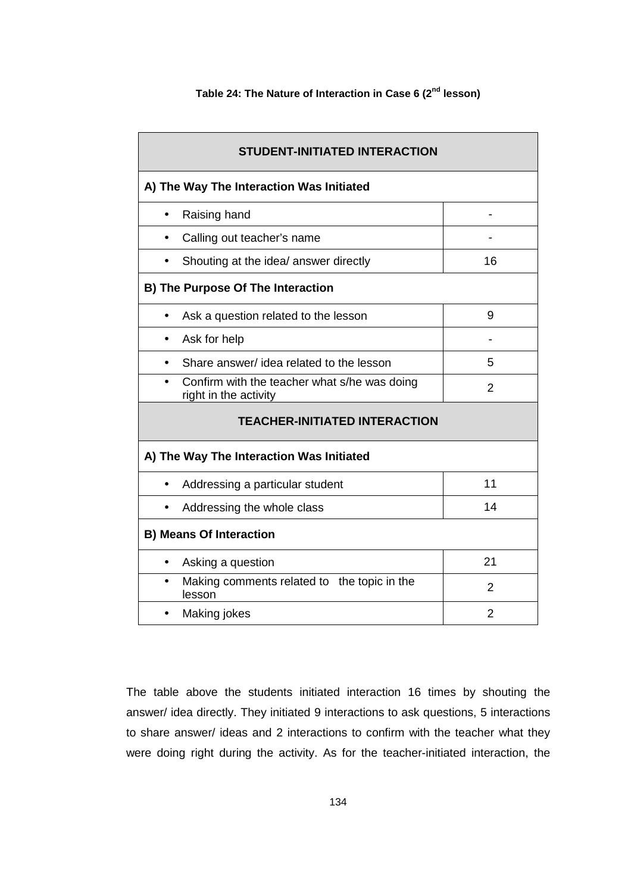**Table 24: The Nature of Interaction in Case 6 (2nd lesson)**

| STUDENT-INITIATED INTERACTION | |
|---|---|
| **A) The Way The Interaction Was Initiated** | |
| • Raising hand | - |
| • Calling out teacher's name | - |
| • Shouting at the idea/ answer directly | 16 |
| **B) The Purpose Of The Interaction** | |
| • Ask a question related to the lesson | 9 |
| • Ask for help | - |
| • Share answer/ idea related to the lesson | 5 |
| • Confirm with the teacher what s/he was doing right in the activity | 2 |
| **TEACHER-INITIATED INTERACTION** | |
| **A) The Way The Interaction Was Initiated** | |
| • Addressing a particular student | 11 |
| • Addressing the whole class | 14 |
| **B) Means Of Interaction** | |
| • Asking a question | 21 |
| • Making comments related to the topic in the lesson | 2 |
| • Making jokes | 2 |

The table above the students initiated interaction 16 times by shouting the answer/ idea directly. They initiated 9 interactions to ask questions, 5 interactions to share answer/ ideas and 2 interactions to confirm with the teacher what they were doing right during the activity. As for the teacher-initiated interaction, the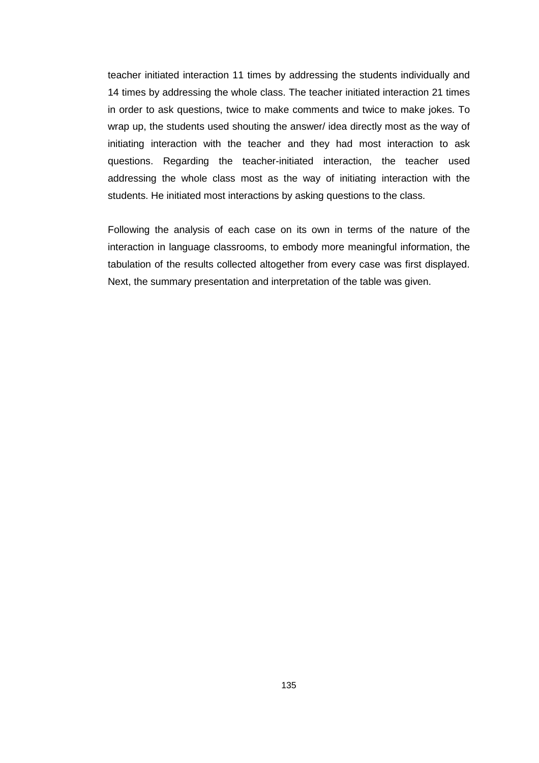teacher initiated interaction 11 times by addressing the students individually and 14 times by addressing the whole class. The teacher initiated interaction 21 times in order to ask questions, twice to make comments and twice to make jokes. To wrap up, the students used shouting the answer/ idea directly most as the way of initiating interaction with the teacher and they had most interaction to ask questions. Regarding the teacher-initiated interaction, the teacher used addressing the whole class most as the way of initiating interaction with the students. He initiated most interactions by asking questions to the class.

Following the analysis of each case on its own in terms of the nature of the interaction in language classrooms, to embody more meaningful information, the tabulation of the results collected altogether from every case was first displayed. Next, the summary presentation and interpretation of the table was given.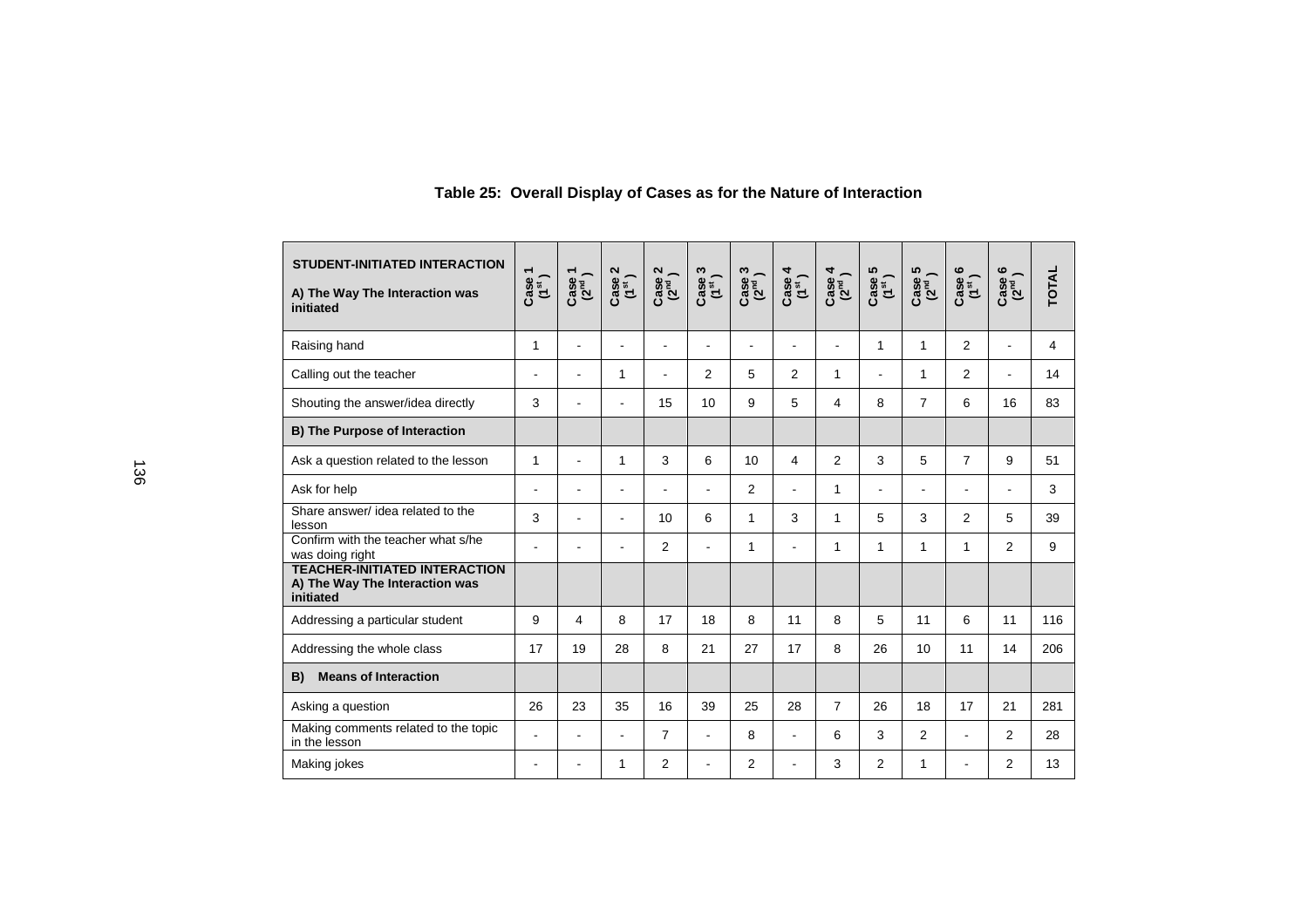**Table 25: Overall Display of Cases as for the Nature of Interaction**

| STUDENT-INITIATED INTERACTION<br>A) The Way The Interaction was initiated | Case 1 (1st) | Case 1 (2nd) | Case 2 (1st) | Case 2 (2nd) | Case 3 (1st) | Case 3 (2nd) | Case 4 (1st) | Case 4 (2nd) | Case 5 (1st) | Case 5 (2nd) | Case 6 (1st) | Case 6 (2nd) | TOTAL |
|---|---|---|---|---|---|---|---|---|---|---|---|---|---|
| Raising hand | 1 | - | - | - | - | - | - | - | 1 | 1 | 2 | - | 4 |
| Calling out the teacher | - | - | 1 | - | 2 | 5 | 2 | 1 | - | 1 | 2 | - | 14 |
| Shouting the answer/idea directly | 3 | - | - | 15 | 10 | 9 | 5 | 4 | 8 | 7 | 6 | 16 | 83 |
| **B) The Purpose of Interaction** | | | | | | | | | | | | | |
| Ask a question related to the lesson | 1 | - | 1 | 3 | 6 | 10 | 4 | 2 | 3 | 5 | 7 | 9 | 51 |
| Ask for help | - | - | - | - | - | 2 | - | 1 | - | - | - | - | 3 |
| Share answer/ idea related to the lesson | 3 | - | - | 10 | 6 | 1 | 3 | 1 | 5 | 3 | 2 | 5 | 39 |
| Confirm with the teacher what s/he was doing right | - | - | - | 2 | - | 1 | - | 1 | 1 | 1 | 1 | 2 | 9 |
| **TEACHER-INITIATED INTERACTION**<br>**A) The Way The Interaction was initiated** | | | | | | | | | | | | | |
| Addressing a particular student | 9 | 4 | 8 | 17 | 18 | 8 | 11 | 8 | 5 | 11 | 6 | 11 | 116 |
| Addressing the whole class | 17 | 19 | 28 | 8 | 21 | 27 | 17 | 8 | 26 | 10 | 11 | 14 | 206 |
| **B) Means of Interaction** | | | | | | | | | | | | | |
| Asking a question | 26 | 23 | 35 | 16 | 39 | 25 | 28 | 7 | 26 | 18 | 17 | 21 | 281 |
| Making comments related to the topic in the lesson | - | - | - | 7 | - | 8 | - | 6 | 3 | 2 | - | 2 | 28 |
| Making jokes | - | - | 1 | 2 | - | 2 | - | 3 | 2 | 1 | - | 2 | 13 |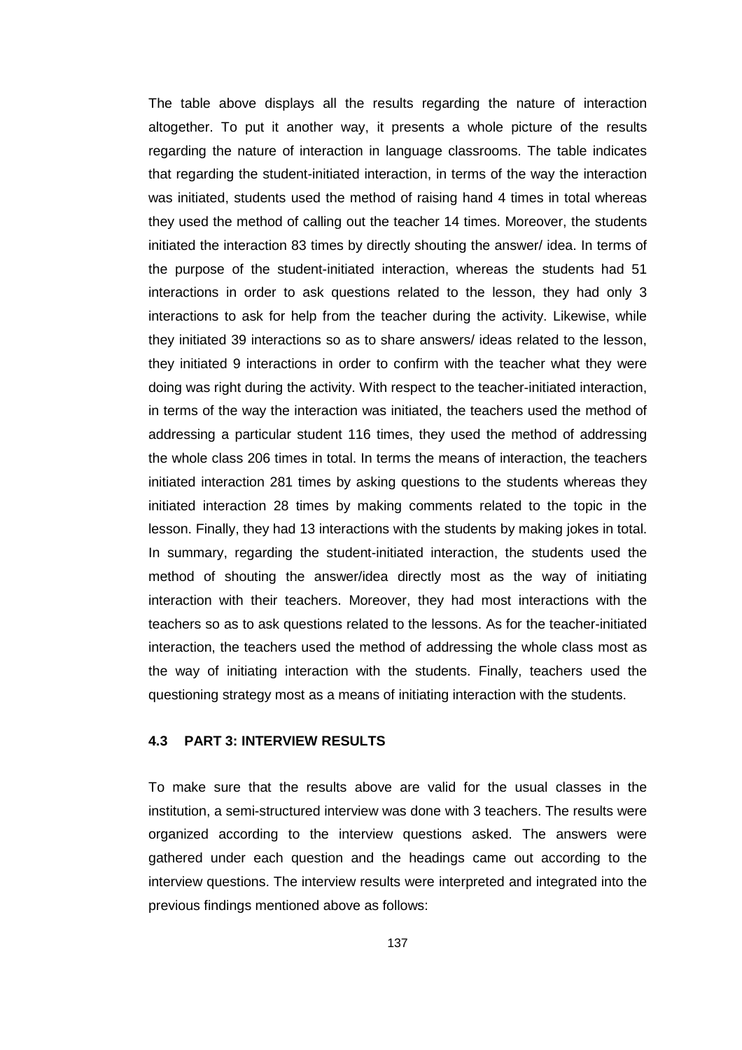The table above displays all the results regarding the nature of interaction altogether. To put it another way, it presents a whole picture of the results regarding the nature of interaction in language classrooms. The table indicates that regarding the student-initiated interaction, in terms of the way the interaction was initiated, students used the method of raising hand 4 times in total whereas they used the method of calling out the teacher 14 times. Moreover, the students initiated the interaction 83 times by directly shouting the answer/ idea. In terms of the purpose of the student-initiated interaction, whereas the students had 51 interactions in order to ask questions related to the lesson, they had only 3 interactions to ask for help from the teacher during the activity. Likewise, while they initiated 39 interactions so as to share answers/ ideas related to the lesson, they initiated 9 interactions in order to confirm with the teacher what they were doing was right during the activity. With respect to the teacher-initiated interaction, in terms of the way the interaction was initiated, the teachers used the method of addressing a particular student 116 times, they used the method of addressing the whole class 206 times in total. In terms the means of interaction, the teachers initiated interaction 281 times by asking questions to the students whereas they initiated interaction 28 times by making comments related to the topic in the lesson. Finally, they had 13 interactions with the students by making jokes in total. In summary, regarding the student-initiated interaction, the students used the method of shouting the answer/idea directly most as the way of initiating interaction with their teachers. Moreover, they had most interactions with the teachers so as to ask questions related to the lessons. As for the teacher-initiated interaction, the teachers used the method of addressing the whole class most as the way of initiating interaction with the students. Finally, teachers used the questioning strategy most as a means of initiating interaction with the students.

## 4.3 PART 3: INTERVIEW RESULTS

To make sure that the results above are valid for the usual classes in the institution, a semi-structured interview was done with 3 teachers. The results were organized according to the interview questions asked. The answers were gathered under each question and the headings came out according to the interview questions. The interview results were interpreted and integrated into the previous findings mentioned above as follows: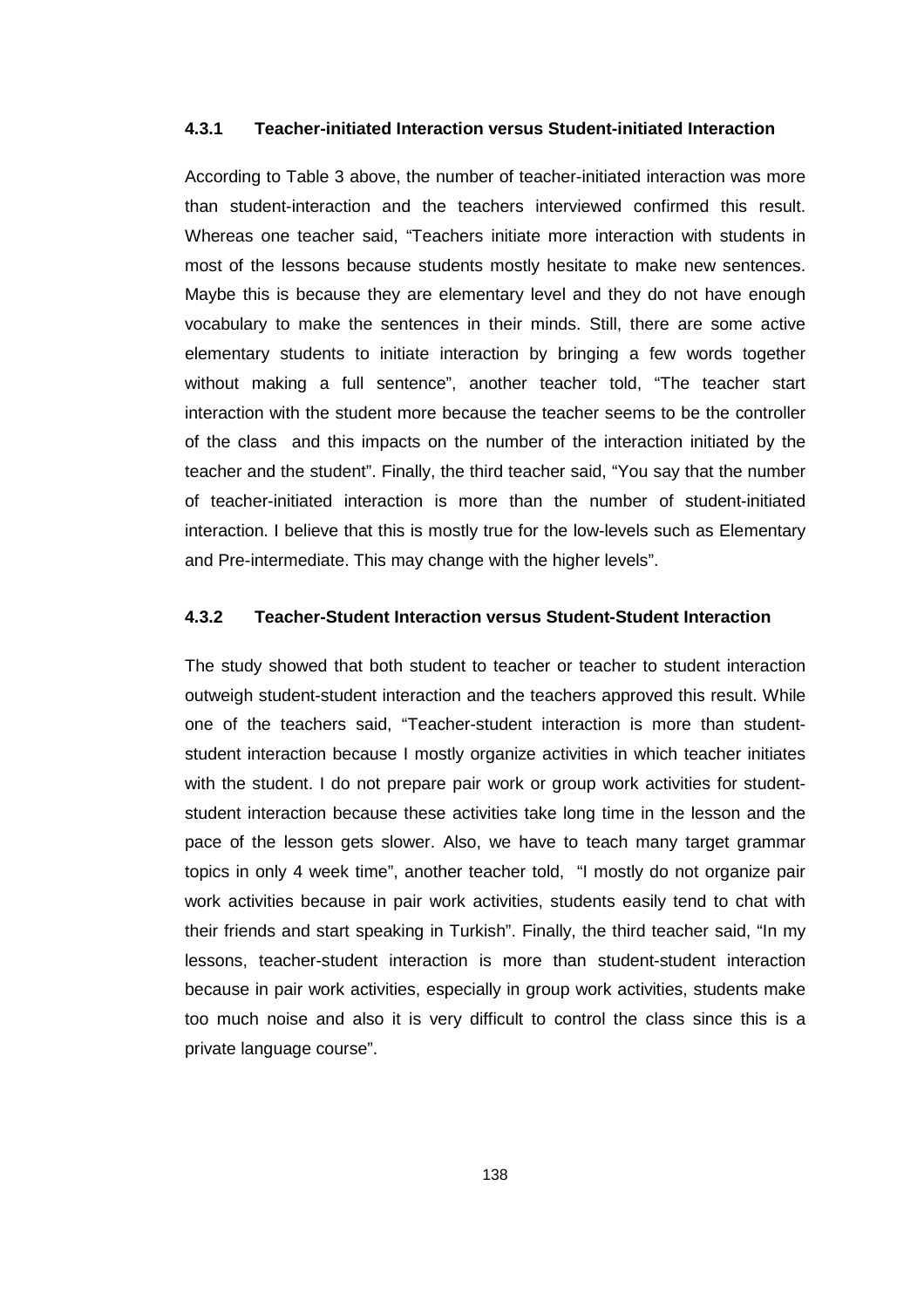### 4.3.1 Teacher-initiated Interaction versus Student-initiated Interaction

According to Table 3 above, the number of teacher-initiated interaction was more than student-interaction and the teachers interviewed confirmed this result. Whereas one teacher said, "Teachers initiate more interaction with students in most of the lessons because students mostly hesitate to make new sentences. Maybe this is because they are elementary level and they do not have enough vocabulary to make the sentences in their minds. Still, there are some active elementary students to initiate interaction by bringing a few words together without making a full sentence", another teacher told, "The teacher start interaction with the student more because the teacher seems to be the controller of the class and this impacts on the number of the interaction initiated by the teacher and the student". Finally, the third teacher said, "You say that the number of teacher-initiated interaction is more than the number of student-initiated interaction. I believe that this is mostly true for the low-levels such as Elementary and Pre-intermediate. This may change with the higher levels".

### 4.3.2 Teacher-Student Interaction versus Student-Student Interaction

The study showed that both student to teacher or teacher to student interaction outweigh student-student interaction and the teachers approved this result. While one of the teachers said, "Teacher-student interaction is more than student-student interaction because I mostly organize activities in which teacher initiates with the student. I do not prepare pair work or group work activities for student-student interaction because these activities take long time in the lesson and the pace of the lesson gets slower. Also, we have to teach many target grammar topics in only 4 week time", another teacher told, "I mostly do not organize pair work activities because in pair work activities, students easily tend to chat with their friends and start speaking in Turkish". Finally, the third teacher said, "In my lessons, teacher-student interaction is more than student-student interaction because in pair work activities, especially in group work activities, students make too much noise and also it is very difficult to control the class since this is a private language course".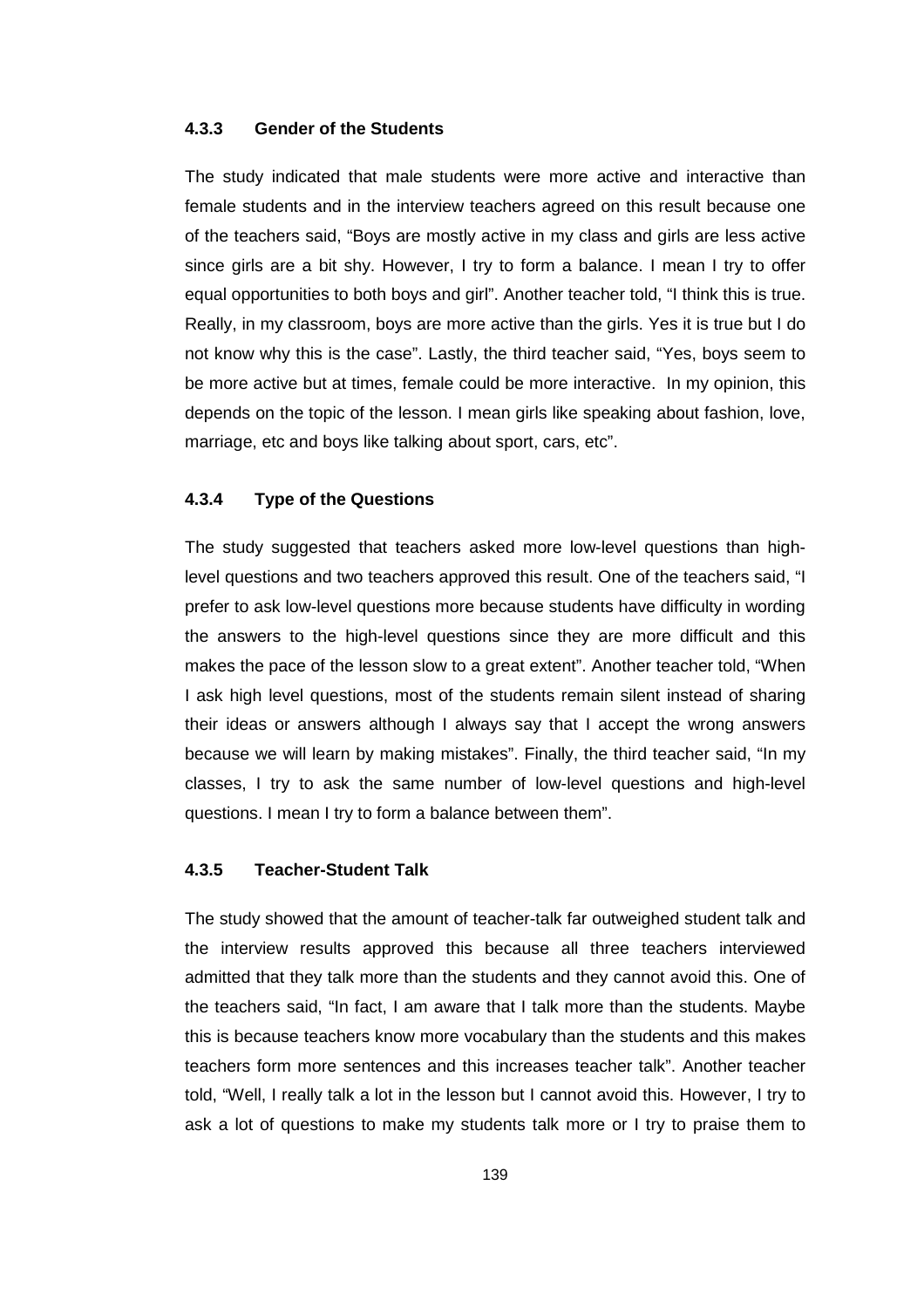### 4.3.3 Gender of the Students

The study indicated that male students were more active and interactive than female students and in the interview teachers agreed on this result because one of the teachers said, "Boys are mostly active in my class and girls are less active since girls are a bit shy. However, I try to form a balance. I mean I try to offer equal opportunities to both boys and girl". Another teacher told, "I think this is true. Really, in my classroom, boys are more active than the girls. Yes it is true but I do not know why this is the case". Lastly, the third teacher said, "Yes, boys seem to be more active but at times, female could be more interactive. In my opinion, this depends on the topic of the lesson. I mean girls like speaking about fashion, love, marriage, etc and boys like talking about sport, cars, etc".

### 4.3.4 Type of the Questions

The study suggested that teachers asked more low-level questions than high-level questions and two teachers approved this result. One of the teachers said, "I prefer to ask low-level questions more because students have difficulty in wording the answers to the high-level questions since they are more difficult and this makes the pace of the lesson slow to a great extent". Another teacher told, "When I ask high level questions, most of the students remain silent instead of sharing their ideas or answers although I always say that I accept the wrong answers because we will learn by making mistakes". Finally, the third teacher said, "In my classes, I try to ask the same number of low-level questions and high-level questions. I mean I try to form a balance between them".

### 4.3.5 Teacher-Student Talk

The study showed that the amount of teacher-talk far outweighed student talk and the interview results approved this because all three teachers interviewed admitted that they talk more than the students and they cannot avoid this. One of the teachers said, "In fact, I am aware that I talk more than the students. Maybe this is because teachers know more vocabulary than the students and this makes teachers form more sentences and this increases teacher talk". Another teacher told, "Well, I really talk a lot in the lesson but I cannot avoid this. However, I try to ask a lot of questions to make my students talk more or I try to praise them to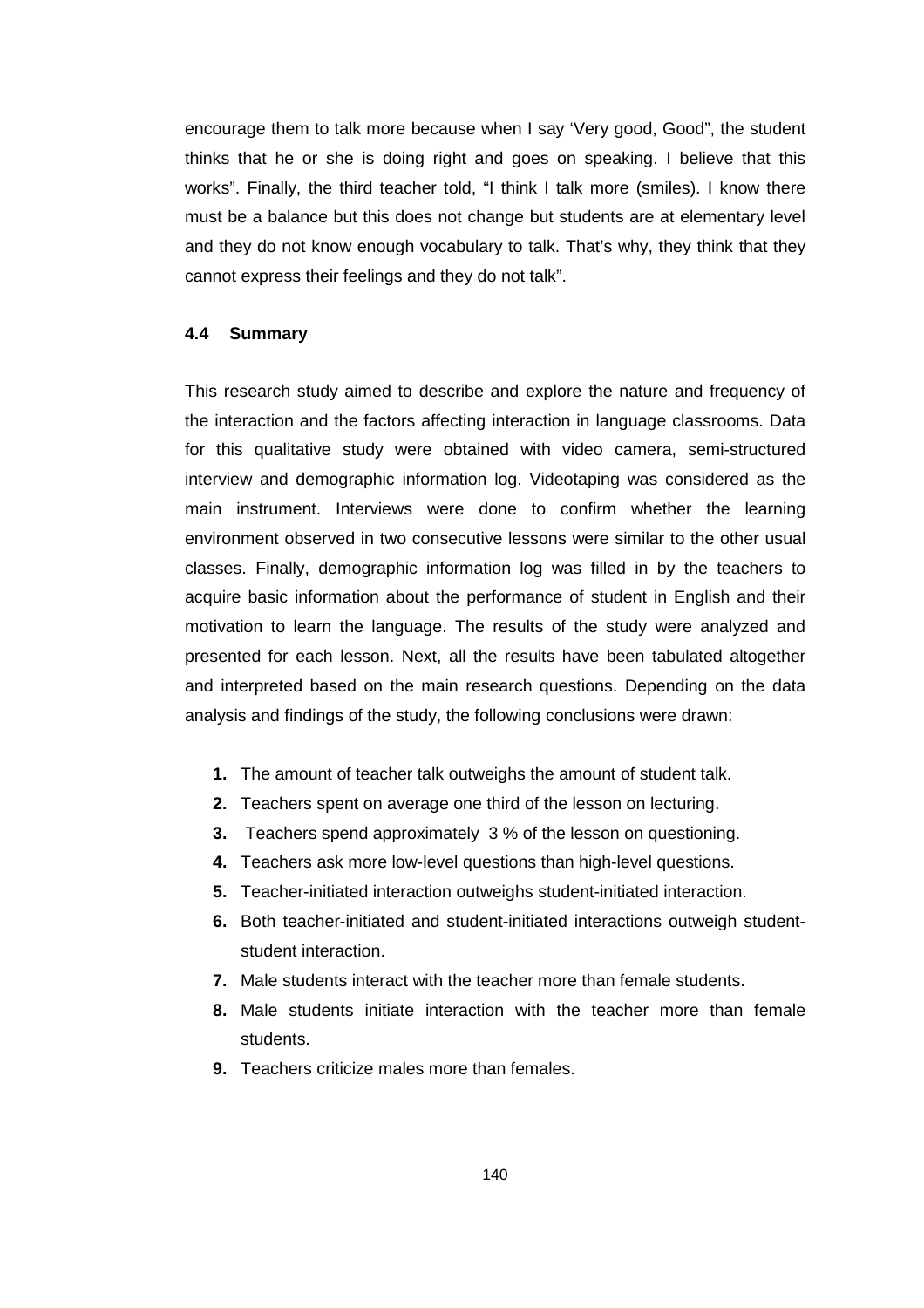encourage them to talk more because when I say 'Very good, Good", the student thinks that he or she is doing right and goes on speaking. I believe that this works". Finally, the third teacher told, "I think I talk more (smiles). I know there must be a balance but this does not change but students are at elementary level and they do not know enough vocabulary to talk. That's why, they think that they cannot express their feelings and they do not talk".

### 4.4 Summary

This research study aimed to describe and explore the nature and frequency of the interaction and the factors affecting interaction in language classrooms. Data for this qualitative study were obtained with video camera, semi-structured interview and demographic information log. Videotaping was considered as the main instrument. Interviews were done to confirm whether the learning environment observed in two consecutive lessons were similar to the other usual classes. Finally, demographic information log was filled in by the teachers to acquire basic information about the performance of student in English and their motivation to learn the language. The results of the study were analyzed and presented for each lesson. Next, all the results have been tabulated altogether and interpreted based on the main research questions. Depending on the data analysis and findings of the study, the following conclusions were drawn:

1. The amount of teacher talk outweighs the amount of student talk.
2. Teachers spent on average one third of the lesson on lecturing.
3. Teachers spend approximately 3 % of the lesson on questioning.
4. Teachers ask more low-level questions than high-level questions.
5. Teacher-initiated interaction outweighs student-initiated interaction.
6. Both teacher-initiated and student-initiated interactions outweigh student-student interaction.
7. Male students interact with the teacher more than female students.
8. Male students initiate interaction with the teacher more than female students.
9. Teachers criticize males more than females.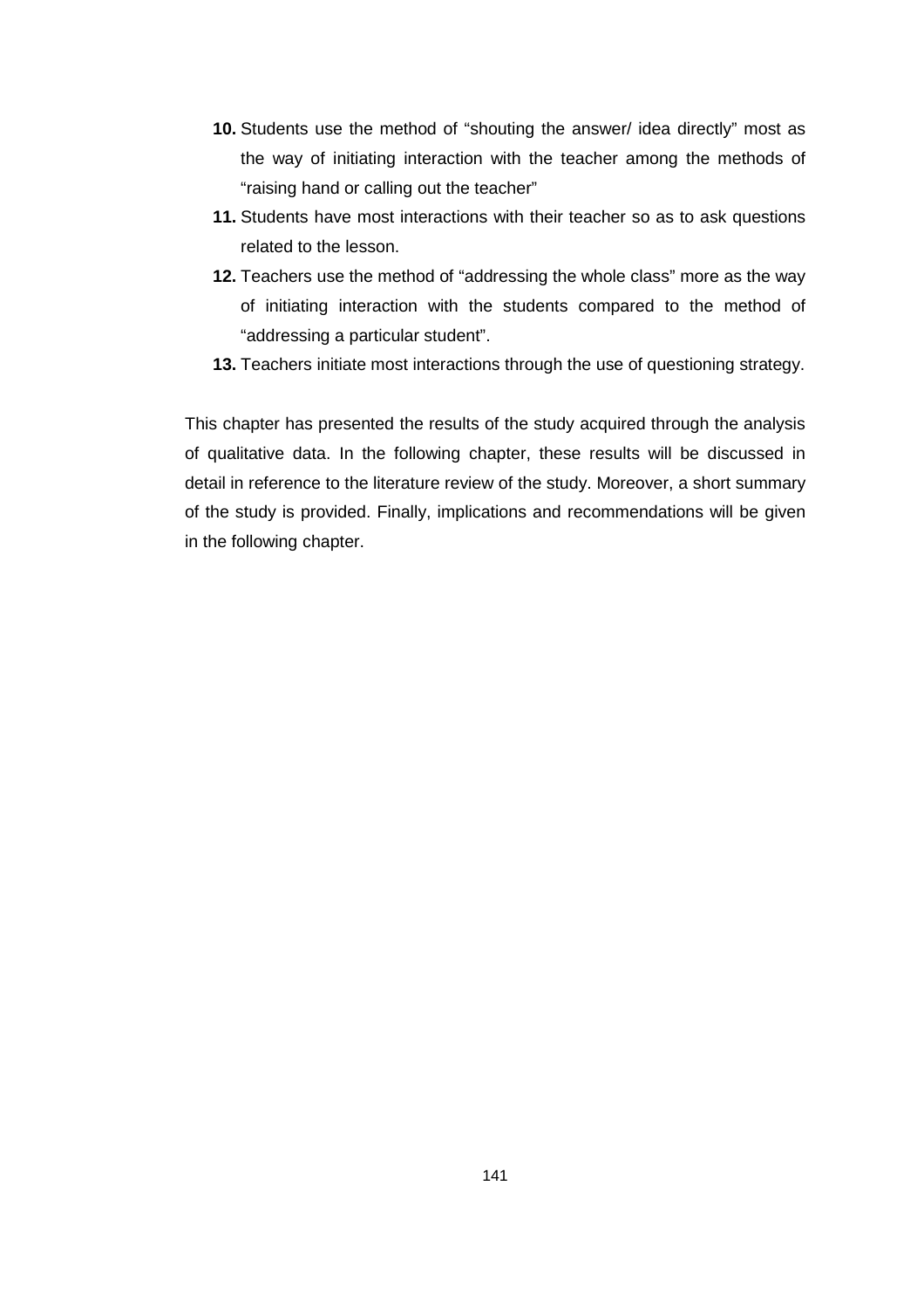10. Students use the method of “shouting the answer/ idea directly” most as the way of initiating interaction with the teacher among the methods of “raising hand or calling out the teacher”
11. Students have most interactions with their teacher so as to ask questions related to the lesson.
12. Teachers use the method of “addressing the whole class” more as the way of initiating interaction with the students compared to the method of “addressing a particular student”.
13. Teachers initiate most interactions through the use of questioning strategy.

This chapter has presented the results of the study acquired through the analysis of qualitative data. In the following chapter, these results will be discussed in detail in reference to the literature review of the study. Moreover, a short summary of the study is provided. Finally, implications and recommendations will be given in the following chapter.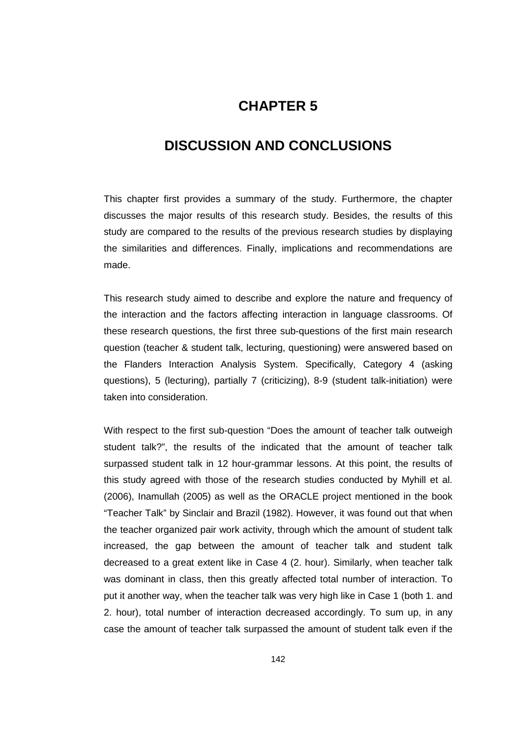# CHAPTER 5

# DISCUSSION AND CONCLUSIONS

This chapter first provides a summary of the study. Furthermore, the chapter discusses the major results of this research study. Besides, the results of this study are compared to the results of the previous research studies by displaying the similarities and differences. Finally, implications and recommendations are made.

This research study aimed to describe and explore the nature and frequency of the interaction and the factors affecting interaction in language classrooms. Of these research questions, the first three sub-questions of the first main research question (teacher & student talk, lecturing, questioning) were answered based on the Flanders Interaction Analysis System. Specifically, Category 4 (asking questions), 5 (lecturing), partially 7 (criticizing), 8-9 (student talk-initiation) were taken into consideration.

With respect to the first sub-question "Does the amount of teacher talk outweigh student talk?", the results of the indicated that the amount of teacher talk surpassed student talk in 12 hour-grammar lessons. At this point, the results of this study agreed with those of the research studies conducted by Myhill et al. (2006), Inamullah (2005) as well as the ORACLE project mentioned in the book "Teacher Talk" by Sinclair and Brazil (1982). However, it was found out that when the teacher organized pair work activity, through which the amount of student talk increased, the gap between the amount of teacher talk and student talk decreased to a great extent like in Case 4 (2. hour). Similarly, when teacher talk was dominant in class, then this greatly affected total number of interaction. To put it another way, when the teacher talk was very high like in Case 1 (both 1. and 2. hour), total number of interaction decreased accordingly. To sum up, in any case the amount of teacher talk surpassed the amount of student talk even if the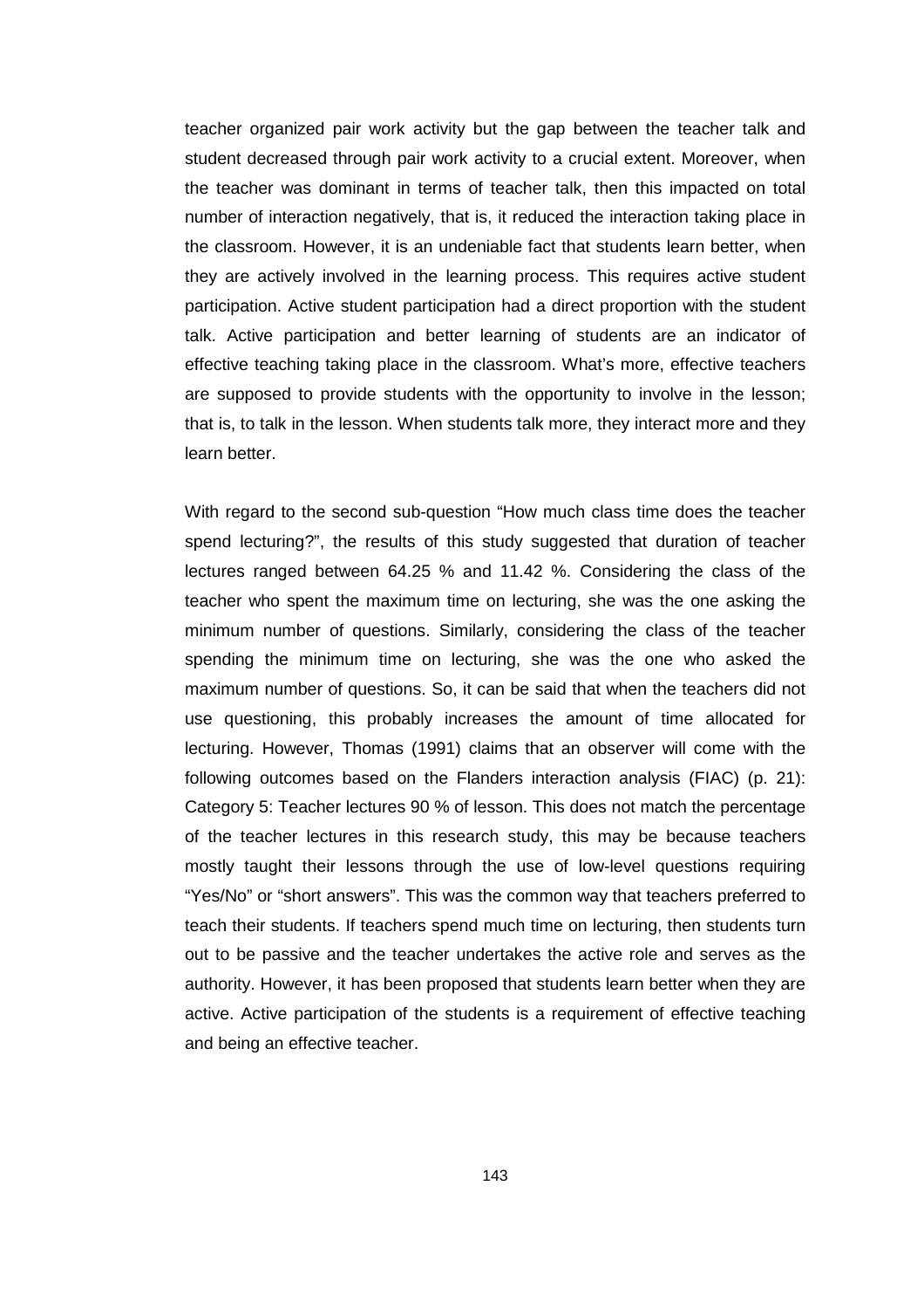teacher organized pair work activity but the gap between the teacher talk and student decreased through pair work activity to a crucial extent. Moreover, when the teacher was dominant in terms of teacher talk, then this impacted on total number of interaction negatively, that is, it reduced the interaction taking place in the classroom. However, it is an undeniable fact that students learn better, when they are actively involved in the learning process. This requires active student participation. Active student participation had a direct proportion with the student talk. Active participation and better learning of students are an indicator of effective teaching taking place in the classroom. What's more, effective teachers are supposed to provide students with the opportunity to involve in the lesson; that is, to talk in the lesson. When students talk more, they interact more and they learn better.

With regard to the second sub-question "How much class time does the teacher spend lecturing?", the results of this study suggested that duration of teacher lectures ranged between 64.25 % and 11.42 %. Considering the class of the teacher who spent the maximum time on lecturing, she was the one asking the minimum number of questions. Similarly, considering the class of the teacher spending the minimum time on lecturing, she was the one who asked the maximum number of questions. So, it can be said that when the teachers did not use questioning, this probably increases the amount of time allocated for lecturing. However, Thomas (1991) claims that an observer will come with the following outcomes based on the Flanders interaction analysis (FIAC) (p. 21): Category 5: Teacher lectures 90 % of lesson. This does not match the percentage of the teacher lectures in this research study, this may be because teachers mostly taught their lessons through the use of low-level questions requiring "Yes/No" or "short answers". This was the common way that teachers preferred to teach their students. If teachers spend much time on lecturing, then students turn out to be passive and the teacher undertakes the active role and serves as the authority. However, it has been proposed that students learn better when they are active. Active participation of the students is a requirement of effective teaching and being an effective teacher.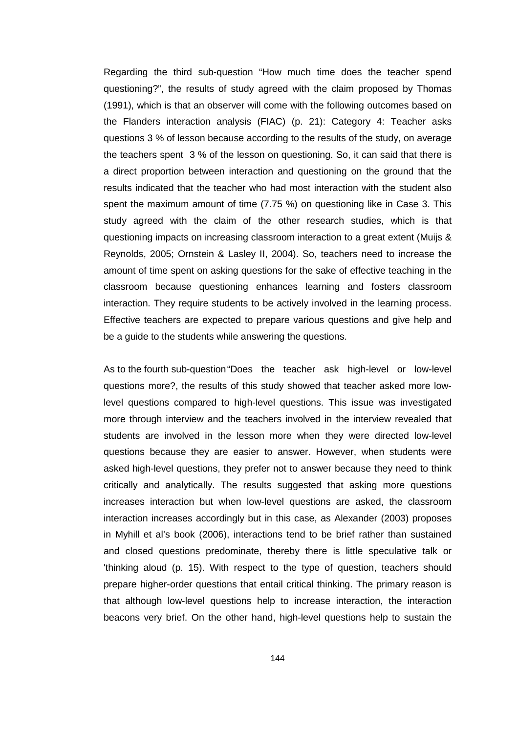Regarding the third sub-question "How much time does the teacher spend questioning?", the results of study agreed with the claim proposed by Thomas (1991), which is that an observer will come with the following outcomes based on the Flanders interaction analysis (FIAC) (p. 21): Category 4: Teacher asks questions 3 % of lesson because according to the results of the study, on average the teachers spent 3 % of the lesson on questioning. So, it can said that there is a direct proportion between interaction and questioning on the ground that the results indicated that the teacher who had most interaction with the student also spent the maximum amount of time (7.75 %) on questioning like in Case 3. This study agreed with the claim of the other research studies, which is that questioning impacts on increasing classroom interaction to a great extent (Muijs & Reynolds, 2005; Ornstein & Lasley II, 2004). So, teachers need to increase the amount of time spent on asking questions for the sake of effective teaching in the classroom because questioning enhances learning and fosters classroom interaction. They require students to be actively involved in the learning process. Effective teachers are expected to prepare various questions and give help and be a guide to the students while answering the questions.

As to the fourth sub-question "Does the teacher ask high-level or low-level questions more?, the results of this study showed that teacher asked more low-level questions compared to high-level questions. This issue was investigated more through interview and the teachers involved in the interview revealed that students are involved in the lesson more when they were directed low-level questions because they are easier to answer. However, when students were asked high-level questions, they prefer not to answer because they need to think critically and analytically. The results suggested that asking more questions increases interaction but when low-level questions are asked, the classroom interaction increases accordingly but in this case, as Alexander (2003) proposes in Myhill et al's book (2006), interactions tend to be brief rather than sustained and closed questions predominate, thereby there is little speculative talk or 'thinking aloud (p. 15). With respect to the type of question, teachers should prepare higher-order questions that entail critical thinking. The primary reason is that although low-level questions help to increase interaction, the interaction beacons very brief. On the other hand, high-level questions help to sustain the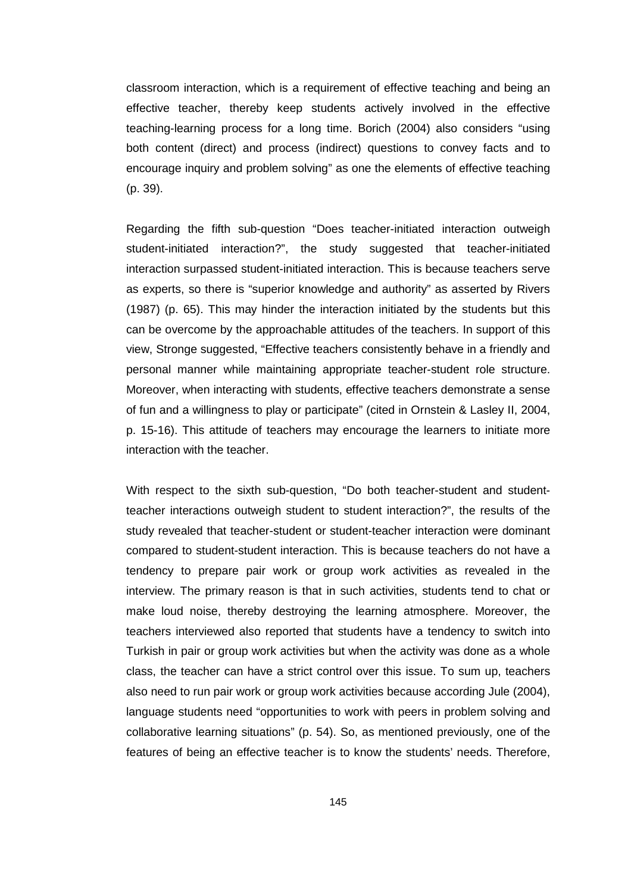classroom interaction, which is a requirement of effective teaching and being an effective teacher, thereby keep students actively involved in the effective teaching-learning process for a long time. Borich (2004) also considers "using both content (direct) and process (indirect) questions to convey facts and to encourage inquiry and problem solving" as one the elements of effective teaching (p. 39).

Regarding the fifth sub-question "Does teacher-initiated interaction outweigh student-initiated interaction?", the study suggested that teacher-initiated interaction surpassed student-initiated interaction. This is because teachers serve as experts, so there is "superior knowledge and authority" as asserted by Rivers (1987) (p. 65). This may hinder the interaction initiated by the students but this can be overcome by the approachable attitudes of the teachers. In support of this view, Stronge suggested, "Effective teachers consistently behave in a friendly and personal manner while maintaining appropriate teacher-student role structure. Moreover, when interacting with students, effective teachers demonstrate a sense of fun and a willingness to play or participate" (cited in Ornstein & Lasley II, 2004, p. 15-16). This attitude of teachers may encourage the learners to initiate more interaction with the teacher.

With respect to the sixth sub-question, "Do both teacher-student and student-teacher interactions outweigh student to student interaction?", the results of the study revealed that teacher-student or student-teacher interaction were dominant compared to student-student interaction. This is because teachers do not have a tendency to prepare pair work or group work activities as revealed in the interview. The primary reason is that in such activities, students tend to chat or make loud noise, thereby destroying the learning atmosphere. Moreover, the teachers interviewed also reported that students have a tendency to switch into Turkish in pair or group work activities but when the activity was done as a whole class, the teacher can have a strict control over this issue. To sum up, teachers also need to run pair work or group work activities because according Jule (2004), language students need "opportunities to work with peers in problem solving and collaborative learning situations" (p. 54). So, as mentioned previously, one of the features of being an effective teacher is to know the students' needs. Therefore,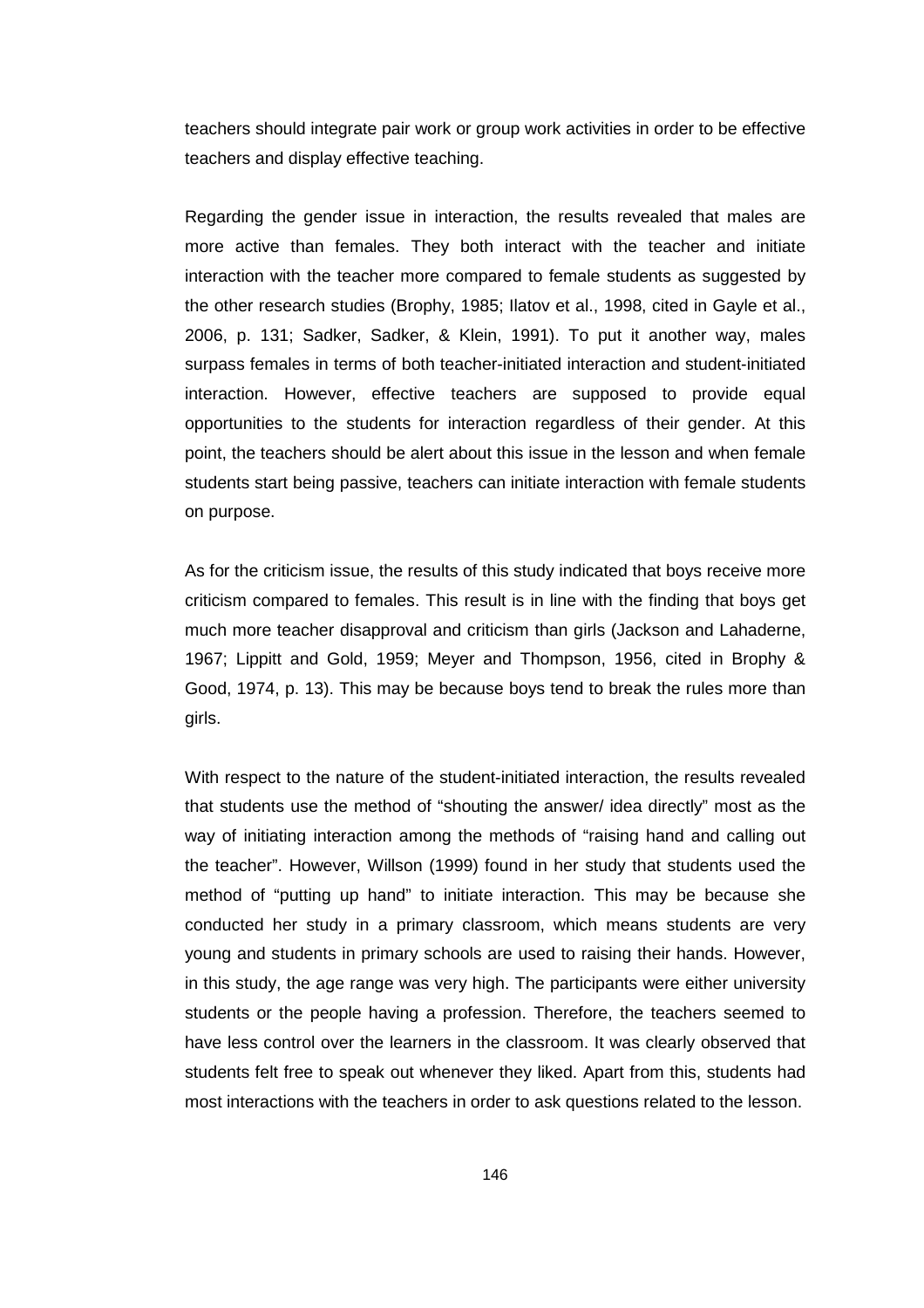teachers should integrate pair work or group work activities in order to be effective teachers and display effective teaching.

Regarding the gender issue in interaction, the results revealed that males are more active than females. They both interact with the teacher and initiate interaction with the teacher more compared to female students as suggested by the other research studies (Brophy, 1985; Ilatov et al., 1998, cited in Gayle et al., 2006, p. 131; Sadker, Sadker, & Klein, 1991). To put it another way, males surpass females in terms of both teacher-initiated interaction and student-initiated interaction. However, effective teachers are supposed to provide equal opportunities to the students for interaction regardless of their gender. At this point, the teachers should be alert about this issue in the lesson and when female students start being passive, teachers can initiate interaction with female students on purpose.

As for the criticism issue, the results of this study indicated that boys receive more criticism compared to females. This result is in line with the finding that boys get much more teacher disapproval and criticism than girls (Jackson and Lahaderne, 1967; Lippitt and Gold, 1959; Meyer and Thompson, 1956, cited in Brophy & Good, 1974, p. 13). This may be because boys tend to break the rules more than girls.

With respect to the nature of the student-initiated interaction, the results revealed that students use the method of "shouting the answer/ idea directly" most as the way of initiating interaction among the methods of "raising hand and calling out the teacher". However, Willson (1999) found in her study that students used the method of "putting up hand" to initiate interaction. This may be because she conducted her study in a primary classroom, which means students are very young and students in primary schools are used to raising their hands. However, in this study, the age range was very high. The participants were either university students or the people having a profession. Therefore, the teachers seemed to have less control over the learners in the classroom. It was clearly observed that students felt free to speak out whenever they liked. Apart from this, students had most interactions with the teachers in order to ask questions related to the lesson.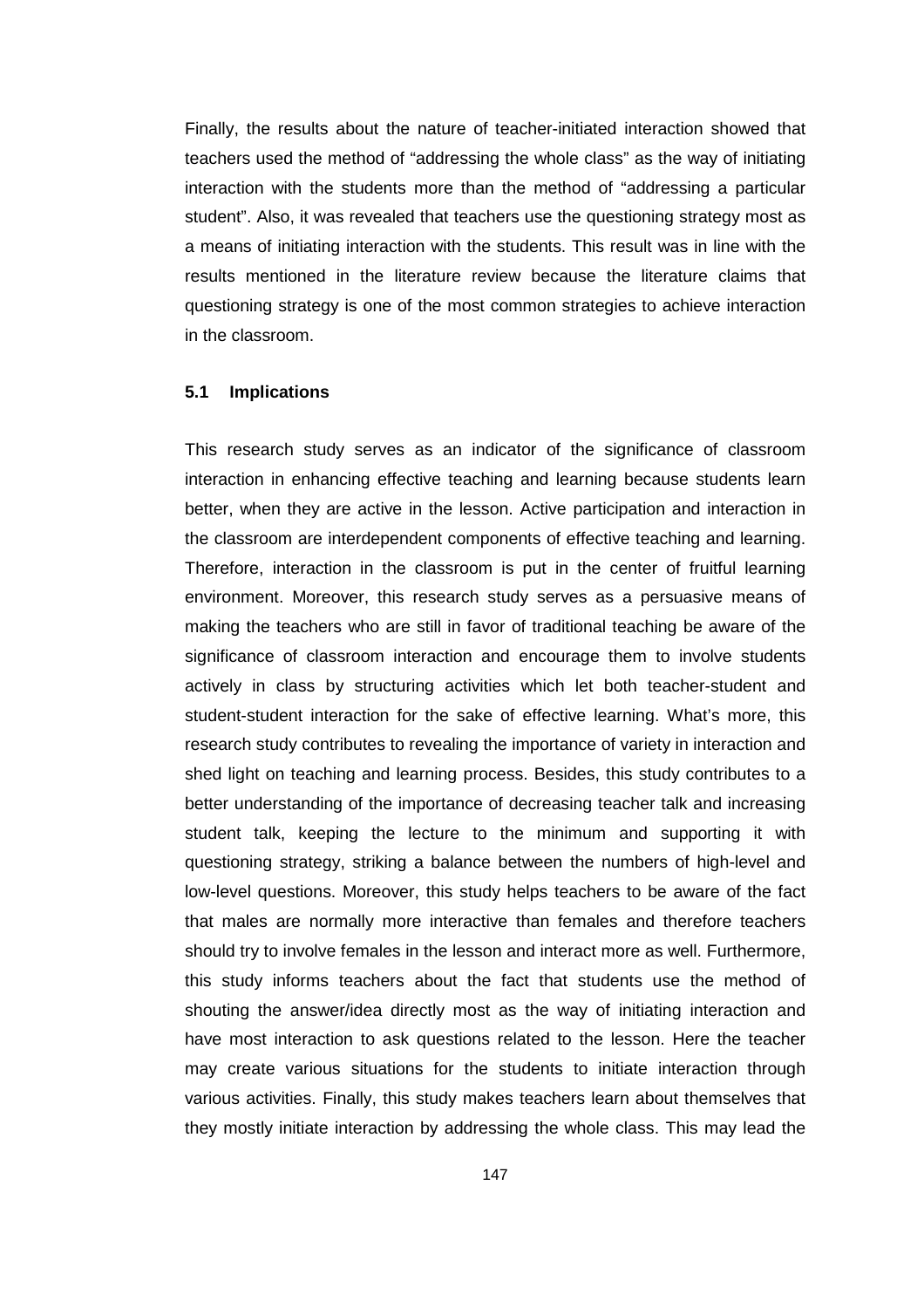Finally, the results about the nature of teacher-initiated interaction showed that teachers used the method of "addressing the whole class" as the way of initiating interaction with the students more than the method of "addressing a particular student". Also, it was revealed that teachers use the questioning strategy most as a means of initiating interaction with the students. This result was in line with the results mentioned in the literature review because the literature claims that questioning strategy is one of the most common strategies to achieve interaction in the classroom.

## 5.1 Implications

This research study serves as an indicator of the significance of classroom interaction in enhancing effective teaching and learning because students learn better, when they are active in the lesson. Active participation and interaction in the classroom are interdependent components of effective teaching and learning. Therefore, interaction in the classroom is put in the center of fruitful learning environment. Moreover, this research study serves as a persuasive means of making the teachers who are still in favor of traditional teaching be aware of the significance of classroom interaction and encourage them to involve students actively in class by structuring activities which let both teacher-student and student-student interaction for the sake of effective learning. What's more, this research study contributes to revealing the importance of variety in interaction and shed light on teaching and learning process. Besides, this study contributes to a better understanding of the importance of decreasing teacher talk and increasing student talk, keeping the lecture to the minimum and supporting it with questioning strategy, striking a balance between the numbers of high-level and low-level questions. Moreover, this study helps teachers to be aware of the fact that males are normally more interactive than females and therefore teachers should try to involve females in the lesson and interact more as well. Furthermore, this study informs teachers about the fact that students use the method of shouting the answer/idea directly most as the way of initiating interaction and have most interaction to ask questions related to the lesson. Here the teacher may create various situations for the students to initiate interaction through various activities. Finally, this study makes teachers learn about themselves that they mostly initiate interaction by addressing the whole class. This may lead the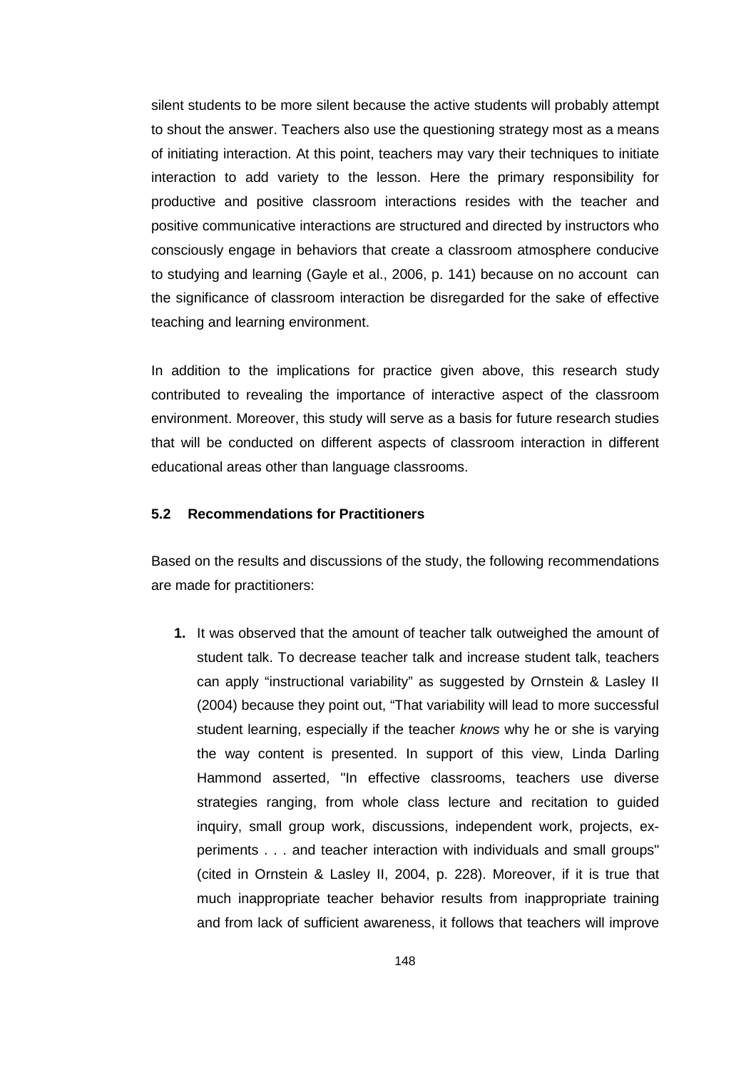silent students to be more silent because the active students will probably attempt to shout the answer. Teachers also use the questioning strategy most as a means of initiating interaction. At this point, teachers may vary their techniques to initiate interaction to add variety to the lesson. Here the primary responsibility for productive and positive classroom interactions resides with the teacher and positive communicative interactions are structured and directed by instructors who consciously engage in behaviors that create a classroom atmosphere conducive to studying and learning (Gayle et al., 2006, p. 141) because on no account can the significance of classroom interaction be disregarded for the sake of effective teaching and learning environment.

In addition to the implications for practice given above, this research study contributed to revealing the importance of interactive aspect of the classroom environment. Moreover, this study will serve as a basis for future research studies that will be conducted on different aspects of classroom interaction in different educational areas other than language classrooms.

### 5.2 Recommendations for Practitioners

Based on the results and discussions of the study, the following recommendations are made for practitioners:

1. It was observed that the amount of teacher talk outweighed the amount of student talk. To decrease teacher talk and increase student talk, teachers can apply "instructional variability" as suggested by Ornstein & Lasley II (2004) because they point out, "That variability will lead to more successful student learning, especially if the teacher *knows* why he or she is varying the way content is presented. In support of this view, Linda Darling Hammond asserted, "In effective classrooms, teachers use diverse strategies ranging, from whole class lecture and recitation to guided inquiry, small group work, discussions, independent work, projects, experiments . . . and teacher interaction with individuals and small groups" (cited in Ornstein & Lasley II, 2004, p. 228). Moreover, if it is true that much inappropriate teacher behavior results from inappropriate training and from lack of sufficient awareness, it follows that teachers will improve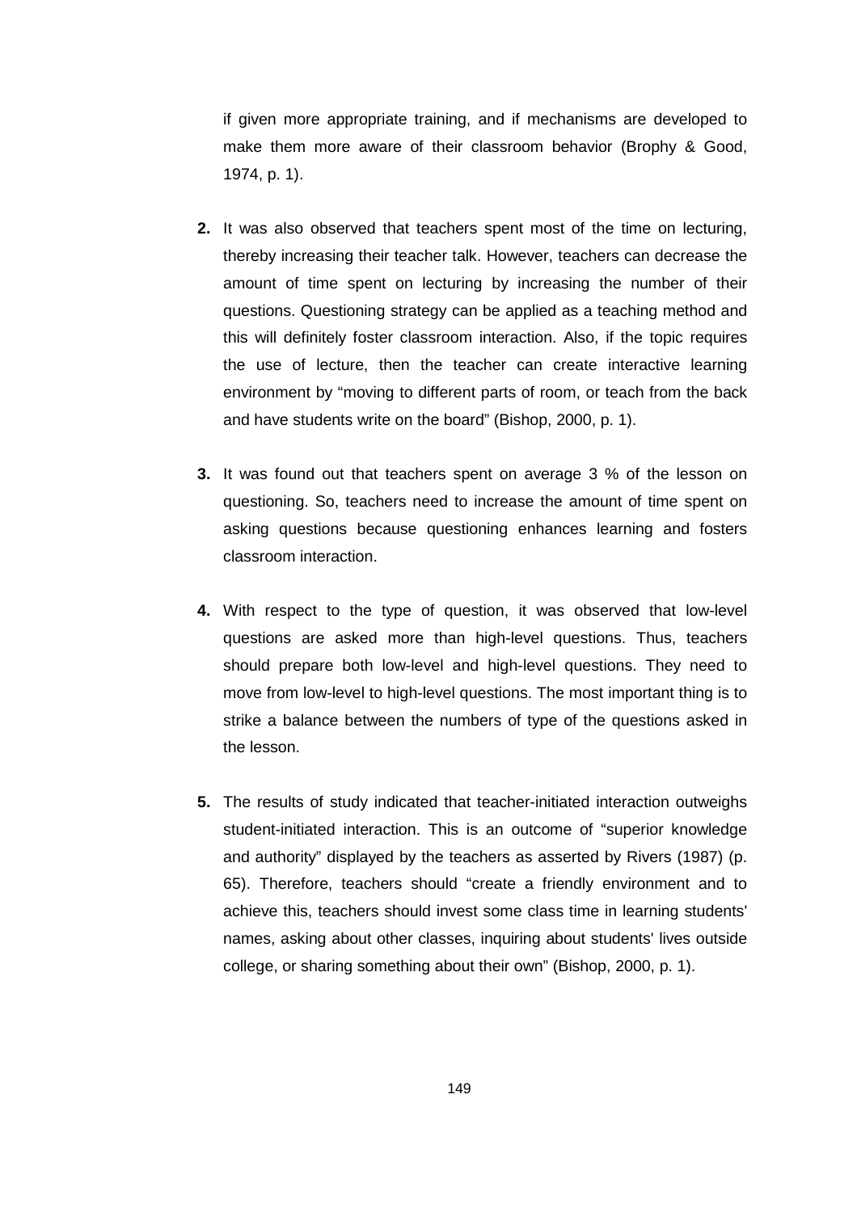if given more appropriate training, and if mechanisms are developed to make them more aware of their classroom behavior (Brophy & Good, 1974, p. 1).

2. It was also observed that teachers spent most of the time on lecturing, thereby increasing their teacher talk. However, teachers can decrease the amount of time spent on lecturing by increasing the number of their questions. Questioning strategy can be applied as a teaching method and this will definitely foster classroom interaction. Also, if the topic requires the use of lecture, then the teacher can create interactive learning environment by "moving to different parts of room, or teach from the back and have students write on the board" (Bishop, 2000, p. 1).

3. It was found out that teachers spent on average 3 % of the lesson on questioning. So, teachers need to increase the amount of time spent on asking questions because questioning enhances learning and fosters classroom interaction.

4. With respect to the type of question, it was observed that low-level questions are asked more than high-level questions. Thus, teachers should prepare both low-level and high-level questions. They need to move from low-level to high-level questions. The most important thing is to strike a balance between the numbers of type of the questions asked in the lesson.

5. The results of study indicated that teacher-initiated interaction outweighs student-initiated interaction. This is an outcome of "superior knowledge and authority" displayed by the teachers as asserted by Rivers (1987) (p. 65). Therefore, teachers should "create a friendly environment and to achieve this, teachers should invest some class time in learning students' names, asking about other classes, inquiring about students' lives outside college, or sharing something about their own" (Bishop, 2000, p. 1).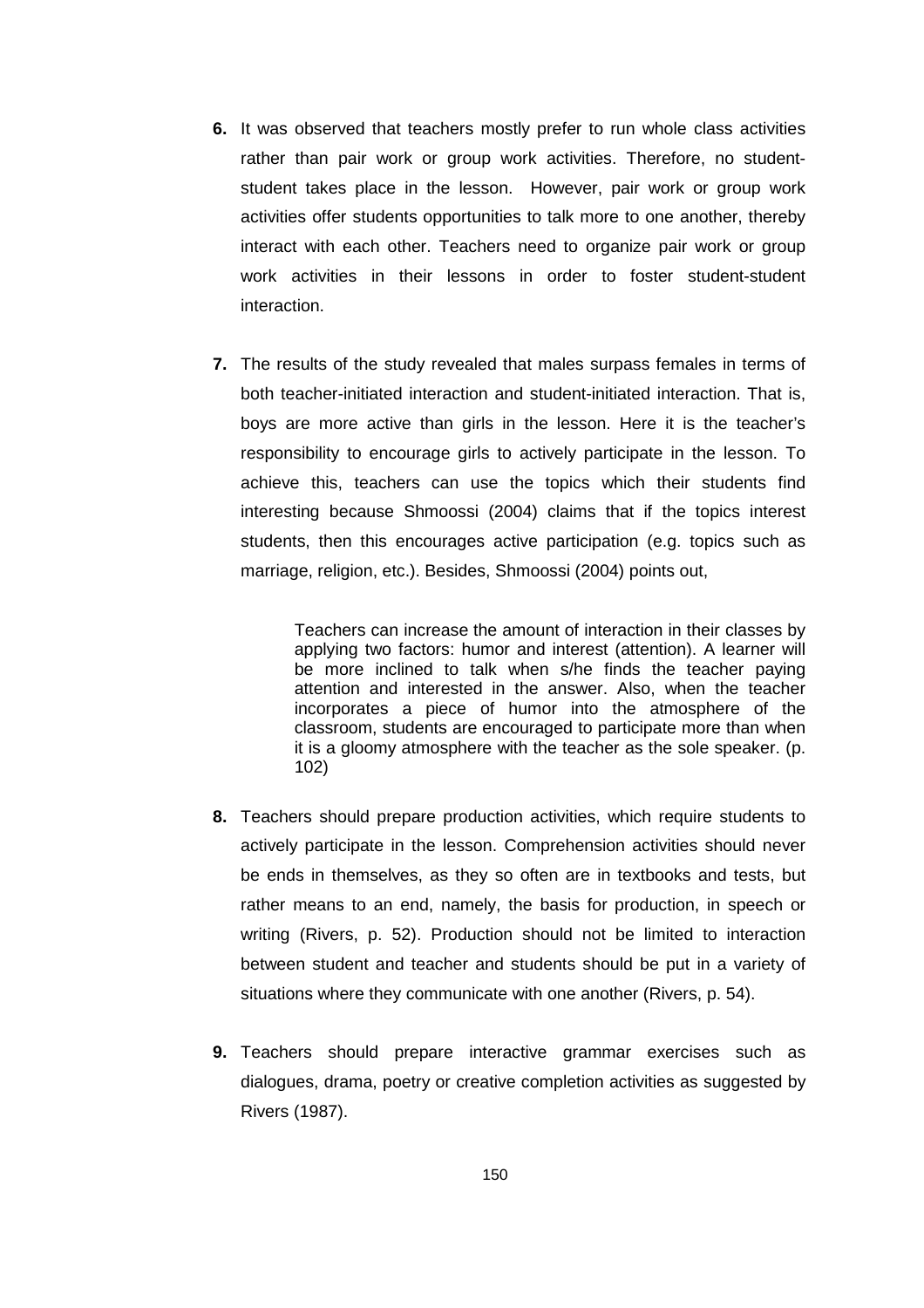**6.** It was observed that teachers mostly prefer to run whole class activities rather than pair work or group work activities. Therefore, no student-student takes place in the lesson. However, pair work or group work activities offer students opportunities to talk more to one another, thereby interact with each other. Teachers need to organize pair work or group work activities in their lessons in order to foster student-student interaction.

**7.** The results of the study revealed that males surpass females in terms of both teacher-initiated interaction and student-initiated interaction. That is, boys are more active than girls in the lesson. Here it is the teacher's responsibility to encourage girls to actively participate in the lesson. To achieve this, teachers can use the topics which their students find interesting because Shmoossi (2004) claims that if the topics interest students, then this encourages active participation (e.g. topics such as marriage, religion, etc.). Besides, Shmoossi (2004) points out,

> Teachers can increase the amount of interaction in their classes by applying two factors: humor and interest (attention). A learner will be more inclined to talk when s/he finds the teacher paying attention and interested in the answer. Also, when the teacher incorporates a piece of humor into the atmosphere of the classroom, students are encouraged to participate more than when it is a gloomy atmosphere with the teacher as the sole speaker. (p. 102)

**8.** Teachers should prepare production activities, which require students to actively participate in the lesson. Comprehension activities should never be ends in themselves, as they so often are in textbooks and tests, but rather means to an end, namely, the basis for production, in speech or writing (Rivers, p. 52). Production should not be limited to interaction between student and teacher and students should be put in a variety of situations where they communicate with one another (Rivers, p. 54).

**9.** Teachers should prepare interactive grammar exercises such as dialogues, drama, poetry or creative completion activities as suggested by Rivers (1987).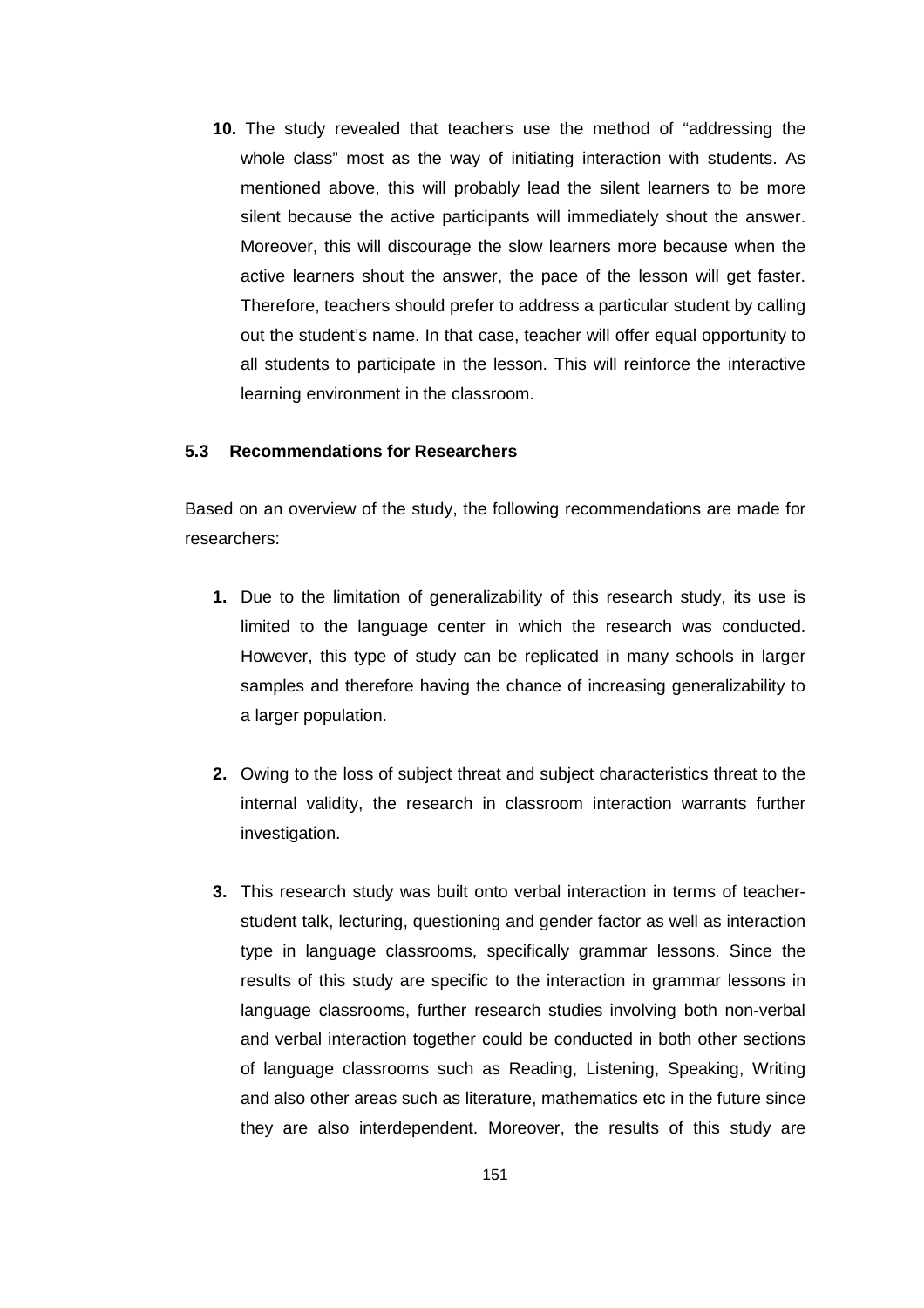**10.** The study revealed that teachers use the method of "addressing the whole class" most as the way of initiating interaction with students. As mentioned above, this will probably lead the silent learners to be more silent because the active participants will immediately shout the answer. Moreover, this will discourage the slow learners more because when the active learners shout the answer, the pace of the lesson will get faster. Therefore, teachers should prefer to address a particular student by calling out the student's name. In that case, teacher will offer equal opportunity to all students to participate in the lesson. This will reinforce the interactive learning environment in the classroom.

### 5.3 Recommendations for Researchers

Based on an overview of the study, the following recommendations are made for researchers:

**1.** Due to the limitation of generalizability of this research study, its use is limited to the language center in which the research was conducted. However, this type of study can be replicated in many schools in larger samples and therefore having the chance of increasing generalizability to a larger population.

**2.** Owing to the loss of subject threat and subject characteristics threat to the internal validity, the research in classroom interaction warrants further investigation.

**3.** This research study was built onto verbal interaction in terms of teacher-student talk, lecturing, questioning and gender factor as well as interaction type in language classrooms, specifically grammar lessons. Since the results of this study are specific to the interaction in grammar lessons in language classrooms, further research studies involving both non-verbal and verbal interaction together could be conducted in both other sections of language classrooms such as Reading, Listening, Speaking, Writing and also other areas such as literature, mathematics etc in the future since they are also interdependent. Moreover, the results of this study are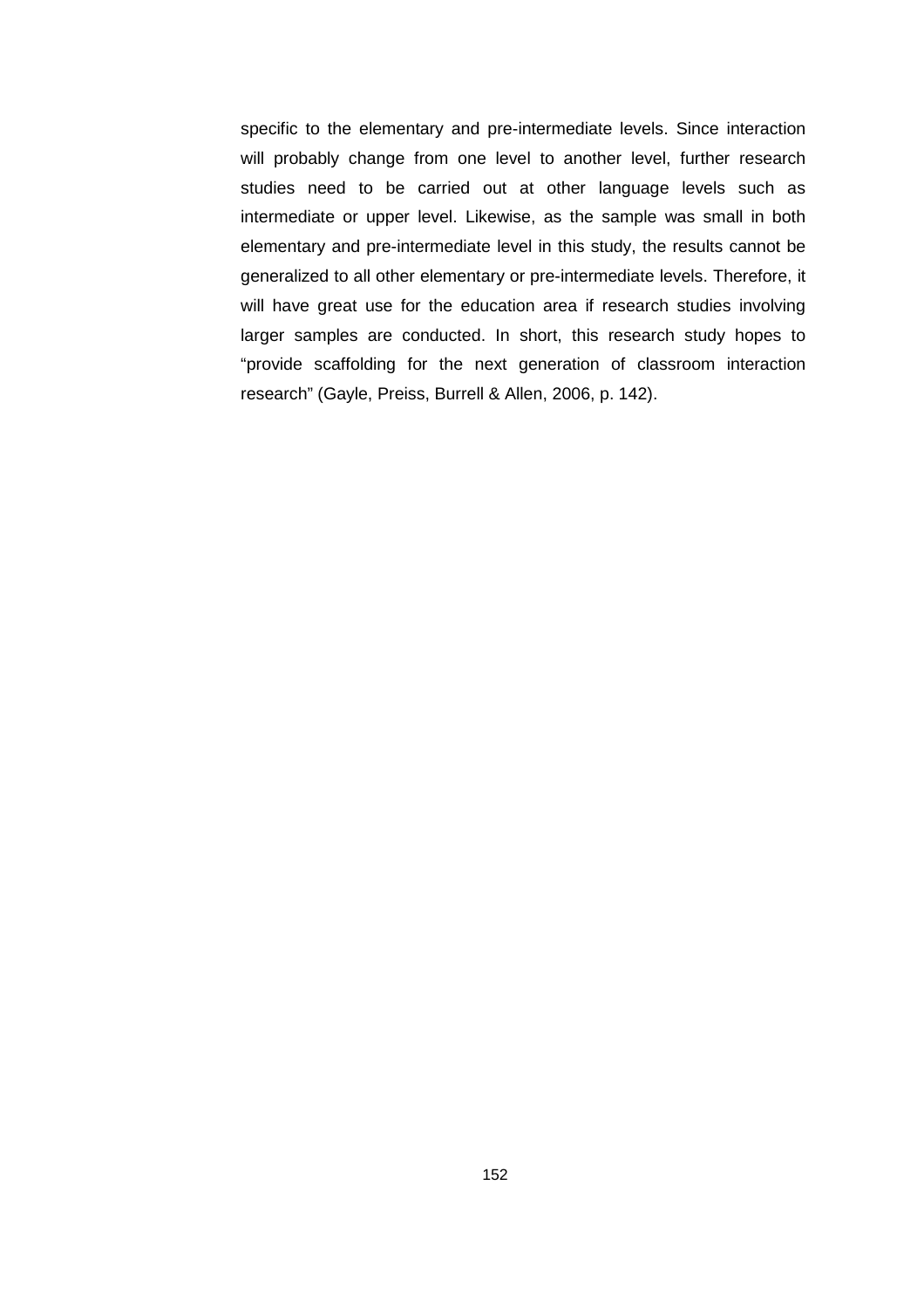specific to the elementary and pre-intermediate levels. Since interaction will probably change from one level to another level, further research studies need to be carried out at other language levels such as intermediate or upper level. Likewise, as the sample was small in both elementary and pre-intermediate level in this study, the results cannot be generalized to all other elementary or pre-intermediate levels. Therefore, it will have great use for the education area if research studies involving larger samples are conducted. In short, this research study hopes to "provide scaffolding for the next generation of classroom interaction research" (Gayle, Preiss, Burrell & Allen, 2006, p. 142).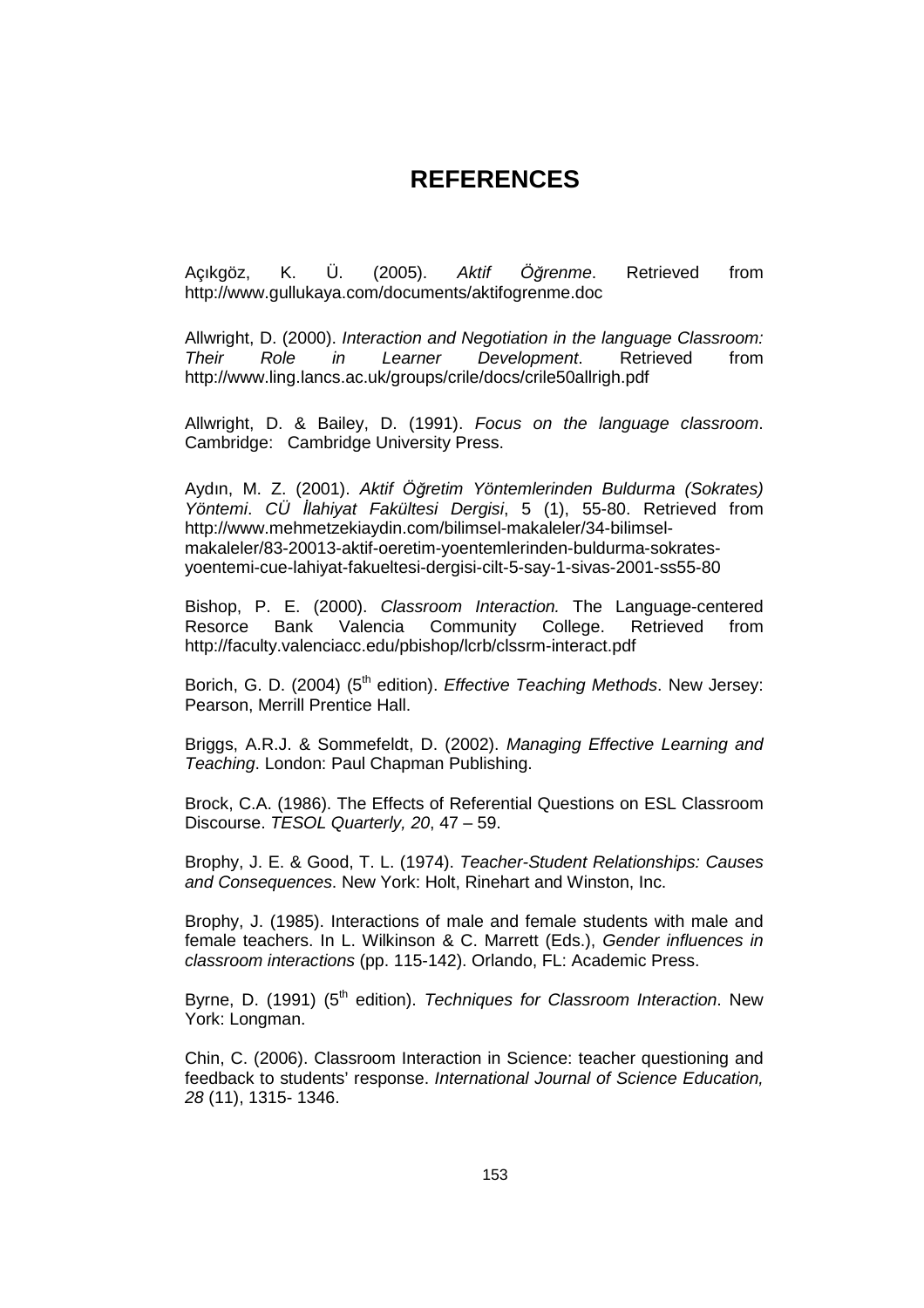# REFERENCES

Açıkgöz, K. Ü. (2005). *Aktif Öğrenme*. Retrieved from http://www.gullukaya.com/documents/aktifogrenme.doc

Allwright, D. (2000). *Interaction and Negotiation in the language Classroom: Their Role in Learner Development*. Retrieved from http://www.ling.lancs.ac.uk/groups/crile/docs/crile50allrigh.pdf

Allwright, D. & Bailey, D. (1991). *Focus on the language classroom*. Cambridge: Cambridge University Press.

Aydın, M. Z. (2001). *Aktif Öğretim Yöntemlerinden Buldurma (Sokrates) Yöntemi*. *CÜ İlahiyat Fakültesi Dergisi*, 5 (1), 55-80. Retrieved from http://www.mehmetzekiaydin.com/bilimsel-makaleler/34-bilimsel-makaleler/83-20013-aktif-oeretim-yoentemlerinden-buldurma-sokrates-yoentemi-cue-lahiyat-fakueltesi-dergisi-cilt-5-say-1-sivas-2001-ss55-80

Bishop, P. E. (2000). *Classroom Interaction.* The Language-centered Resorce Bank Valencia Community College. Retrieved from http://faculty.valenciacc.edu/pbishop/lcrb/clssrm-interact.pdf

Borich, G. D. (2004) (5th edition). *Effective Teaching Methods*. New Jersey: Pearson, Merrill Prentice Hall.

Briggs, A.R.J. & Sommefeldt, D. (2002). *Managing Effective Learning and Teaching*. London: Paul Chapman Publishing.

Brock, C.A. (1986). The Effects of Referential Questions on ESL Classroom Discourse. *TESOL Quarterly, 20*, 47 – 59.

Brophy, J. E. & Good, T. L. (1974). *Teacher-Student Relationships: Causes and Consequences*. New York: Holt, Rinehart and Winston, Inc.

Brophy, J. (1985). Interactions of male and female students with male and female teachers. In L. Wilkinson & C. Marrett (Eds.), *Gender influences in classroom interactions* (pp. 115-142). Orlando, FL: Academic Press.

Byrne, D. (1991) (5th edition). *Techniques for Classroom Interaction*. New York: Longman.

Chin, C. (2006). Classroom Interaction in Science: teacher questioning and feedback to students' response. *International Journal of Science Education, 28* (11), 1315- 1346.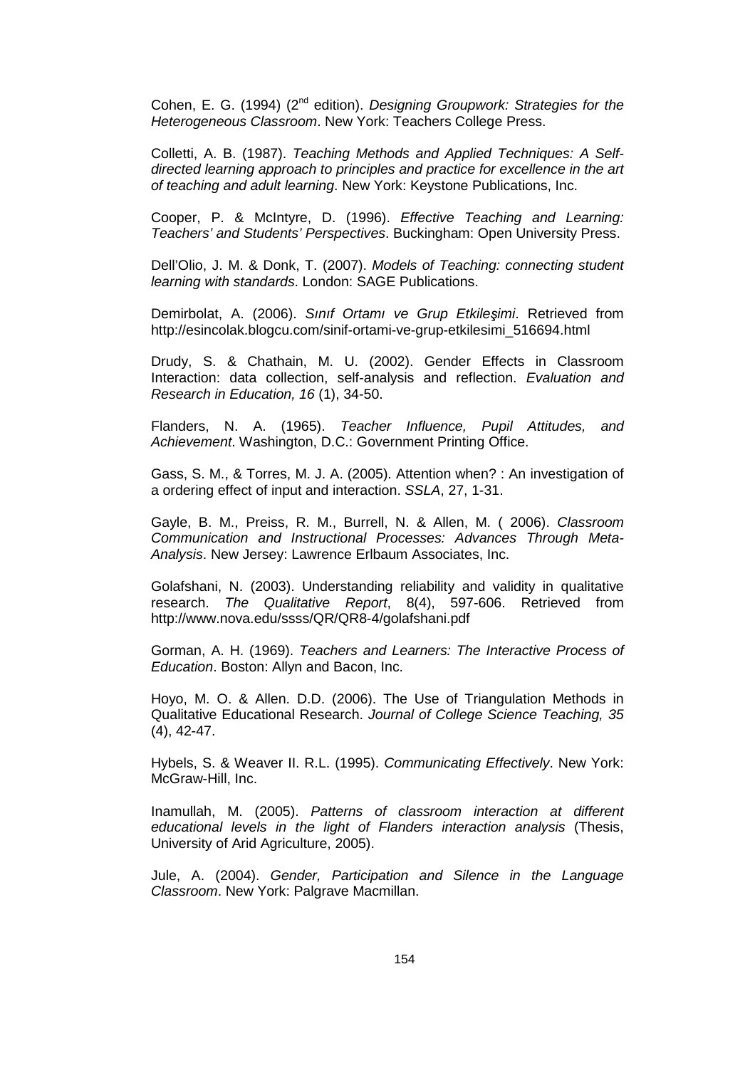Cohen, E. G. (1994) (2nd edition). *Designing Groupwork: Strategies for the Heterogeneous Classroom*. New York: Teachers College Press.

Colletti, A. B. (1987). *Teaching Methods and Applied Techniques: A Self-directed learning approach to principles and practice for excellence in the art of teaching and adult learning*. New York: Keystone Publications, Inc.

Cooper, P. & McIntyre, D. (1996). *Effective Teaching and Learning: Teachers' and Students' Perspectives*. Buckingham: Open University Press.

Dell'Olio, J. M. & Donk, T. (2007). *Models of Teaching: connecting student learning with standards*. London: SAGE Publications.

Demirbolat, A. (2006). *Sınıf Ortamı ve Grup Etkileşimi*. Retrieved from http://esincolak.blogcu.com/sinif-ortami-ve-grup-etkilesimi_516694.html

Drudy, S. & Chathain, M. U. (2002). Gender Effects in Classroom Interaction: data collection, self-analysis and reflection. *Evaluation and Research in Education, 16* (1), 34-50.

Flanders, N. A. (1965). *Teacher Influence, Pupil Attitudes, and Achievement*. Washington, D.C.: Government Printing Office.

Gass, S. M., & Torres, M. J. A. (2005). Attention when? : An investigation of a ordering effect of input and interaction. *SSLA*, 27, 1-31.

Gayle, B. M., Preiss, R. M., Burrell, N. & Allen, M. ( 2006). *Classroom Communication and Instructional Processes: Advances Through Meta-Analysis*. New Jersey: Lawrence Erlbaum Associates, Inc.

Golafshani, N. (2003). Understanding reliability and validity in qualitative research. *The Qualitative Report*, 8(4), 597-606. Retrieved from http://www.nova.edu/ssss/QR/QR8-4/golafshani.pdf

Gorman, A. H. (1969). *Teachers and Learners: The Interactive Process of Education*. Boston: Allyn and Bacon, Inc.

Hoyo, M. O. & Allen. D.D. (2006). The Use of Triangulation Methods in Qualitative Educational Research. *Journal of College Science Teaching, 35* (4), 42-47.

Hybels, S. & Weaver II. R.L. (1995). *Communicating Effectively*. New York: McGraw-Hill, Inc.

Inamullah, M. (2005). *Patterns of classroom interaction at different educational levels in the light of Flanders interaction analysis* (Thesis, University of Arid Agriculture, 2005).

Jule, A. (2004). *Gender, Participation and Silence in the Language Classroom*. New York: Palgrave Macmillan.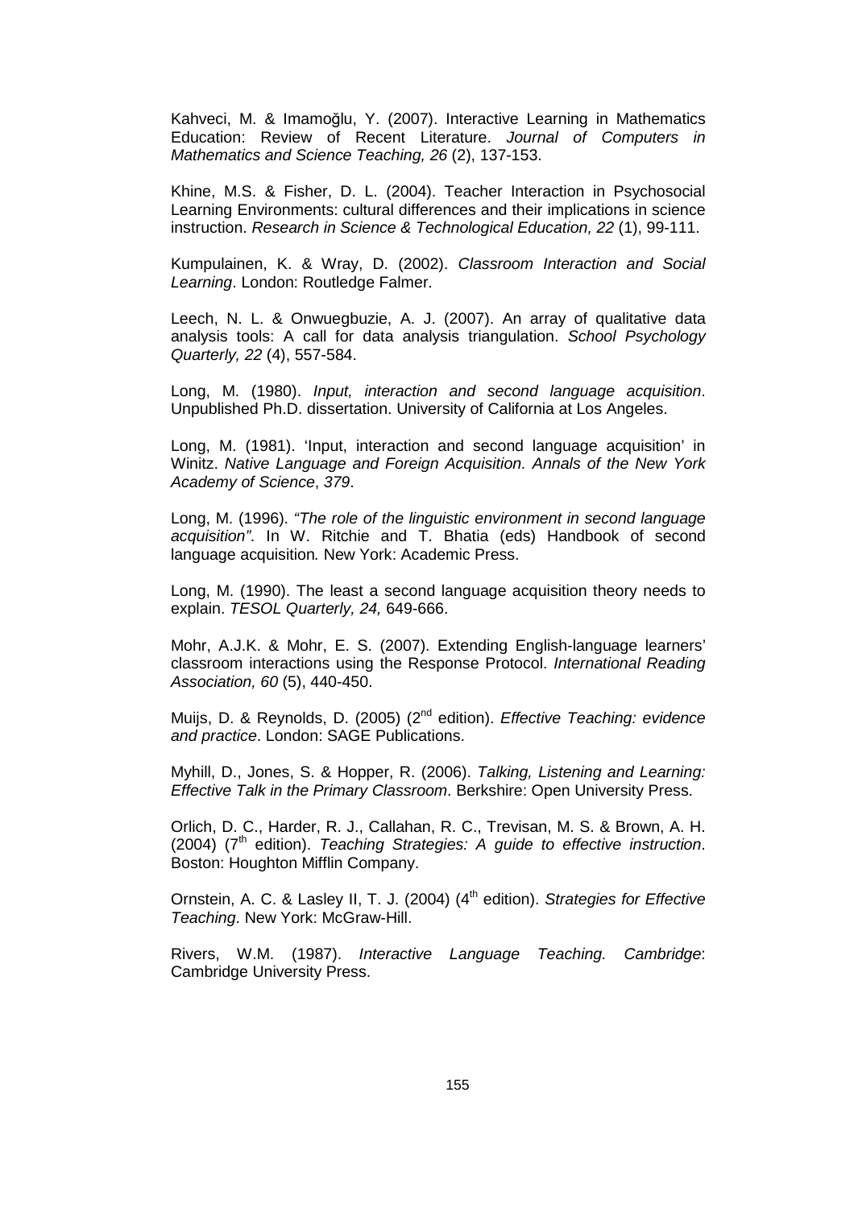Kahveci, M. & Imamoğlu, Y. (2007). Interactive Learning in Mathematics Education: Review of Recent Literature. *Journal of Computers in Mathematics and Science Teaching, 26* (2), 137-153.

Khine, M.S. & Fisher, D. L. (2004). Teacher Interaction in Psychosocial Learning Environments: cultural differences and their implications in science instruction. *Research in Science & Technological Education, 22* (1), 99-111.

Kumpulainen, K. & Wray, D. (2002). *Classroom Interaction and Social Learning*. London: Routledge Falmer.

Leech, N. L. & Onwuegbuzie, A. J. (2007). An array of qualitative data analysis tools: A call for data analysis triangulation. *School Psychology Quarterly, 22* (4), 557-584.

Long, M. (1980). *Input, interaction and second language acquisition*. Unpublished Ph.D. dissertation. University of California at Los Angeles.

Long, M. (1981). 'Input, interaction and second language acquisition' in Winitz. *Native Language and Foreign Acquisition. Annals of the New York Academy of Science*, *379*.

Long, M. (1996). *"The role of the linguistic environment in second language acquisition"*. In W. Ritchie and T. Bhatia (eds) Handbook of second language acquisition*.* New York: Academic Press.

Long, M. (1990). The least a second language acquisition theory needs to explain. *TESOL Quarterly, 24,* 649-666.

Mohr, A.J.K. & Mohr, E. S. (2007). Extending English-language learners' classroom interactions using the Response Protocol. *International Reading Association, 60* (5), 440-450.

Muijs, D. & Reynolds, D. (2005) (2nd edition). *Effective Teaching: evidence and practice*. London: SAGE Publications.

Myhill, D., Jones, S. & Hopper, R. (2006). *Talking, Listening and Learning: Effective Talk in the Primary Classroom*. Berkshire: Open University Press.

Orlich, D. C., Harder, R. J., Callahan, R. C., Trevisan, M. S. & Brown, A. H. (2004) (7th edition). *Teaching Strategies: A guide to effective instruction*. Boston: Houghton Mifflin Company.

Ornstein, A. C. & Lasley II, T. J. (2004) (4th edition). *Strategies for Effective Teaching*. New York: McGraw-Hill.

Rivers, W.M. (1987). *Interactive Language Teaching. Cambridge*: Cambridge University Press.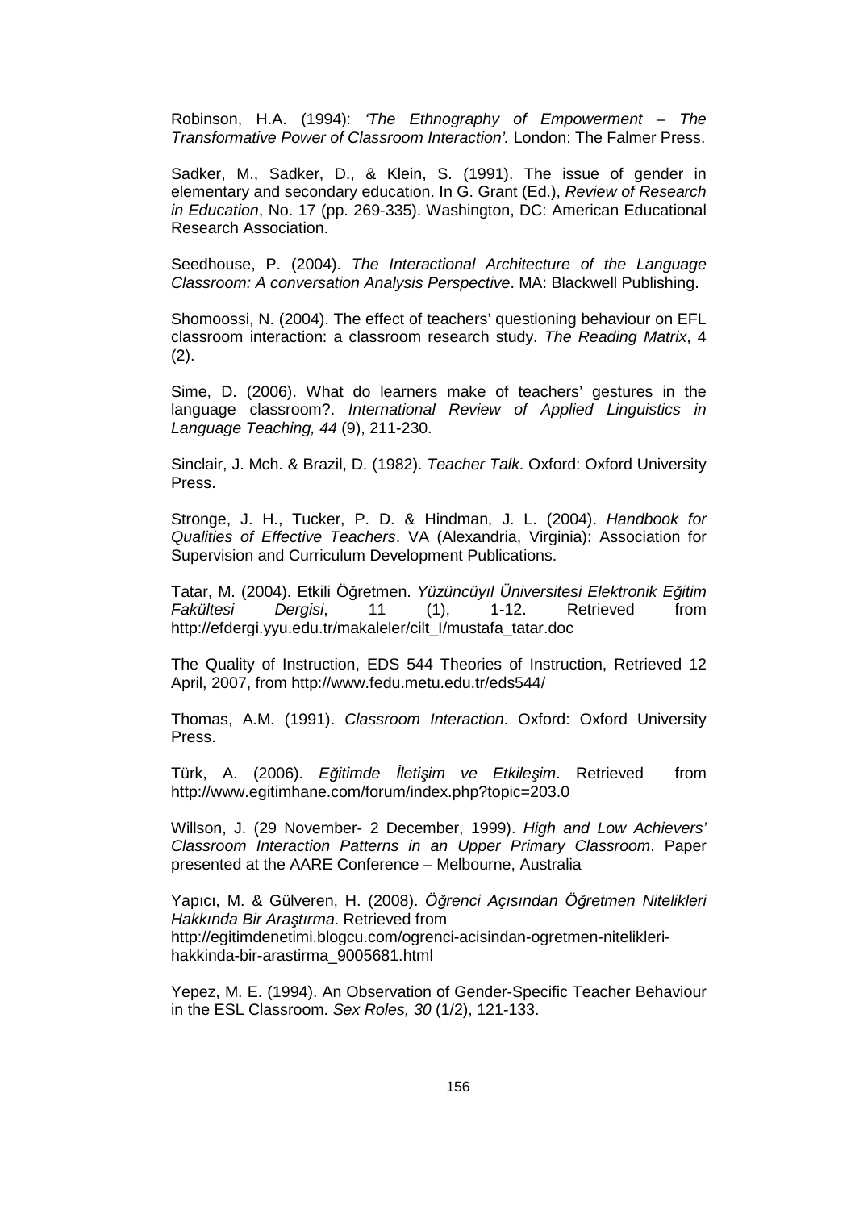Robinson, H.A. (1994): *'The Ethnography of Empowerment – The Transformative Power of Classroom Interaction'.* London: The Falmer Press.

Sadker, M., Sadker, D., & Klein, S. (1991). The issue of gender in elementary and secondary education. In G. Grant (Ed.), *Review of Research in Education*, No. 17 (pp. 269-335). Washington, DC: American Educational Research Association.

Seedhouse, P. (2004). *The Interactional Architecture of the Language Classroom: A conversation Analysis Perspective*. MA: Blackwell Publishing.

Shomoossi, N. (2004). The effect of teachers' questioning behaviour on EFL classroom interaction: a classroom research study. *The Reading Matrix*, 4 (2).

Sime, D. (2006). What do learners make of teachers' gestures in the language classroom?. *International Review of Applied Linguistics in Language Teaching, 44* (9), 211-230.

Sinclair, J. Mch. & Brazil, D. (1982). *Teacher Talk*. Oxford: Oxford University Press.

Stronge, J. H., Tucker, P. D. & Hindman, J. L. (2004). *Handbook for Qualities of Effective Teachers*. VA (Alexandria, Virginia): Association for Supervision and Curriculum Development Publications.

Tatar, M. (2004). Etkili Öğretmen. *Yüzüncüyıl Üniversitesi Elektronik Eğitim Fakültesi Dergisi*, 11 (1), 1-12. Retrieved from http://efdergi.yyu.edu.tr/makaleler/cilt_I/mustafa_tatar.doc

The Quality of Instruction, EDS 544 Theories of Instruction, Retrieved 12 April, 2007, from http://www.fedu.metu.edu.tr/eds544/

Thomas, A.M. (1991). *Classroom Interaction*. Oxford: Oxford University Press.

Türk, A. (2006). *Eğitimde İletişim ve Etkileşim*. Retrieved from http://www.egitimhane.com/forum/index.php?topic=203.0

Willson, J. (29 November- 2 December, 1999). *High and Low Achievers' Classroom Interaction Patterns in an Upper Primary Classroom*. Paper presented at the AARE Conference – Melbourne, Australia

Yapıcı, M. & Gülveren, H. (2008). *Öğrenci Açısından Öğretmen Nitelikleri Hakkında Bir Araştırma*. Retrieved from http://egitimdenetimi.blogcu.com/ogrenci-acisindan-ogretmen-nitelikleri-hakkinda-bir-arastirma_9005681.html

Yepez, M. E. (1994). An Observation of Gender-Specific Teacher Behaviour in the ESL Classroom. *Sex Roles, 30* (1/2), 121-133.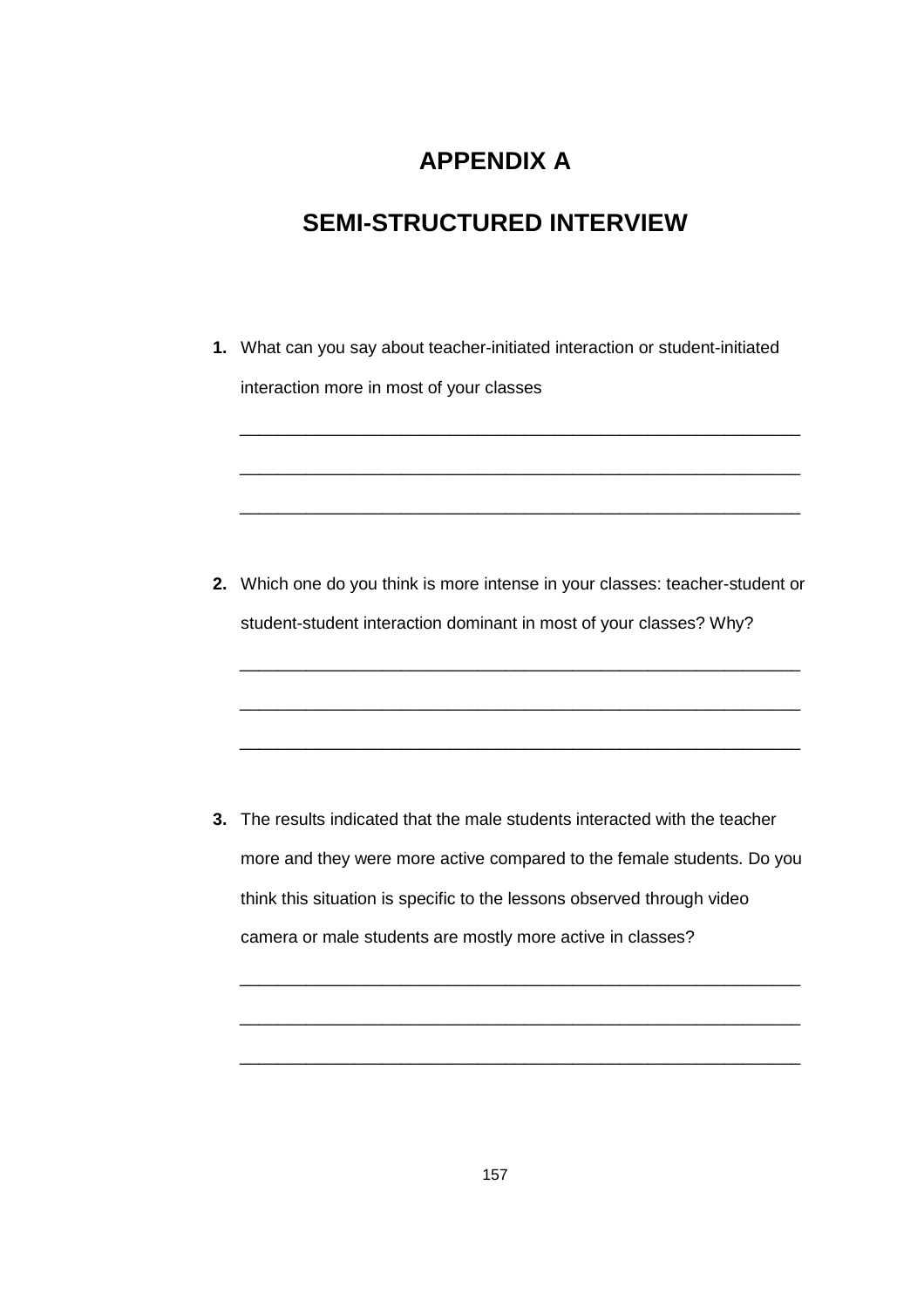# APPENDIX A

# SEMI-STRUCTURED INTERVIEW

1. What can you say about teacher-initiated interaction or student-initiated interaction more in most of your classes

   ___________________________________________________________

   ___________________________________________________________

   ___________________________________________________________

2. Which one do you think is more intense in your classes: teacher-student or student-student interaction dominant in most of your classes? Why?

   ___________________________________________________________

   ___________________________________________________________

   ___________________________________________________________

3. The results indicated that the male students interacted with the teacher more and they were more active compared to the female students. Do you think this situation is specific to the lessons observed through video camera or male students are mostly more active in classes?

   ___________________________________________________________

   ___________________________________________________________

   ___________________________________________________________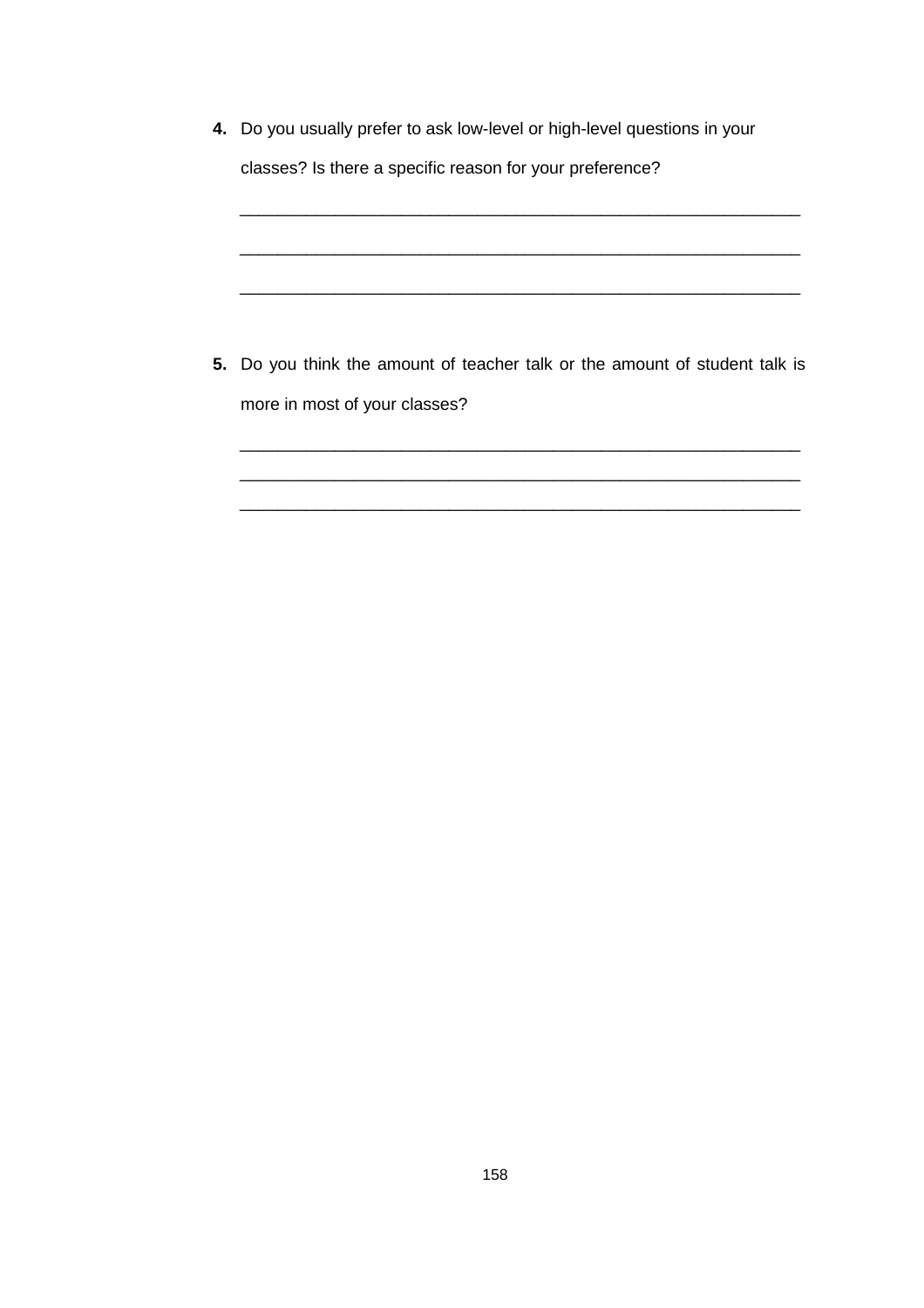**4.** Do you usually prefer to ask low-level or high-level questions in your classes? Is there a specific reason for your preference?

______________________________________________________________

______________________________________________________________

______________________________________________________________

**5.** Do you think the amount of teacher talk or the amount of student talk is more in most of your classes?

______________________________________________________________

______________________________________________________________

______________________________________________________________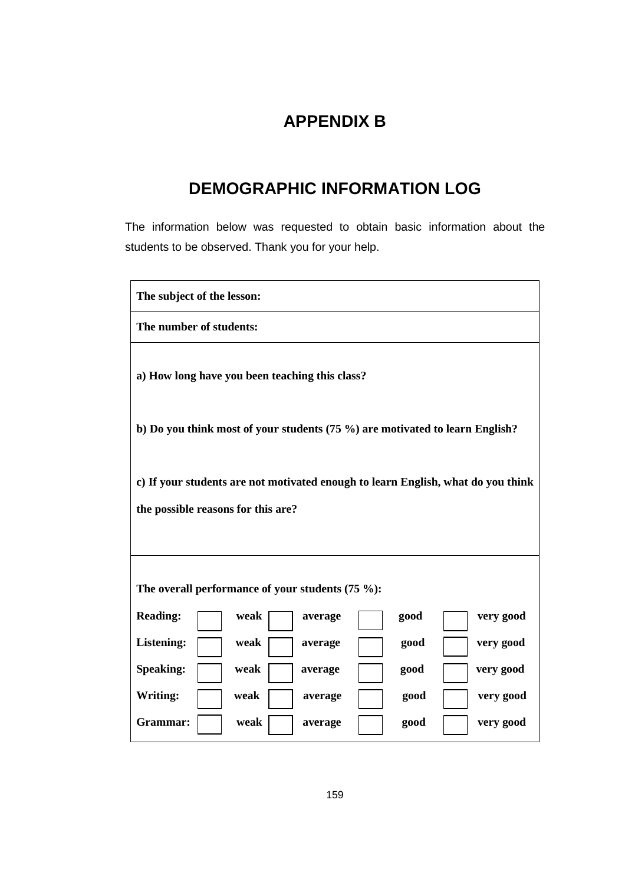# APPENDIX B

## DEMOGRAPHIC INFORMATION LOG

The information below was requested to obtain basic information about the students to be observed. Thank you for your help.

**The subject of the lesson:**

**The number of students:**

**a) How long have you been teaching this class?**

**b) Do you think most of your students (75 %) are motivated to learn English?**

**c) If your students are not motivated enough to learn English, what do you think the possible reasons for this are?**

**The overall performance of your students (75 %):**

| | | | | |
|---|---|---|---|---|
| **Reading:** | ☐ **weak** | ☐ **average** | ☐ **good** | ☐ **very good** |
| **Listening:** | ☐ **weak** | ☐ **average** | ☐ **good** | ☐ **very good** |
| **Speaking:** | ☐ **weak** | ☐ **average** | ☐ **good** | ☐ **very good** |
| **Writing:** | ☐ **weak** | ☐ **average** | ☐ **good** | ☐ **very good** |
| **Grammar:** | ☐ **weak** | ☐ **average** | ☐ **good** | ☐ **very good** |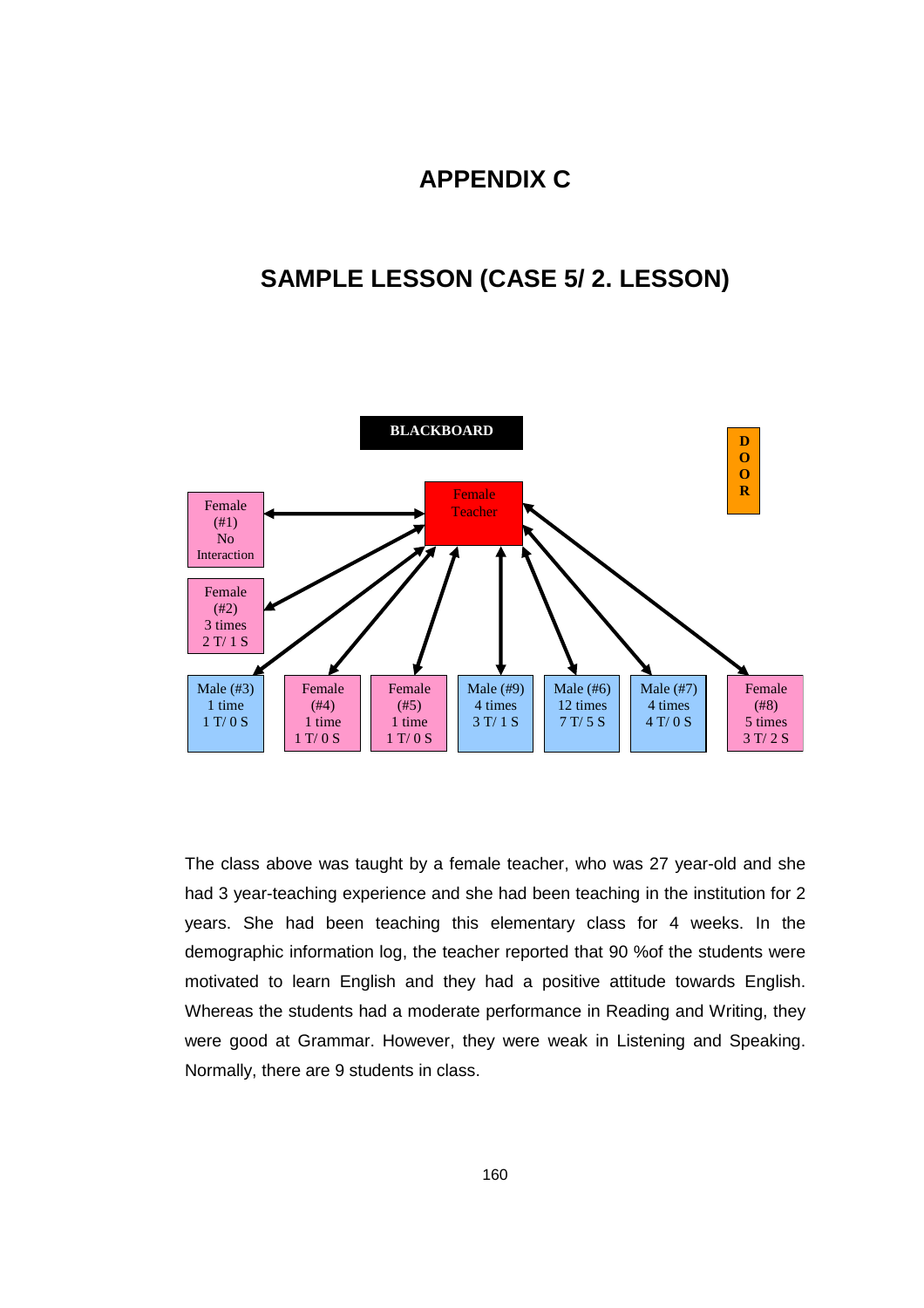# APPENDIX C

## SAMPLE LESSON (CASE 5/ 2. LESSON)

BLACKBOARD

DOOR

Female Teacher

Female (#1) No Interaction

Female (#2) 3 times 2 T/ 1 S

Male (#3) 1 time 1 T/ 0 S

Female (#4) 1 time 1 T/ 0 S

Female (#5) 1 time 1 T/ 0 S

Male (#9) 4 times 3 T/ 1 S

Male (#6) 12 times 7 T/ 5 S

Male (#7) 4 times 4 T/ 0 S

Female (#8) 5 times 3 T/ 2 S

The class above was taught by a female teacher, who was 27 year-old and she had 3 year-teaching experience and she had been teaching in the institution for 2 years. She had been teaching this elementary class for 4 weeks. In the demographic information log, the teacher reported that 90 %of the students were motivated to learn English and they had a positive attitude towards English. Whereas the students had a moderate performance in Reading and Writing, they were good at Grammar. However, they were weak in Listening and Speaking. Normally, there are 9 students in class.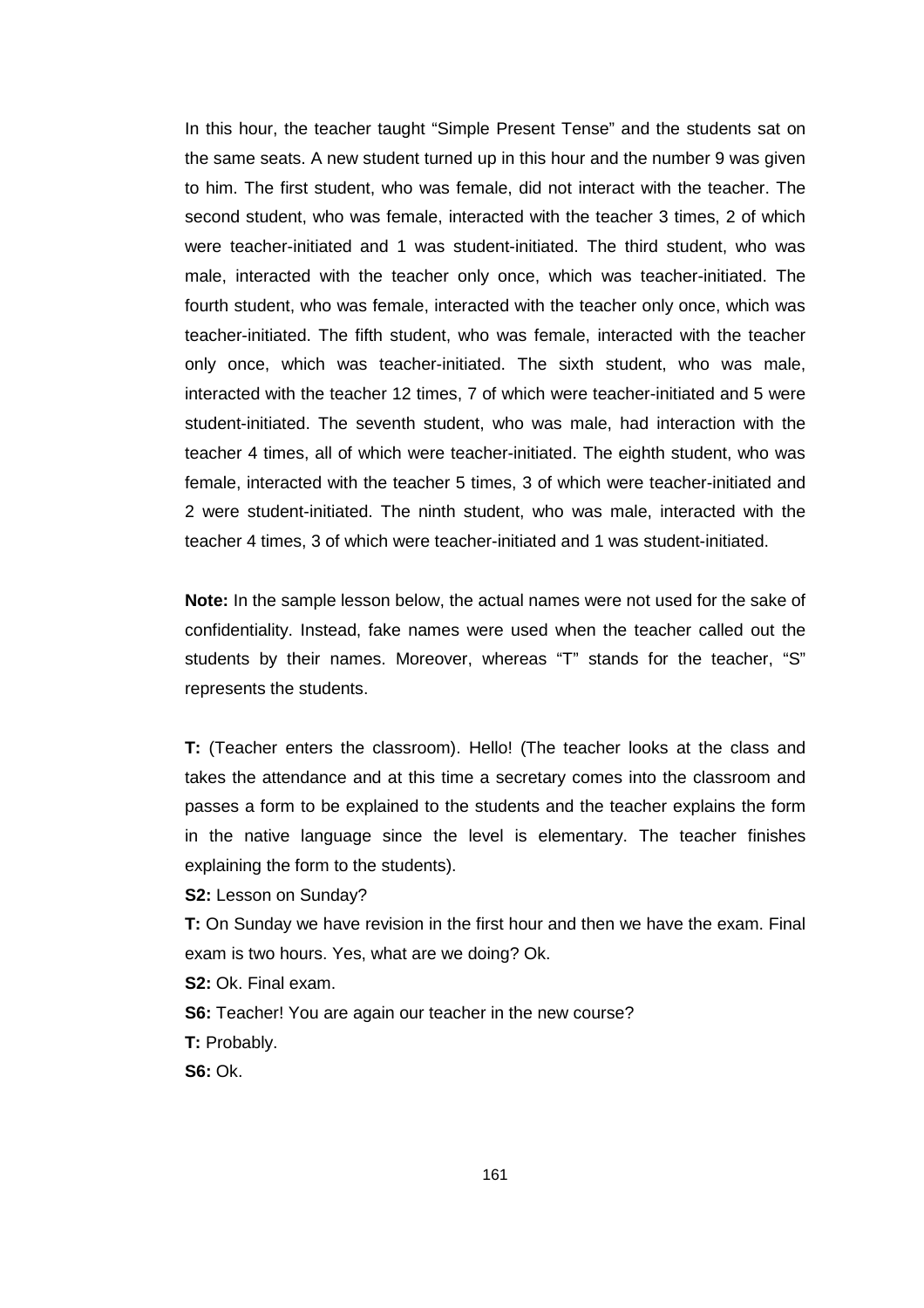In this hour, the teacher taught "Simple Present Tense" and the students sat on the same seats. A new student turned up in this hour and the number 9 was given to him. The first student, who was female, did not interact with the teacher. The second student, who was female, interacted with the teacher 3 times, 2 of which were teacher-initiated and 1 was student-initiated. The third student, who was male, interacted with the teacher only once, which was teacher-initiated. The fourth student, who was female, interacted with the teacher only once, which was teacher-initiated. The fifth student, who was female, interacted with the teacher only once, which was teacher-initiated. The sixth student, who was male, interacted with the teacher 12 times, 7 of which were teacher-initiated and 5 were student-initiated. The seventh student, who was male, had interaction with the teacher 4 times, all of which were teacher-initiated. The eighth student, who was female, interacted with the teacher 5 times, 3 of which were teacher-initiated and 2 were student-initiated. The ninth student, who was male, interacted with the teacher 4 times, 3 of which were teacher-initiated and 1 was student-initiated.

**Note:** In the sample lesson below, the actual names were not used for the sake of confidentiality. Instead, fake names were used when the teacher called out the students by their names. Moreover, whereas "T" stands for the teacher, "S" represents the students.

**T:** (Teacher enters the classroom). Hello! (The teacher looks at the class and takes the attendance and at this time a secretary comes into the classroom and passes a form to be explained to the students and the teacher explains the form in the native language since the level is elementary. The teacher finishes explaining the form to the students).

**S2:** Lesson on Sunday?

**T:** On Sunday we have revision in the first hour and then we have the exam. Final exam is two hours. Yes, what are we doing? Ok.

**S2:** Ok. Final exam.

**S6:** Teacher! You are again our teacher in the new course?

**T:** Probably.

**S6:** Ok.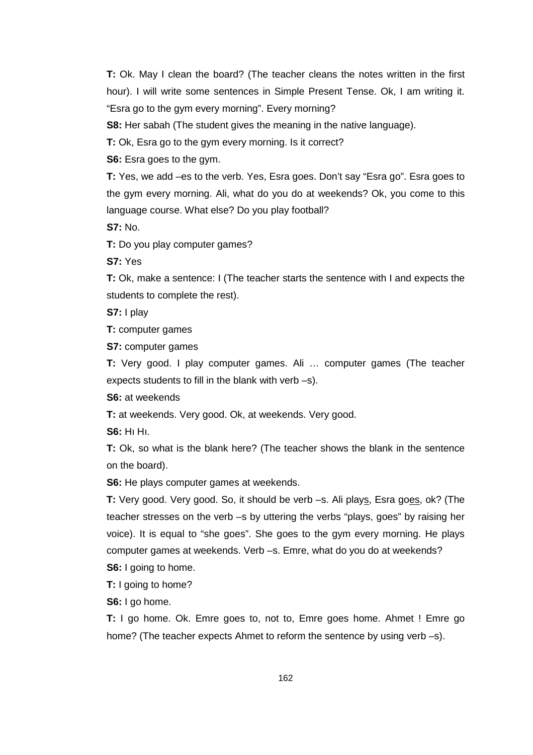**T:** Ok. May I clean the board? (The teacher cleans the notes written in the first hour). I will write some sentences in Simple Present Tense. Ok, I am writing it. "Esra go to the gym every morning". Every morning?

**S8:** Her sabah (The student gives the meaning in the native language).

**T:** Ok, Esra go to the gym every morning. Is it correct?

**S6:** Esra goes to the gym.

**T:** Yes, we add –es to the verb. Yes, Esra goes. Don't say "Esra go". Esra goes to the gym every morning. Ali, what do you do at weekends? Ok, you come to this language course. What else? Do you play football?

**S7:** No.

**T:** Do you play computer games?

**S7:** Yes

**T:** Ok, make a sentence: I (The teacher starts the sentence with I and expects the students to complete the rest).

**S7:** I play

**T:** computer games

**S7:** computer games

**T:** Very good. I play computer games. Ali … computer games (The teacher expects students to fill in the blank with verb –s).

**S6:** at weekends

**T:** at weekends. Very good. Ok, at weekends. Very good.

**S6:** Hı Hı.

**T:** Ok, so what is the blank here? (The teacher shows the blank in the sentence on the board).

**S6:** He plays computer games at weekends.

**T:** Very good. Very good. So, it should be verb –s. Ali play<u>s</u>, Esra go<u>es</u>, ok? (The teacher stresses on the verb –s by uttering the verbs "plays, goes" by raising her voice). It is equal to "she goes". She goes to the gym every morning. He plays computer games at weekends. Verb –s. Emre, what do you do at weekends?

**S6:** I going to home.

**T:** I going to home?

**S6:** I go home.

**T:** I go home. Ok. Emre goes to, not to, Emre goes home. Ahmet ! Emre go home? (The teacher expects Ahmet to reform the sentence by using verb –s).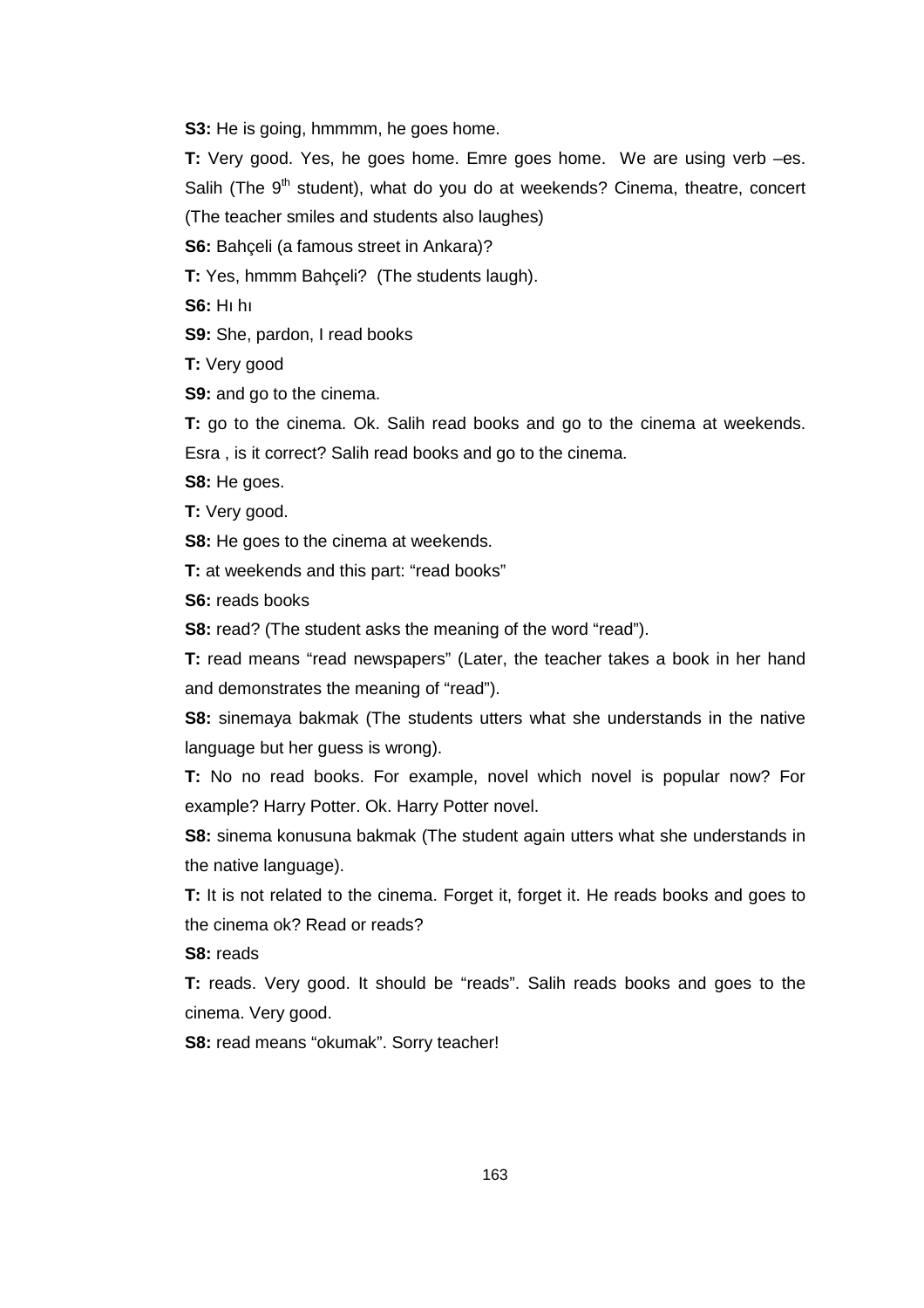**S3:** He is going, hmmmm, he goes home.

**T:** Very good. Yes, he goes home. Emre goes home. We are using verb –es. Salih (The 9th student), what do you do at weekends? Cinema, theatre, concert (The teacher smiles and students also laughes)

**S6:** Bahçeli (a famous street in Ankara)?

**T:** Yes, hmmm Bahçeli? (The students laugh).

**S6:** Hı hı

**S9:** She, pardon, I read books

**T:** Very good

**S9:** and go to the cinema.

**T:** go to the cinema. Ok. Salih read books and go to the cinema at weekends. Esra , is it correct? Salih read books and go to the cinema.

**S8:** He goes.

**T:** Very good.

**S8:** He goes to the cinema at weekends.

**T:** at weekends and this part: "read books"

**S6:** reads books

**S8:** read? (The student asks the meaning of the word "read").

**T:** read means "read newspapers" (Later, the teacher takes a book in her hand and demonstrates the meaning of "read").

**S8:** sinemaya bakmak (The students utters what she understands in the native language but her guess is wrong).

**T:** No no read books. For example, novel which novel is popular now? For example? Harry Potter. Ok. Harry Potter novel.

**S8:** sinema konusuna bakmak (The student again utters what she understands in the native language).

**T:** It is not related to the cinema. Forget it, forget it. He reads books and goes to the cinema ok? Read or reads?

**S8:** reads

**T:** reads. Very good. It should be "reads". Salih reads books and goes to the cinema. Very good.

**S8:** read means "okumak". Sorry teacher!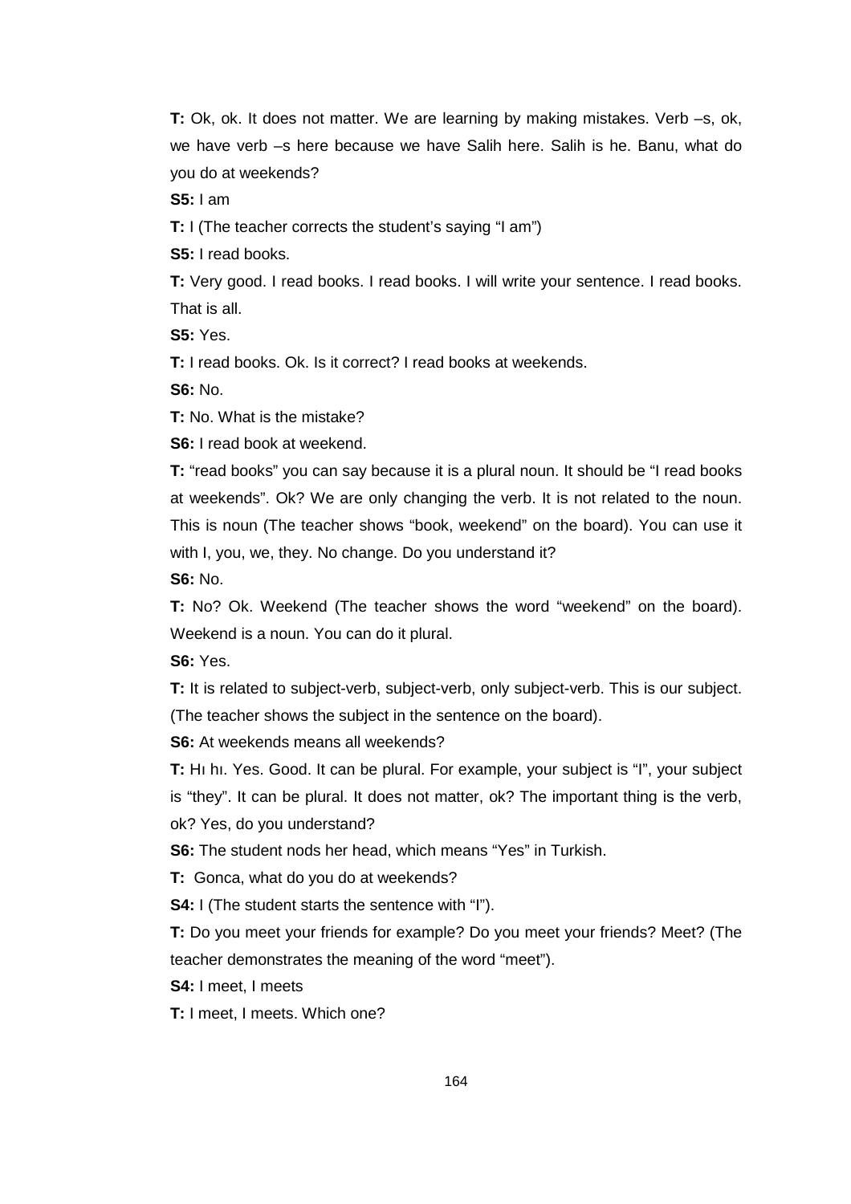**T:** Ok, ok. It does not matter. We are learning by making mistakes. Verb –s, ok, we have verb –s here because we have Salih here. Salih is he. Banu, what do you do at weekends?

**S5:** I am

**T:** I (The teacher corrects the student's saying "I am")

**S5:** I read books.

**T:** Very good. I read books. I read books. I will write your sentence. I read books. That is all.

**S5:** Yes.

**T:** I read books. Ok. Is it correct? I read books at weekends.

**S6:** No.

**T:** No. What is the mistake?

**S6:** I read book at weekend.

**T:** "read books" you can say because it is a plural noun. It should be "I read books at weekends". Ok? We are only changing the verb. It is not related to the noun. This is noun (The teacher shows "book, weekend" on the board). You can use it with I, you, we, they. No change. Do you understand it?

**S6:** No.

**T:** No? Ok. Weekend (The teacher shows the word "weekend" on the board). Weekend is a noun. You can do it plural.

**S6:** Yes.

**T:** It is related to subject-verb, subject-verb, only subject-verb. This is our subject. (The teacher shows the subject in the sentence on the board).

**S6:** At weekends means all weekends?

**T:** Hı hı. Yes. Good. It can be plural. For example, your subject is "I", your subject is "they". It can be plural. It does not matter, ok? The important thing is the verb, ok? Yes, do you understand?

**S6:** The student nods her head, which means "Yes" in Turkish.

**T:** Gonca, what do you do at weekends?

**S4:** I (The student starts the sentence with "I").

**T:** Do you meet your friends for example? Do you meet your friends? Meet? (The teacher demonstrates the meaning of the word "meet").

**S4:** I meet, I meets

**T:** I meet, I meets. Which one?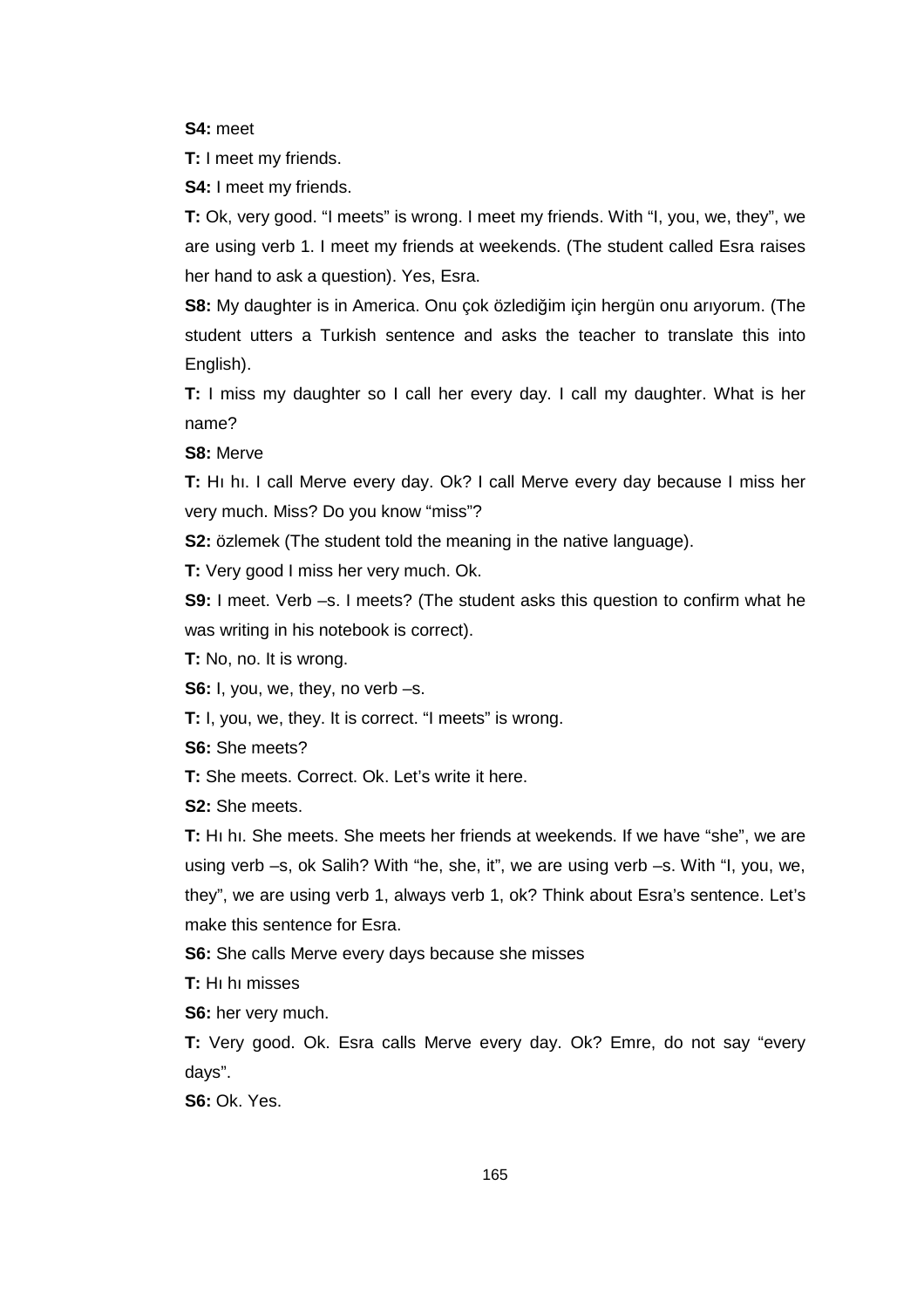**S4:** meet

**T:** I meet my friends.

**S4:** I meet my friends.

**T:** Ok, very good. "I meets" is wrong. I meet my friends. With "I, you, we, they", we are using verb 1. I meet my friends at weekends. (The student called Esra raises her hand to ask a question). Yes, Esra.

**S8:** My daughter is in America. Onu çok özlediğim için hergün onu arıyorum. (The student utters a Turkish sentence and asks the teacher to translate this into English).

**T:** I miss my daughter so I call her every day. I call my daughter. What is her name?

**S8:** Merve

**T:** Hı hı. I call Merve every day. Ok? I call Merve every day because I miss her very much. Miss? Do you know "miss"?

**S2:** özlemek (The student told the meaning in the native language).

**T:** Very good I miss her very much. Ok.

**S9:** I meet. Verb –s. I meets? (The student asks this question to confirm what he was writing in his notebook is correct).

**T:** No, no. It is wrong.

**S6:** I, you, we, they, no verb –s.

**T:** I, you, we, they. It is correct. "I meets" is wrong.

**S6:** She meets?

**T:** She meets. Correct. Ok. Let's write it here.

**S2:** She meets.

**T:** Hı hı. She meets. She meets her friends at weekends. If we have "she", we are using verb –s, ok Salih? With "he, she, it", we are using verb –s. With "I, you, we, they", we are using verb 1, always verb 1, ok? Think about Esra's sentence. Let's make this sentence for Esra.

**S6:** She calls Merve every days because she misses

**T:** Hı hı misses

**S6:** her very much.

**T:** Very good. Ok. Esra calls Merve every day. Ok? Emre, do not say "every days".

**S6:** Ok. Yes.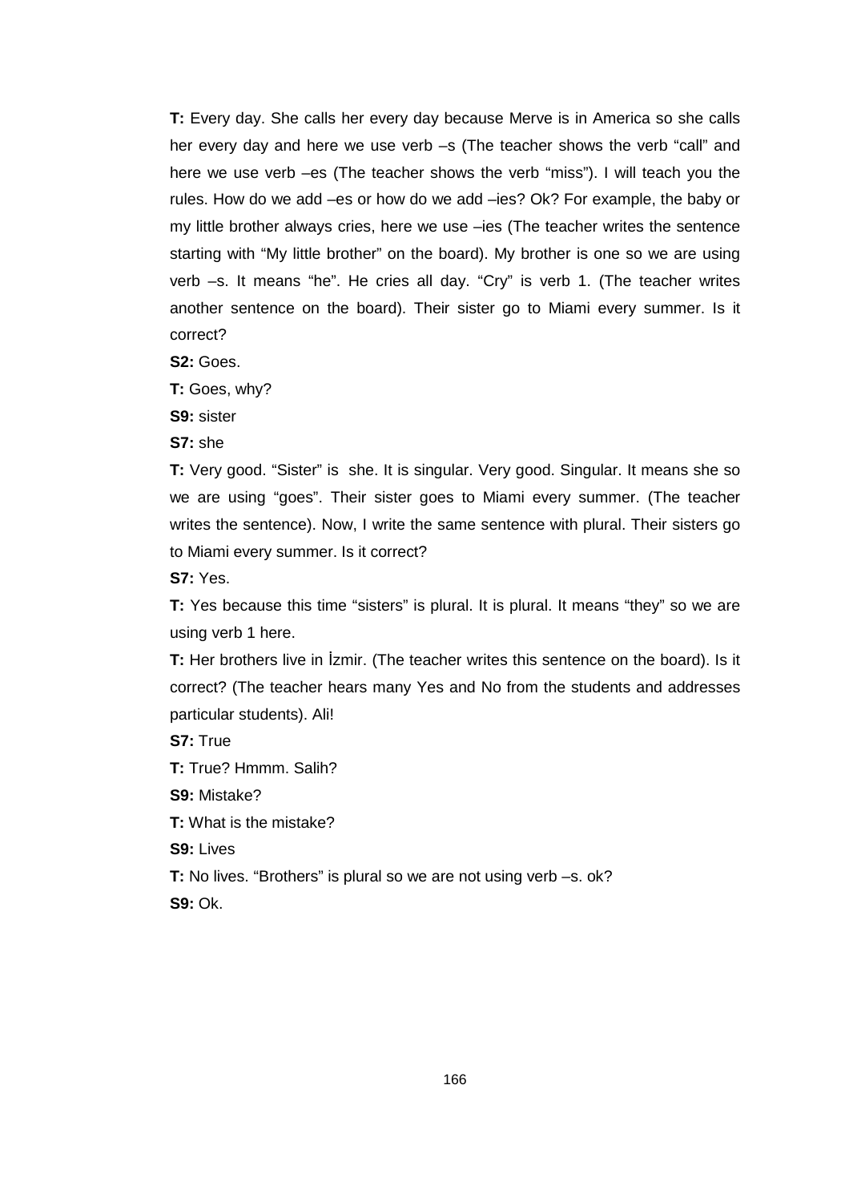**T:** Every day. She calls her every day because Merve is in America so she calls her every day and here we use verb –s (The teacher shows the verb "call" and here we use verb –es (The teacher shows the verb "miss"). I will teach you the rules. How do we add –es or how do we add –ies? Ok? For example, the baby or my little brother always cries, here we use –ies (The teacher writes the sentence starting with "My little brother" on the board). My brother is one so we are using verb –s. It means "he". He cries all day. "Cry" is verb 1. (The teacher writes another sentence on the board). Their sister go to Miami every summer. Is it correct?

**S2:** Goes.

**T:** Goes, why?

**S9:** sister

**S7:** she

**T:** Very good. "Sister" is  she. It is singular. Very good. Singular. It means she so we are using "goes". Their sister goes to Miami every summer. (The teacher writes the sentence). Now, I write the same sentence with plural. Their sisters go to Miami every summer. Is it correct?

**S7:** Yes.

**T:** Yes because this time "sisters" is plural. It is plural. It means "they" so we are using verb 1 here.

**T:** Her brothers live in İzmir. (The teacher writes this sentence on the board). Is it correct? (The teacher hears many Yes and No from the students and addresses particular students). Ali!

**S7:** True

**T:** True? Hmmm. Salih?

**S9:** Mistake?

**T:** What is the mistake?

**S9:** Lives

**T:** No lives. "Brothers" is plural so we are not using verb –s. ok?

**S9:** Ok.